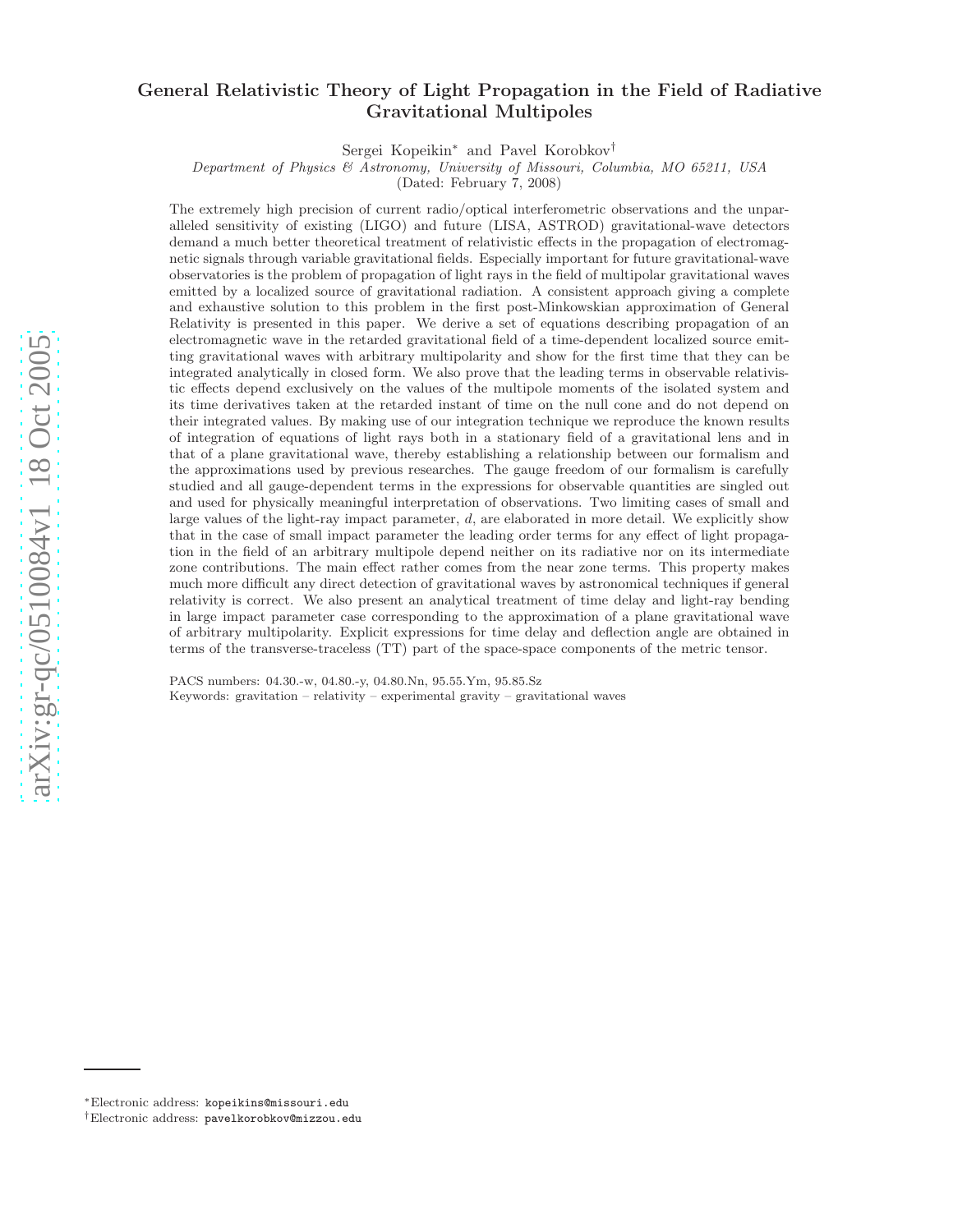# General Relativistic Theory of Light Propagation in the Field of Radiative Gravitational Multipoles

Sergei Kopeikin[*] and Pavel Korobkov[†]

*Department of Physics & Astronomy, University of Missouri, Columbia, MO 65211, USA*

(Dated: February 7, 2008)

The extremely high precision of current radio/optical interferometric observations and the unparalleled sensitivity of existing (LIGO) and future (LISA, ASTROD) gravitational-wave detectors demand a much better theoretical treatment of relativistic effects in the propagation of electromagnetic signals through variable gravitational fields. Especially important for future gravitational-wave observatories is the problem of propagation of light rays in the field of multipolar gravitational waves emitted by a localized source of gravitational radiation. A consistent approach giving a complete and exhaustive solution to this problem in the first post-Minkowskian approximation of General Relativity is presented in this paper. We derive a set of equations describing propagation of an electromagnetic wave in the retarded gravitational field of a time-dependent localized source emitting gravitational waves with arbitrary multipolarity and show for the first time that they can be integrated analytically in closed form. We also prove that the leading terms in observable relativistic effects depend exclusively on the values of the multipole moments of the isolated system and its time derivatives taken at the retarded instant of time on the null cone and do not depend on their integrated values. By making use of our integration technique we reproduce the known results of integration of equations of light rays both in a stationary field of a gravitational lens and in that of a plane gravitational wave, thereby establishing a relationship between our formalism and the approximations used by previous researches. The gauge freedom of our formalism is carefully studied and all gauge-dependent terms in the expressions for observable quantities are singled out and used for physically meaningful interpretation of observations. Two limiting cases of small and large values of the light-ray impact parameter, $d$, are elaborated in more detail. We explicitly show that in the case of small impact parameter the leading order terms for any effect of light propagation in the field of an arbitrary multipole depend neither on its radiative nor on its intermediate zone contributions. The main effect rather comes from the near zone terms. This property makes much more difficult any direct detection of gravitational waves by astronomical techniques if general relativity is correct. We also present an analytical treatment of time delay and light-ray bending in large impact parameter case corresponding to the approximation of a plane gravitational wave of arbitrary multipolarity. Explicit expressions for time delay and deflection angle are obtained in terms of the transverse-traceless (TT) part of the space-space components of the metric tensor.

PACS numbers: 04.30.-w, 04.80.-y, 04.80.Nn, 95.55.Ym, 95.85.Sz

Keywords: gravitation – relativity – experimental gravity – gravitational waves

[*]Electronic address: kopeikins@missouri.edu

[†]Electronic address: pavelkorobkov@mizzou.edu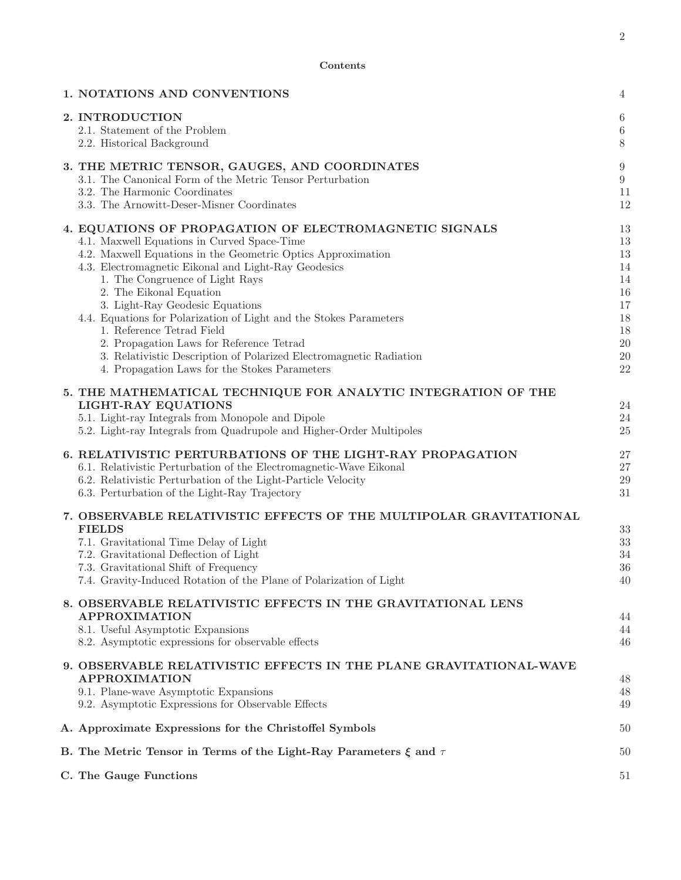**Contents**

| | |
|---|---|
| **1. NOTATIONS AND CONVENTIONS** | 4 |
| **2. INTRODUCTION** | 6 |
| 2.1. Statement of the Problem | 6 |
| 2.2. Historical Background | 8 |
| **3. THE METRIC TENSOR, GAUGES, AND COORDINATES** | 9 |
| 3.1. The Canonical Form of the Metric Tensor Perturbation | 9 |
| 3.2. The Harmonic Coordinates | 11 |
| 3.3. The Arnowitt-Deser-Misner Coordinates | 12 |
| **4. EQUATIONS OF PROPAGATION OF ELECTROMAGNETIC SIGNALS** | 13 |
| 4.1. Maxwell Equations in Curved Space-Time | 13 |
| 4.2. Maxwell Equations in the Geometric Optics Approximation | 13 |
| 4.3. Electromagnetic Eikonal and Light-Ray Geodesics | 14 |
| 1. The Congruence of Light Rays | 14 |
| 2. The Eikonal Equation | 16 |
| 3. Light-Ray Geodesic Equations | 17 |
| 4.4. Equations for Polarization of Light and the Stokes Parameters | 18 |
| 1. Reference Tetrad Field | 18 |
| 2. Propagation Laws for Reference Tetrad | 20 |
| 3. Relativistic Description of Polarized Electromagnetic Radiation | 20 |
| 4. Propagation Laws for the Stokes Parameters | 22 |
| **5. THE MATHEMATICAL TECHNIQUE FOR ANALYTIC INTEGRATION OF THE LIGHT-RAY EQUATIONS** | 24 |
| 5.1. Light-ray Integrals from Monopole and Dipole | 24 |
| 5.2. Light-ray Integrals from Quadrupole and Higher-Order Multipoles | 25 |
| **6. RELATIVISTIC PERTURBATIONS OF THE LIGHT-RAY PROPAGATION** | 27 |
| 6.1. Relativistic Perturbation of the Electromagnetic-Wave Eikonal | 27 |
| 6.2. Relativistic Perturbation of the Light-Particle Velocity | 29 |
| 6.3. Perturbation of the Light-Ray Trajectory | 31 |
| **7. OBSERVABLE RELATIVISTIC EFFECTS OF THE MULTIPOLAR GRAVITATIONAL FIELDS** | 33 |
| 7.1. Gravitational Time Delay of Light | 33 |
| 7.2. Gravitational Deflection of Light | 34 |
| 7.3. Gravitational Shift of Frequency | 36 |
| 7.4. Gravity-Induced Rotation of the Plane of Polarization of Light | 40 |
| **8. OBSERVABLE RELATIVISTIC EFFECTS IN THE GRAVITATIONAL LENS APPROXIMATION** | 44 |
| 8.1. Useful Asymptotic Expansions | 44 |
| 8.2. Asymptotic expressions for observable effects | 46 |
| **9. OBSERVABLE RELATIVISTIC EFFECTS IN THE PLANE GRAVITATIONAL-WAVE APPROXIMATION** | 48 |
| 9.1. Plane-wave Asymptotic Expansions | 48 |
| 9.2. Asymptotic Expressions for Observable Effects | 49 |
| **A. Approximate Expressions for the Christoffel Symbols** | 50 |
| **B. The Metric Tensor in Terms of the Light-Ray Parameters $\boldsymbol{\xi}$ and $\tau$** | 50 |
| **C. The Gauge Functions** | 51 |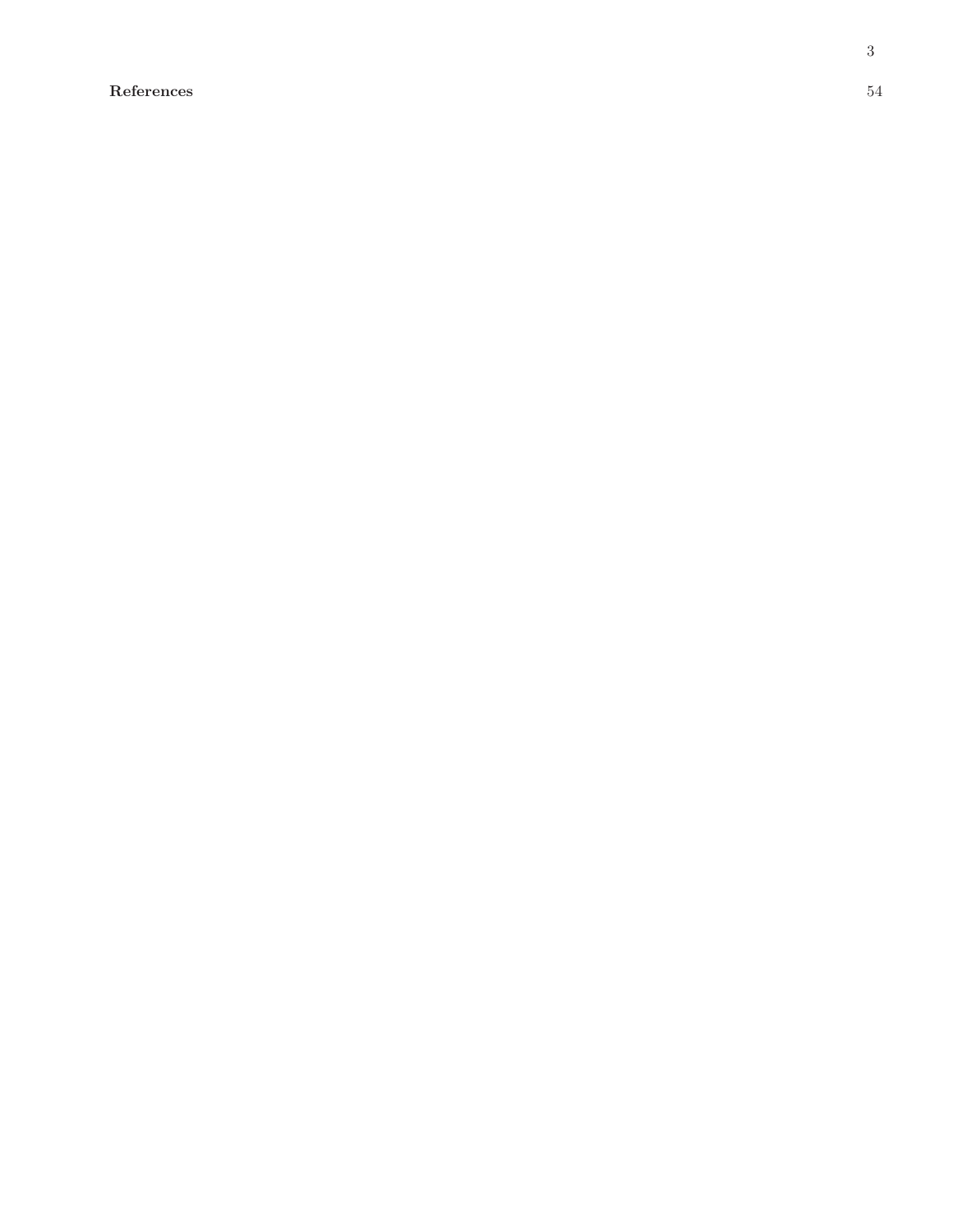**References** 54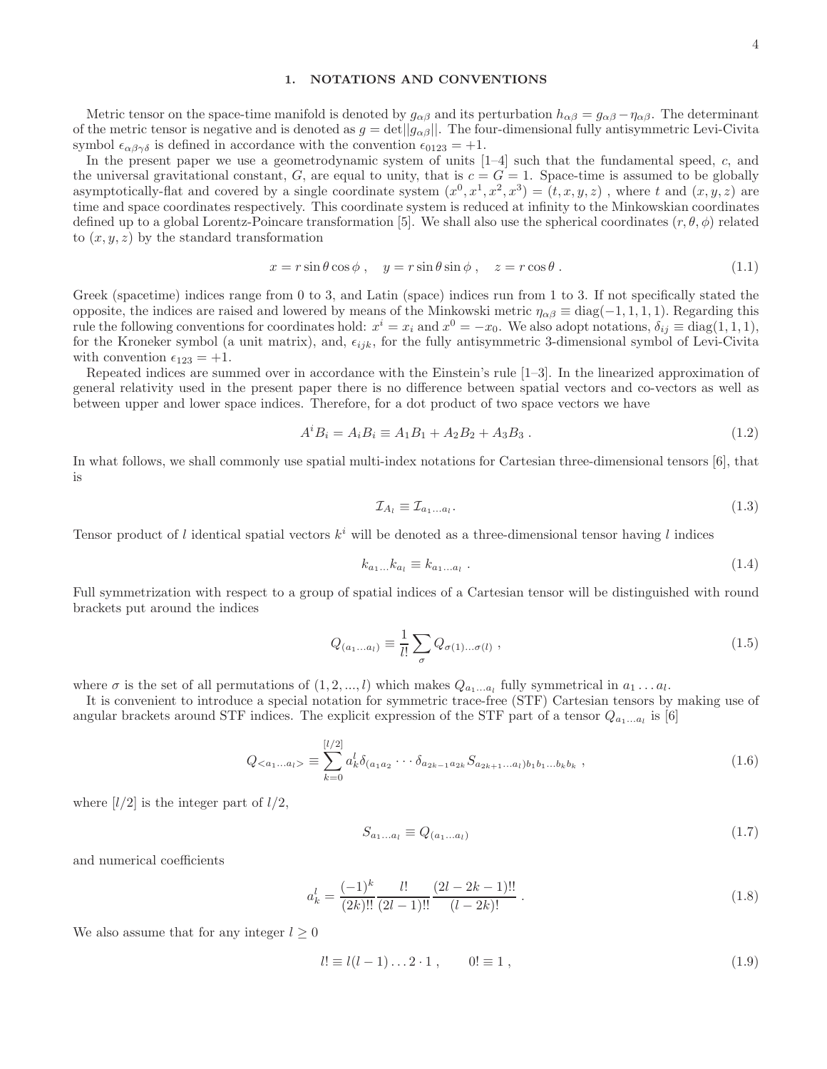## 1. NOTATIONS AND CONVENTIONS

Metric tensor on the space-time manifold is denoted by $g_{\alpha\beta}$ and its perturbation $h_{\alpha\beta} = g_{\alpha\beta} - \eta_{\alpha\beta}$. The determinant of the metric tensor is negative and is denoted as $g = \det||g_{\alpha\beta}||$. The four-dimensional fully antisymmetric Levi-Civita symbol $\epsilon_{\alpha\beta\gamma\delta}$ is defined in accordance with the convention $\epsilon_{0123} = +1$.

In the present paper we use a geometrodynamic system of units [1–4] such that the fundamental speed, $c$, and the universal gravitational constant, $G$, are equal to unity, that is $c = G = 1$. Space-time is assumed to be globally asymptotically-flat and covered by a single coordinate system $(x^0, x^1, x^2, x^3) = (t, x, y, z)$ , where $t$ and $(x, y, z)$ are time and space coordinates respectively. This coordinate system is reduced at infinity to the Minkowskian coordinates defined up to a global Lorentz-Poincare transformation [5]. We shall also use the spherical coordinates $(r, \theta, \phi)$ related to $(x, y, z)$ by the standard transformation

$$x = r\sin\theta\cos\phi\,, \quad y = r\sin\theta\sin\phi\,, \quad z = r\cos\theta\,. \tag{1.1}$$

Greek (spacetime) indices range from 0 to 3, and Latin (space) indices run from 1 to 3. If not specifically stated the opposite, the indices are raised and lowered by means of the Minkowski metric $\eta_{\alpha\beta} \equiv \mathrm{diag}(-1, 1, 1, 1)$. Regarding this rule the following conventions for coordinates hold: $x^i = x_i$ and $x^0 = -x_0$. We also adopt notations, $\delta_{ij} \equiv \mathrm{diag}(1, 1, 1)$, for the Kroneker symbol (a unit matrix), and, $\epsilon_{ijk}$, for the fully antisymmetric 3-dimensional symbol of Levi-Civita with convention $\epsilon_{123} = +1$.

Repeated indices are summed over in accordance with the Einstein's rule [1–3]. In the linearized approximation of general relativity used in the present paper there is no difference between spatial vectors and co-vectors as well as between upper and lower space indices. Therefore, for a dot product of two space vectors we have

$$A^iB_i = A_iB_i \equiv A_1B_1 + A_2B_2 + A_3B_3\,. \tag{1.2}$$

In what follows, we shall commonly use spatial multi-index notations for Cartesian three-dimensional tensors [6], that is

$$\mathcal{I}_{A_l} \equiv \mathcal{I}_{a_1\ldots a_l}. \tag{1.3}$$

Tensor product of $l$ identical spatial vectors $k^i$ will be denoted as a three-dimensional tensor having $l$ indices

$$k_{a_1\ldots}k_{a_l} \equiv k_{a_1\ldots a_l}\,. \tag{1.4}$$

Full symmetrization with respect to a group of spatial indices of a Cartesian tensor will be distinguished with round brackets put around the indices

$$Q_{(a_1\ldots a_l)} \equiv \frac{1}{l!}\sum_\sigma Q_{\sigma(1)\ldots\sigma(l)}\,, \tag{1.5}$$

where $\sigma$ is the set of all permutations of $(1, 2, ..., l)$ which makes $Q_{a_1\ldots a_l}$ fully symmetrical in $a_1 \ldots a_l$.

It is convenient to introduce a special notation for symmetric trace-free (STF) Cartesian tensors by making use of angular brackets around STF indices. The explicit expression of the STF part of a tensor $Q_{a_1\ldots a_l}$ is [6]

$$Q_{<a_1\ldots a_l>} \equiv \sum_{k=0}^{[l/2]} a_k^l \delta_{(a_1a_2} \cdots \delta_{a_{2k-1}a_{2k}} S_{a_{2k+1}\ldots a_l)b_1b_1\ldots b_kb_k}\,, \tag{1.6}$$

where $[l/2]$ is the integer part of $l/2$,

$$S_{a_1\ldots a_l} \equiv Q_{(a_1\ldots a_l)} \tag{1.7}$$

and numerical coefficients

$$a_k^l = \frac{(-1)^k}{(2k)!!}\frac{l!}{(2l-1)!!}\frac{(2l-2k-1)!!}{(l-2k)!}\,. \tag{1.8}$$

We also assume that for any integer $l \geq 0$

$$l! \equiv l(l-1)\ldots 2\cdot 1\,, \qquad 0! \equiv 1\,, \tag{1.9}$$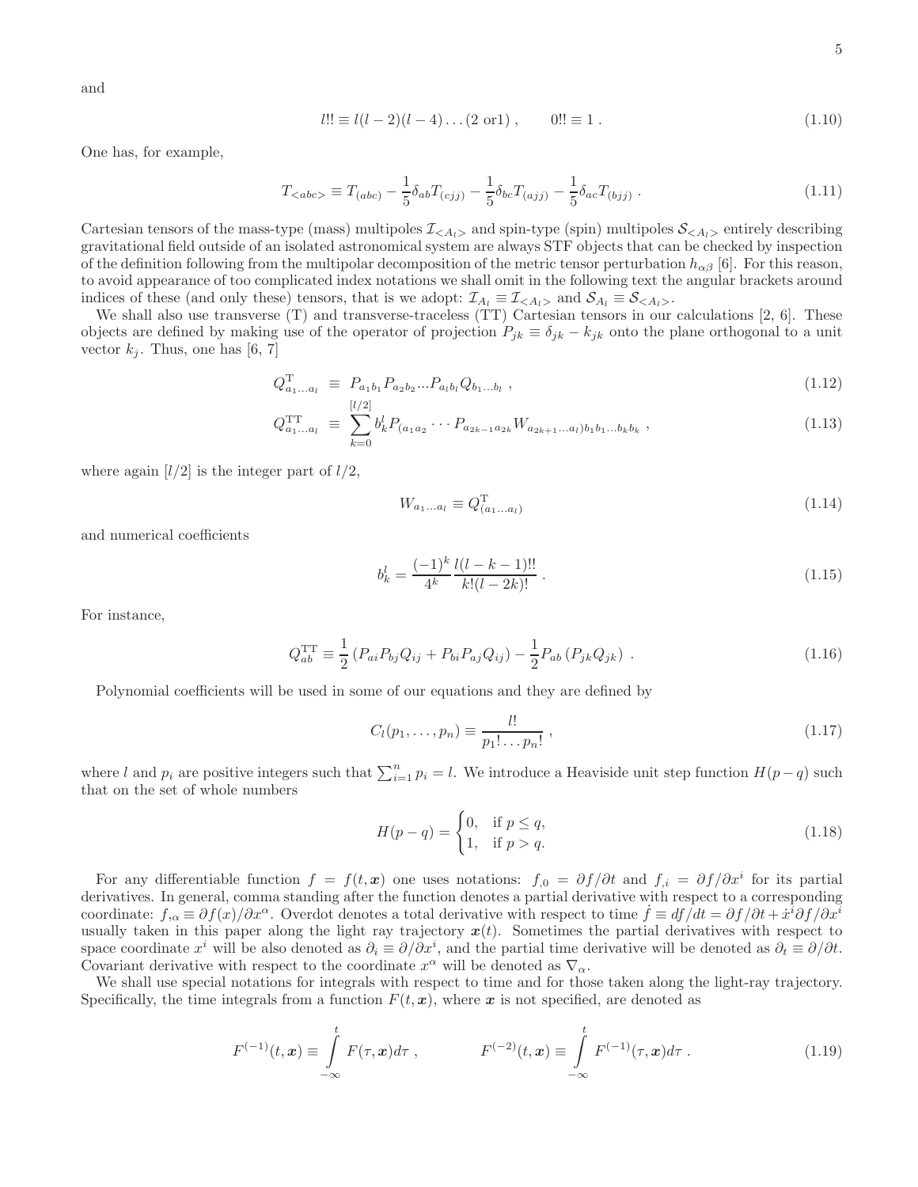and

$$l!! \equiv l(l-2)(l-4)\ldots(2 \text{ or} 1)\ , \qquad 0!! \equiv 1\ . \tag{1.10}$$

One has, for example,

$$T_{<abc>} \equiv T_{(abc)} - \frac{1}{5}\delta_{ab}T_{(cjj)} - \frac{1}{5}\delta_{bc}T_{(ajj)} - \frac{1}{5}\delta_{ac}T_{(bjj)}\ . \tag{1.11}$$

Cartesian tensors of the mass-type (mass) multipoles $\mathcal{I}_{<A_l>}$ and spin-type (spin) multipoles $\mathcal{S}_{<A_l>}$ entirely describing gravitational field outside of an isolated astronomical system are always STF objects that can be checked by inspection of the definition following from the multipolar decomposition of the metric tensor perturbation $h_{\alpha\beta}$ [6]. For this reason, to avoid appearance of too complicated index notations we shall omit in the following text the angular brackets around indices of these (and only these) tensors, that is we adopt: $\mathcal{I}_{A_l} \equiv \mathcal{I}_{<A_l>}$ and $\mathcal{S}_{A_l} \equiv \mathcal{S}_{<A_l>}$.

We shall also use transverse (T) and transverse-traceless (TT) Cartesian tensors in our calculations [2, 6]. These objects are defined by making use of the operator of projection $P_{jk} \equiv \delta_{jk} - k_{jk}$ onto the plane orthogonal to a unit vector $k_j$. Thus, one has [6, 7]

$$Q^{\rm T}_{a_1\ldots a_l} \equiv P_{a_1b_1}P_{a_2b_2}\ldots P_{a_lb_l}Q_{b_1\ldots b_l}\ , \tag{1.12}$$

$$Q^{\rm TT}_{a_1\ldots a_l} \equiv \sum_{k=0}^{[l/2]} b^l_k P_{(a_1a_2}\cdots P_{a_{2k-1}a_{2k}}W_{a_{2k+1}\ldots a_l)b_1b_1\ldots b_kb_k}\ , \tag{1.13}$$

where again $[l/2]$ is the integer part of $l/2$,

$$W_{a_1\ldots a_l} \equiv Q^{\rm T}_{(a_1\ldots a_l)} \tag{1.14}$$

and numerical coefficients

$$b^l_k = \frac{(-1)^k}{4^k}\frac{l(l-k-1)!!}{k!(l-2k)!}\ . \tag{1.15}$$

For instance,

$$Q^{\rm TT}_{ab} \equiv \frac{1}{2}\left(P_{ai}P_{bj}Q_{ij} + P_{bi}P_{aj}Q_{ij}\right) - \frac{1}{2}P_{ab}\left(P_{jk}Q_{jk}\right)\ . \tag{1.16}$$

Polynomial coefficients will be used in some of our equations and they are defined by

$$C_l(p_1,\ldots,p_n) \equiv \frac{l!}{p_1!\ldots p_n!}\ , \tag{1.17}$$

where $l$ and $p_i$ are positive integers such that $\sum_{i=1}^n p_i = l$. We introduce a Heaviside unit step function $H(p-q)$ such that on the set of whole numbers

$$H(p-q) = \begin{cases} 0, & \text{if } p \le q, \\ 1, & \text{if } p > q. \end{cases} \tag{1.18}$$

For any differentiable function $f = f(t,\boldsymbol{x})$ one uses notations: $f_{,0} = \partial f/\partial t$ and $f_{,i} = \partial f/\partial x^i$ for its partial derivatives. In general, comma standing after the function denotes a partial derivative with respect to a corresponding coordinate: $f_{,\alpha} \equiv \partial f(x)/\partial x^\alpha$. Overdot denotes a total derivative with respect to time $\dot{f} \equiv df/dt = \partial f/\partial t + \dot{x}^i\partial f/\partial x^i$ usually taken in this paper along the light ray trajectory $\boldsymbol{x}(t)$. Sometimes the partial derivatives with respect to space coordinate $x^i$ will be also denoted as $\partial_i \equiv \partial/\partial x^i$, and the partial time derivative will be denoted as $\partial_t \equiv \partial/\partial t$. Covariant derivative with respect to the coordinate $x^\alpha$ will be denoted as $\nabla_\alpha$.

We shall use special notations for integrals with respect to time and for those taken along the light-ray trajectory. Specifically, the time integrals from a function $F(t,\boldsymbol{x})$, where $\boldsymbol{x}$ is not specified, are denoted as

$$F^{(-1)}(t,\boldsymbol{x}) \equiv \int\limits_{-\infty}^{t} F(\tau,\boldsymbol{x})d\tau\ , \qquad F^{(-2)}(t,\boldsymbol{x}) \equiv \int\limits_{-\infty}^{t} F^{(-1)}(\tau,\boldsymbol{x})d\tau\ . \tag{1.19}$$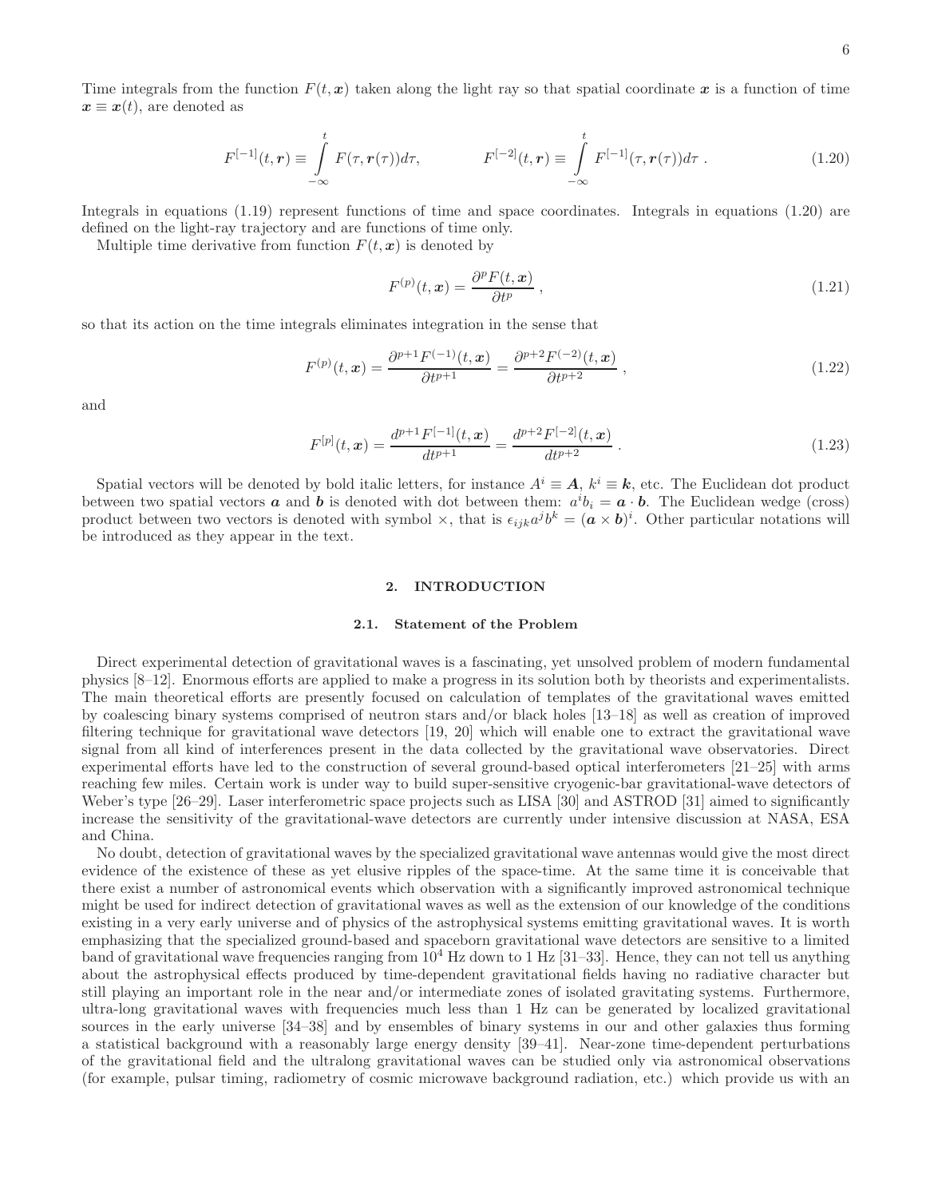Time integrals from the function $F(t, \boldsymbol{x})$ taken along the light ray so that spatial coordinate $\boldsymbol{x}$ is a function of time $\boldsymbol{x} \equiv \boldsymbol{x}(t)$, are denoted as

$$F^{[-1]}(t, \boldsymbol{r}) \equiv \int_{-\infty}^{t} F(\tau, \boldsymbol{r}(\tau)) d\tau, \qquad F^{[-2]}(t, \boldsymbol{r}) \equiv \int_{-\infty}^{t} F^{[-1]}(\tau, \boldsymbol{r}(\tau)) d\tau \,. \tag{1.20}$$

Integrals in equations (1.19) represent functions of time and space coordinates. Integrals in equations (1.20) are defined on the light-ray trajectory and are functions of time only.

Multiple time derivative from function $F(t, \boldsymbol{x})$ is denoted by

$$F^{(p)}(t, \boldsymbol{x}) = \frac{\partial^p F(t, \boldsymbol{x})}{\partial t^p} \,, \tag{1.21}$$

so that its action on the time integrals eliminates integration in the sense that

$$F^{(p)}(t, \boldsymbol{x}) = \frac{\partial^{p+1} F^{(-1)}(t, \boldsymbol{x})}{\partial t^{p+1}} = \frac{\partial^{p+2} F^{(-2)}(t, \boldsymbol{x})}{\partial t^{p+2}} \,, \tag{1.22}$$

and

$$F^{[p]}(t, \boldsymbol{x}) = \frac{d^{p+1} F^{[-1]}(t, \boldsymbol{x})}{dt^{p+1}} = \frac{d^{p+2} F^{[-2]}(t, \boldsymbol{x})}{dt^{p+2}} \,. \tag{1.23}$$

Spatial vectors will be denoted by bold italic letters, for instance $A^i \equiv \boldsymbol{A}$, $k^i \equiv \boldsymbol{k}$, etc. The Euclidean dot product between two spatial vectors $\boldsymbol{a}$ and $\boldsymbol{b}$ is denoted with dot between them: $a^i b_i = \boldsymbol{a} \cdot \boldsymbol{b}$. The Euclidean wedge (cross) product between two vectors is denoted with symbol $\times$, that is $\epsilon_{ijk} a^j b^k = (\boldsymbol{a} \times \boldsymbol{b})^i$. Other particular notations will be introduced as they appear in the text.

## 2. INTRODUCTION

### 2.1. Statement of the Problem

Direct experimental detection of gravitational waves is a fascinating, yet unsolved problem of modern fundamental physics [8–12]. Enormous efforts are applied to make a progress in its solution both by theorists and experimentalists. The main theoretical efforts are presently focused on calculation of templates of the gravitational waves emitted by coalescing binary systems comprised of neutron stars and/or black holes [13–18] as well as creation of improved filtering technique for gravitational wave detectors [19, 20] which will enable one to extract the gravitational wave signal from all kind of interferences present in the data collected by the gravitational wave observatories. Direct experimental efforts have led to the construction of several ground-based optical interferometers [21–25] with arms reaching few miles. Certain work is under way to build super-sensitive cryogenic-bar gravitational-wave detectors of Weber's type [26–29]. Laser interferometric space projects such as LISA [30] and ASTROD [31] aimed to significantly increase the sensitivity of the gravitational-wave detectors are currently under intensive discussion at NASA, ESA and China.

No doubt, detection of gravitational waves by the specialized gravitational wave antennas would give the most direct evidence of the existence of these as yet elusive ripples of the space-time. At the same time it is conceivable that there exist a number of astronomical events which observation with a significantly improved astronomical technique might be used for indirect detection of gravitational waves as well as the extension of our knowledge of the conditions existing in a very early universe and of physics of the astrophysical systems emitting gravitational waves. It is worth emphasizing that the specialized ground-based and spaceborn gravitational wave detectors are sensitive to a limited band of gravitational wave frequencies ranging from $10^4$ Hz down to 1 Hz [31–33]. Hence, they can not tell us anything about the astrophysical effects produced by time-dependent gravitational fields having no radiative character but still playing an important role in the near and/or intermediate zones of isolated gravitating systems. Furthermore, ultra-long gravitational waves with frequencies much less than 1 Hz can be generated by localized gravitational sources in the early universe [34–38] and by ensembles of binary systems in our and other galaxies thus forming a statistical background with a reasonably large energy density [39–41]. Near-zone time-dependent perturbations of the gravitational field and the ultralong gravitational waves can be studied only via astronomical observations (for example, pulsar timing, radiometry of cosmic microwave background radiation, etc.) which provide us with an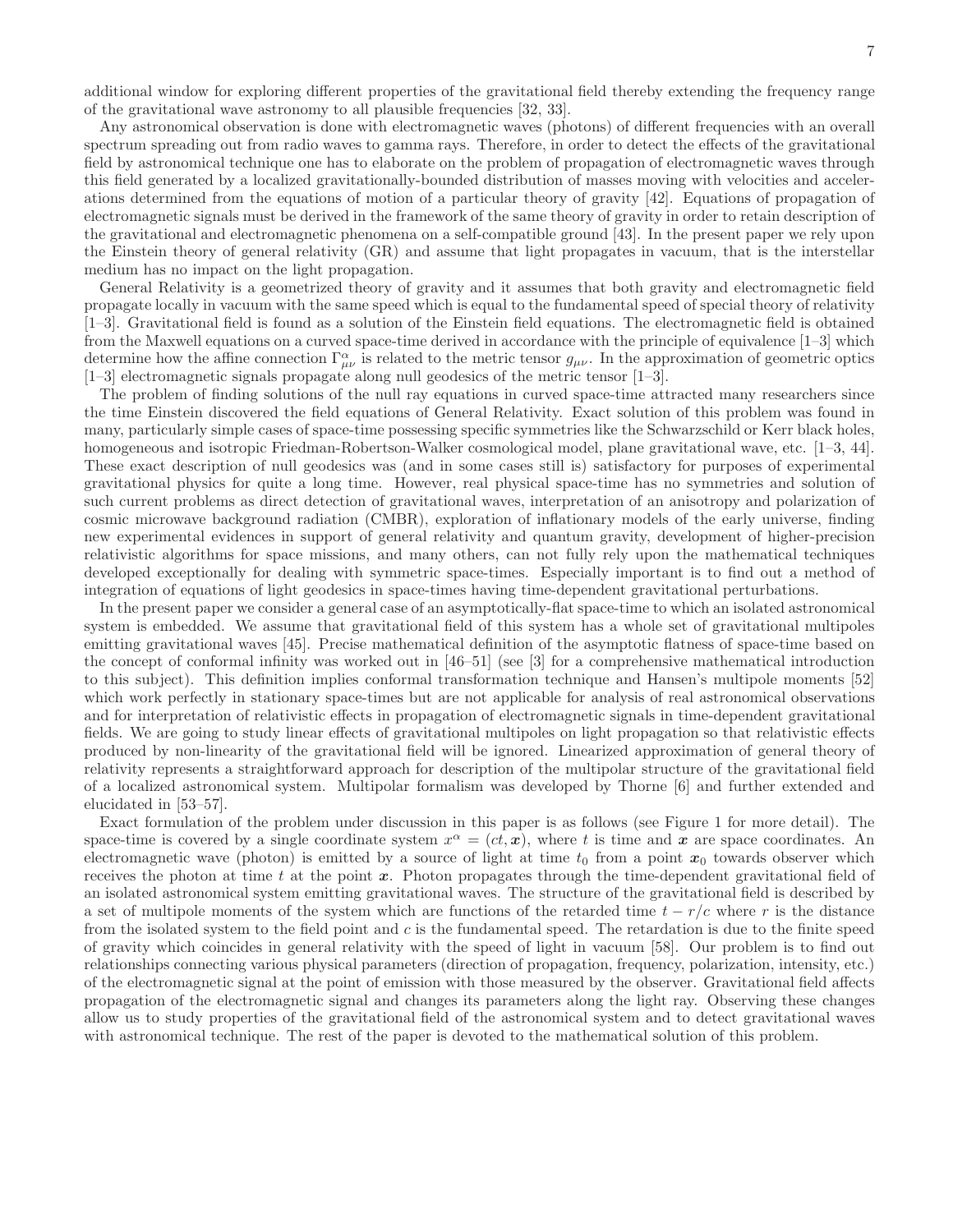additional window for exploring different properties of the gravitational field thereby extending the frequency range of the gravitational wave astronomy to all plausible frequencies [32, 33].

Any astronomical observation is done with electromagnetic waves (photons) of different frequencies with an overall spectrum spreading out from radio waves to gamma rays. Therefore, in order to detect the effects of the gravitational field by astronomical technique one has to elaborate on the problem of propagation of electromagnetic waves through this field generated by a localized gravitationally-bounded distribution of masses moving with velocities and accelerations determined from the equations of motion of a particular theory of gravity [42]. Equations of propagation of electromagnetic signals must be derived in the framework of the same theory of gravity in order to retain description of the gravitational and electromagnetic phenomena on a self-compatible ground [43]. In the present paper we rely upon the Einstein theory of general relativity (GR) and assume that light propagates in vacuum, that is the interstellar medium has no impact on the light propagation.

General Relativity is a geometrized theory of gravity and it assumes that both gravity and electromagnetic field propagate locally in vacuum with the same speed which is equal to the fundamental speed of special theory of relativity [1–3]. Gravitational field is found as a solution of the Einstein field equations. The electromagnetic field is obtained from the Maxwell equations on a curved space-time derived in accordance with the principle of equivalence [1–3] which determine how the affine connection $\Gamma^{\alpha}_{\mu\nu}$ is related to the metric tensor $g_{\mu\nu}$. In the approximation of geometric optics [1–3] electromagnetic signals propagate along null geodesics of the metric tensor [1–3].

The problem of finding solutions of the null ray equations in curved space-time attracted many researchers since the time Einstein discovered the field equations of General Relativity. Exact solution of this problem was found in many, particularly simple cases of space-time possessing specific symmetries like the Schwarzschild or Kerr black holes, homogeneous and isotropic Friedman-Robertson-Walker cosmological model, plane gravitational wave, etc. [1–3, 44]. These exact description of null geodesics was (and in some cases still is) satisfactory for purposes of experimental gravitational physics for quite a long time. However, real physical space-time has no symmetries and solution of such current problems as direct detection of gravitational waves, interpretation of an anisotropy and polarization of cosmic microwave background radiation (CMBR), exploration of inflationary models of the early universe, finding new experimental evidences in support of general relativity and quantum gravity, development of higher-precision relativistic algorithms for space missions, and many others, can not fully rely upon the mathematical techniques developed exceptionally for dealing with symmetric space-times. Especially important is to find out a method of integration of equations of light geodesics in space-times having time-dependent gravitational perturbations.

In the present paper we consider a general case of an asymptotically-flat space-time to which an isolated astronomical system is embedded. We assume that gravitational field of this system has a whole set of gravitational multipoles emitting gravitational waves [45]. Precise mathematical definition of the asymptotic flatness of space-time based on the concept of conformal infinity was worked out in [46–51] (see [3] for a comprehensive mathematical introduction to this subject). This definition implies conformal transformation technique and Hansen's multipole moments [52] which work perfectly in stationary space-times but are not applicable for analysis of real astronomical observations and for interpretation of relativistic effects in propagation of electromagnetic signals in time-dependent gravitational fields. We are going to study linear effects of gravitational multipoles on light propagation so that relativistic effects produced by non-linearity of the gravitational field will be ignored. Linearized approximation of general theory of relativity represents a straightforward approach for description of the multipolar structure of the gravitational field of a localized astronomical system. Multipolar formalism was developed by Thorne [6] and further extended and elucidated in [53–57].

Exact formulation of the problem under discussion in this paper is as follows (see Figure 1 for more detail). The space-time is covered by a single coordinate system $x^{\alpha} = (ct, \boldsymbol{x})$, where $t$ is time and $\boldsymbol{x}$ are space coordinates. An electromagnetic wave (photon) is emitted by a source of light at time $t_0$ from a point $\boldsymbol{x}_0$ towards observer which receives the photon at time $t$ at the point $\boldsymbol{x}$. Photon propagates through the time-dependent gravitational field of an isolated astronomical system emitting gravitational waves. The structure of the gravitational field is described by a set of multipole moments of the system which are functions of the retarded time $t - r/c$ where $r$ is the distance from the isolated system to the field point and $c$ is the fundamental speed. The retardation is due to the finite speed of gravity which coincides in general relativity with the speed of light in vacuum [58]. Our problem is to find out relationships connecting various physical parameters (direction of propagation, frequency, polarization, intensity, etc.) of the electromagnetic signal at the point of emission with those measured by the observer. Gravitational field affects propagation of the electromagnetic signal and changes its parameters along the light ray. Observing these changes allow us to study properties of the gravitational field of the astronomical system and to detect gravitational waves with astronomical technique. The rest of the paper is devoted to the mathematical solution of this problem.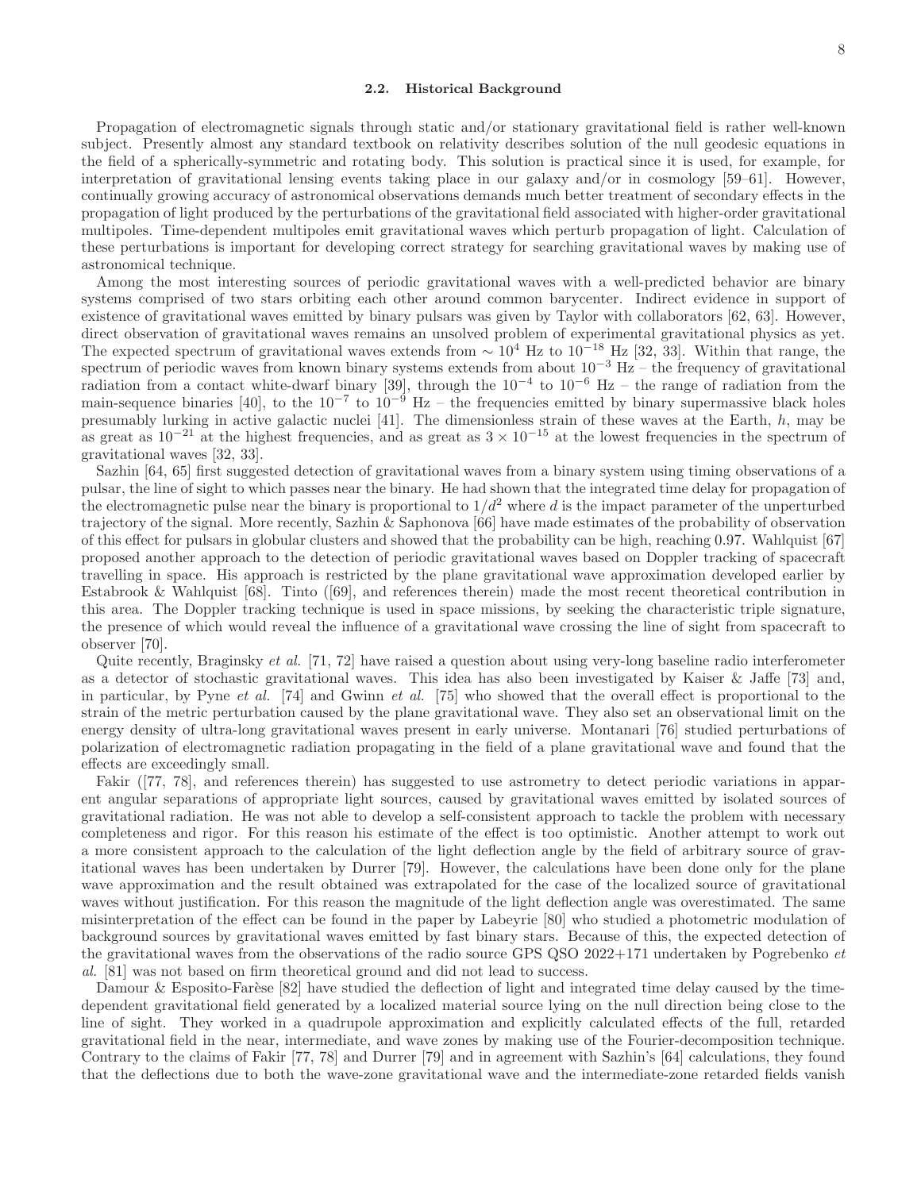### 2.2. Historical Background

Propagation of electromagnetic signals through static and/or stationary gravitational field is rather well-known subject. Presently almost any standard textbook on relativity describes solution of the null geodesic equations in the field of a spherically-symmetric and rotating body. This solution is practical since it is used, for example, for interpretation of gravitational lensing events taking place in our galaxy and/or in cosmology [59–61]. However, continually growing accuracy of astronomical observations demands much better treatment of secondary effects in the propagation of light produced by the perturbations of the gravitational field associated with higher-order gravitational multipoles. Time-dependent multipoles emit gravitational waves which perturb propagation of light. Calculation of these perturbations is important for developing correct strategy for searching gravitational waves by making use of astronomical technique.

Among the most interesting sources of periodic gravitational waves with a well-predicted behavior are binary systems comprised of two stars orbiting each other around common barycenter. Indirect evidence in support of existence of gravitational waves emitted by binary pulsars was given by Taylor with collaborators [62, 63]. However, direct observation of gravitational waves remains an unsolved problem of experimental gravitational physics as yet. The expected spectrum of gravitational waves extends from $\sim 10^4$ Hz to $10^{-18}$ Hz [32, 33]. Within that range, the spectrum of periodic waves from known binary systems extends from about $10^{-3}$ Hz – the frequency of gravitational radiation from a contact white-dwarf binary [39], through the $10^{-4}$ to $10^{-6}$ Hz – the range of radiation from the main-sequence binaries [40], to the $10^{-7}$ to $10^{-9}$ Hz – the frequencies emitted by binary supermassive black holes presumably lurking in active galactic nuclei [41]. The dimensionless strain of these waves at the Earth, $h$, may be as great as $10^{-21}$ at the highest frequencies, and as great as $3 \times 10^{-15}$ at the lowest frequencies in the spectrum of gravitational waves [32, 33].

Sazhin [64, 65] first suggested detection of gravitational waves from a binary system using timing observations of a pulsar, the line of sight to which passes near the binary. He had shown that the integrated time delay for propagation of the electromagnetic pulse near the binary is proportional to $1/d^2$ where $d$ is the impact parameter of the unperturbed trajectory of the signal. More recently, Sazhin & Saphonova [66] have made estimates of the probability of observation of this effect for pulsars in globular clusters and showed that the probability can be high, reaching 0.97. Wahlquist [67] proposed another approach to the detection of periodic gravitational waves based on Doppler tracking of spacecraft travelling in space. His approach is restricted by the plane gravitational wave approximation developed earlier by Estabrook & Wahlquist [68]. Tinto ([69], and references therein) made the most recent theoretical contribution in this area. The Doppler tracking technique is used in space missions, by seeking the characteristic triple signature, the presence of which would reveal the influence of a gravitational wave crossing the line of sight from spacecraft to observer [70].

Quite recently, Braginsky *et al.* [71, 72] have raised a question about using very-long baseline radio interferometer as a detector of stochastic gravitational waves. This idea has also been investigated by Kaiser & Jaffe [73] and, in particular, by Pyne *et al.* [74] and Gwinn *et al.* [75] who showed that the overall effect is proportional to the strain of the metric perturbation caused by the plane gravitational wave. They also set an observational limit on the energy density of ultra-long gravitational waves present in early universe. Montanari [76] studied perturbations of polarization of electromagnetic radiation propagating in the field of a plane gravitational wave and found that the effects are exceedingly small.

Fakir ([77, 78], and references therein) has suggested to use astrometry to detect periodic variations in apparent angular separations of appropriate light sources, caused by gravitational waves emitted by isolated sources of gravitational radiation. He was not able to develop a self-consistent approach to tackle the problem with necessary completeness and rigor. For this reason his estimate of the effect is too optimistic. Another attempt to work out a more consistent approach to the calculation of the light deflection angle by the field of arbitrary source of gravitational waves has been undertaken by Durrer [79]. However, the calculations have been done only for the plane wave approximation and the result obtained was extrapolated for the case of the localized source of gravitational waves without justification. For this reason the magnitude of the light deflection angle was overestimated. The same misinterpretation of the effect can be found in the paper by Labeyrie [80] who studied a photometric modulation of background sources by gravitational waves emitted by fast binary stars. Because of this, the expected detection of the gravitational waves from the observations of the radio source GPS QSO 2022+171 undertaken by Pogrebenko *et al.* [81] was not based on firm theoretical ground and did not lead to success.

Damour & Esposito-Farèse [82] have studied the deflection of light and integrated time delay caused by the time-dependent gravitational field generated by a localized material source lying on the null direction being close to the line of sight. They worked in a quadrupole approximation and explicitly calculated effects of the full, retarded gravitational field in the near, intermediate, and wave zones by making use of the Fourier-decomposition technique. Contrary to the claims of Fakir [77, 78] and Durrer [79] and in agreement with Sazhin's [64] calculations, they found that the deflections due to both the wave-zone gravitational wave and the intermediate-zone retarded fields vanish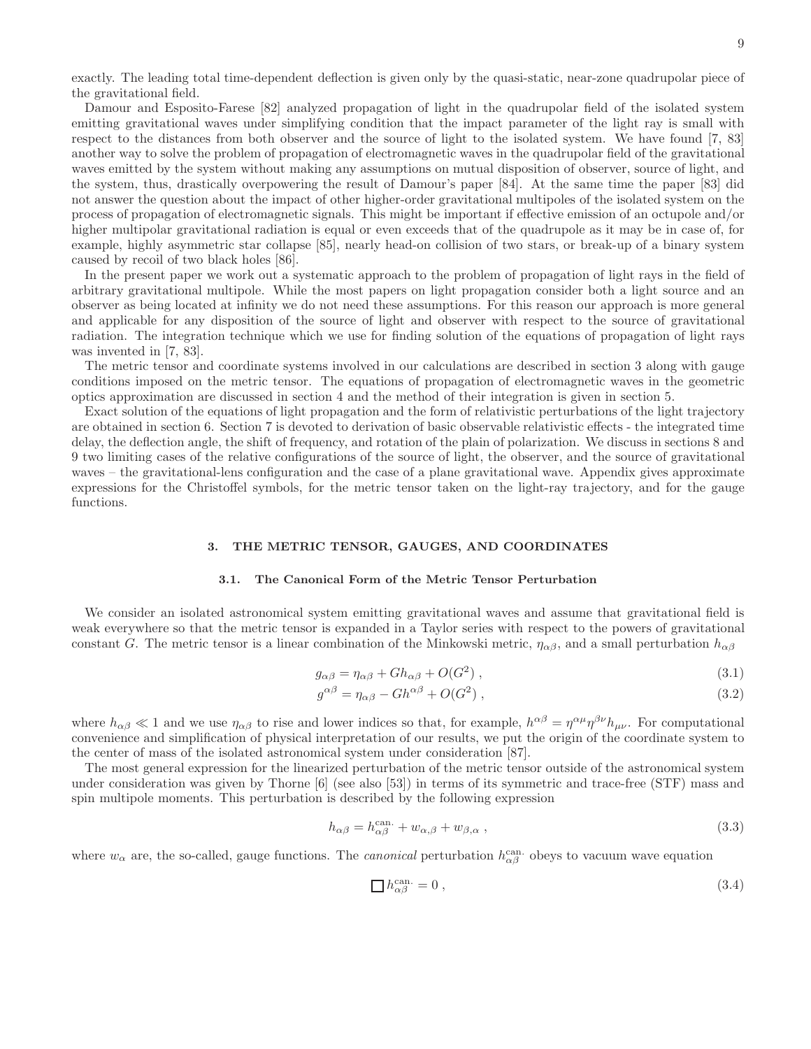exactly. The leading total time-dependent deflection is given only by the quasi-static, near-zone quadrupolar piece of the gravitational field.

Damour and Esposito-Farese [82] analyzed propagation of light in the quadrupolar field of the isolated system emitting gravitational waves under simplifying condition that the impact parameter of the light ray is small with respect to the distances from both observer and the source of light to the isolated system. We have found [7, 83] another way to solve the problem of propagation of electromagnetic waves in the quadrupolar field of the gravitational waves emitted by the system without making any assumptions on mutual disposition of observer, source of light, and the system, thus, drastically overpowering the result of Damour's paper [84]. At the same time the paper [83] did not answer the question about the impact of other higher-order gravitational multipoles of the isolated system on the process of propagation of electromagnetic signals. This might be important if effective emission of an octupole and/or higher multipolar gravitational radiation is equal or even exceeds that of the quadrupole as it may be in case of, for example, highly asymmetric star collapse [85], nearly head-on collision of two stars, or break-up of a binary system caused by recoil of two black holes [86].

In the present paper we work out a systematic approach to the problem of propagation of light rays in the field of arbitrary gravitational multipole. While the most papers on light propagation consider both a light source and an observer as being located at infinity we do not need these assumptions. For this reason our approach is more general and applicable for any disposition of the source of light and observer with respect to the source of gravitational radiation. The integration technique which we use for finding solution of the equations of propagation of light rays was invented in [7, 83].

The metric tensor and coordinate systems involved in our calculations are described in section 3 along with gauge conditions imposed on the metric tensor. The equations of propagation of electromagnetic waves in the geometric optics approximation are discussed in section 4 and the method of their integration is given in section 5.

Exact solution of the equations of light propagation and the form of relativistic perturbations of the light trajectory are obtained in section 6. Section 7 is devoted to derivation of basic observable relativistic effects - the integrated time delay, the deflection angle, the shift of frequency, and rotation of the plain of polarization. We discuss in sections 8 and 9 two limiting cases of the relative configurations of the source of light, the observer, and the source of gravitational waves – the gravitational-lens configuration and the case of a plane gravitational wave. Appendix gives approximate expressions for the Christoffel symbols, for the metric tensor taken on the light-ray trajectory, and for the gauge functions.

## 3. THE METRIC TENSOR, GAUGES, AND COORDINATES

### 3.1. The Canonical Form of the Metric Tensor Perturbation

We consider an isolated astronomical system emitting gravitational waves and assume that gravitational field is weak everywhere so that the metric tensor is expanded in a Taylor series with respect to the powers of gravitational constant $G$. The metric tensor is a linear combination of the Minkowski metric, $\eta_{\alpha\beta}$, and a small perturbation $h_{\alpha\beta}$

$$g_{\alpha\beta} = \eta_{\alpha\beta} + Gh_{\alpha\beta} + O(G^2) \,, \tag{3.1}$$

$$g^{\alpha\beta} = \eta_{\alpha\beta} - Gh^{\alpha\beta} + O(G^2) \,, \tag{3.2}$$

where $h_{\alpha\beta} \ll 1$ and we use $\eta_{\alpha\beta}$ to rise and lower indices so that, for example, $h^{\alpha\beta} = \eta^{\alpha\mu}\eta^{\beta\nu}h_{\mu\nu}$. For computational convenience and simplification of physical interpretation of our results, we put the origin of the coordinate system to the center of mass of the isolated astronomical system under consideration [87].

The most general expression for the linearized perturbation of the metric tensor outside of the astronomical system under consideration was given by Thorne [6] (see also [53]) in terms of its symmetric and trace-free (STF) mass and spin multipole moments. This perturbation is described by the following expression

$$h_{\alpha\beta} = h^{\text{can.}}_{\alpha\beta} + w_{\alpha,\beta} + w_{\beta,\alpha} \,, \tag{3.3}$$

where $w_\alpha$ are, the so-called, gauge functions. The *canonical* perturbation $h^{\text{can.}}_{\alpha\beta}$ obeys to vacuum wave equation

$$\Box h^{\text{can.}}_{\alpha\beta} = 0 \,, \tag{3.4}$$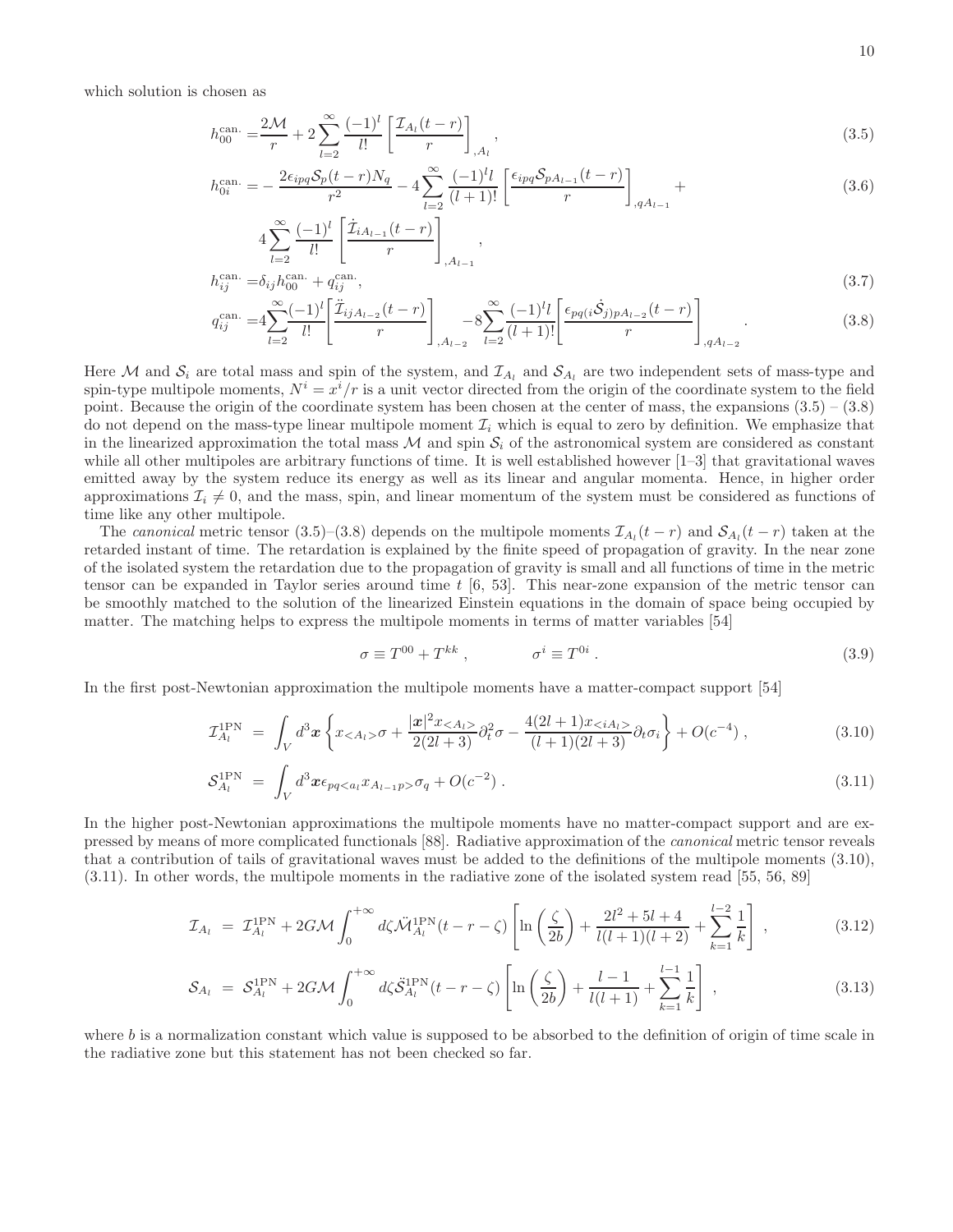which solution is chosen as

$$h_{00}^{\rm can.} = \frac{2\mathcal{M}}{r} + 2\sum_{l=2}^{\infty}\frac{(-1)^l}{l!}\left[\frac{\mathcal{I}_{A_l}(t-r)}{r}\right]_{,A_l}, \tag{3.5}$$

$$h_{0i}^{\rm can.} = -\frac{2\epsilon_{ipq}\mathcal{S}_p(t-r)N_q}{r^2} - 4\sum_{l=2}^{\infty}\frac{(-1)^l l}{(l+1)!}\left[\frac{\epsilon_{ipq}\mathcal{S}_{pA_{l-1}}(t-r)}{r}\right]_{,qA_{l-1}} + \tag{3.6}$$

$$4\sum_{l=2}^{\infty}\frac{(-1)^l}{l!}\left[\frac{\dot{\mathcal{I}}_{iA_{l-1}}(t-r)}{r}\right]_{,A_{l-1}},$$

$$h_{ij}^{\rm can.} = \delta_{ij}h_{00}^{\rm can.} + q_{ij}^{\rm can.}, \tag{3.7}$$

$$q_{ij}^{\rm can.} = 4\sum_{l=2}^{\infty}\frac{(-1)^l}{l!}\left[\frac{\ddot{\mathcal{I}}_{ijA_{l-2}}(t-r)}{r}\right]_{,A_{l-2}} - 8\sum_{l=2}^{\infty}\frac{(-1)^l l}{(l+1)!}\left[\frac{\epsilon_{pq(i}\dot{\mathcal{S}}_{j)pA_{l-2}}(t-r)}{r}\right]_{,qA_{l-2}}. \tag{3.8}$$

Here $\mathcal{M}$ and $\mathcal{S}_i$ are total mass and spin of the system, and $\mathcal{I}_{A_l}$ and $\mathcal{S}_{A_l}$ are two independent sets of mass-type and spin-type multipole moments, $N^i = x^i/r$ is a unit vector directed from the origin of the coordinate system to the field point. Because the origin of the coordinate system has been chosen at the center of mass, the expansions (3.5) – (3.8) do not depend on the mass-type linear multipole moment $\mathcal{I}_i$ which is equal to zero by definition. We emphasize that in the linearized approximation the total mass $\mathcal{M}$ and spin $\mathcal{S}_i$ of the astronomical system are considered as constant while all other multipoles are arbitrary functions of time. It is well established however [1–3] that gravitational waves emitted away by the system reduce its energy as well as its linear and angular momenta. Hence, in higher order approximations $\mathcal{I}_i \neq 0$, and the mass, spin, and linear momentum of the system must be considered as functions of time like any other multipole.

The *canonical* metric tensor (3.5)–(3.8) depends on the multipole moments $\mathcal{I}_{A_l}(t-r)$ and $\mathcal{S}_{A_l}(t-r)$ taken at the retarded instant of time. The retardation is explained by the finite speed of propagation of gravity. In the near zone of the isolated system the retardation due to the propagation of gravity is small and all functions of time in the metric tensor can be expanded in Taylor series around time $t$ [6, 53]. This near-zone expansion of the metric tensor can be smoothly matched to the solution of the linearized Einstein equations in the domain of space being occupied by matter. The matching helps to express the multipole moments in terms of matter variables [54]

$$\sigma \equiv T^{00} + T^{kk}, \qquad \sigma^i \equiv T^{0i}. \tag{3.9}$$

In the first post-Newtonian approximation the multipole moments have a matter-compact support [54]

$$\mathcal{I}_{A_l}^{\rm 1PN} = \int_V d^3\boldsymbol{x}\left\{x_{<A_l>}\sigma + \frac{|\boldsymbol{x}|^2 x_{<A_l>}}{2(2l+3)}\partial_t^2\sigma - \frac{4(2l+1)x_{<iA_l>}}{(l+1)(2l+3)}\partial_t\sigma_i\right\} + O(c^{-4}), \tag{3.10}$$

$$\mathcal{S}_{A_l}^{\rm 1PN} = \int_V d^3\boldsymbol{x}\epsilon_{pq<a_l}x_{A_{l-1}p>}\sigma_q + O(c^{-2}). \tag{3.11}$$

In the higher post-Newtonian approximations the multipole moments have no matter-compact support and are expressed by means of more complicated functionals [88]. Radiative approximation of the *canonical* metric tensor reveals that a contribution of tails of gravitational waves must be added to the definitions of the multipole moments (3.10), (3.11). In other words, the multipole moments in the radiative zone of the isolated system read [55, 56, 89]

$$\mathcal{I}_{A_l} = \mathcal{I}_{A_l}^{\rm 1PN} + 2G\mathcal{M}\int_0^{+\infty} d\zeta\dddot{\mathcal{M}}_{A_l}^{\rm 1PN}(t-r-\zeta)\left[\ln\left(\frac{\zeta}{2b}\right) + \frac{2l^2+5l+4}{l(l+1)(l+2)} + \sum_{k=1}^{l-2}\frac{1}{k}\right], \tag{3.12}$$

$$\mathcal{S}_{A_l} = \mathcal{S}_{A_l}^{\rm 1PN} + 2G\mathcal{M}\int_0^{+\infty} d\zeta\ddot{\mathcal{S}}_{A_l}^{\rm 1PN}(t-r-\zeta)\left[\ln\left(\frac{\zeta}{2b}\right) + \frac{l-1}{l(l+1)} + \sum_{k=1}^{l-1}\frac{1}{k}\right], \tag{3.13}$$

where $b$ is a normalization constant which value is supposed to be absorbed to the definition of origin of time scale in the radiative zone but this statement has not been checked so far.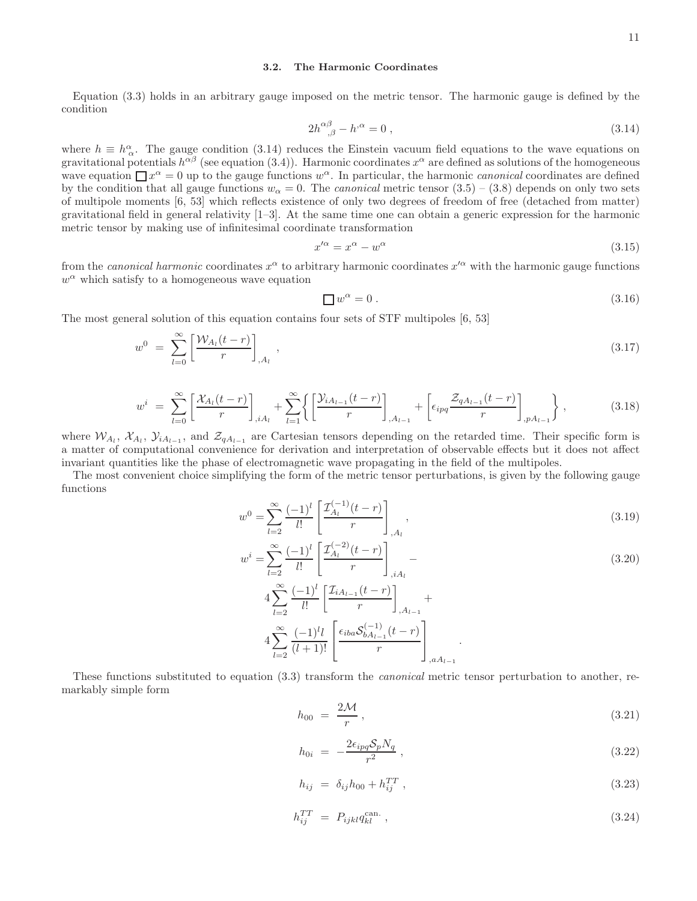### 3.2. The Harmonic Coordinates

Equation (3.3) holds in an arbitrary gauge imposed on the metric tensor. The harmonic gauge is defined by the condition

$$2h^{\alpha\beta}{}_{,\beta} - h^{,\alpha} = 0\,, \tag{3.14}$$

where $h \equiv h^{\alpha}_{\ \alpha}$. The gauge condition (3.14) reduces the Einstein vacuum field equations to the wave equations on gravitational potentials $h^{\alpha\beta}$ (see equation (3.4)). Harmonic coordinates $x^\alpha$ are defined as solutions of the homogeneous wave equation $\Box x^\alpha = 0$ up to the gauge functions $w^\alpha$. In particular, the harmonic *canonical* coordinates are defined by the condition that all gauge functions $w_\alpha = 0$. The *canonical* metric tensor (3.5) – (3.8) depends on only two sets of multipole moments [6, 53] which reflects existence of only two degrees of freedom of free (detached from matter) gravitational field in general relativity [1–3]. At the same time one can obtain a generic expression for the harmonic metric tensor by making use of infinitesimal coordinate transformation

$$x'^\alpha = x^\alpha - w^\alpha \tag{3.15}$$

from the *canonical harmonic* coordinates $x^\alpha$ to arbitrary harmonic coordinates $x'^\alpha$ with the harmonic gauge functions $w^\alpha$ which satisfy to a homogeneous wave equation

$$\Box w^\alpha = 0\,. \tag{3.16}$$

The most general solution of this equation contains four sets of STF multipoles [6, 53]

$$w^0 \;=\; \sum_{l=0}^{\infty}\left[\frac{\mathcal{W}_{A_l}(t-r)}{r}\right]_{,A_l}\,, \tag{3.17}$$

$$w^i \;=\; \sum_{l=0}^{\infty}\left[\frac{\mathcal{X}_{A_l}(t-r)}{r}\right]_{,iA_l} + \sum_{l=1}^{\infty}\left\{\left[\frac{\mathcal{Y}_{iA_{l-1}}(t-r)}{r}\right]_{,A_{l-1}} + \left[\epsilon_{ipq}\frac{\mathcal{Z}_{qA_{l-1}}(t-r)}{r}\right]_{,pA_{l-1}}\right\}\,, \tag{3.18}$$

where $\mathcal{W}_{A_l}$, $\mathcal{X}_{A_l}$, $\mathcal{Y}_{iA_{l-1}}$, and $\mathcal{Z}_{qA_{l-1}}$ are Cartesian tensors depending on the retarded time. Their specific form is a matter of computational convenience for derivation and interpretation of observable effects but it does not affect invariant quantities like the phase of electromagnetic wave propagating in the field of the multipoles.

The most convenient choice simplifying the form of the metric tensor perturbations, is given by the following gauge functions

$$w^0 = \sum_{l=2}^{\infty}\frac{(-1)^l}{l!}\left[\frac{\mathcal{I}^{(-1)}_{A_l}(t-r)}{r}\right]_{,A_l}\,, \tag{3.19}$$

$$\begin{aligned} w^i = &\sum_{l=2}^{\infty}\frac{(-1)^l}{l!}\left[\frac{\mathcal{I}^{(-2)}_{A_l}(t-r)}{r}\right]_{,iA_l} - \\ &4\sum_{l=2}^{\infty}\frac{(-1)^l}{l!}\left[\frac{\mathcal{I}_{iA_{l-1}}(t-r)}{r}\right]_{,A_{l-1}} + \\ &4\sum_{l=2}^{\infty}\frac{(-1)^l l}{(l+1)!}\left[\frac{\epsilon_{iba}\mathcal{S}^{(-1)}_{bA_{l-1}}(t-r)}{r}\right]_{,aA_{l-1}}\,. \end{aligned} \tag{3.20}$$

These functions substituted to equation (3.3) transform the *canonical* metric tensor perturbation to another, remarkably simple form

$$h_{00} \;=\; \frac{2\mathcal{M}}{r}\,, \tag{3.21}$$

$$h_{0i} \;=\; -\frac{2\epsilon_{ipq}\mathcal{S}_p N_q}{r^2}\,, \tag{3.22}$$

$$h_{ij} \;=\; \delta_{ij}h_{00} + h^{TT}_{ij}\,, \tag{3.23}$$

$$h^{TT}_{ij} \;=\; P_{ijkl}q^{\rm can.}_{kl}\,, \tag{3.24}$$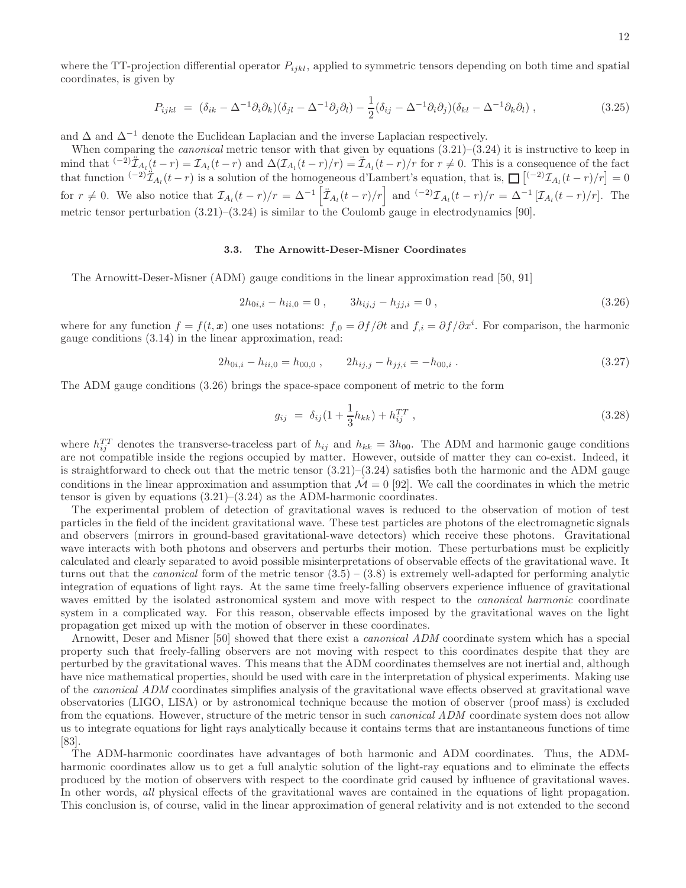where the TT-projection differential operator $P_{ijkl}$, applied to symmetric tensors depending on both time and spatial coordinates, is given by

$$P_{ijkl} = (\delta_{ik} - \Delta^{-1}\partial_i\partial_k)(\delta_{jl} - \Delta^{-1}\partial_j\partial_l) - \frac{1}{2}(\delta_{ij} - \Delta^{-1}\partial_i\partial_j)(\delta_{kl} - \Delta^{-1}\partial_k\partial_l) , \tag{3.25}$$

and $\Delta$ and $\Delta^{-1}$ denote the Euclidean Laplacian and the inverse Laplacian respectively.

When comparing the *canonical* metric tensor with that given by equations (3.21)–(3.24) it is instructive to keep in mind that ${}^{(-2)}\ddot{\mathcal{I}}_{A_l}(t-r) = \mathcal{I}_{A_l}(t-r)$ and $\Delta(\mathcal{I}_{A_l}(t-r)/r) = \ddot{\mathcal{I}}_{A_l}(t-r)/r$ for $r \neq 0$. This is a consequence of the fact that function ${}^{(-2)}\ddot{\mathcal{I}}_{A_l}(t-r)$ is a solution of the homogeneous d'Lambert's equation, that is, $\square\left[{}^{(-2)}\mathcal{I}_{A_l}(t-r)/r\right] = 0$ for $r \neq 0$. We also notice that $\mathcal{I}_{A_l}(t-r)/r = \Delta^{-1}\left[\ddot{\mathcal{I}}_{A_l}(t-r)/r\right]$ and ${}^{(-2)}\mathcal{I}_{A_l}(t-r)/r = \Delta^{-1}\left[\mathcal{I}_{A_l}(t-r)/r\right]$. The metric tensor perturbation (3.21)–(3.24) is similar to the Coulomb gauge in electrodynamics [90].

### 3.3. The Arnowitt-Deser-Misner Coordinates

The Arnowitt-Deser-Misner (ADM) gauge conditions in the linear approximation read [50, 91]

$$2h_{0i,i} - h_{ii,0} = 0 , \qquad 3h_{ij,j} - h_{jj,i} = 0 , \tag{3.26}$$

where for any function $f = f(t, \boldsymbol{x})$ one uses notations: $f_{,0} = \partial f/\partial t$ and $f_{,i} = \partial f/\partial x^i$. For comparison, the harmonic gauge conditions (3.14) in the linear approximation, read:

$$2h_{0i,i} - h_{ii,0} = h_{00,0} , \qquad 2h_{ij,j} - h_{jj,i} = -h_{00,i} . \tag{3.27}$$

The ADM gauge conditions (3.26) brings the space-space component of metric to the form

$$g_{ij} = \delta_{ij}(1 + \frac{1}{3}h_{kk}) + h_{ij}^{TT} , \tag{3.28}$$

where $h_{ij}^{TT}$ denotes the transverse-traceless part of $h_{ij}$ and $h_{kk} = 3h_{00}$. The ADM and harmonic gauge conditions are not compatible inside the regions occupied by matter. However, outside of matter they can co-exist. Indeed, it is straightforward to check out that the metric tensor (3.21)–(3.24) satisfies both the harmonic and the ADM gauge conditions in the linear approximation and assumption that $\dot{\mathcal{M}} = 0$ [92]. We call the coordinates in which the metric tensor is given by equations (3.21)–(3.24) as the ADM-harmonic coordinates.

The experimental problem of detection of gravitational waves is reduced to the observation of motion of test particles in the field of the incident gravitational wave. These test particles are photons of the electromagnetic signals and observers (mirrors in ground-based gravitational-wave detectors) which receive these photons. Gravitational wave interacts with both photons and observers and perturbs their motion. These perturbations must be explicitly calculated and clearly separated to avoid possible misinterpretations of observable effects of the gravitational wave. It turns out that the *canonical* form of the metric tensor (3.5) – (3.8) is extremely well-adapted for performing analytic integration of equations of light rays. At the same time freely-falling observers experience influence of gravitational waves emitted by the isolated astronomical system and move with respect to the *canonical harmonic* coordinate system in a complicated way. For this reason, observable effects imposed by the gravitational waves on the light propagation get mixed up with the motion of observer in these coordinates.

Arnowitt, Deser and Misner [50] showed that there exist a *canonical ADM* coordinate system which has a special property such that freely-falling observers are not moving with respect to this coordinates despite that they are perturbed by the gravitational waves. This means that the ADM coordinates themselves are not inertial and, although have nice mathematical properties, should be used with care in the interpretation of physical experiments. Making use of the *canonical ADM* coordinates simplifies analysis of the gravitational wave effects observed at gravitational wave observatories (LIGO, LISA) or by astronomical technique because the motion of observer (proof mass) is excluded from the equations. However, structure of the metric tensor in such *canonical ADM* coordinate system does not allow us to integrate equations for light rays analytically because it contains terms that are instantaneous functions of time [83].

The ADM-harmonic coordinates have advantages of both harmonic and ADM coordinates. Thus, the ADM-harmonic coordinates allow us to get a full analytic solution of the light-ray equations and to eliminate the effects produced by the motion of observers with respect to the coordinate grid caused by influence of gravitational waves. In other words, *all* physical effects of the gravitational waves are contained in the equations of light propagation. This conclusion is, of course, valid in the linear approximation of general relativity and is not extended to the second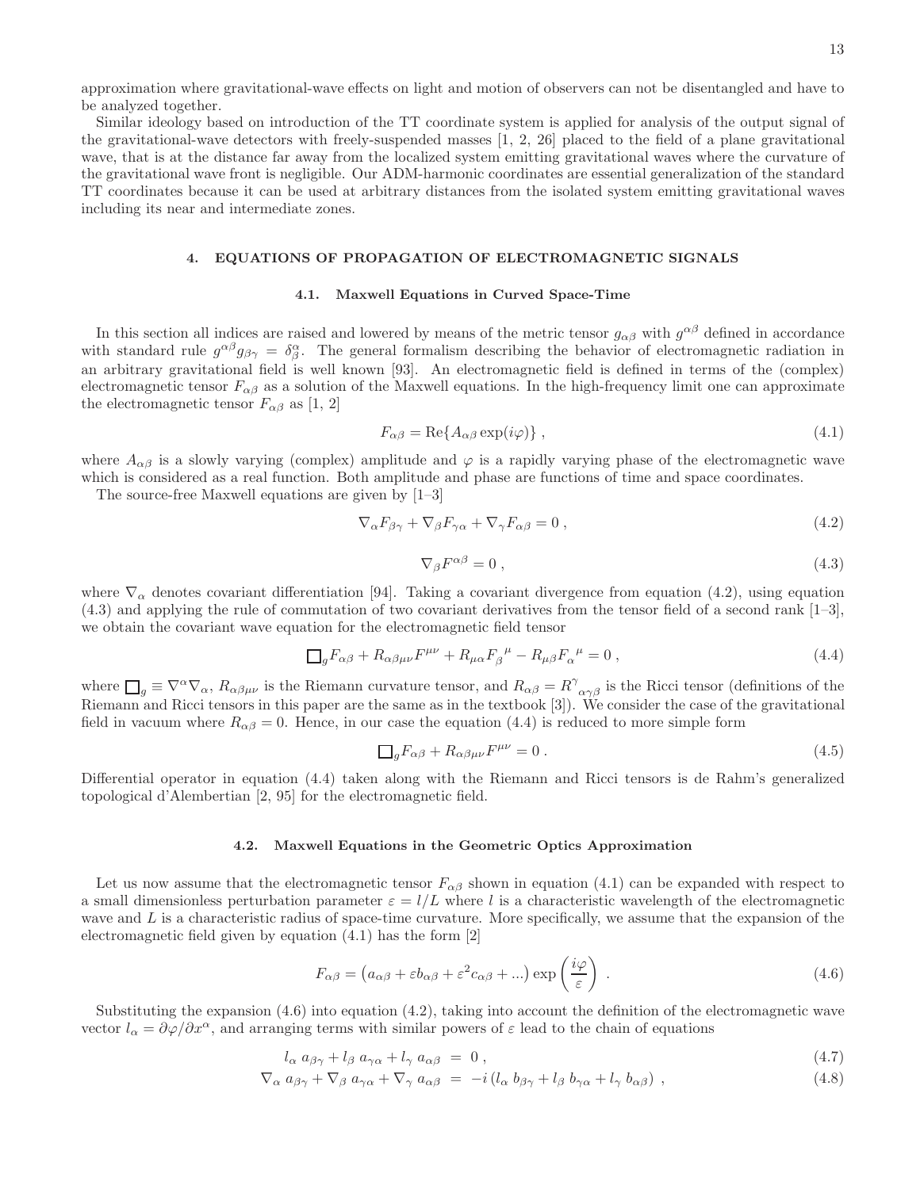approximation where gravitational-wave effects on light and motion of observers can not be disentangled and have to be analyzed together.

Similar ideology based on introduction of the TT coordinate system is applied for analysis of the output signal of the gravitational-wave detectors with freely-suspended masses [1, 2, 26] placed to the field of a plane gravitational wave, that is at the distance far away from the localized system emitting gravitational waves where the curvature of the gravitational wave front is negligible. Our ADM-harmonic coordinates are essential generalization of the standard TT coordinates because it can be used at arbitrary distances from the isolated system emitting gravitational waves including its near and intermediate zones.

## 4. EQUATIONS OF PROPAGATION OF ELECTROMAGNETIC SIGNALS

### 4.1. Maxwell Equations in Curved Space-Time

In this section all indices are raised and lowered by means of the metric tensor $g_{\alpha\beta}$ with $g^{\alpha\beta}$ defined in accordance with standard rule $g^{\alpha\beta}g_{\beta\gamma} = \delta^{\alpha}_{\beta}$. The general formalism describing the behavior of electromagnetic radiation in an arbitrary gravitational field is well known [93]. An electromagnetic field is defined in terms of the (complex) electromagnetic tensor $F_{\alpha\beta}$ as a solution of the Maxwell equations. In the high-frequency limit one can approximate the electromagnetic tensor $F_{\alpha\beta}$ as [1, 2]

$$F_{\alpha\beta} = \mathrm{Re}\{A_{\alpha\beta} \exp(i\varphi)\} \ , \tag{4.1}$$

where $A_{\alpha\beta}$ is a slowly varying (complex) amplitude and $\varphi$ is a rapidly varying phase of the electromagnetic wave which is considered as a real function. Both amplitude and phase are functions of time and space coordinates.

The source-free Maxwell equations are given by [1–3]

$$\nabla_\alpha F_{\beta\gamma} + \nabla_\beta F_{\gamma\alpha} + \nabla_\gamma F_{\alpha\beta} = 0 \ , \tag{4.2}$$

$$\nabla_\beta F^{\alpha\beta} = 0 \ , \tag{4.3}$$

where $\nabla_\alpha$ denotes covariant differentiation [94]. Taking a covariant divergence from equation (4.2), using equation (4.3) and applying the rule of commutation of two covariant derivatives from the tensor field of a second rank [1–3], we obtain the covariant wave equation for the electromagnetic field tensor

$$\Box_g F_{\alpha\beta} + R_{\alpha\beta\mu\nu}F^{\mu\nu} + R_{\mu\alpha}F_{\beta}{}^{\mu} - R_{\mu\beta}F_{\alpha}{}^{\mu} = 0 \ , \tag{4.4}$$

where $\Box_g \equiv \nabla^\alpha \nabla_\alpha$, $R_{\alpha\beta\mu\nu}$ is the Riemann curvature tensor, and $R_{\alpha\beta} = R^{\gamma}{}_{\alpha\gamma\beta}$ is the Ricci tensor (definitions of the Riemann and Ricci tensors in this paper are the same as in the textbook [3]). We consider the case of the gravitational field in vacuum where $R_{\alpha\beta} = 0$. Hence, in our case the equation (4.4) is reduced to more simple form

$$\Box_g F_{\alpha\beta} + R_{\alpha\beta\mu\nu}F^{\mu\nu} = 0 \ . \tag{4.5}$$

Differential operator in equation (4.4) taken along with the Riemann and Ricci tensors is de Rahm's generalized topological d'Alembertian [2, 95] for the electromagnetic field.

### 4.2. Maxwell Equations in the Geometric Optics Approximation

Let us now assume that the electromagnetic tensor $F_{\alpha\beta}$ shown in equation (4.1) can be expanded with respect to a small dimensionless perturbation parameter $\varepsilon = l/L$ where $l$ is a characteristic wavelength of the electromagnetic wave and $L$ is a characteristic radius of space-time curvature. More specifically, we assume that the expansion of the electromagnetic field given by equation (4.1) has the form [2]

$$F_{\alpha\beta} = \left(a_{\alpha\beta} + \varepsilon b_{\alpha\beta} + \varepsilon^2 c_{\alpha\beta} + ...\right) \exp\left(\frac{i\varphi}{\varepsilon}\right) \ . \tag{4.6}$$

Substituting the expansion (4.6) into equation (4.2), taking into account the definition of the electromagnetic wave vector $l_\alpha = \partial\varphi/\partial x^\alpha$, and arranging terms with similar powers of $\varepsilon$ lead to the chain of equations

$$l_\alpha \, a_{\beta\gamma} + l_\beta \, a_{\gamma\alpha} + l_\gamma \, a_{\alpha\beta} \ = \ 0 \ , \tag{4.7}$$

$$\nabla_\alpha \, a_{\beta\gamma} + \nabla_\beta \, a_{\gamma\alpha} + \nabla_\gamma \, a_{\alpha\beta} \ = \ -i \left(l_\alpha \, b_{\beta\gamma} + l_\beta \, b_{\gamma\alpha} + l_\gamma \, b_{\alpha\beta}\right) \ , \tag{4.8}$$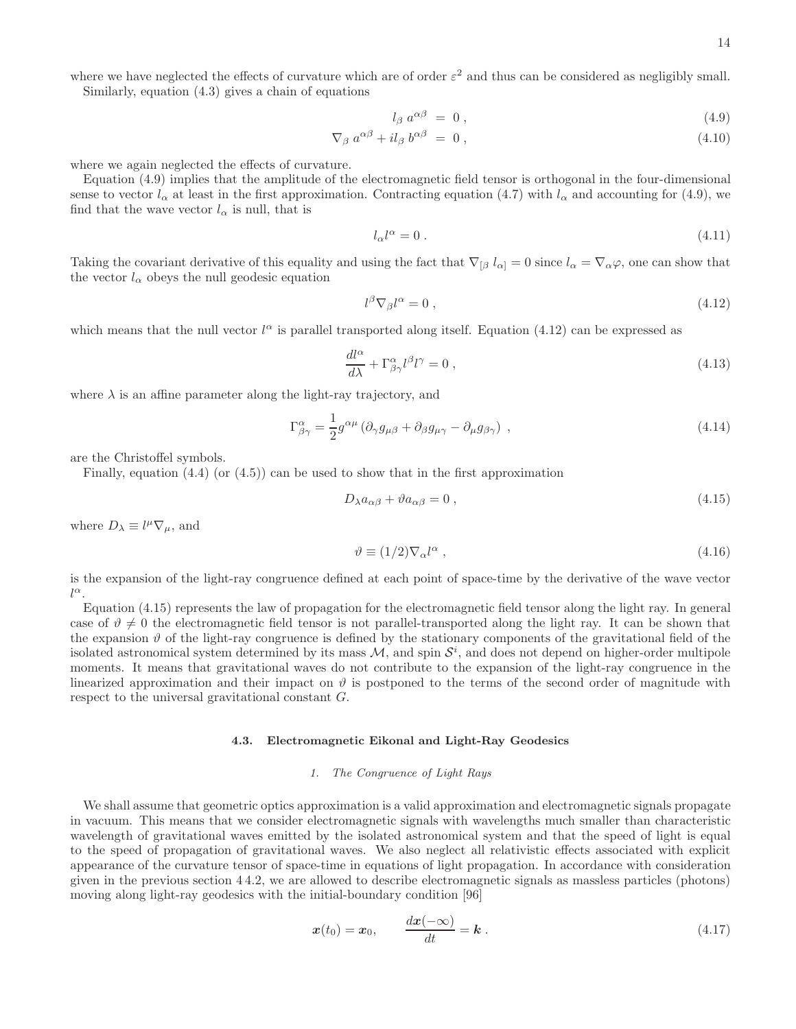where we have neglected the effects of curvature which are of order $\varepsilon^2$ and thus can be considered as negligibly small.

Similarly, equation (4.3) gives a chain of equations

$$l_\beta \, a^{\alpha\beta} = 0 \,, \tag{4.9}$$

$$\nabla_\beta \, a^{\alpha\beta} + i l_\beta \, b^{\alpha\beta} = 0 \,, \tag{4.10}$$

where we again neglected the effects of curvature.

Equation (4.9) implies that the amplitude of the electromagnetic field tensor is orthogonal in the four-dimensional sense to vector $l_\alpha$ at least in the first approximation. Contracting equation (4.7) with $l_\alpha$ and accounting for (4.9), we find that the wave vector $l_\alpha$ is null, that is

$$l_\alpha l^\alpha = 0 \,. \tag{4.11}$$

Taking the covariant derivative of this equality and using the fact that $\nabla_{[\beta} \, l_{\alpha]} = 0$ since $l_\alpha = \nabla_\alpha \varphi$, one can show that the vector $l_\alpha$ obeys the null geodesic equation

$$l^\beta \nabla_\beta l^\alpha = 0 \,, \tag{4.12}$$

which means that the null vector $l^\alpha$ is parallel transported along itself. Equation (4.12) can be expressed as

$$\frac{dl^\alpha}{d\lambda} + \Gamma^\alpha_{\beta\gamma} l^\beta l^\gamma = 0 \,, \tag{4.13}$$

where $\lambda$ is an affine parameter along the light-ray trajectory, and

$$\Gamma^\alpha_{\beta\gamma} = \frac{1}{2} g^{\alpha\mu} \left( \partial_\gamma g_{\mu\beta} + \partial_\beta g_{\mu\gamma} - \partial_\mu g_{\beta\gamma} \right) \,, \tag{4.14}$$

are the Christoffel symbols.

Finally, equation (4.4) (or (4.5)) can be used to show that in the first approximation

$$D_\lambda a_{\alpha\beta} + \vartheta a_{\alpha\beta} = 0 \,, \tag{4.15}$$

where $D_\lambda \equiv l^\mu \nabla_\mu$, and

$$\vartheta \equiv (1/2) \nabla_\alpha l^\alpha \,, \tag{4.16}$$

is the expansion of the light-ray congruence defined at each point of space-time by the derivative of the wave vector $l^\alpha$.

Equation (4.15) represents the law of propagation for the electromagnetic field tensor along the light ray. In general case of $\vartheta \neq 0$ the electromagnetic field tensor is not parallel-transported along the light ray. It can be shown that the expansion $\vartheta$ of the light-ray congruence is defined by the stationary components of the gravitational field of the isolated astronomical system determined by its mass $\mathcal{M}$, and spin $\mathcal{S}^i$, and does not depend on higher-order multipole moments. It means that gravitational waves do not contribute to the expansion of the light-ray congruence in the linearized approximation and their impact on $\vartheta$ is postponed to the terms of the second order of magnitude with respect to the universal gravitational constant $G$.

### 4.3. Electromagnetic Eikonal and Light-Ray Geodesics

#### *1. The Congruence of Light Rays*

We shall assume that geometric optics approximation is a valid approximation and electromagnetic signals propagate in vacuum. This means that we consider electromagnetic signals with wavelengths much smaller than characteristic wavelength of gravitational waves emitted by the isolated astronomical system and that the speed of light is equal to the speed of propagation of gravitational waves. We also neglect all relativistic effects associated with explicit appearance of the curvature tensor of space-time in equations of light propagation. In accordance with consideration given in the previous section 4 4.2, we are allowed to describe electromagnetic signals as massless particles (photons) moving along light-ray geodesics with the initial-boundary condition [96]

$$\boldsymbol{x}(t_0) = \boldsymbol{x}_0, \qquad \frac{d\boldsymbol{x}(-\infty)}{dt} = \boldsymbol{k} \,. \tag{4.17}$$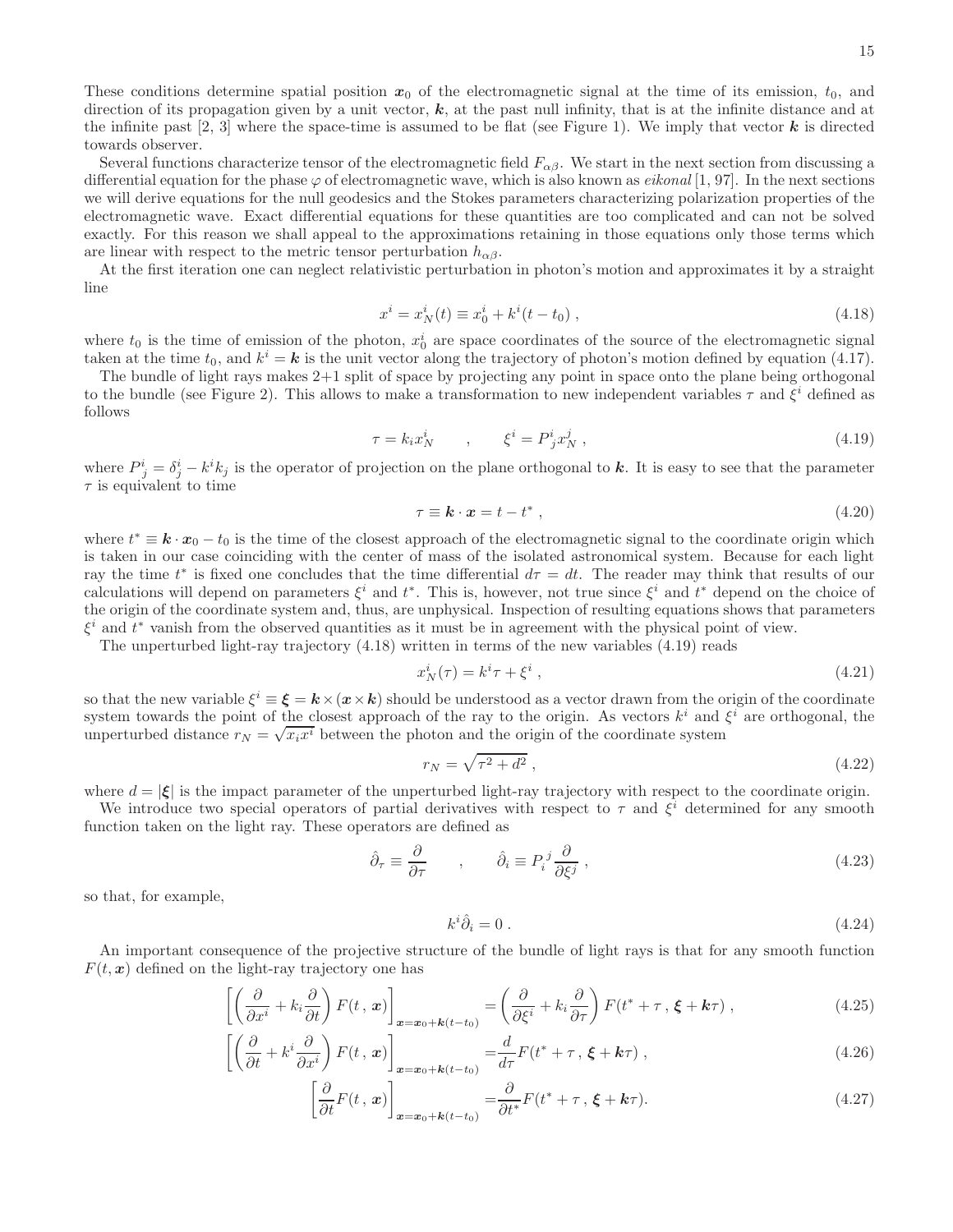These conditions determine spatial position $\boldsymbol{x}_0$ of the electromagnetic signal at the time of its emission, $t_0$, and direction of its propagation given by a unit vector, $\boldsymbol{k}$, at the past null infinity, that is at the infinite distance and at the infinite past [2, 3] where the space-time is assumed to be flat (see Figure 1). We imply that vector $\boldsymbol{k}$ is directed towards observer.

Several functions characterize tensor of the electromagnetic field $F_{\alpha\beta}$. We start in the next section from discussing a differential equation for the phase $\varphi$ of electromagnetic wave, which is also known as *eikonal* [1, 97]. In the next sections we will derive equations for the null geodesics and the Stokes parameters characterizing polarization properties of the electromagnetic wave. Exact differential equations for these quantities are too complicated and can not be solved exactly. For this reason we shall appeal to the approximations retaining in those equations only those terms which are linear with respect to the metric tensor perturbation $h_{\alpha\beta}$.

At the first iteration one can neglect relativistic perturbation in photon's motion and approximates it by a straight line

$$x^i = x^i_N(t) \equiv x^i_0 + k^i(t - t_0) \ , \tag{4.18}$$

where $t_0$ is the time of emission of the photon, $x^i_0$ are space coordinates of the source of the electromagnetic signal taken at the time $t_0$, and $k^i = \boldsymbol{k}$ is the unit vector along the trajectory of photon's motion defined by equation (4.17).

The bundle of light rays makes 2+1 split of space by projecting any point in space onto the plane being orthogonal to the bundle (see Figure 2). This allows to make a transformation to new independent variables $\tau$ and $\xi^i$ defined as follows

$$\tau = k_i x^i_N \qquad , \qquad \xi^i = P^i_{\ j} x^j_N \ , \tag{4.19}$$

where $P^i_{\ j} = \delta^i_j - k^i k_j$ is the operator of projection on the plane orthogonal to $\boldsymbol{k}$. It is easy to see that the parameter $\tau$ is equivalent to time

$$\tau \equiv \boldsymbol{k} \cdot \boldsymbol{x} = t - t^* \ , \tag{4.20}$$

where $t^* \equiv \boldsymbol{k} \cdot \boldsymbol{x}_0 - t_0$ is the time of the closest approach of the electromagnetic signal to the coordinate origin which is taken in our case coinciding with the center of mass of the isolated astronomical system. Because for each light ray the time $t^*$ is fixed one concludes that the time differential $d\tau = dt$. The reader may think that results of our calculations will depend on parameters $\xi^i$ and $t^*$. This is, however, not true since $\xi^i$ and $t^*$ depend on the choice of the origin of the coordinate system and, thus, are unphysical. Inspection of resulting equations shows that parameters $\xi^i$ and $t^*$ vanish from the observed quantities as it must be in agreement with the physical point of view.

The unperturbed light-ray trajectory (4.18) written in terms of the new variables (4.19) reads

$$x^i_N(\tau) = k^i \tau + \xi^i \ , \tag{4.21}$$

so that the new variable $\xi^i \equiv \boldsymbol{\xi} = \boldsymbol{k} \times (\boldsymbol{x} \times \boldsymbol{k})$ should be understood as a vector drawn from the origin of the coordinate system towards the point of the closest approach of the ray to the origin. As vectors $k^i$ and $\xi^i$ are orthogonal, the unperturbed distance $r_N = \sqrt{x_i x^i}$ between the photon and the origin of the coordinate system

$$r_N = \sqrt{\tau^2 + d^2} \ , \tag{4.22}$$

where $d = |\boldsymbol{\xi}|$ is the impact parameter of the unperturbed light-ray trajectory with respect to the coordinate origin.

We introduce two special operators of partial derivatives with respect to $\tau$ and $\xi^i$ determined for any smooth function taken on the light ray. These operators are defined as

$$\hat{\partial}_\tau \equiv \frac{\partial}{\partial \tau} \qquad , \qquad \hat{\partial}_i \equiv P_i^{\ j} \frac{\partial}{\partial \xi^j} \ , \tag{4.23}$$

so that, for example,

$$k^i \hat{\partial}_i = 0 \ . \tag{4.24}$$

An important consequence of the projective structure of the bundle of light rays is that for any smooth function $F(t, \boldsymbol{x})$ defined on the light-ray trajectory one has

$$\left[\left(\frac{\partial}{\partial x^i} + k_i \frac{\partial}{\partial t}\right) F(t\,,\,\boldsymbol{x})\right]_{\boldsymbol{x}=\boldsymbol{x}_0+\boldsymbol{k}(t-t_0)} = \left(\frac{\partial}{\partial \xi^i} + k_i \frac{\partial}{\partial \tau}\right) F(t^* + \tau\,,\,\boldsymbol{\xi} + \boldsymbol{k}\tau) \ , \tag{4.25}$$

$$\left[\left(\frac{\partial}{\partial t} + k^i \frac{\partial}{\partial x^i}\right) F(t\,,\,\boldsymbol{x})\right]_{\boldsymbol{x}=\boldsymbol{x}_0+\boldsymbol{k}(t-t_0)} = \frac{d}{d\tau} F(t^* + \tau\,,\,\boldsymbol{\xi} + \boldsymbol{k}\tau) \ , \tag{4.26}$$

$$\left[\frac{\partial}{\partial t} F(t\,,\,\boldsymbol{x})\right]_{\boldsymbol{x}=\boldsymbol{x}_0+\boldsymbol{k}(t-t_0)} = \frac{\partial}{\partial t^*} F(t^* + \tau\,,\,\boldsymbol{\xi} + \boldsymbol{k}\tau). \tag{4.27}$$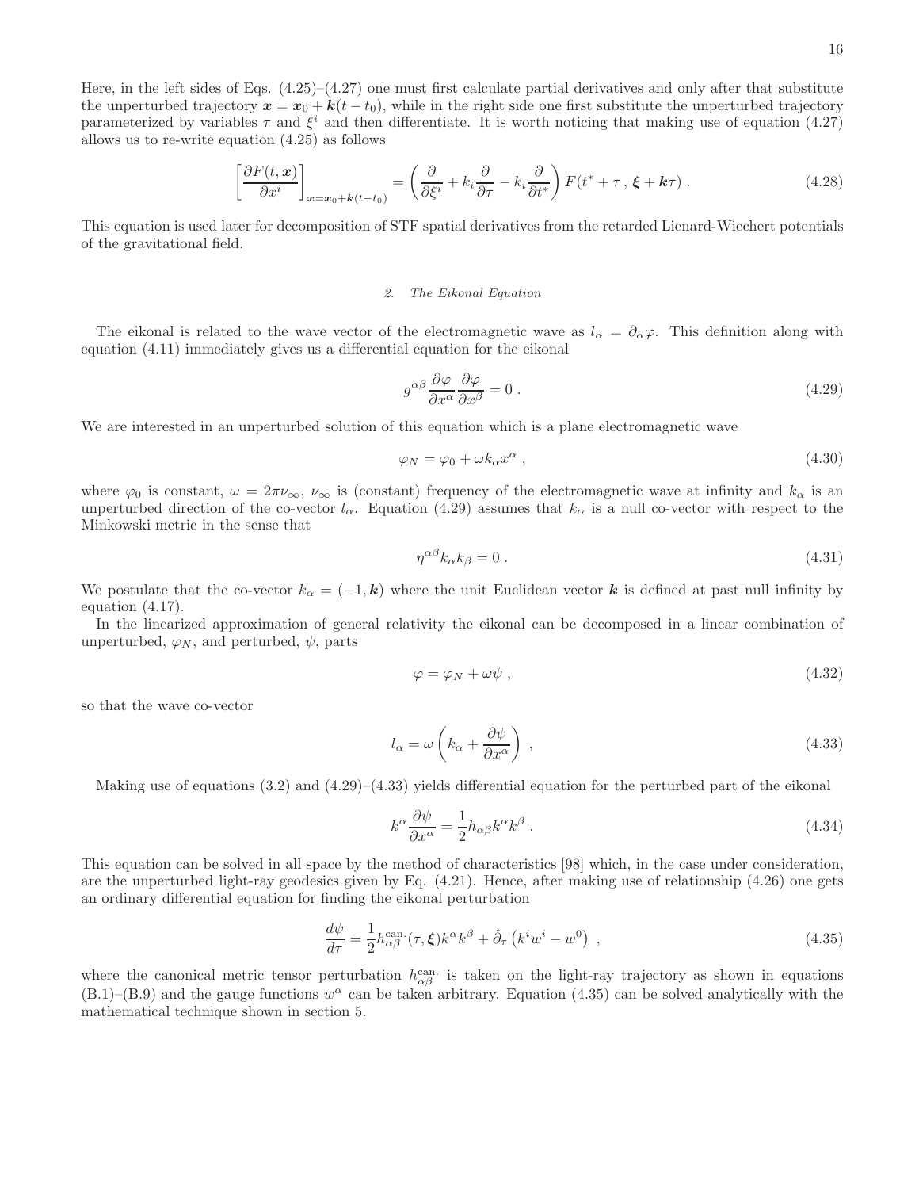Here, in the left sides of Eqs. (4.25)–(4.27) one must first calculate partial derivatives and only after that substitute the unperturbed trajectory $\boldsymbol{x} = \boldsymbol{x}_0 + \boldsymbol{k}(t - t_0)$, while in the right side one first substitute the unperturbed trajectory parameterized by variables $\tau$ and $\xi^i$ and then differentiate. It is worth noticing that making use of equation (4.27) allows us to re-write equation (4.25) as follows

$$\left[\frac{\partial F(t, \boldsymbol{x})}{\partial x^i}\right]_{\boldsymbol{x}=\boldsymbol{x}_0+\boldsymbol{k}(t-t_0)} = \left(\frac{\partial}{\partial \xi^i} + k_i \frac{\partial}{\partial \tau} - k_i \frac{\partial}{\partial t^*}\right) F(t^* + \tau \, , \, \boldsymbol{\xi} + \boldsymbol{k}\tau) \; . \tag{4.28}$$

This equation is used later for decomposition of STF spatial derivatives from the retarded Lienard-Wiechert potentials of the gravitational field.

### 2. The Eikonal Equation

The eikonal is related to the wave vector of the electromagnetic wave as $l_\alpha = \partial_\alpha \varphi$. This definition along with equation (4.11) immediately gives us a differential equation for the eikonal

$$g^{\alpha\beta} \frac{\partial \varphi}{\partial x^\alpha} \frac{\partial \varphi}{\partial x^\beta} = 0 \; . \tag{4.29}$$

We are interested in an unperturbed solution of this equation which is a plane electromagnetic wave

$$\varphi_N = \varphi_0 + \omega k_\alpha x^\alpha \; , \tag{4.30}$$

where $\varphi_0$ is constant, $\omega = 2\pi\nu_\infty$, $\nu_\infty$ is (constant) frequency of the electromagnetic wave at infinity and $k_\alpha$ is an unperturbed direction of the co-vector $l_\alpha$. Equation (4.29) assumes that $k_\alpha$ is a null co-vector with respect to the Minkowski metric in the sense that

$$\eta^{\alpha\beta} k_\alpha k_\beta = 0 \; . \tag{4.31}$$

We postulate that the co-vector $k_\alpha = (-1, \boldsymbol{k})$ where the unit Euclidean vector $\boldsymbol{k}$ is defined at past null infinity by equation (4.17).

In the linearized approximation of general relativity the eikonal can be decomposed in a linear combination of unperturbed, $\varphi_N$, and perturbed, $\psi$, parts

$$\varphi = \varphi_N + \omega \psi \; , \tag{4.32}$$

so that the wave co-vector

$$l_\alpha = \omega \left( k_\alpha + \frac{\partial \psi}{\partial x^\alpha} \right) \; , \tag{4.33}$$

Making use of equations (3.2) and (4.29)–(4.33) yields differential equation for the perturbed part of the eikonal

$$k^\alpha \frac{\partial \psi}{\partial x^\alpha} = \frac{1}{2} h_{\alpha\beta} k^\alpha k^\beta \; . \tag{4.34}$$

This equation can be solved in all space by the method of characteristics [98] which, in the case under consideration, are the unperturbed light-ray geodesics given by Eq. (4.21). Hence, after making use of relationship (4.26) one gets an ordinary differential equation for finding the eikonal perturbation

$$\frac{d\psi}{d\tau} = \frac{1}{2} h^{\text{can.}}_{\alpha\beta}(\tau, \boldsymbol{\xi}) k^\alpha k^\beta + \hat{\partial}_\tau \left( k^i w^i - w^0 \right) \; , \tag{4.35}$$

where the canonical metric tensor perturbation $h^{\text{can.}}_{\alpha\beta}$ is taken on the light-ray trajectory as shown in equations (B.1)–(B.9) and the gauge functions $w^\alpha$ can be taken arbitrary. Equation (4.35) can be solved analytically with the mathematical technique shown in section 5.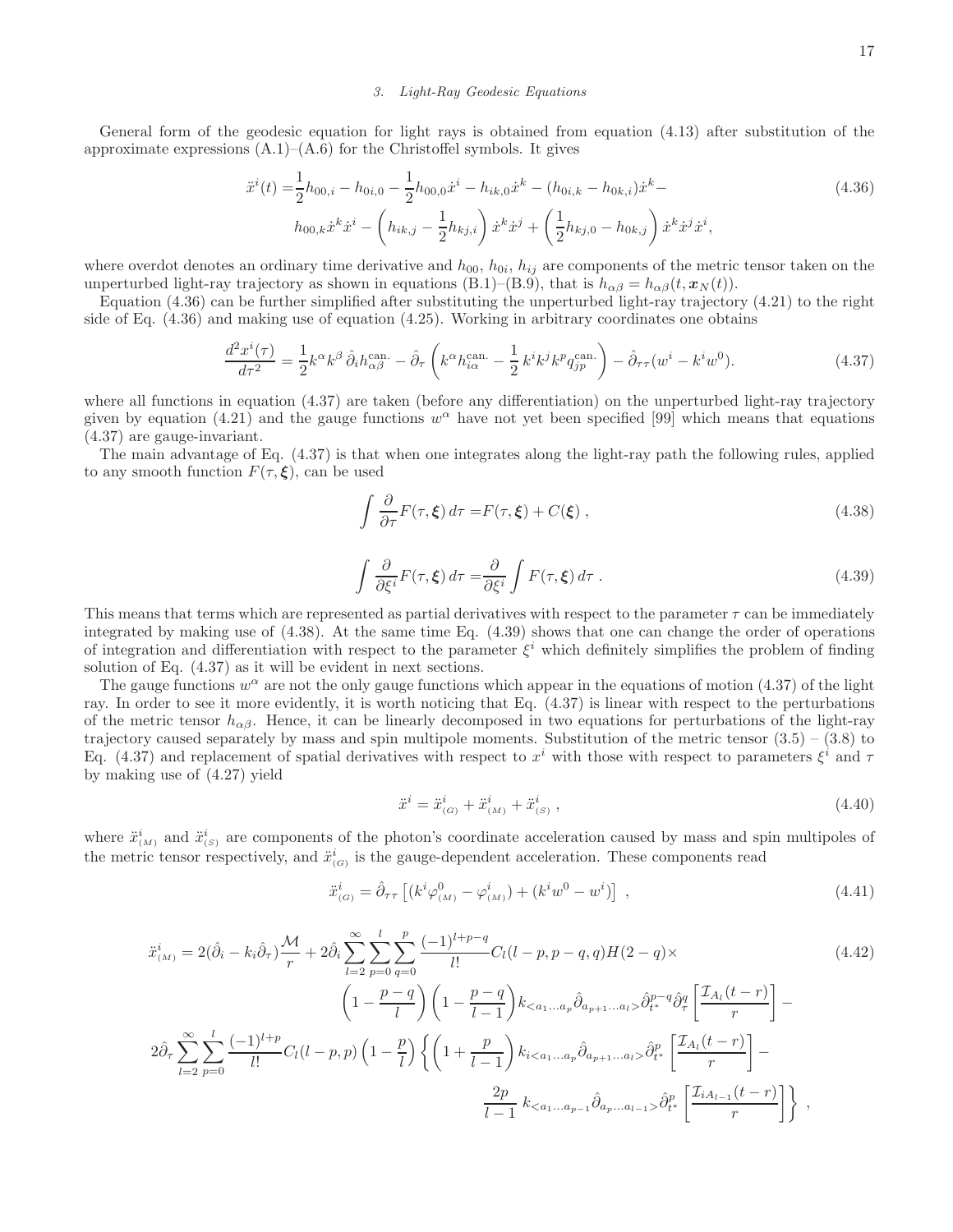### 3. Light-Ray Geodesic Equations

General form of the geodesic equation for light rays is obtained from equation (4.13) after substitution of the approximate expressions (A.1)–(A.6) for the Christoffel symbols. It gives

$$
\begin{aligned}
\ddot{x}^i(t) =& \frac{1}{2}h_{00,i} - h_{0i,0} - \frac{1}{2}h_{00,0}\dot{x}^i - h_{ik,0}\dot{x}^k - (h_{0i,k} - h_{0k,i})\dot{x}^k - \\
& h_{00,k}\dot{x}^k\dot{x}^i - \left(h_{ik,j} - \frac{1}{2}h_{kj,i}\right)\dot{x}^k\dot{x}^j + \left(\frac{1}{2}h_{kj,0} - h_{0k,j}\right)\dot{x}^k\dot{x}^j\dot{x}^i,
\end{aligned} \tag{4.36}
$$

where overdot denotes an ordinary time derivative and $h_{00}$, $h_{0i}$, $h_{ij}$ are components of the metric tensor taken on the unperturbed light-ray trajectory as shown in equations (B.1)–(B.9), that is $h_{\alpha\beta} = h_{\alpha\beta}(t, \boldsymbol{x}_N(t))$.

Equation (4.36) can be further simplified after substituting the unperturbed light-ray trajectory (4.21) to the right side of Eq. (4.36) and making use of equation (4.25). Working in arbitrary coordinates one obtains

$$
\frac{d^2x^i(\tau)}{d\tau^2} = \frac{1}{2}k^\alpha k^\beta\,\hat{\partial}_i h^{\rm can.}_{\alpha\beta} - \hat{\partial}_\tau\left(k^\alpha h^{\rm can.}_{i\alpha} - \frac{1}{2}\,k^i k^j k^p q^{\rm can.}_{jp}\right) - \hat{\partial}_{\tau\tau}(w^i - k^i w^0). \tag{4.37}
$$

where all functions in equation (4.37) are taken (before any differentiation) on the unperturbed light-ray trajectory given by equation (4.21) and the gauge functions $w^\alpha$ have not yet been specified [99] which means that equations (4.37) are gauge-invariant.

The main advantage of Eq. (4.37) is that when one integrates along the light-ray path the following rules, applied to any smooth function $F(\tau, \boldsymbol{\xi})$, can be used

$$
\int \frac{\partial}{\partial\tau}F(\tau,\boldsymbol{\xi})\,d\tau = F(\tau,\boldsymbol{\xi}) + C(\boldsymbol{\xi})\;, \tag{4.38}
$$

$$
\int \frac{\partial}{\partial\xi^i}F(\tau,\boldsymbol{\xi})\,d\tau = \frac{\partial}{\partial\xi^i}\int F(\tau,\boldsymbol{\xi})\,d\tau\;. \tag{4.39}
$$

This means that terms which are represented as partial derivatives with respect to the parameter $\tau$ can be immediately integrated by making use of (4.38). At the same time Eq. (4.39) shows that one can change the order of operations of integration and differentiation with respect to the parameter $\xi^i$ which definitely simplifies the problem of finding solution of Eq. (4.37) as it will be evident in next sections.

The gauge functions $w^\alpha$ are not the only gauge functions which appear in the equations of motion (4.37) of the light ray. In order to see it more evidently, it is worth noticing that Eq. (4.37) is linear with respect to the perturbations of the metric tensor $h_{\alpha\beta}$. Hence, it can be linearly decomposed in two equations for perturbations of the light-ray trajectory caused separately by mass and spin multipole moments. Substitution of the metric tensor (3.5) – (3.8) to Eq. (4.37) and replacement of spatial derivatives with respect to $x^i$ with those with respect to parameters $\xi^i$ and $\tau$ by making use of (4.27) yield

$$
\ddot{x}^i = \ddot{x}^i_{(G)} + \ddot{x}^i_{(M)} + \ddot{x}^i_{(S)}\;, \tag{4.40}
$$

where $\ddot{x}^i_{(M)}$ and $\ddot{x}^i_{(S)}$ are components of the photon's coordinate acceleration caused by mass and spin multipoles of the metric tensor respectively, and $\ddot{x}^i_{(G)}$ is the gauge-dependent acceleration. These components read

$$
\ddot{x}^i_{(G)} = \hat{\partial}_{\tau\tau}\left[(k^i\varphi^0_{(M)} - \varphi^i_{(M)}) + (k^i w^0 - w^i)\right]\;, \tag{4.41}
$$

$$
\begin{aligned}
\ddot{x}^i_{(M)} =& 2(\hat{\partial}_i - k_i\hat{\partial}_\tau)\frac{\mathcal{M}}{r} + 2\hat{\partial}_i\sum_{l=2}^{\infty}\sum_{p=0}^{l}\sum_{q=0}^{p}\frac{(-1)^{l+p-q}}{l!}C_l(l-p,p-q,q)H(2-q)\times \\
& \left(1-\frac{p-q}{l}\right)\left(1-\frac{p-q}{l-1}\right)k_{<a_1\ldots a_p}\hat{\partial}_{a_{p+1}\ldots a_l>}\hat{\partial}^{p-q}_{t^*}\hat{\partial}^q_\tau\left[\frac{\mathcal{I}_{A_l}(t-r)}{r}\right] - \\
& 2\hat{\partial}_\tau\sum_{l=2}^{\infty}\sum_{p=0}^{l}\frac{(-1)^{l+p}}{l!}C_l(l-p,p)\left(1-\frac{p}{l}\right)\left\{\left(1+\frac{p}{l-1}\right)k_{i<a_1\ldots a_p}\hat{\partial}_{a_{p+1}\ldots a_l>}\hat{\partial}^p_{t^*}\left[\frac{\mathcal{I}_{A_l}(t-r)}{r}\right] - \right. \\
& \left.\frac{2p}{l-1}\;k_{<a_1\ldots a_{p-1}}\hat{\partial}_{a_p\ldots a_{l-1}>}\hat{\partial}^p_{t^*}\left[\frac{\mathcal{I}_{iA_{l-1}}(t-r)}{r}\right]\right\}\;,
\end{aligned} \tag{4.42}
$$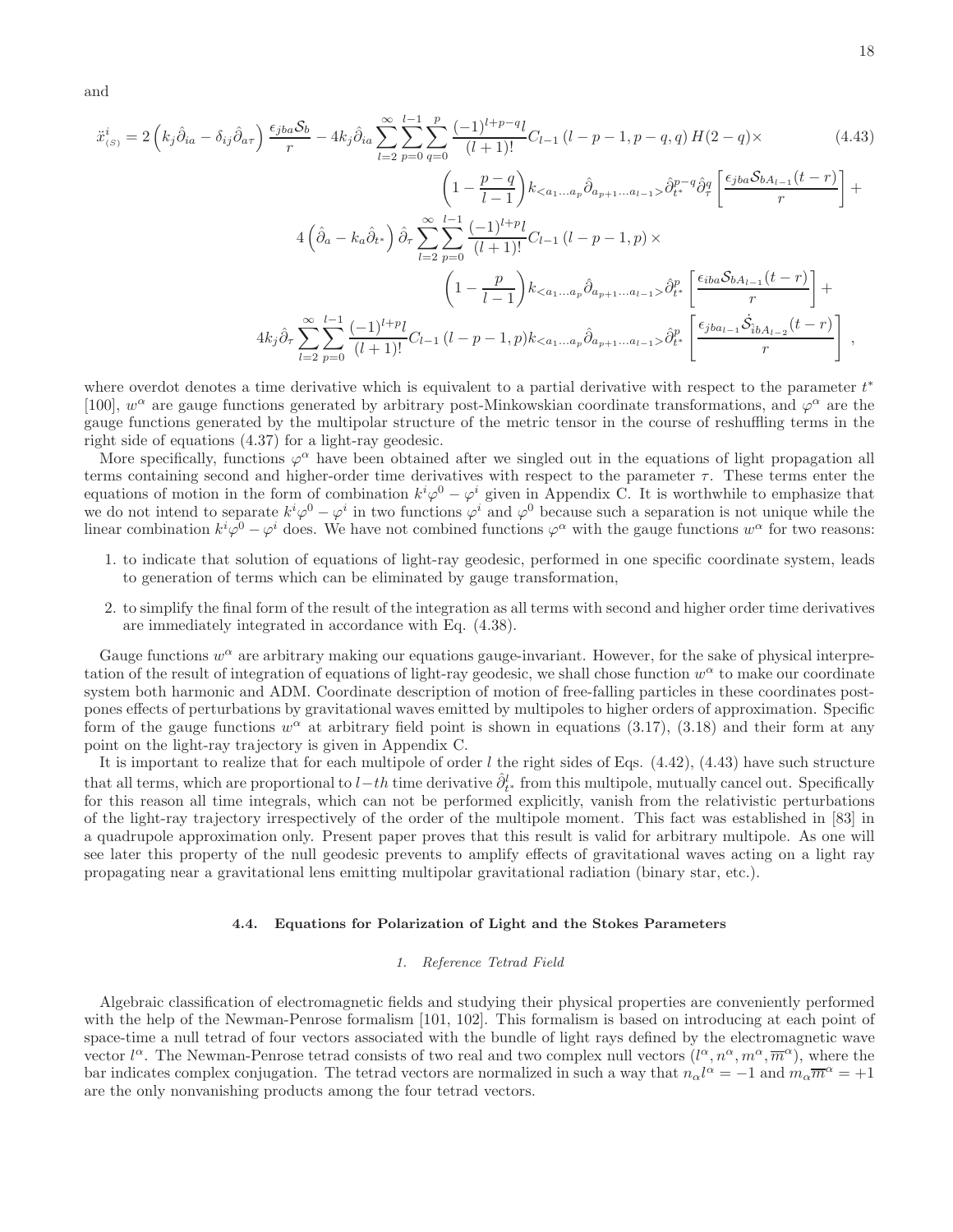and

$$
\begin{aligned}
\ddot{x}^i_{(S)} = {} & 2\left(k_j\hat{\partial}_{ia} - \delta_{ij}\hat{\partial}_{a\tau}\right)\frac{\epsilon_{jba}\mathcal{S}_b}{r} - 4k_j\hat{\partial}_{ia}\sum_{l=2}^{\infty}\sum_{p=0}^{l-1}\sum_{q=0}^{p}\frac{(-1)^{l+p-q}l}{(l+1)!}C_{l-1}\left(l-p-1,p-q,q\right)H(2-q)\times \qquad (4.43)\\
& \left(1-\frac{p-q}{l-1}\right)k_{<a_1\dots a_p}\hat{\partial}_{a_{p+1}\dots a_{l-1}>}\hat{\partial}^{p-q}_{t^*}\hat{\partial}^{q}_{\tau}\left[\frac{\epsilon_{jba}\mathcal{S}_{bA_{l-1}}(t-r)}{r}\right] + \\
& 4\left(\hat{\partial}_a - k_a\hat{\partial}_{t^*}\right)\hat{\partial}_\tau\sum_{l=2}^{\infty}\sum_{p=0}^{l-1}\frac{(-1)^{l+p}l}{(l+1)!}C_{l-1}\left(l-p-1,p\right)\times \\
& \left(1-\frac{p}{l-1}\right)k_{<a_1\dots a_p}\hat{\partial}_{a_{p+1}\dots a_{l-1}>}\hat{\partial}^{p}_{t^*}\left[\frac{\epsilon_{iba}\mathcal{S}_{bA_{l-1}}(t-r)}{r}\right] + \\
& 4k_j\hat{\partial}_\tau\sum_{l=2}^{\infty}\sum_{p=0}^{l-1}\frac{(-1)^{l+p}l}{(l+1)!}C_{l-1}\left(l-p-1,p\right)k_{<a_1\dots a_p}\hat{\partial}_{a_{p+1}\dots a_{l-1}>}\hat{\partial}^{p}_{t^*}\left[\frac{\epsilon_{jba_{l-1}}\dot{\mathcal{S}}_{ibA_{l-2}}(t-r)}{r}\right]\ ,
\end{aligned}
$$

where overdot denotes a time derivative which is equivalent to a partial derivative with respect to the parameter $t^*$ [100], $w^\alpha$ are gauge functions generated by arbitrary post-Minkowskian coordinate transformations, and $\varphi^\alpha$ are the gauge functions generated by the multipolar structure of the metric tensor in the course of reshuffling terms in the right side of equations (4.37) for a light-ray geodesic.

More specifically, functions $\varphi^\alpha$ have been obtained after we singled out in the equations of light propagation all terms containing second and higher-order time derivatives with respect to the parameter $\tau$. These terms enter the equations of motion in the form of combination $k^i\varphi^0 - \varphi^i$ given in Appendix C. It is worthwhile to emphasize that we do not intend to separate $k^i\varphi^0 - \varphi^i$ in two functions $\varphi^i$ and $\varphi^0$ because such a separation is not unique while the linear combination $k^i\varphi^0 - \varphi^i$ does. We have not combined functions $\varphi^\alpha$ with the gauge functions $w^\alpha$ for two reasons:

1. to indicate that solution of equations of light-ray geodesic, performed in one specific coordinate system, leads to generation of terms which can be eliminated by gauge transformation,
2. to simplify the final form of the result of the integration as all terms with second and higher order time derivatives are immediately integrated in accordance with Eq. (4.38).

Gauge functions $w^\alpha$ are arbitrary making our equations gauge-invariant. However, for the sake of physical interpretation of the result of integration of equations of light-ray geodesic, we shall chose function $w^\alpha$ to make our coordinate system both harmonic and ADM. Coordinate description of motion of free-falling particles in these coordinates postpones effects of perturbations by gravitational waves emitted by multipoles to higher orders of approximation. Specific form of the gauge functions $w^\alpha$ at arbitrary field point is shown in equations (3.17), (3.18) and their form at any point on the light-ray trajectory is given in Appendix C.

It is important to realize that for each multipole of order $l$ the right sides of Eqs. (4.42), (4.43) have such structure that all terms, which are proportional to $l-th$ time derivative $\hat{\partial}^l_{t^*}$ from this multipole, mutually cancel out. Specifically for this reason all time integrals, which can not be performed explicitly, vanish from the relativistic perturbations of the light-ray trajectory irrespectively of the order of the multipole moment. This fact was established in [83] in a quadrupole approximation only. Present paper proves that this result is valid for arbitrary multipole. As one will see later this property of the null geodesic prevents to amplify effects of gravitational waves acting on a light ray propagating near a gravitational lens emitting multipolar gravitational radiation (binary star, etc.).

### 4.4. Equations for Polarization of Light and the Stokes Parameters

#### *1. Reference Tetrad Field*

Algebraic classification of electromagnetic fields and studying their physical properties are conveniently performed with the help of the Newman-Penrose formalism [101, 102]. This formalism is based on introducing at each point of space-time a null tetrad of four vectors associated with the bundle of light rays defined by the electromagnetic wave vector $l^\alpha$. The Newman-Penrose tetrad consists of two real and two complex null vectors $(l^\alpha, n^\alpha, m^\alpha, \overline{m}^\alpha)$, where the bar indicates complex conjugation. The tetrad vectors are normalized in such a way that $n_\alpha l^\alpha = -1$ and $m_\alpha\overline{m}^\alpha = +1$ are the only nonvanishing products among the four tetrad vectors.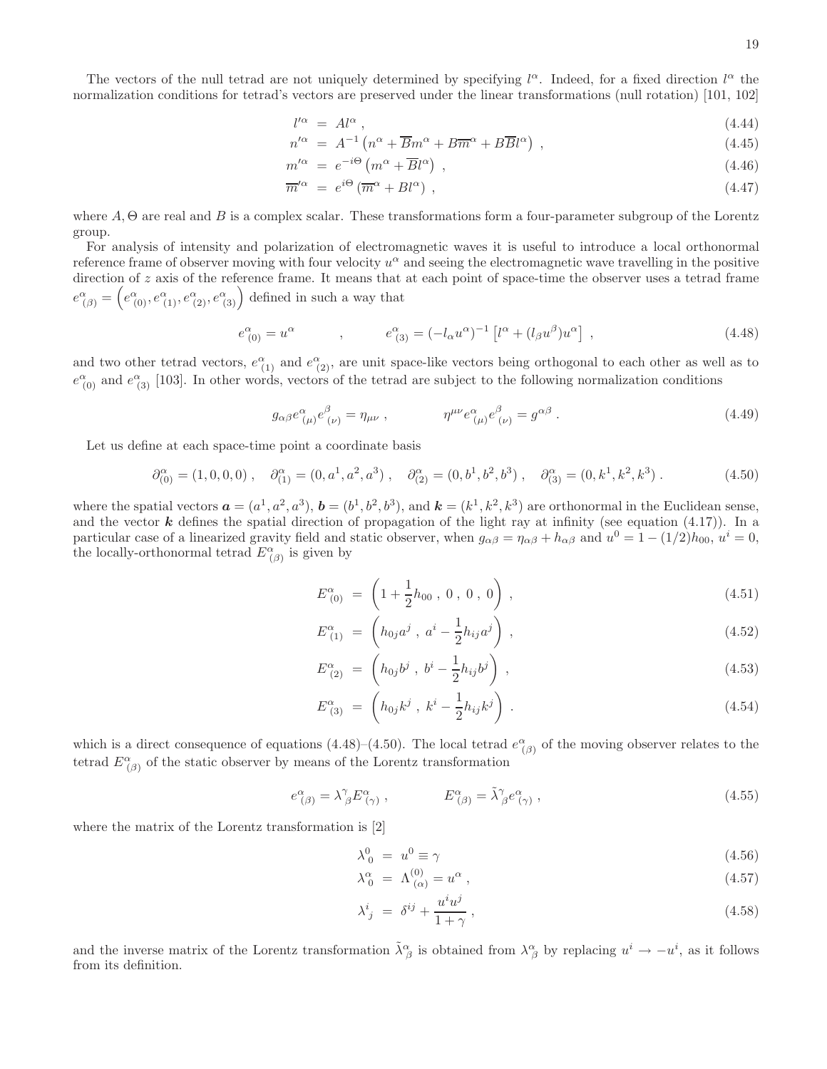The vectors of the null tetrad are not uniquely determined by specifying $l^\alpha$. Indeed, for a fixed direction $l^\alpha$ the normalization conditions for tetrad's vectors are preserved under the linear transformations (null rotation) [101, 102]

$$
\begin{aligned}
l'^\alpha &= A l^\alpha \,, && (4.44)\\
n'^\alpha &= A^{-1}\left(n^\alpha + \overline{B} m^\alpha + B\overline{m}^\alpha + B\overline{B} l^\alpha\right) \,, && (4.45)\\
m'^\alpha &= e^{-i\Theta}\left(m^\alpha + \overline{B} l^\alpha\right) \,, && (4.46)\\
\overline{m}'^\alpha &= e^{i\Theta}\left(\overline{m}^\alpha + B l^\alpha\right) \,, && (4.47)
\end{aligned}
$$

where $A, \Theta$ are real and $B$ is a complex scalar. These transformations form a four-parameter subgroup of the Lorentz group.

For analysis of intensity and polarization of electromagnetic waves it is useful to introduce a local orthonormal reference frame of observer moving with four velocity $u^\alpha$ and seeing the electromagnetic wave travelling in the positive direction of $z$ axis of the reference frame. It means that at each point of space-time the observer uses a tetrad frame $e^\alpha_{(\beta)} = \left(e^\alpha_{(0)}, e^\alpha_{(1)}, e^\alpha_{(2)}, e^\alpha_{(3)}\right)$ defined in such a way that

$$
e^\alpha_{(0)} = u^\alpha \qquad , \qquad e^\alpha_{(3)} = \left(-l_\alpha u^\alpha\right)^{-1}\left[l^\alpha + (l_\beta u^\beta) u^\alpha\right] \,, \tag{4.48}
$$

and two other tetrad vectors, $e^\alpha_{(1)}$ and $e^\alpha_{(2)}$, are unit space-like vectors being orthogonal to each other as well as to $e^\alpha_{(0)}$ and $e^\alpha_{(3)}$ [103]. In other words, vectors of the tetrad are subject to the following normalization conditions

$$
g_{\alpha\beta} e^\alpha_{(\mu)} e^\beta_{(\nu)} = \eta_{\mu\nu} \,, \qquad \eta^{\mu\nu} e^\alpha_{(\mu)} e^\beta_{(\nu)} = g^{\alpha\beta} \,. \tag{4.49}
$$

Let us define at each space-time point a coordinate basis

$$
\partial^\alpha_{(0)} = (1,0,0,0) \,, \quad \partial^\alpha_{(1)} = (0,a^1,a^2,a^3) \,, \quad \partial^\alpha_{(2)} = (0,b^1,b^2,b^3) \,, \quad \partial^\alpha_{(3)} = (0,k^1,k^2,k^3) \,. \tag{4.50}
$$

where the spatial vectors $\boldsymbol{a} = (a^1,a^2,a^3)$, $\boldsymbol{b} = (b^1,b^2,b^3)$, and $\boldsymbol{k} = (k^1,k^2,k^3)$ are orthonormal in the Euclidean sense, and the vector $\boldsymbol{k}$ defines the spatial direction of propagation of the light ray at infinity (see equation (4.17)). In a particular case of a linearized gravity field and static observer, when $g_{\alpha\beta} = \eta_{\alpha\beta} + h_{\alpha\beta}$ and $u^0 = 1 - (1/2)h_{00}$, $u^i = 0$, the locally-orthonormal tetrad $E^\alpha_{(\beta)}$ is given by

$$
\begin{aligned}
E^\alpha_{(0)} &= \left(1 + \frac{1}{2}h_{00}\,,\ 0\,,\ 0\,,\ 0\right) \,, && (4.51)\\
E^\alpha_{(1)} &= \left(h_{0j}a^j\,,\ a^i - \frac{1}{2}h_{ij}a^j\right) \,, && (4.52)\\
E^\alpha_{(2)} &= \left(h_{0j}b^j\,,\ b^i - \frac{1}{2}h_{ij}b^j\right) \,, && (4.53)\\
E^\alpha_{(3)} &= \left(h_{0j}k^j\,,\ k^i - \frac{1}{2}h_{ij}k^j\right) \,. && (4.54)
\end{aligned}
$$

which is a direct consequence of equations (4.48)–(4.50). The local tetrad $e^\alpha_{(\beta)}$ of the moving observer relates to the tetrad $E^\alpha_{(\beta)}$ of the static observer by means of the Lorentz transformation

$$
e^\alpha_{(\beta)} = \lambda^\gamma{}_\beta E^\alpha_{(\gamma)} \,, \qquad E^\alpha_{(\beta)} = \tilde{\lambda}^\gamma{}_\beta e^\alpha_{(\gamma)} \,, \tag{4.55}
$$

where the matrix of the Lorentz transformation is [2]

$$
\begin{aligned}
\lambda^0{}_0 &= u^0 \equiv \gamma && (4.56)\\
\lambda^\alpha{}_0 &= \Lambda^{(0)}_{\ (\alpha)} = u^\alpha \,, && (4.57)\\
\lambda^i{}_j &= \delta^{ij} + \frac{u^i u^j}{1+\gamma} \,, && (4.58)
\end{aligned}
$$

and the inverse matrix of the Lorentz transformation $\tilde{\lambda}^\alpha_\beta$ is obtained from $\lambda^\alpha_\beta$ by replacing $u^i \to -u^i$, as it follows from its definition.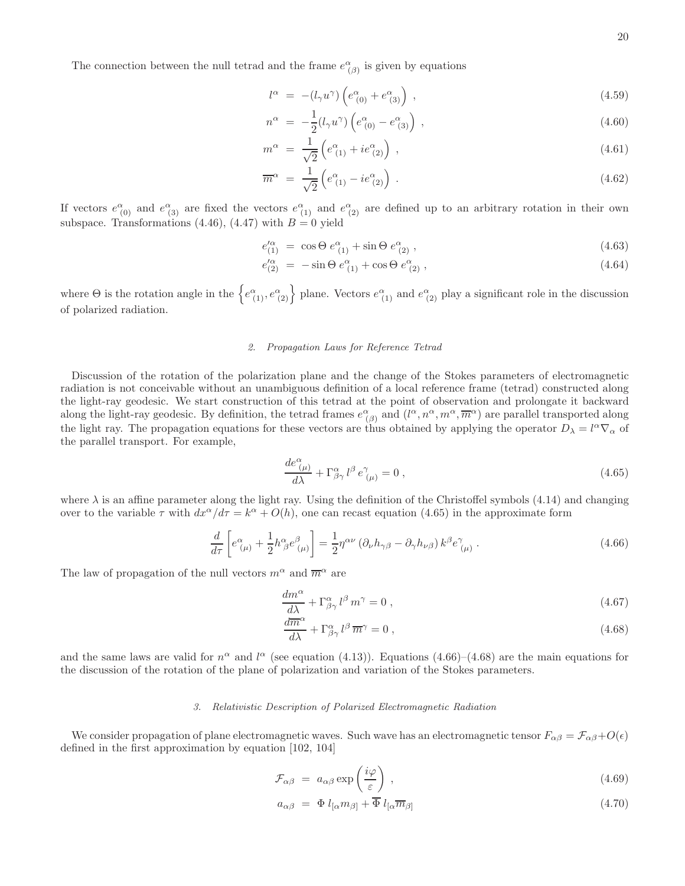The connection between the null tetrad and the frame $e^\alpha_{(\beta)}$ is given by equations

$$l^\alpha = -(l_\gamma u^\gamma)\left(e^\alpha_{(0)} + e^\alpha_{(3)}\right) , \tag{4.59}$$

$$n^\alpha = -\frac{1}{2}(l_\gamma u^\gamma)\left(e^\alpha_{(0)} - e^\alpha_{(3)}\right) , \tag{4.60}$$

$$m^\alpha = \frac{1}{\sqrt{2}}\left(e^\alpha_{(1)} + ie^\alpha_{(2)}\right) , \tag{4.61}$$

$$\overline{m}^\alpha = \frac{1}{\sqrt{2}}\left(e^\alpha_{(1)} - ie^\alpha_{(2)}\right) . \tag{4.62}$$

If vectors $e^\alpha_{(0)}$ and $e^\alpha_{(3)}$ are fixed the vectors $e^\alpha_{(1)}$ and $e^\alpha_{(2)}$ are defined up to an arbitrary rotation in their own subspace. Transformations (4.46), (4.47) with $B = 0$ yield

$$e'^\alpha_{(1)} = \cos\Theta\, e^\alpha_{(1)} + \sin\Theta\, e^\alpha_{(2)} , \tag{4.63}$$

$$e'^\alpha_{(2)} = -\sin\Theta\, e^\alpha_{(1)} + \cos\Theta\, e^\alpha_{(2)} , \tag{4.64}$$

where $\Theta$ is the rotation angle in the $\left\{e^\alpha_{(1)}, e^\alpha_{(2)}\right\}$ plane. Vectors $e^\alpha_{(1)}$ and $e^\alpha_{(2)}$ play a significant role in the discussion of polarized radiation.

### *2. Propagation Laws for Reference Tetrad*

Discussion of the rotation of the polarization plane and the change of the Stokes parameters of electromagnetic radiation is not conceivable without an unambiguous definition of a local reference frame (tetrad) constructed along the light-ray geodesic. We start construction of this tetrad at the point of observation and prolongate it backward along the light-ray geodesic. By definition, the tetrad frames $e^\alpha_{(\beta)}$ and $(l^\alpha, n^\alpha, m^\alpha, \overline{m}^\alpha)$ are parallel transported along the light ray. The propagation equations for these vectors are thus obtained by applying the operator $D_\lambda = l^\alpha \nabla_\alpha$ of the parallel transport. For example,

$$\frac{de^\alpha_{(\mu)}}{d\lambda} + \Gamma^\alpha_{\beta\gamma}\, l^\beta\, e^\gamma_{(\mu)} = 0 , \tag{4.65}$$

where $\lambda$ is an affine parameter along the light ray. Using the definition of the Christoffel symbols (4.14) and changing over to the variable $\tau$ with $dx^\alpha/d\tau = k^\alpha + O(h)$, one can recast equation (4.65) in the approximate form

$$\frac{d}{d\tau}\left[e^\alpha_{(\mu)} + \frac{1}{2}h^\alpha_\beta e^\beta_{(\mu)}\right] = \frac{1}{2}\eta^{\alpha\nu}\left(\partial_\nu h_{\gamma\beta} - \partial_\gamma h_{\nu\beta}\right) k^\beta e^\gamma_{(\mu)} . \tag{4.66}$$

The law of propagation of the null vectors $m^\alpha$ and $\overline{m}^\alpha$ are

$$\frac{dm^\alpha}{d\lambda} + \Gamma^\alpha_{\beta\gamma}\, l^\beta\, m^\gamma = 0 , \tag{4.67}$$

$$\frac{d\overline{m}^\alpha}{d\lambda} + \Gamma^\alpha_{\beta\gamma}\, l^\beta\, \overline{m}^\gamma = 0 , \tag{4.68}$$

and the same laws are valid for $n^\alpha$ and $l^\alpha$ (see equation (4.13)). Equations (4.66)–(4.68) are the main equations for the discussion of the rotation of the plane of polarization and variation of the Stokes parameters.

### *3. Relativistic Description of Polarized Electromagnetic Radiation*

We consider propagation of plane electromagnetic waves. Such wave has an electromagnetic tensor $F_{\alpha\beta} = \mathcal{F}_{\alpha\beta} + O(\epsilon)$ defined in the first approximation by equation [102, 104]

$$\mathcal{F}_{\alpha\beta} = a_{\alpha\beta}\exp\left(\frac{i\varphi}{\varepsilon}\right) , \tag{4.69}$$

$$a_{\alpha\beta} = \Phi\, l_{[\alpha}m_{\beta]} + \overline{\Phi}\, l_{[\alpha}\overline{m}_{\beta]} \tag{4.70}$$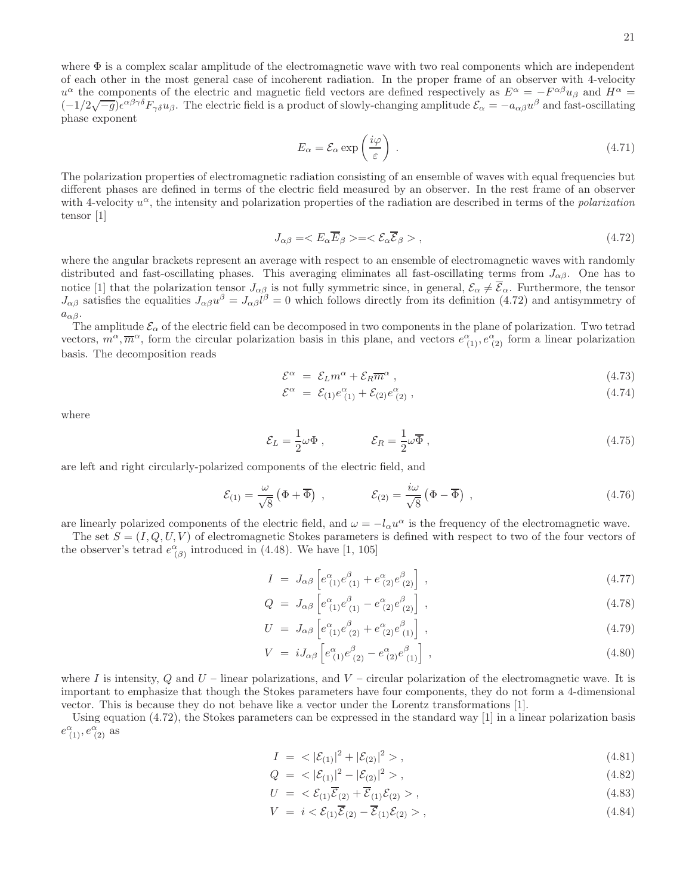where $\Phi$ is a complex scalar amplitude of the electromagnetic wave with two real components which are independent of each other in the most general case of incoherent radiation. In the proper frame of an observer with 4-velocity $u^\alpha$ the components of the electric and magnetic field vectors are defined respectively as $E^\alpha = -F^{\alpha\beta}u_\beta$ and $H^\alpha = (-1/2\sqrt{-g})\epsilon^{\alpha\beta\gamma\delta}F_{\gamma\delta}u_\beta$. The electric field is a product of slowly-changing amplitude $\mathcal{E}_\alpha = -a_{\alpha\beta}u^\beta$ and fast-oscillating phase exponent

$$E_\alpha = \mathcal{E}_\alpha \exp\left(\frac{i\varphi}{\varepsilon}\right) . \tag{4.71}$$

The polarization properties of electromagnetic radiation consisting of an ensemble of waves with equal frequencies but different phases are defined in terms of the electric field measured by an observer. In the rest frame of an observer with 4-velocity $u^\alpha$, the intensity and polarization properties of the radiation are described in terms of the *polarization* tensor [1]

$$J_{\alpha\beta} = < E_\alpha \overline{E}_\beta > = < \mathcal{E}_\alpha \overline{\mathcal{E}}_\beta > , \tag{4.72}$$

where the angular brackets represent an average with respect to an ensemble of electromagnetic waves with randomly distributed and fast-oscillating phases. This averaging eliminates all fast-oscillating terms from $J_{\alpha\beta}$. One has to notice [1] that the polarization tensor $J_{\alpha\beta}$ is not fully symmetric since, in general, $\mathcal{E}_\alpha \neq \overline{\mathcal{E}}_\alpha$. Furthermore, the tensor $J_{\alpha\beta}$ satisfies the equalities $J_{\alpha\beta}u^\beta = J_{\alpha\beta}l^\beta = 0$ which follows directly from its definition (4.72) and antisymmetry of $a_{\alpha\beta}$.

The amplitude $\mathcal{E}_\alpha$ of the electric field can be decomposed in two components in the plane of polarization. Two tetrad vectors, $m^\alpha, \overline{m}^\alpha$, form the circular polarization basis in this plane, and vectors $e^\alpha_{\ (1)}, e^\alpha_{\ (2)}$ form a linear polarization basis. The decomposition reads

$$\mathcal{E}^\alpha = \mathcal{E}_L m^\alpha + \mathcal{E}_R \overline{m}^\alpha , \tag{4.73}$$

$$\mathcal{E}^\alpha = \mathcal{E}_{(1)} e^\alpha_{\ (1)} + \mathcal{E}_{(2)} e^\alpha_{\ (2)} , \tag{4.74}$$

where

$$\mathcal{E}_L = \frac{1}{2}\omega\Phi , \qquad \mathcal{E}_R = \frac{1}{2}\omega\overline{\Phi} , \tag{4.75}$$

are left and right circularly-polarized components of the electric field, and

$$\mathcal{E}_{(1)} = \frac{\omega}{\sqrt{8}}\left(\Phi + \overline{\Phi}\right) , \qquad \mathcal{E}_{(2)} = \frac{i\omega}{\sqrt{8}}\left(\Phi - \overline{\Phi}\right) , \tag{4.76}$$

are linearly polarized components of the electric field, and $\omega = -l_\alpha u^\alpha$ is the frequency of the electromagnetic wave.

The set $S = (I, Q, U, V)$ of electromagnetic Stokes parameters is defined with respect to two of the four vectors of the observer's tetrad $e^\alpha_{\ (\beta)}$ introduced in (4.48). We have [1, 105]

$$I = J_{\alpha\beta}\left[e^\alpha_{\ (1)}e^\beta_{\ (1)} + e^\alpha_{\ (2)}e^\beta_{\ (2)}\right] , \tag{4.77}$$

$$Q = J_{\alpha\beta}\left[e^\alpha_{\ (1)}e^\beta_{\ (1)} - e^\alpha_{\ (2)}e^\beta_{\ (2)}\right] , \tag{4.78}$$

$$U = J_{\alpha\beta}\left[e^\alpha_{\ (1)}e^\beta_{\ (2)} + e^\alpha_{\ (2)}e^\beta_{\ (1)}\right] , \tag{4.79}$$

$$V = iJ_{\alpha\beta}\left[e^\alpha_{\ (1)}e^\beta_{\ (2)} - e^\alpha_{\ (2)}e^\beta_{\ (1)}\right] , \tag{4.80}$$

where $I$ is intensity, $Q$ and $U$ – linear polarizations, and $V$ – circular polarization of the electromagnetic wave. It is important to emphasize that though the Stokes parameters have four components, they do not form a 4-dimensional vector. This is because they do not behave like a vector under the Lorentz transformations [1].

Using equation (4.72), the Stokes parameters can be expressed in the standard way [1] in a linear polarization basis $e^\alpha_{\ (1)}, e^\alpha_{\ (2)}$ as

$$I = < |\mathcal{E}_{(1)}|^2 + |\mathcal{E}_{(2)}|^2 > , \tag{4.81}$$

$$Q = < |\mathcal{E}_{(1)}|^2 - |\mathcal{E}_{(2)}|^2 > , \tag{4.82}$$

$$U = < \mathcal{E}_{(1)}\overline{\mathcal{E}}_{(2)} + \overline{\mathcal{E}}_{(1)}\mathcal{E}_{(2)} > , \tag{4.83}$$

$$V = i < \mathcal{E}_{(1)}\overline{\mathcal{E}}_{(2)} - \overline{\mathcal{E}}_{(1)}\mathcal{E}_{(2)} > , \tag{4.84}$$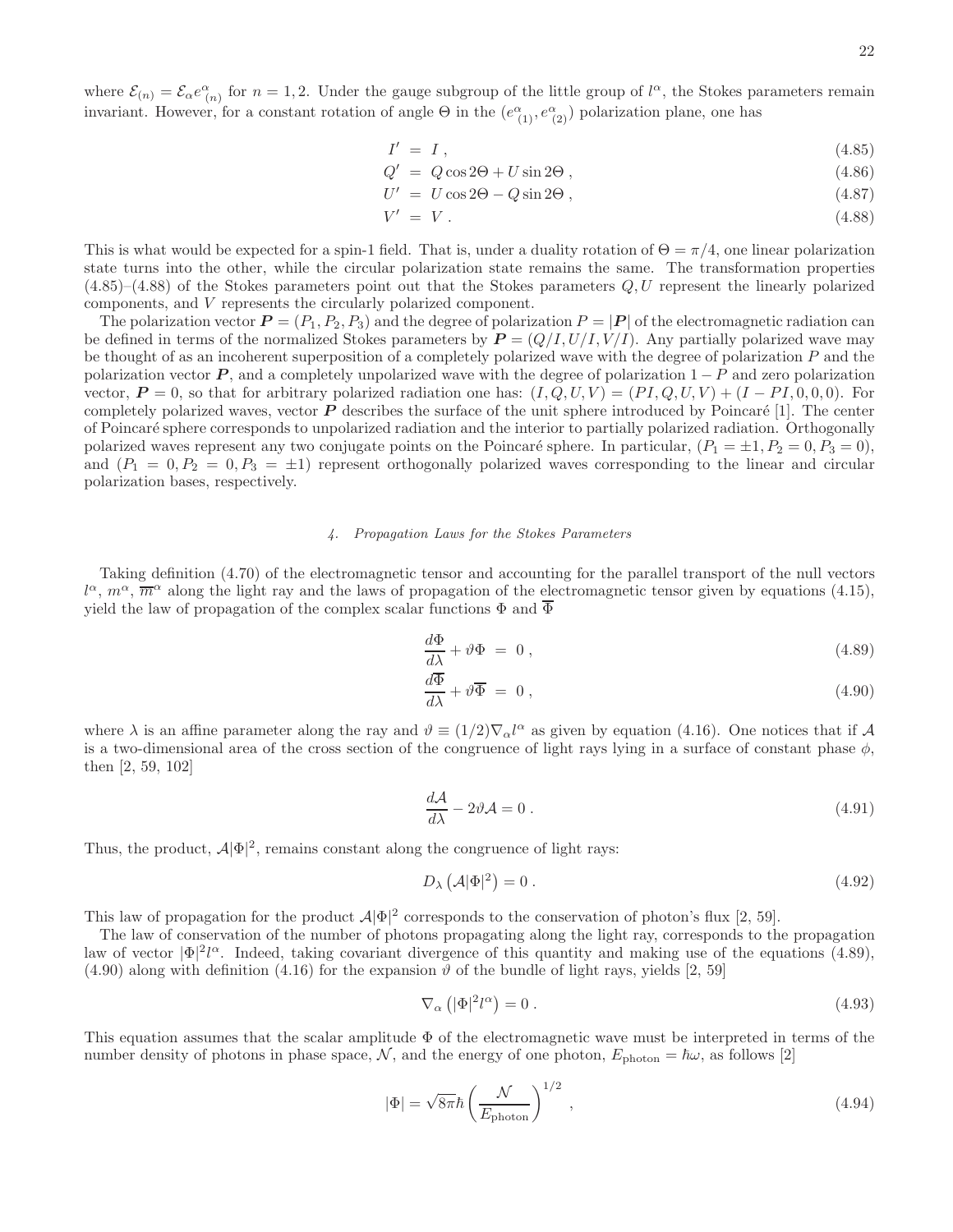where $\mathcal{E}_{(n)} = \mathcal{E}_\alpha e^\alpha_{(n)}$ for $n = 1, 2$. Under the gauge subgroup of the little group of $l^\alpha$, the Stokes parameters remain invariant. However, for a constant rotation of angle $\Theta$ in the $(e^\alpha_{(1)}, e^\alpha_{(2)})$ polarization plane, one has

$$I' = I , \tag{4.85}$$

$$Q' = Q \cos 2\Theta + U \sin 2\Theta , \tag{4.86}$$

$$U' = U \cos 2\Theta - Q \sin 2\Theta , \tag{4.87}$$

$$V' = V . \tag{4.88}$$

This is what would be expected for a spin-1 field. That is, under a duality rotation of $\Theta = \pi/4$, one linear polarization state turns into the other, while the circular polarization state remains the same. The transformation properties (4.85)–(4.88) of the Stokes parameters point out that the Stokes parameters $Q, U$ represent the linearly polarized components, and $V$ represents the circularly polarized component.

The polarization vector $\boldsymbol{P} = (P_1, P_2, P_3)$ and the degree of polarization $P = |\boldsymbol{P}|$ of the electromagnetic radiation can be defined in terms of the normalized Stokes parameters by $\boldsymbol{P} = (Q/I, U/I, V/I)$. Any partially polarized wave may be thought of as an incoherent superposition of a completely polarized wave with the degree of polarization $P$ and the polarization vector $\boldsymbol{P}$, and a completely unpolarized wave with the degree of polarization $1 - P$ and zero polarization vector, $\boldsymbol{P} = 0$, so that for arbitrary polarized radiation one has: $(I, Q, U, V) = (PI, Q, U, V) + (I - PI, 0, 0, 0)$. For completely polarized waves, vector $\boldsymbol{P}$ describes the surface of the unit sphere introduced by Poincaré [1]. The center of Poincaré sphere corresponds to unpolarized radiation and the interior to partially polarized radiation. Orthogonally polarized waves represent any two conjugate points on the Poincaré sphere. In particular, $(P_1 = \pm 1, P_2 = 0, P_3 = 0)$, and $(P_1 = 0, P_2 = 0, P_3 = \pm 1)$ represent orthogonally polarized waves corresponding to the linear and circular polarization bases, respectively.

#### *4. Propagation Laws for the Stokes Parameters*

Taking definition (4.70) of the electromagnetic tensor and accounting for the parallel transport of the null vectors $l^\alpha$, $m^\alpha$, $\overline{m}^\alpha$ along the light ray and the laws of propagation of the electromagnetic tensor given by equations (4.15), yield the law of propagation of the complex scalar functions $\Phi$ and $\overline{\Phi}$

$$\frac{d\Phi}{d\lambda} + \vartheta \Phi = 0 , \tag{4.89}$$

$$\frac{d\overline{\Phi}}{d\lambda} + \vartheta \overline{\Phi} = 0 , \tag{4.90}$$

where $\lambda$ is an affine parameter along the ray and $\vartheta \equiv (1/2)\nabla_\alpha l^\alpha$ as given by equation (4.16). One notices that if $\mathcal{A}$ is a two-dimensional area of the cross section of the congruence of light rays lying in a surface of constant phase $\phi$, then [2, 59, 102]

$$\frac{d\mathcal{A}}{d\lambda} - 2\vartheta \mathcal{A} = 0 . \tag{4.91}$$

Thus, the product, $\mathcal{A}|\Phi|^2$, remains constant along the congruence of light rays:

$$D_\lambda \left( \mathcal{A}|\Phi|^2 \right) = 0 . \tag{4.92}$$

This law of propagation for the product $\mathcal{A}|\Phi|^2$ corresponds to the conservation of photon's flux [2, 59].

The law of conservation of the number of photons propagating along the light ray, corresponds to the propagation law of vector $|\Phi|^2 l^\alpha$. Indeed, taking covariant divergence of this quantity and making use of the equations (4.89), (4.90) along with definition (4.16) for the expansion $\vartheta$ of the bundle of light rays, yields [2, 59]

$$\nabla_\alpha \left( |\Phi|^2 l^\alpha \right) = 0 . \tag{4.93}$$

This equation assumes that the scalar amplitude $\Phi$ of the electromagnetic wave must be interpreted in terms of the number density of photons in phase space, $\mathcal{N}$, and the energy of one photon, $E_{\text{photon}} = \hbar\omega$, as follows [2]

$$|\Phi| = \sqrt{8\pi}\hbar \left( \frac{\mathcal{N}}{E_{\text{photon}}} \right)^{1/2} , \tag{4.94}$$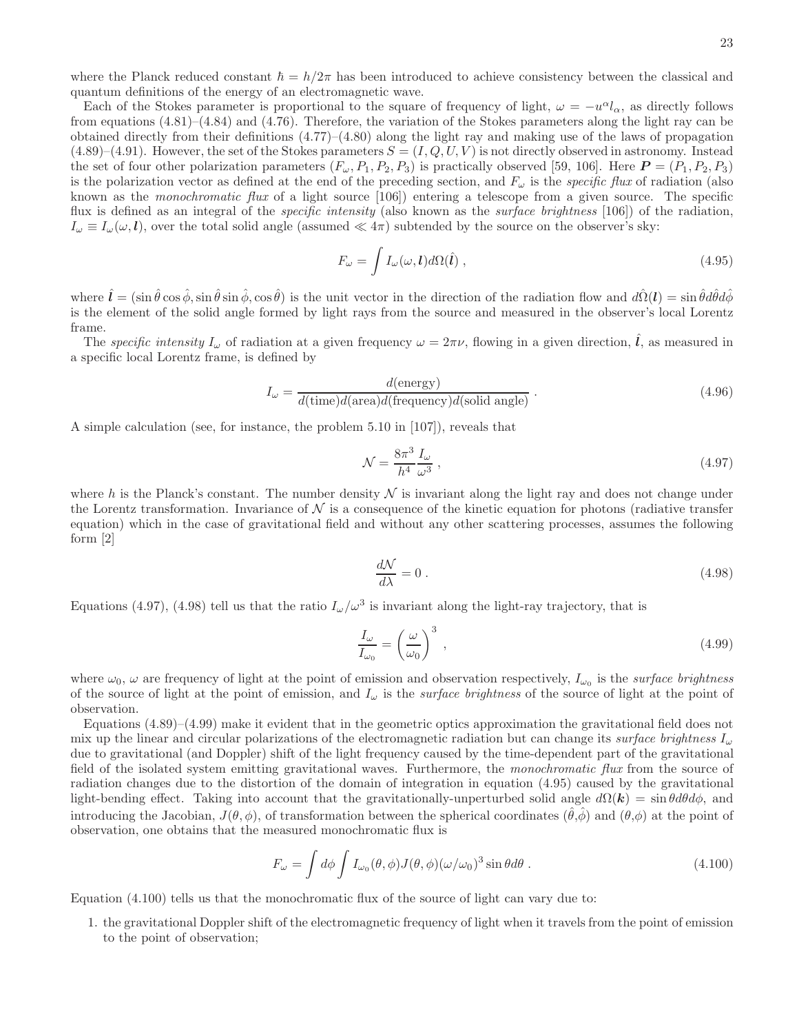where the Planck reduced constant $\hbar = h/2\pi$ has been introduced to achieve consistency between the classical and quantum definitions of the energy of an electromagnetic wave.

Each of the Stokes parameter is proportional to the square of frequency of light, $\omega = -u^\alpha l_\alpha$, as directly follows from equations (4.81)–(4.84) and (4.76). Therefore, the variation of the Stokes parameters along the light ray can be obtained directly from their definitions (4.77)–(4.80) along the light ray and making use of the laws of propagation (4.89)–(4.91). However, the set of the Stokes parameters $S = (I, Q, U, V)$ is not directly observed in astronomy. Instead the set of four other polarization parameters $(F_\omega, P_1, P_2, P_3)$ is practically observed [59, 106]. Here $\boldsymbol{P} = (P_1, P_2, P_3)$ is the polarization vector as defined at the end of the preceding section, and $F_\omega$ is the *specific flux* of radiation (also known as the *monochromatic flux* of a light source [106]) entering a telescope from a given source. The specific flux is defined as an integral of the *specific intensity* (also known as the *surface brightness* [106]) of the radiation, $I_\omega \equiv I_\omega(\omega, \boldsymbol{l})$, over the total solid angle (assumed $\ll 4\pi$) subtended by the source on the observer's sky:

$$F_\omega = \int I_\omega(\omega, \boldsymbol{l}) d\Omega(\hat{\boldsymbol{l}}) \,, \tag{4.95}$$

where $\hat{\boldsymbol{l}} = (\sin\hat{\theta}\cos\hat{\phi}, \sin\hat{\theta}\sin\hat{\phi}, \cos\hat{\theta})$ is the unit vector in the direction of the radiation flow and $d\hat{\Omega}(\boldsymbol{l}) = \sin\hat{\theta} d\hat{\theta} d\hat{\phi}$ is the element of the solid angle formed by light rays from the source and measured in the observer's local Lorentz frame.

The *specific intensity* $I_\omega$ of radiation at a given frequency $\omega = 2\pi\nu$, flowing in a given direction, $\hat{\boldsymbol{l}}$, as measured in a specific local Lorentz frame, is defined by

$$I_\omega = \frac{d(\text{energy})}{d(\text{time}) d(\text{area}) d(\text{frequency}) d(\text{solid angle})} \,. \tag{4.96}$$

A simple calculation (see, for instance, the problem 5.10 in [107]), reveals that

$$\mathcal{N} = \frac{8\pi^3}{h^4} \frac{I_\omega}{\omega^3} \,, \tag{4.97}$$

where $h$ is the Planck's constant. The number density $\mathcal{N}$ is invariant along the light ray and does not change under the Lorentz transformation. Invariance of $\mathcal{N}$ is a consequence of the kinetic equation for photons (radiative transfer equation) which in the case of gravitational field and without any other scattering processes, assumes the following form [2]

$$\frac{d\mathcal{N}}{d\lambda} = 0 \,. \tag{4.98}$$

Equations (4.97), (4.98) tell us that the ratio $I_\omega/\omega^3$ is invariant along the light-ray trajectory, that is

$$\frac{I_\omega}{I_{\omega_0}} = \left(\frac{\omega}{\omega_0}\right)^3 \,, \tag{4.99}$$

where $\omega_0$, $\omega$ are frequency of light at the point of emission and observation respectively, $I_{\omega_0}$ is the *surface brightness* of the source of light at the point of emission, and $I_\omega$ is the *surface brightness* of the source of light at the point of observation.

Equations (4.89)–(4.99) make it evident that in the geometric optics approximation the gravitational field does not mix up the linear and circular polarizations of the electromagnetic radiation but can change its *surface brightness* $I_\omega$ due to gravitational (and Doppler) shift of the light frequency caused by the time-dependent part of the gravitational field of the isolated system emitting gravitational waves. Furthermore, the *monochromatic flux* from the source of radiation changes due to the distortion of the domain of integration in equation (4.95) caused by the gravitational light-bending effect. Taking into account that the gravitationally-unperturbed solid angle $d\Omega(\boldsymbol{k}) = \sin\theta d\theta d\phi$, and introducing the Jacobian, $J(\theta, \phi)$, of transformation between the spherical coordinates $(\hat{\theta}, \hat{\phi})$ and $(\theta, \phi)$ at the point of observation, one obtains that the measured monochromatic flux is

$$F_\omega = \int d\phi \int I_{\omega_0}(\theta, \phi) J(\theta, \phi) (\omega/\omega_0)^3 \sin\theta d\theta \,. \tag{4.100}$$

Equation (4.100) tells us that the monochromatic flux of the source of light can vary due to:

1. the gravitational Doppler shift of the electromagnetic frequency of light when it travels from the point of emission to the point of observation;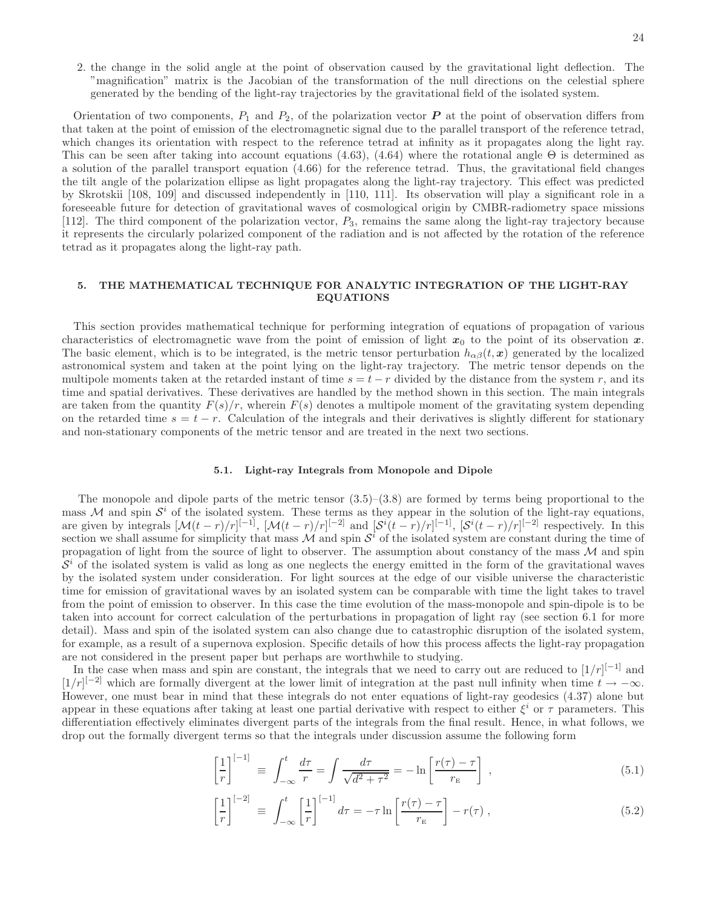2. the change in the solid angle at the point of observation caused by the gravitational light deflection. The "magnification" matrix is the Jacobian of the transformation of the null directions on the celestial sphere generated by the bending of the light-ray trajectories by the gravitational field of the isolated system.

Orientation of two components, $P_1$ and $P_2$, of the polarization vector $\boldsymbol{P}$ at the point of observation differs from that taken at the point of emission of the electromagnetic signal due to the parallel transport of the reference tetrad, which changes its orientation with respect to the reference tetrad at infinity as it propagates along the light ray. This can be seen after taking into account equations (4.63), (4.64) where the rotational angle $\Theta$ is determined as a solution of the parallel transport equation (4.66) for the reference tetrad. Thus, the gravitational field changes the tilt angle of the polarization ellipse as light propagates along the light-ray trajectory. This effect was predicted by Skrotskii [108, 109] and discussed independently in [110, 111]. Its observation will play a significant role in a foreseeable future for detection of gravitational waves of cosmological origin by CMBR-radiometry space missions [112]. The third component of the polarization vector, $P_3$, remains the same along the light-ray trajectory because it represents the circularly polarized component of the radiation and is not affected by the rotation of the reference tetrad as it propagates along the light-ray path.

## 5. THE MATHEMATICAL TECHNIQUE FOR ANALYTIC INTEGRATION OF THE LIGHT-RAY EQUATIONS

This section provides mathematical technique for performing integration of equations of propagation of various characteristics of electromagnetic wave from the point of emission of light $\boldsymbol{x}_0$ to the point of its observation $\boldsymbol{x}$. The basic element, which is to be integrated, is the metric tensor perturbation $h_{\alpha\beta}(t,\boldsymbol{x})$ generated by the localized astronomical system and taken at the point lying on the light-ray trajectory. The metric tensor depends on the multipole moments taken at the retarded instant of time $s = t - r$ divided by the distance from the system $r$, and its time and spatial derivatives. These derivatives are handled by the method shown in this section. The main integrals are taken from the quantity $F(s)/r$, wherein $F(s)$ denotes a multipole moment of the gravitating system depending on the retarded time $s = t - r$. Calculation of the integrals and their derivatives is slightly different for stationary and non-stationary components of the metric tensor and are treated in the next two sections.

### 5.1. Light-ray Integrals from Monopole and Dipole

The monopole and dipole parts of the metric tensor (3.5)–(3.8) are formed by terms being proportional to the mass $\mathcal{M}$ and spin $\mathcal{S}^i$ of the isolated system. These terms as they appear in the solution of the light-ray equations, are given by integrals $[\mathcal{M}(t-r)/r]^{[-1]}$, $[\mathcal{M}(t-r)/r]^{[-2]}$ and $[\mathcal{S}^i(t-r)/r]^{[-1]}$, $[\mathcal{S}^i(t-r)/r]^{[-2]}$ respectively. In this section we shall assume for simplicity that mass $\mathcal{M}$ and spin $\mathcal{S}^i$ of the isolated system are constant during the time of propagation of light from the source of light to observer. The assumption about constancy of the mass $\mathcal{M}$ and spin $\mathcal{S}^i$ of the isolated system is valid as long as one neglects the energy emitted in the form of the gravitational waves by the isolated system under consideration. For light sources at the edge of our visible universe the characteristic time for emission of gravitational waves by an isolated system can be comparable with time the light takes to travel from the point of emission to observer. In this case the time evolution of the mass-monopole and spin-dipole is to be taken into account for correct calculation of the perturbations in propagation of light ray (see section 6.1 for more detail). Mass and spin of the isolated system can also change due to catastrophic disruption of the isolated system, for example, as a result of a supernova explosion. Specific details of how this process affects the light-ray propagation are not considered in the present paper but perhaps are worthwhile to studying.

In the case when mass and spin are constant, the integrals that we need to carry out are reduced to $[1/r]^{[-1]}$ and $[1/r]^{[-2]}$ which are formally divergent at the lower limit of integration at the past null infinity when time $t \to -\infty$. However, one must bear in mind that these integrals do not enter equations of light-ray geodesics (4.37) alone but appear in these equations after taking at least one partial derivative with respect to either $\xi^i$ or $\tau$ parameters. This differentiation effectively eliminates divergent parts of the integrals from the final result. Hence, in what follows, we drop out the formally divergent terms so that the integrals under discussion assume the following form

$$
\left[\frac{1}{r}\right]^{[-1]} \equiv \int_{-\infty}^{t} \frac{d\tau}{r} = \int \frac{d\tau}{\sqrt{d^2+\tau^2}} = -\ln\left[\frac{r(\tau)-\tau}{r_{\rm E}}\right] , \tag{5.1}
$$

$$
\left[\frac{1}{r}\right]^{[-2]} \equiv \int_{-\infty}^{t} \left[\frac{1}{r}\right]^{[-1]} d\tau = -\tau \ln\left[\frac{r(\tau)-\tau}{r_{\rm E}}\right] - r(\tau) , \tag{5.2}
$$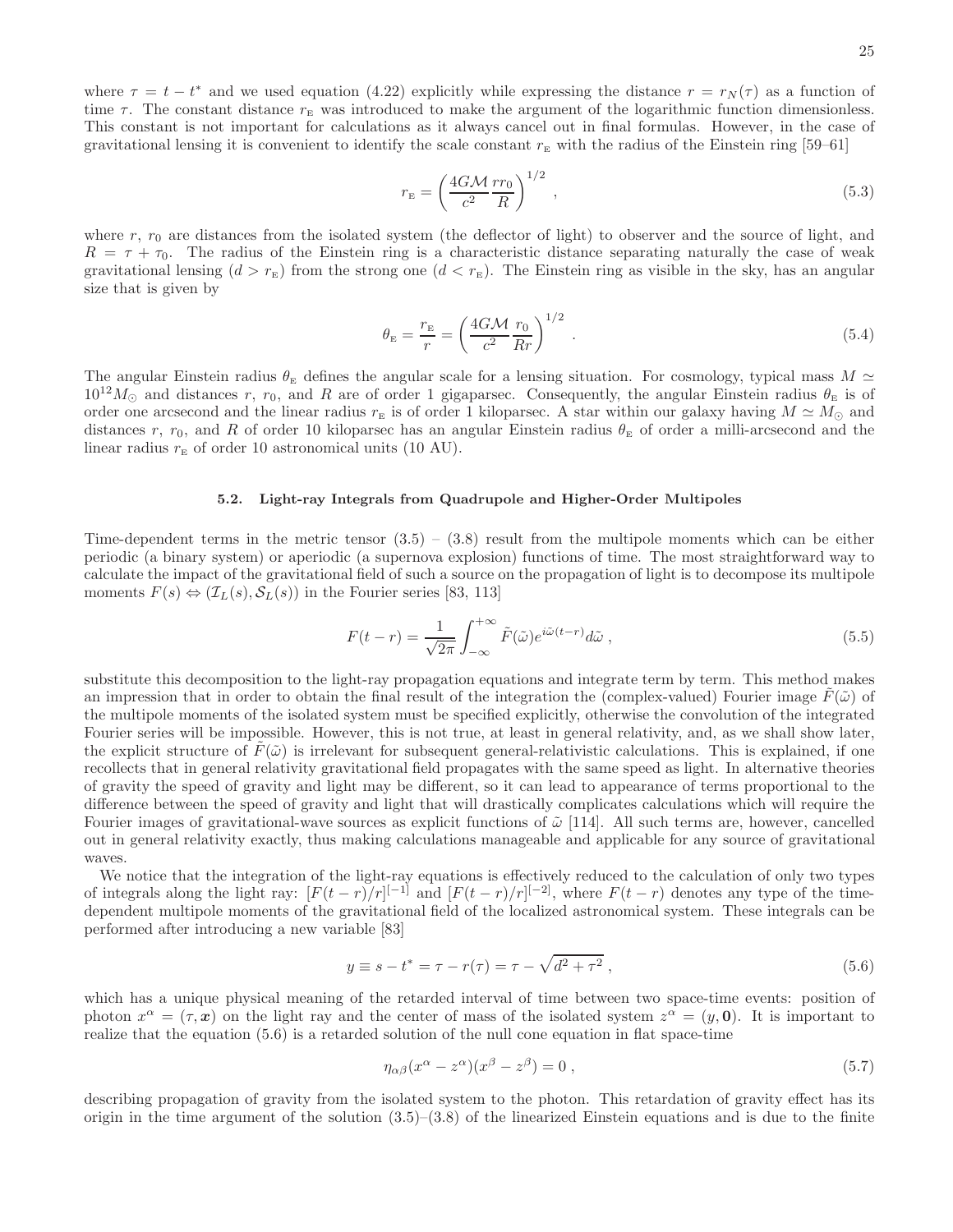where $\tau = t - t^*$ and we used equation (4.22) explicitly while expressing the distance $r = r_N(\tau)$ as a function of time $\tau$. The constant distance $r_{\rm E}$ was introduced to make the argument of the logarithmic function dimensionless. This constant is not important for calculations as it always cancel out in final formulas. However, in the case of gravitational lensing it is convenient to identify the scale constant $r_{\rm E}$ with the radius of the Einstein ring [59–61]

$$
r_{\rm E} = \left(\frac{4G\mathcal{M}}{c^2}\frac{rr_0}{R}\right)^{1/2} , \tag{5.3}
$$

where $r$, $r_0$ are distances from the isolated system (the deflector of light) to observer and the source of light, and $R = \tau + \tau_0$. The radius of the Einstein ring is a characteristic distance separating naturally the case of weak gravitational lensing ($d > r_{\rm E}$) from the strong one ($d < r_{\rm E}$). The Einstein ring as visible in the sky, has an angular size that is given by

$$
\theta_{\rm E} = \frac{r_{\rm E}}{r} = \left(\frac{4G\mathcal{M}}{c^2}\frac{r_0}{Rr}\right)^{1/2} . \tag{5.4}
$$

The angular Einstein radius $\theta_{\rm E}$ defines the angular scale for a lensing situation. For cosmology, typical mass $M \simeq 10^{12}M_\odot$ and distances $r$, $r_0$, and $R$ are of order 1 gigaparsec. Consequently, the angular Einstein radius $\theta_{\rm E}$ is of order one arcsecond and the linear radius $r_{\rm E}$ is of order 1 kiloparsec. A star within our galaxy having $M \simeq M_\odot$ and distances $r$, $r_0$, and $R$ of order 10 kiloparsec has an angular Einstein radius $\theta_{\rm E}$ of order a milli-arcsecond and the linear radius $r_{\rm E}$ of order 10 astronomical units (10 AU).

### 5.2. Light-ray Integrals from Quadrupole and Higher-Order Multipoles

Time-dependent terms in the metric tensor (3.5) – (3.8) result from the multipole moments which can be either periodic (a binary system) or aperiodic (a supernova explosion) functions of time. The most straightforward way to calculate the impact of the gravitational field of such a source on the propagation of light is to decompose its multipole moments $F(s) \Leftrightarrow (\mathcal{I}_L(s), \mathcal{S}_L(s))$ in the Fourier series [83, 113]

$$
F(t-r) = \frac{1}{\sqrt{2\pi}}\int_{-\infty}^{+\infty} \tilde{F}(\tilde{\omega})e^{i\tilde{\omega}(t-r)}d\tilde{\omega} , \tag{5.5}
$$

substitute this decomposition to the light-ray propagation equations and integrate term by term. This method makes an impression that in order to obtain the final result of the integration the (complex-valued) Fourier image $\tilde{F}(\tilde{\omega})$ of the multipole moments of the isolated system must be specified explicitly, otherwise the convolution of the integrated Fourier series will be impossible. However, this is not true, at least in general relativity, and, as we shall show later, the explicit structure of $\tilde{F}(\tilde{\omega})$ is irrelevant for subsequent general-relativistic calculations. This is explained, if one recollects that in general relativity gravitational field propagates with the same speed as light. In alternative theories of gravity the speed of gravity and light may be different, so it can lead to appearance of terms proportional to the difference between the speed of gravity and light that will drastically complicates calculations which will require the Fourier images of gravitational-wave sources as explicit functions of $\tilde{\omega}$ [114]. All such terms are, however, cancelled out in general relativity exactly, thus making calculations manageable and applicable for any source of gravitational waves.

We notice that the integration of the light-ray equations is effectively reduced to the calculation of only two types of integrals along the light ray: $[F(t-r)/r]^{[-1]}$ and $[F(t-r)/r]^{[-2]}$, where $F(t-r)$ denotes any type of the time-dependent multipole moments of the gravitational field of the localized astronomical system. These integrals can be performed after introducing a new variable [83]

$$
y \equiv s - t^* = \tau - r(\tau) = \tau - \sqrt{d^2+\tau^2} , \tag{5.6}
$$

which has a unique physical meaning of the retarded interval of time between two space-time events: position of photon $x^\alpha = (\tau, \boldsymbol{x})$ on the light ray and the center of mass of the isolated system $z^\alpha = (y, \boldsymbol{0})$. It is important to realize that the equation (5.6) is a retarded solution of the null cone equation in flat space-time

$$
\eta_{\alpha\beta}(x^\alpha - z^\alpha)(x^\beta - z^\beta) = 0 , \tag{5.7}
$$

describing propagation of gravity from the isolated system to the photon. This retardation of gravity effect has its origin in the time argument of the solution (3.5)–(3.8) of the linearized Einstein equations and is due to the finite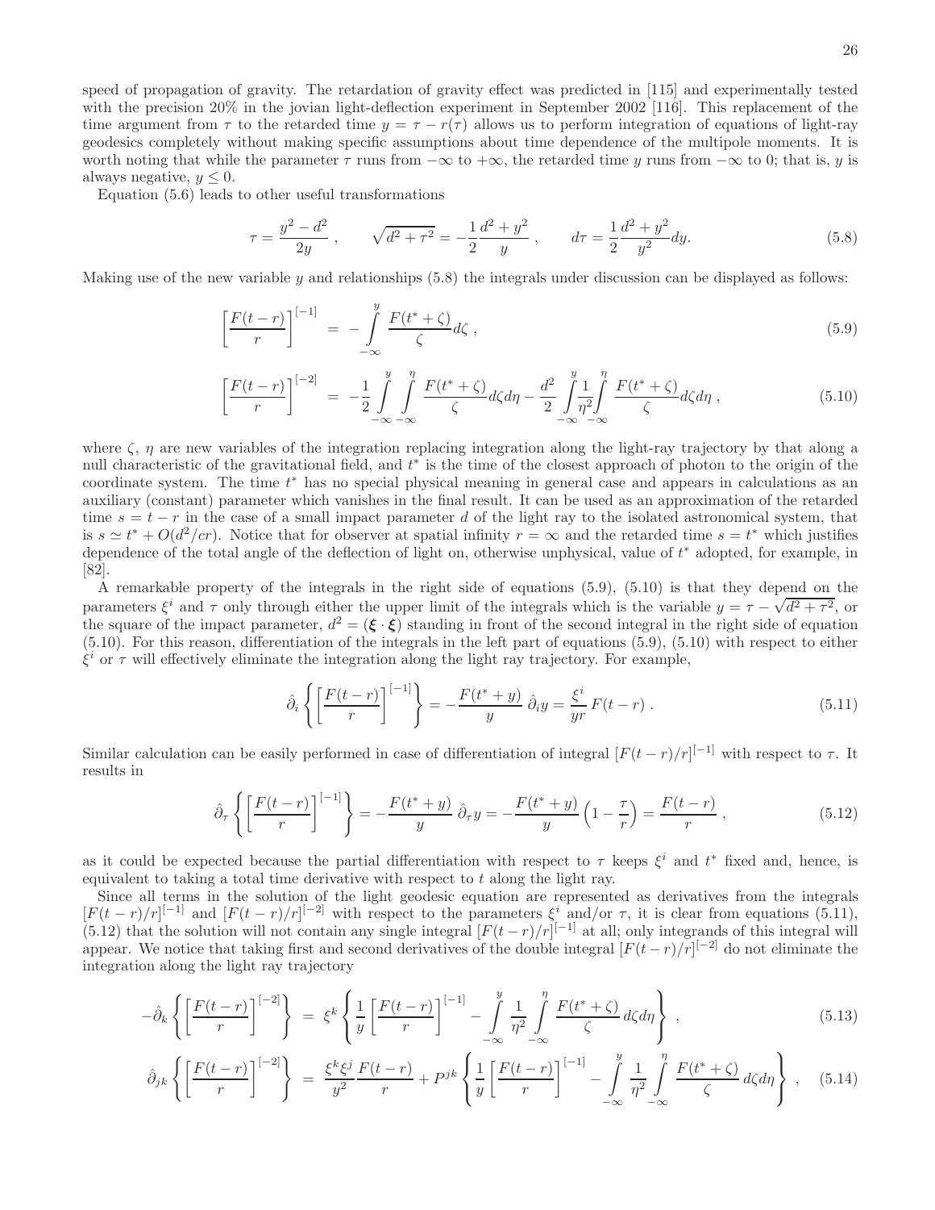speed of propagation of gravity. The retardation of gravity effect was predicted in [115] and experimentally tested with the precision 20% in the jovian light-deflection experiment in September 2002 [116]. This replacement of the time argument from $\tau$ to the retarded time $y = \tau - r(\tau)$ allows us to perform integration of equations of light-ray geodesics completely without making specific assumptions about time dependence of the multipole moments. It is worth noting that while the parameter $\tau$ runs from $-\infty$ to $+\infty$, the retarded time $y$ runs from $-\infty$ to 0; that is, $y$ is always negative, $y \leq 0$.

Equation (5.6) leads to other useful transformations

$$\tau = \frac{y^2 - d^2}{2y}\,, \qquad \sqrt{d^2+\tau^2} = -\frac{1}{2}\frac{d^2+y^2}{y}\,, \qquad d\tau = \frac{1}{2}\frac{d^2+y^2}{y^2}dy. \tag{5.8}$$

Making use of the new variable $y$ and relationships (5.8) the integrals under discussion can be displayed as follows:

$$\left[\frac{F(t-r)}{r}\right]^{[-1]} = -\int\limits_{-\infty}^{y} \frac{F(t^*+\zeta)}{\zeta}d\zeta\,, \tag{5.9}$$

$$\left[\frac{F(t-r)}{r}\right]^{[-2]} = -\frac{1}{2}\int\limits_{-\infty}^{y}\int\limits_{-\infty}^{\eta} \frac{F(t^*+\zeta)}{\zeta}d\zeta d\eta - \frac{d^2}{2}\int\limits_{-\infty}^{y}\frac{1}{\eta^2}\int\limits_{-\infty}^{\eta} \frac{F(t^*+\zeta)}{\zeta}d\zeta d\eta\,, \tag{5.10}$$

where $\zeta$, $\eta$ are new variables of the integration replacing integration along the light-ray trajectory by that along a null characteristic of the gravitational field, and $t^*$ is the time of the closest approach of photon to the origin of the coordinate system. The time $t^*$ has no special physical meaning in general case and appears in calculations as an auxiliary (constant) parameter which vanishes in the final result. It can be used as an approximation of the retarded time $s = t - r$ in the case of a small impact parameter $d$ of the light ray to the isolated astronomical system, that is $s \simeq t^* + O(d^2/cr)$. Notice that for observer at spatial infinity $r = \infty$ and the retarded time $s = t^*$ which justifies dependence of the total angle of the deflection of light on, otherwise unphysical, value of $t^*$ adopted, for example, in [82].

A remarkable property of the integrals in the right side of equations (5.9), (5.10) is that they depend on the parameters $\xi^i$ and $\tau$ only through either the upper limit of the integrals which is the variable $y = \tau - \sqrt{d^2+\tau^2}$, or the square of the impact parameter, $d^2 = (\boldsymbol{\xi}\cdot\boldsymbol{\xi})$ standing in front of the second integral in the right side of equation (5.10). For this reason, differentiation of the integrals in the left part of equations (5.9), (5.10) with respect to either $\xi^i$ or $\tau$ will effectively eliminate the integration along the light ray trajectory. For example,

$$\hat{\partial}_i\left\{\left[\frac{F(t-r)}{r}\right]^{[-1]}\right\} = -\frac{F(t^*+y)}{y}\,\hat{\partial}_i y = \frac{\xi^i}{yr}\,F(t-r)\,. \tag{5.11}$$

Similar calculation can be easily performed in case of differentiation of integral $[F(t-r)/r]^{[-1]}$ with respect to $\tau$. It results in

$$\hat{\partial}_\tau\left\{\left[\frac{F(t-r)}{r}\right]^{[-1]}\right\} = -\frac{F(t^*+y)}{y}\,\hat{\partial}_\tau y = -\frac{F(t^*+y)}{y}\left(1-\frac{\tau}{r}\right) = \frac{F(t-r)}{r}\,, \tag{5.12}$$

as it could be expected because the partial differentiation with respect to $\tau$ keeps $\xi^i$ and $t^*$ fixed and, hence, is equivalent to taking a total time derivative with respect to $t$ along the light ray.

Since all terms in the solution of the light geodesic equation are represented as derivatives from the integrals $[F(t-r)/r]^{[-1]}$ and $[F(t-r)/r]^{[-2]}$ with respect to the parameters $\xi^i$ and/or $\tau$, it is clear from equations (5.11), (5.12) that the solution will not contain any single integral $[F(t-r)/r]^{[-1]}$ at all; only integrands of this integral will appear. We notice that taking first and second derivatives of the double integral $[F(t-r)/r]^{[-2]}$ do not eliminate the integration along the light ray trajectory

$$-\hat{\partial}_k\left\{\left[\frac{F(t-r)}{r}\right]^{[-2]}\right\} = \xi^k\left\{\frac{1}{y}\left[\frac{F(t-r)}{r}\right]^{[-1]} - \int\limits_{-\infty}^{y}\frac{1}{\eta^2}\int\limits_{-\infty}^{\eta}\frac{F(t^*+\zeta)}{\zeta}\,d\zeta d\eta\right\}\,, \tag{5.13}$$

$$\hat{\partial}_{jk}\left\{\left[\frac{F(t-r)}{r}\right]^{[-2]}\right\} = \frac{\xi^k\xi^j}{y^2}\frac{F(t-r)}{r} + P^{jk}\left\{\frac{1}{y}\left[\frac{F(t-r)}{r}\right]^{[-1]} - \int\limits_{-\infty}^{y}\frac{1}{\eta^2}\int\limits_{-\infty}^{\eta}\frac{F(t^*+\zeta)}{\zeta}\,d\zeta d\eta\right\}\,, \tag{5.14}$$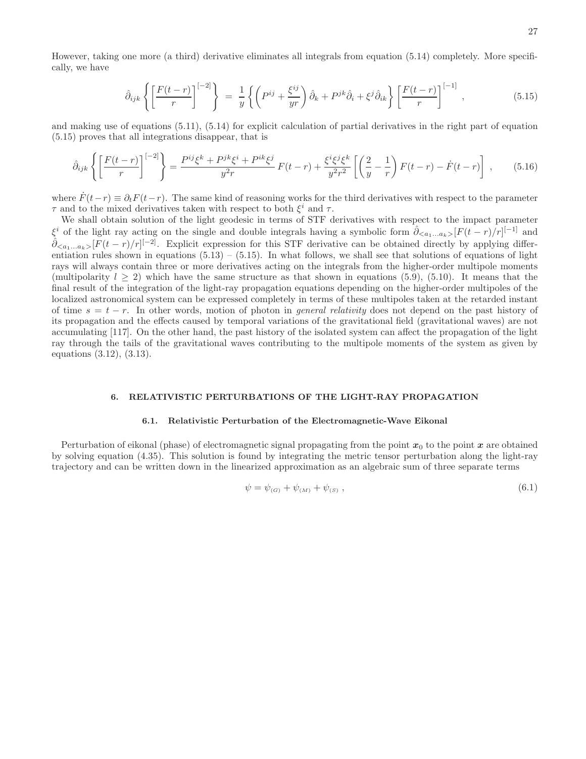However, taking one more (a third) derivative eliminates all integrals from equation (5.14) completely. More specifically, we have

$$\hat{\partial}_{ijk}\left\{\left[\frac{F(t-r)}{r}\right]^{[-2]}\right\} \;=\; \frac{1}{y}\left\{\left(P^{ij}+\frac{\xi^{ij}}{yr}\right)\hat{\partial}_k + P^{jk}\hat{\partial}_i + \xi^j\hat{\partial}_{ik}\right\}\left[\frac{F(t-r)}{r}\right]^{[-1]} \,, \tag{5.15}$$

and making use of equations (5.11), (5.14) for explicit calculation of partial derivatives in the right part of equation (5.15) proves that all integrations disappear, that is

$$\hat{\partial}_{ijk}\left\{\left[\frac{F(t-r)}{r}\right]^{[-2]}\right\} = \frac{P^{ij}\xi^k + P^{jk}\xi^i + P^{ik}\xi^j}{y^2 r}\,F(t-r) + \frac{\xi^i\xi^j\xi^k}{y^2r^2}\left[\left(\frac{2}{y}-\frac{1}{r}\right)F(t-r) - \dot{F}(t-r)\right] \,, \tag{5.16}$$

where $\dot{F}(t-r) \equiv \partial_t F(t-r)$. The same kind of reasoning works for the third derivatives with respect to the parameter $\tau$ and to the mixed derivatives taken with respect to both $\xi^i$ and $\tau$.

We shall obtain solution of the light geodesic in terms of STF derivatives with respect to the impact parameter $\xi^i$ of the light ray acting on the single and double integrals having a symbolic form $\hat{\partial}_{<a_1\ldots a_k>}[F(t-r)/r]^{[-1]}$ and $\hat{\partial}_{<a_1\ldots a_k>}[F(t-r)/r]^{[-2]}$. Explicit expression for this STF derivative can be obtained directly by applying differentiation rules shown in equations (5.13) – (5.15). In what follows, we shall see that solutions of equations of light rays will always contain three or more derivatives acting on the integrals from the higher-order multipole moments (multipolarity $l \geq 2$) which have the same structure as that shown in equations (5.9), (5.10). It means that the final result of the integration of the light-ray propagation equations depending on the higher-order multipoles of the localized astronomical system can be expressed completely in terms of these multipoles taken at the retarded instant of time $s = t - r$. In other words, motion of photon in *general relativity* does not depend on the past history of its propagation and the effects caused by temporal variations of the gravitational field (gravitational waves) are not accumulating [117]. On the other hand, the past history of the isolated system can affect the propagation of the light ray through the tails of the gravitational waves contributing to the multipole moments of the system as given by equations (3.12), (3.13).

## 6. RELATIVISTIC PERTURBATIONS OF THE LIGHT-RAY PROPAGATION

### 6.1. Relativistic Perturbation of the Electromagnetic-Wave Eikonal

Perturbation of eikonal (phase) of electromagnetic signal propagating from the point $\boldsymbol{x}_0$ to the point $\boldsymbol{x}$ are obtained by solving equation (4.35). This solution is found by integrating the metric tensor perturbation along the light-ray trajectory and can be written down in the linearized approximation as an algebraic sum of three separate terms

$$\psi = \psi_{(G)} + \psi_{(M)} + \psi_{(S)} \,, \tag{6.1}$$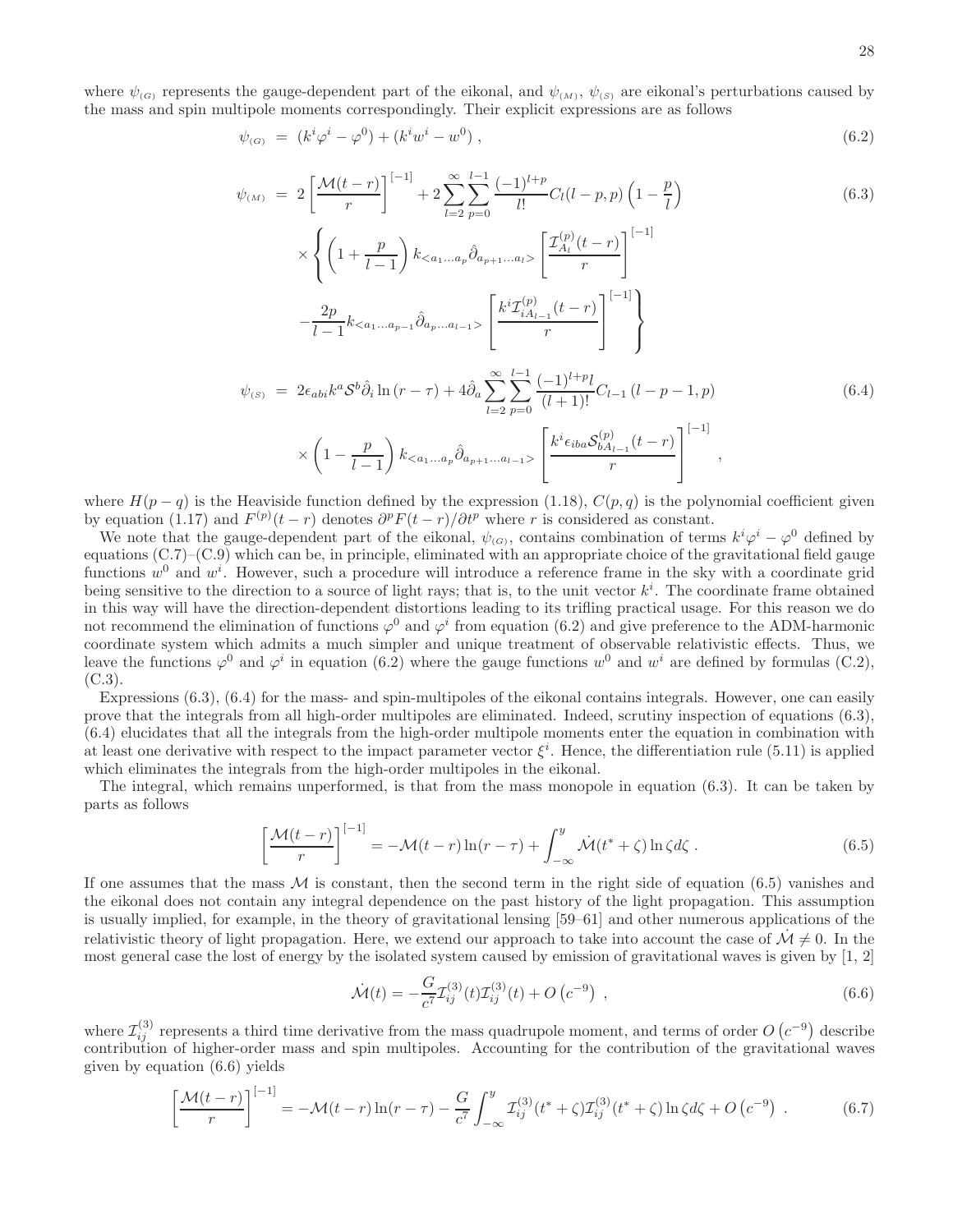where $\psi_{(G)}$ represents the gauge-dependent part of the eikonal, and $\psi_{(M)}$, $\psi_{(S)}$ are eikonal's perturbations caused by the mass and spin multipole moments correspondingly. Their explicit expressions are as follows

$$\psi_{(G)} = (k^i\varphi^i - \varphi^0) + (k^i w^i - w^0) , \tag{6.2}$$

$$\begin{aligned}
\psi_{(M)} = & \; 2\left[\frac{\mathcal{M}(t-r)}{r}\right]^{[-1]} + 2\sum_{l=2}^{\infty}\sum_{p=0}^{l-1}\frac{(-1)^{l+p}}{l!}C_l(l-p,p)\left(1-\frac{p}{l}\right) \\
& \times\left\{\left(1+\frac{p}{l-1}\right)k_{<a_1\ldots a_p}\hat{\partial}_{a_{p+1}\ldots a_l>}\left[\frac{\mathcal{I}^{(p)}_{A_l}(t-r)}{r}\right]^{[-1]}\right. \\
& \left. -\frac{2p}{l-1}k_{<a_1\ldots a_{p-1}}\hat{\partial}_{a_p\ldots a_{l-1}>}\left[\frac{k^i\mathcal{I}^{(p)}_{iA_{l-1}}(t-r)}{r}\right]^{[-1]}\right\}
\end{aligned} \tag{6.3}$$

$$\begin{aligned}
\psi_{(S)} = & \; 2\epsilon_{abi}k^a\mathcal{S}^b\hat{\partial}_i\ln(r-\tau) + 4\hat{\partial}_a\sum_{l=2}^{\infty}\sum_{p=0}^{l-1}\frac{(-1)^{l+p}l}{(l+1)!}C_{l-1}(l-p-1,p) \\
& \times\left(1-\frac{p}{l-1}\right)k_{<a_1\ldots a_p}\hat{\partial}_{a_{p+1}\ldots a_{l-1}>}\left[\frac{k^i\epsilon_{iba}\mathcal{S}^{(p)}_{bA_{l-1}}(t-r)}{r}\right]^{[-1]} ,
\end{aligned} \tag{6.4}$$

where $H(p-q)$ is the Heaviside function defined by the expression (1.18), $C(p,q)$ is the polynomial coefficient given by equation (1.17) and $F^{(p)}(t-r)$ denotes $\partial^p F(t-r)/\partial t^p$ where $r$ is considered as constant.

We note that the gauge-dependent part of the eikonal, $\psi_{(G)}$, contains combination of terms $k^i\varphi^i - \varphi^0$ defined by equations (C.7)–(C.9) which can be, in principle, eliminated with an appropriate choice of the gravitational field gauge functions $w^0$ and $w^i$. However, such a procedure will introduce a reference frame in the sky with a coordinate grid being sensitive to the direction to a source of light rays; that is, to the unit vector $k^i$. The coordinate frame obtained in this way will have the direction-dependent distortions leading to its trifling practical usage. For this reason we do not recommend the elimination of functions $\varphi^0$ and $\varphi^i$ from equation (6.2) and give preference to the ADM-harmonic coordinate system which admits a much simpler and unique treatment of observable relativistic effects. Thus, we leave the functions $\varphi^0$ and $\varphi^i$ in equation (6.2) where the gauge functions $w^0$ and $w^i$ are defined by formulas (C.2), (C.3).

Expressions (6.3), (6.4) for the mass- and spin-multipoles of the eikonal contains integrals. However, one can easily prove that the integrals from all high-order multipoles are eliminated. Indeed, scrutiny inspection of equations (6.3), (6.4) elucidates that all the integrals from the high-order multipole moments enter the equation in combination with at least one derivative with respect to the impact parameter vector $\xi^i$. Hence, the differentiation rule (5.11) is applied which eliminates the integrals from the high-order multipoles in the eikonal.

The integral, which remains unperformed, is that from the mass monopole in equation (6.3). It can be taken by parts as follows

$$\left[\frac{\mathcal{M}(t-r)}{r}\right]^{[-1]} = -\mathcal{M}(t-r)\ln(r-\tau) + \int_{-\infty}^{y}\dot{\mathcal{M}}(t^*+\zeta)\ln\zeta d\zeta . \tag{6.5}$$

If one assumes that the mass $\mathcal{M}$ is constant, then the second term in the right side of equation (6.5) vanishes and the eikonal does not contain any integral dependence on the past history of the light propagation. This assumption is usually implied, for example, in the theory of gravitational lensing [59–61] and other numerous applications of the relativistic theory of light propagation. Here, we extend our approach to take into account the case of $\dot{\mathcal{M}} \neq 0$. In the most general case the lost of energy by the isolated system caused by emission of gravitational waves is given by [1, 2]

$$\dot{\mathcal{M}}(t) = -\frac{G}{c^7}\mathcal{I}^{(3)}_{ij}(t)\mathcal{I}^{(3)}_{ij}(t) + O\left(c^{-9}\right) , \tag{6.6}$$

where $\mathcal{I}^{(3)}_{ij}$ represents a third time derivative from the mass quadrupole moment, and terms of order $O\left(c^{-9}\right)$ describe contribution of higher-order mass and spin multipoles. Accounting for the contribution of the gravitational waves given by equation (6.6) yields

$$\left[\frac{\mathcal{M}(t-r)}{r}\right]^{[-1]} = -\mathcal{M}(t-r)\ln(r-\tau) - \frac{G}{c^7}\int_{-\infty}^{y}\mathcal{I}^{(3)}_{ij}(t^*+\zeta)\mathcal{I}^{(3)}_{ij}(t^*+\zeta)\ln\zeta d\zeta + O\left(c^{-9}\right) . \tag{6.7}$$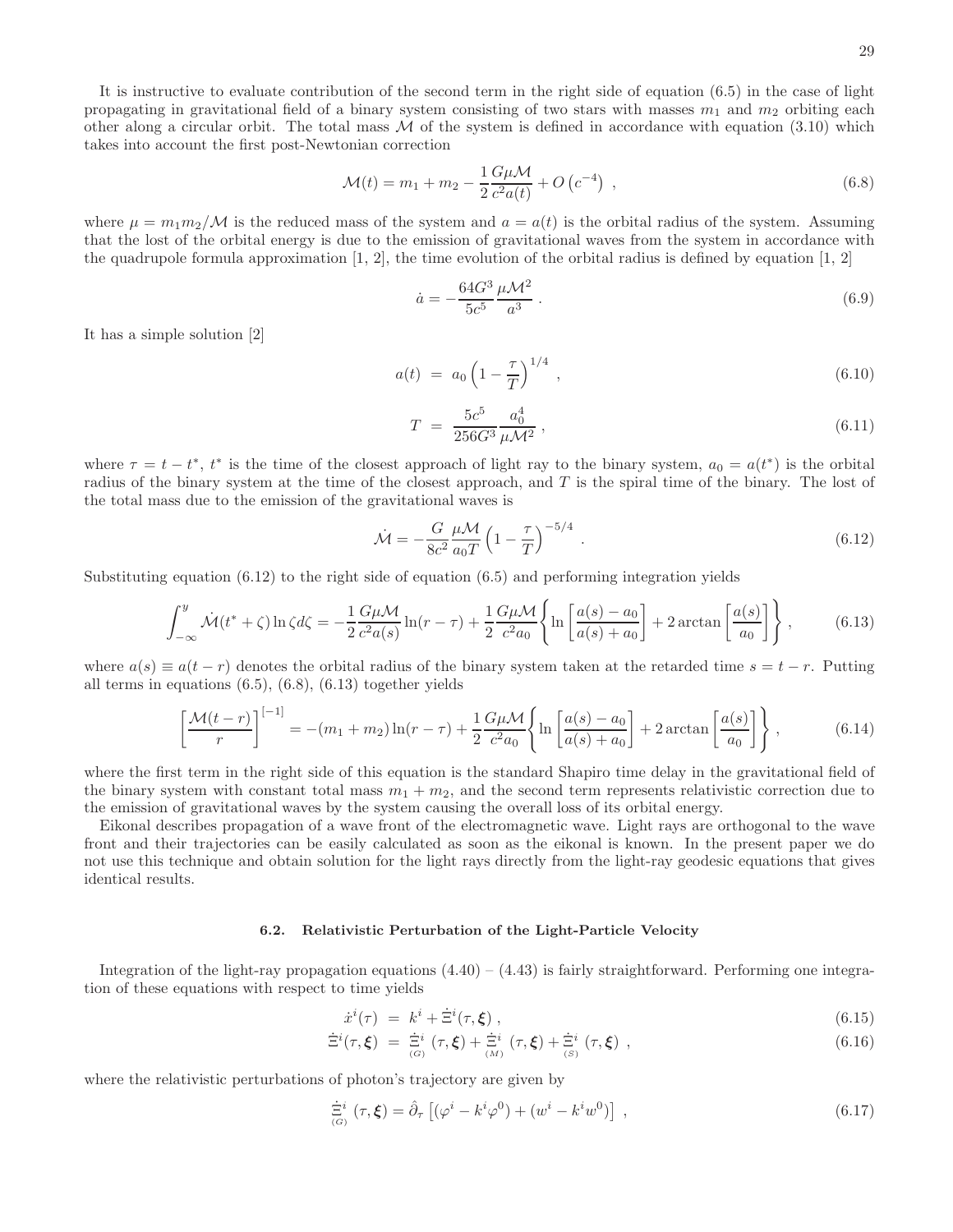It is instructive to evaluate contribution of the second term in the right side of equation (6.5) in the case of light propagating in gravitational field of a binary system consisting of two stars with masses $m_1$ and $m_2$ orbiting each other along a circular orbit. The total mass $\mathcal{M}$ of the system is defined in accordance with equation (3.10) which takes into account the first post-Newtonian correction

$$\mathcal{M}(t) = m_1 + m_2 - \frac{1}{2}\frac{G\mu\mathcal{M}}{c^2 a(t)} + O\left(c^{-4}\right) \ , \tag{6.8}$$

where $\mu = m_1 m_2/\mathcal{M}$ is the reduced mass of the system and $a = a(t)$ is the orbital radius of the system. Assuming that the lost of the orbital energy is due to the emission of gravitational waves from the system in accordance with the quadrupole formula approximation [1, 2], the time evolution of the orbital radius is defined by equation [1, 2]

$$\dot{a} = -\frac{64G^3}{5c^5}\frac{\mu\mathcal{M}^2}{a^3} \ . \tag{6.9}$$

It has a simple solution [2]

$$a(t) \ = \ a_0\left(1 - \frac{\tau}{T}\right)^{1/4} \ , \tag{6.10}$$

$$T \ = \ \frac{5c^5}{256G^3}\frac{a_0^4}{\mu\mathcal{M}^2} \ , \tag{6.11}$$

where $\tau = t - t^*$, $t^*$ is the time of the closest approach of light ray to the binary system, $a_0 = a(t^*)$ is the orbital radius of the binary system at the time of the closest approach, and $T$ is the spiral time of the binary. The lost of the total mass due to the emission of the gravitational waves is

$$\dot{\mathcal{M}} = -\frac{G}{8c^2}\frac{\mu\mathcal{M}}{a_0 T}\left(1 - \frac{\tau}{T}\right)^{-5/4} \ . \tag{6.12}$$

Substituting equation (6.12) to the right side of equation (6.5) and performing integration yields

$$\int_{-\infty}^{y} \dot{\mathcal{M}}(t^* + \zeta)\ln\zeta d\zeta = -\frac{1}{2}\frac{G\mu\mathcal{M}}{c^2 a(s)}\ln(r-\tau) + \frac{1}{2}\frac{G\mu\mathcal{M}}{c^2 a_0}\left\{\ln\left[\frac{a(s) - a_0}{a(s) + a_0}\right] + 2\arctan\left[\frac{a(s)}{a_0}\right]\right\} , \tag{6.13}$$

where $a(s) \equiv a(t - r)$ denotes the orbital radius of the binary system taken at the retarded time $s = t - r$. Putting all terms in equations (6.5), (6.8), (6.13) together yields

$$\left[\frac{\mathcal{M}(t-r)}{r}\right]^{[-1]} = -(m_1 + m_2)\ln(r - \tau) + \frac{1}{2}\frac{G\mu\mathcal{M}}{c^2 a_0}\left\{\ln\left[\frac{a(s) - a_0}{a(s) + a_0}\right] + 2\arctan\left[\frac{a(s)}{a_0}\right]\right\} , \tag{6.14}$$

where the first term in the right side of this equation is the standard Shapiro time delay in the gravitational field of the binary system with constant total mass $m_1 + m_2$, and the second term represents relativistic correction due to the emission of gravitational waves by the system causing the overall loss of its orbital energy.

Eikonal describes propagation of a wave front of the electromagnetic wave. Light rays are orthogonal to the wave front and their trajectories can be easily calculated as soon as the eikonal is known. In the present paper we do not use this technique and obtain solution for the light rays directly from the light-ray geodesic equations that gives identical results.

### 6.2. Relativistic Perturbation of the Light-Particle Velocity

Integration of the light-ray propagation equations (4.40) – (4.43) is fairly straightforward. Performing one integration of these equations with respect to time yields

$$\dot{x}^i(\tau) \ = \ k^i + \dot{\Xi}^i(\tau, \boldsymbol{\xi}) \ , \tag{6.15}$$

$$\dot{\Xi}^i(\tau, \boldsymbol{\xi}) \ = \ \underset{(G)}{\dot{\Xi}^i}(\tau, \boldsymbol{\xi}) + \underset{(M)}{\dot{\Xi}^i}(\tau, \boldsymbol{\xi}) + \underset{(S)}{\dot{\Xi}^i}(\tau, \boldsymbol{\xi}) \ , \tag{6.16}$$

where the relativistic perturbations of photon's trajectory are given by

$$\underset{(G)}{\dot{\Xi}^i}(\tau, \boldsymbol{\xi}) = \hat{\partial}_\tau\left[(\varphi^i - k^i\varphi^0) + (w^i - k^i w^0)\right] \ , \tag{6.17}$$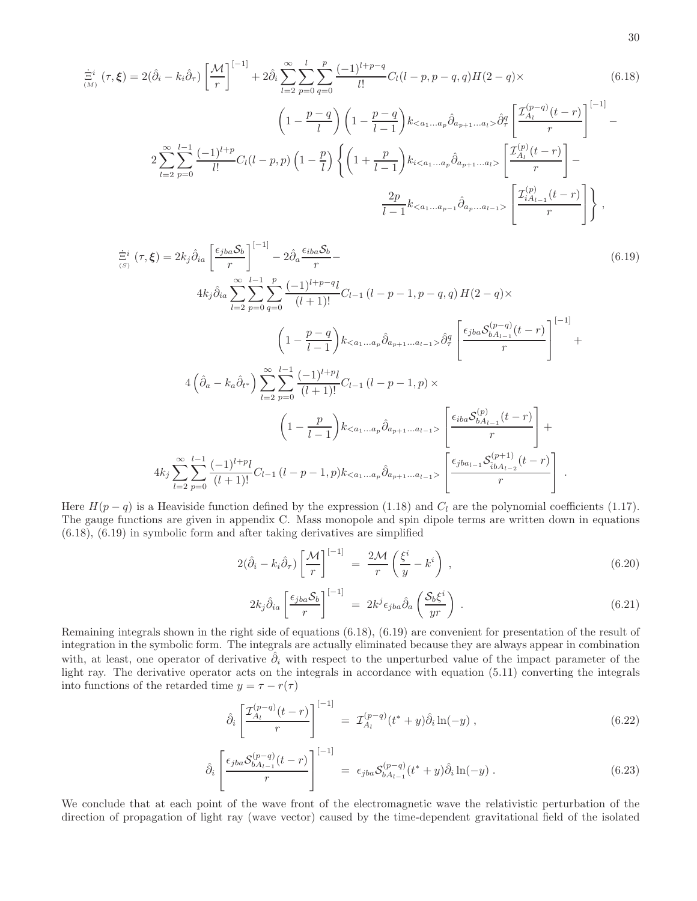$$
\begin{aligned}
\dot{\underset{(M)}{\Xi}}^i(\tau,\boldsymbol{\xi}) &= 2(\hat{\partial}_i - k_i\hat{\partial}_\tau)\left[\frac{\mathcal{M}}{r}\right]^{[-1]} + 2\hat{\partial}_i\sum_{l=2}^{\infty}\sum_{p=0}^{l}\sum_{q=0}^{p}\frac{(-1)^{l+p-q}}{l!}C_l(l-p,p-q,q)H(2-q)\times \\
&\qquad \left(1-\frac{p-q}{l}\right)\left(1-\frac{p-q}{l-1}\right)k_{<a_1\ldots a_p}\hat{\partial}_{a_{p+1}\ldots a_l>}\hat{\partial}^q_\tau\left[\frac{\mathcal{I}^{(p-q)}_{A_l}(t-r)}{r}\right]^{[-1]} - \\
&\quad 2\sum_{l=2}^{\infty}\sum_{p=0}^{l-1}\frac{(-1)^{l+p}}{l!}C_l(l-p,p)\left(1-\frac{p}{l}\right)\left\{\left(1+\frac{p}{l-1}\right)k_{i<a_1\ldots a_p}\hat{\partial}_{a_{p+1}\ldots a_l>}\left[\frac{\mathcal{I}^{(p)}_{A_l}(t-r)}{r}\right] - \right. \\
&\qquad \left.\frac{2p}{l-1}k_{<a_1\ldots a_{p-1}}\hat{\partial}_{a_p\ldots a_{l-1}>}\left[\frac{\mathcal{I}^{(p)}_{iA_{l-1}}(t-r)}{r}\right]\right\} ,
\end{aligned}
\tag{6.18}
$$

$$
\begin{aligned}
\dot{\underset{(S)}{\Xi}}^i(\tau,\boldsymbol{\xi}) &= 2k_j\hat{\partial}_{ia}\left[\frac{\epsilon_{jba}\mathcal{S}_b}{r}\right]^{[-1]} - 2\hat{\partial}_a\frac{\epsilon_{iba}\mathcal{S}_b}{r} - \\
&\quad 4k_j\hat{\partial}_{ia}\sum_{l=2}^{\infty}\sum_{p=0}^{l-1}\sum_{q=0}^{p}\frac{(-1)^{l+p-q}l}{(l+1)!}C_{l-1}(l-p-1,p-q,q)H(2-q)\times \\
&\qquad \left(1-\frac{p-q}{l-1}\right)k_{<a_1\ldots a_p}\hat{\partial}_{a_{p+1}\ldots a_{l-1}>}\hat{\partial}^q_\tau\left[\frac{\epsilon_{jba}\mathcal{S}^{(p-q)}_{bA_{l-1}}(t-r)}{r}\right]^{[-1]} + \\
&\quad 4\left(\hat{\partial}_a - k_a\hat{\partial}_{t^*}\right)\sum_{l=2}^{\infty}\sum_{p=0}^{l-1}\frac{(-1)^{l+p}l}{(l+1)!}C_{l-1}(l-p-1,p)\times \\
&\qquad \left(1-\frac{p}{l-1}\right)k_{<a_1\ldots a_p}\hat{\partial}_{a_{p+1}\ldots a_{l-1}>}\left[\frac{\epsilon_{iba}\mathcal{S}^{(p)}_{bA_{l-1}}(t-r)}{r}\right] + \\
&\quad 4k_j\sum_{l=2}^{\infty}\sum_{p=0}^{l-1}\frac{(-1)^{l+p}l}{(l+1)!}C_{l-1}(l-p-1,p)k_{<a_1\ldots a_p}\hat{\partial}_{a_{p+1}\ldots a_{l-1}>}\left[\frac{\epsilon_{jba_{l-1}}\mathcal{S}^{(p+1)}_{ibA_{l-2}}(t-r)}{r}\right] .
\end{aligned}
\tag{6.19}
$$

Here $H(p-q)$ is a Heaviside function defined by the expression (1.18) and $C_l$ are the polynomial coefficients (1.17). The gauge functions are given in appendix C. Mass monopole and spin dipole terms are written down in equations (6.18), (6.19) in symbolic form and after taking derivatives are simplified

$$
2(\hat{\partial}_i - k_i\hat{\partial}_\tau)\left[\frac{\mathcal{M}}{r}\right]^{[-1]} = \frac{2\mathcal{M}}{r}\left(\frac{\xi^i}{y} - k^i\right) , \tag{6.20}
$$

$$
2k_j\hat{\partial}_{ia}\left[\frac{\epsilon_{jba}\mathcal{S}_b}{r}\right]^{[-1]} = 2k^j\epsilon_{jba}\hat{\partial}_a\left(\frac{\mathcal{S}_b\xi^i}{yr}\right) . \tag{6.21}
$$

Remaining integrals shown in the right side of equations (6.18), (6.19) are convenient for presentation of the result of integration in the symbolic form. The integrals are actually eliminated because they are always appear in combination with, at least, one operator of derivative $\hat{\partial}_i$ with respect to the unperturbed value of the impact parameter of the light ray. The derivative operator acts on the integrals in accordance with equation (5.11) converting the integrals into functions of the retarded time $y = \tau - r(\tau)$

$$
\hat{\partial}_i\left[\frac{\mathcal{I}^{(p-q)}_{A_l}(t-r)}{r}\right]^{[-1]} = \mathcal{I}^{(p-q)}_{A_l}(t^*+y)\hat{\partial}_i\ln(-y) , \tag{6.22}
$$

$$
\hat{\partial}_i\left[\frac{\epsilon_{jba}\mathcal{S}^{(p-q)}_{bA_{l-1}}(t-r)}{r}\right]^{[-1]} = \epsilon_{jba}\mathcal{S}^{(p-q)}_{bA_{l-1}}(t^*+y)\hat{\partial}_i\ln(-y) . \tag{6.23}
$$

We conclude that at each point of the wave front of the electromagnetic wave the relativistic perturbation of the direction of propagation of light ray (wave vector) caused by the time-dependent gravitational field of the isolated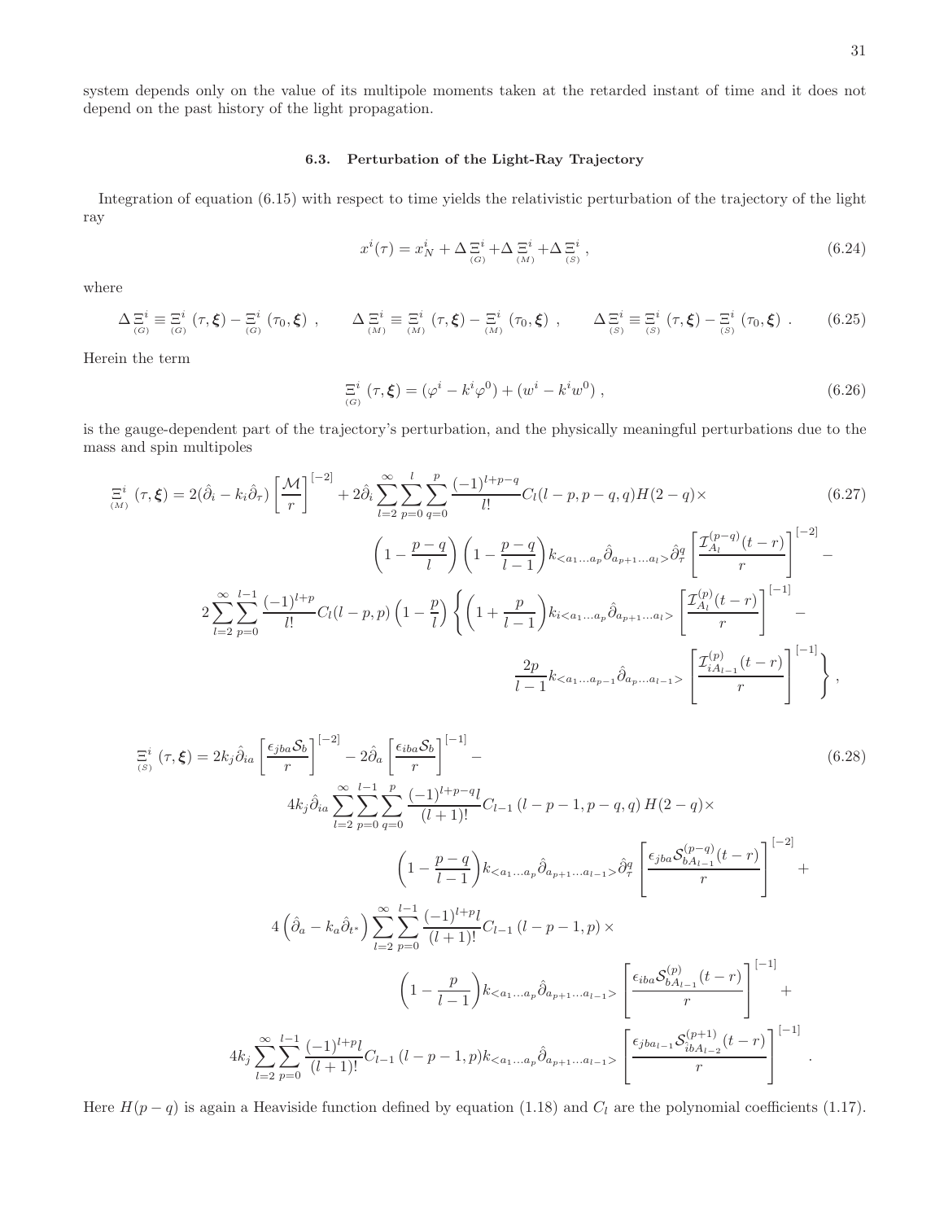system depends only on the value of its multipole moments taken at the retarded instant of time and it does not depend on the past history of the light propagation.

### 6.3. Perturbation of the Light-Ray Trajectory

Integration of equation (6.15) with respect to time yields the relativistic perturbation of the trajectory of the light ray

$$x^i(\tau) = x^i_N + \Delta \underset{(G)}{\Xi^i} + \Delta \underset{(M)}{\Xi^i} + \Delta \underset{(S)}{\Xi^i} \,, \tag{6.24}$$

where

$$\Delta \underset{(G)}{\Xi^i} \equiv \underset{(G)}{\Xi^i}(\tau, \boldsymbol{\xi}) - \underset{(G)}{\Xi^i}(\tau_0, \boldsymbol{\xi}) \,, \qquad \Delta \underset{(M)}{\Xi^i} \equiv \underset{(M)}{\Xi^i}(\tau, \boldsymbol{\xi}) - \underset{(M)}{\Xi^i}(\tau_0, \boldsymbol{\xi}) \,, \qquad \Delta \underset{(S)}{\Xi^i} \equiv \underset{(S)}{\Xi^i}(\tau, \boldsymbol{\xi}) - \underset{(S)}{\Xi^i}(\tau_0, \boldsymbol{\xi}) \,. \tag{6.25}$$

Herein the term

$$\underset{(G)}{\Xi^i}(\tau, \boldsymbol{\xi}) = (\varphi^i - k^i \varphi^0) + (w^i - k^i w^0) \,, \tag{6.26}$$

is the gauge-dependent part of the trajectory's perturbation, and the physically meaningful perturbations due to the mass and spin multipoles

$$\begin{aligned}
\underset{(M)}{\Xi^i}(\tau, \boldsymbol{\xi}) = {} & 2(\hat{\partial}_i - k_i \hat{\partial}_\tau) \left[\frac{\mathcal{M}}{r}\right]^{[-2]} + 2\hat{\partial}_i \sum_{l=2}^{\infty} \sum_{p=0}^{l} \sum_{q=0}^{p} \frac{(-1)^{l+p-q}}{l!} C_l(l-p, p-q, q) H(2-q) \times \\
& \left(1 - \frac{p-q}{l}\right)\left(1 - \frac{p-q}{l-1}\right) k_{<a_1 \ldots a_p} \hat{\partial}_{a_{p+1} \ldots a_l>} \hat{\partial}^q_\tau \left[\frac{\mathcal{I}^{(p-q)}_{A_l}(t-r)}{r}\right]^{[-2]} - \\
& 2 \sum_{l=2}^{\infty} \sum_{p=0}^{l-1} \frac{(-1)^{l+p}}{l!} C_l(l-p, p) \left(1 - \frac{p}{l}\right) \left\{ \left(1 + \frac{p}{l-1}\right) k_{i<a_1 \ldots a_p} \hat{\partial}_{a_{p+1} \ldots a_l>} \left[\frac{\mathcal{I}^{(p)}_{A_l}(t-r)}{r}\right]^{[-1]} - \right. \\
& \left. \frac{2p}{l-1} k_{<a_1 \ldots a_{p-1}} \hat{\partial}_{a_p \ldots a_{l-1}>} \left[\frac{\mathcal{I}^{(p)}_{iA_{l-1}}(t-r)}{r}\right]^{[-1]} \right\} ,
\end{aligned} \tag{6.27}$$

$$\begin{aligned}
\underset{(S)}{\Xi^i}(\tau, \boldsymbol{\xi}) = {} & 2k_j \hat{\partial}_{ia} \left[\frac{\epsilon_{jba} \mathcal{S}_b}{r}\right]^{[-2]} - 2\hat{\partial}_a \left[\frac{\epsilon_{iba} \mathcal{S}_b}{r}\right]^{[-1]} - \\
& 4k_j \hat{\partial}_{ia} \sum_{l=2}^{\infty} \sum_{p=0}^{l-1} \sum_{q=0}^{p} \frac{(-1)^{l+p-q} l}{(l+1)!} C_{l-1}(l-p-1, p-q, q) H(2-q) \times \\
& \left(1 - \frac{p-q}{l-1}\right) k_{<a_1 \ldots a_p} \hat{\partial}_{a_{p+1} \ldots a_{l-1}>} \hat{\partial}^q_\tau \left[\frac{\epsilon_{jba} \mathcal{S}^{(p-q)}_{bA_{l-1}}(t-r)}{r}\right]^{[-2]} + \\
& 4\left(\hat{\partial}_a - k_a \hat{\partial}_{t^*}\right) \sum_{l=2}^{\infty} \sum_{p=0}^{l-1} \frac{(-1)^{l+p} l}{(l+1)!} C_{l-1}(l-p-1, p) \times \\
& \left(1 - \frac{p}{l-1}\right) k_{<a_1 \ldots a_p} \hat{\partial}_{a_{p+1} \ldots a_{l-1}>} \left[\frac{\epsilon_{iba} \mathcal{S}^{(p)}_{bA_{l-1}}(t-r)}{r}\right]^{[-1]} + \\
& 4k_j \sum_{l=2}^{\infty} \sum_{p=0}^{l-1} \frac{(-1)^{l+p} l}{(l+1)!} C_{l-1}(l-p-1, p) k_{<a_1 \ldots a_p} \hat{\partial}_{a_{p+1} \ldots a_{l-1}>} \left[\frac{\epsilon_{jba_{l-1}} \mathcal{S}^{(p+1)}_{\hat{i}bA_{l-2}}(t-r)}{r}\right]^{[-1]} .
\end{aligned} \tag{6.28}$$

Here $H(p-q)$ is again a Heaviside function defined by equation (1.18) and $C_l$ are the polynomial coefficients (1.17).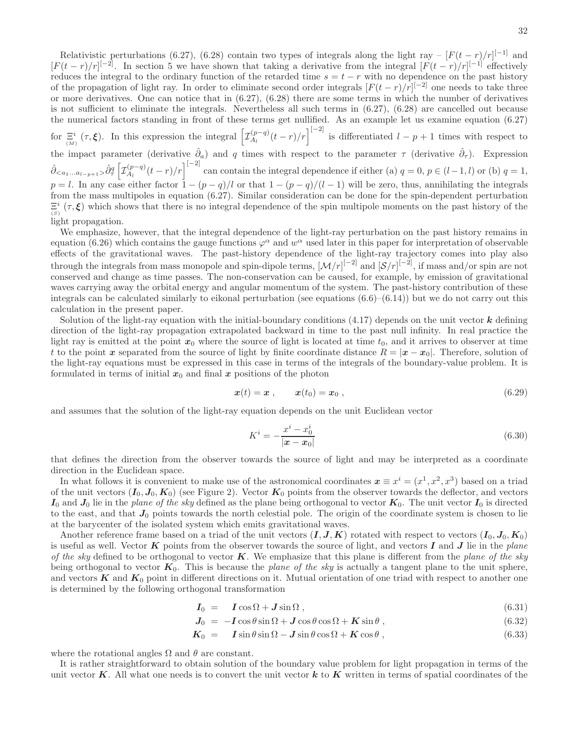Relativistic perturbations (6.27), (6.28) contain two types of integrals along the light ray – $[F(t-r)/r]^{[-1]}$ and $[F(t-r)/r]^{[-2]}$. In section 5 we have shown that taking a derivative from the integral $[F(t-r)/r]^{[-1]}$ effectively reduces the integral to the ordinary function of the retarded time $s = t - r$ with no dependence on the past history of the propagation of light ray. In order to eliminate second order integrals $[F(t-r)/r]^{[-2]}$ one needs to take three or more derivatives. One can notice that in (6.27), (6.28) there are some terms in which the number of derivatives is not sufficient to eliminate the integrals. Nevertheless all such terms in (6.27), (6.28) are cancelled out because the numerical factors standing in front of these terms get nullified. As an example let us examine equation (6.27) for $\underset{(M)}{\Xi^i}(\tau, \boldsymbol{\xi})$. In this expression the integral $\left[\mathcal{I}^{(p-q)}_{A_l}(t-r)/r\right]^{[-2]}$ is differentiated $l-p+1$ times with respect to the impact parameter (derivative $\hat{\partial}_a$) and $q$ times with respect to the parameter $\tau$ (derivative $\hat{\partial}_\tau$). Expression $\hat{\partial}_{<a_1 \ldots a_{l-p+1}>} \hat{\partial}^q_\tau \left[\mathcal{I}^{(p-q)}_{A_l}(t-r)/r\right]^{[-2]}$ can contain the integral dependence if either (a) $q = 0$, $p \in (l-1, l)$ or (b) $q = 1$, $p = l$. In any case either factor $1 - (p-q)/l$ or that $1 - (p-q)/(l-1)$ will be zero, thus, annihilating the integrals from the mass multipoles in equation (6.27). Similar consideration can be done for the spin-dependent perturbation $\underset{(S)}{\Xi^i}(\tau, \boldsymbol{\xi})$ which shows that there is no integral dependence of the spin multipole moments on the past history of the light propagation.

We emphasize, however, that the integral dependence of the light-ray perturbation on the past history remains in equation (6.26) which contains the gauge functions $\varphi^\alpha$ and $w^\alpha$ used later in this paper for interpretation of observable effects of the gravitational waves. The past-history dependence of the light-ray trajectory comes into play also through the integrals from mass monopole and spin-dipole terms, $[\mathcal{M}/r]^{[-2]}$ and $[\mathcal{S}/r]^{[-2]}$, if mass and/or spin are not conserved and change as time passes. The non-conservation can be caused, for example, by emission of gravitational waves carrying away the orbital energy and angular momentum of the system. The past-history contribution of these integrals can be calculated similarly to eikonal perturbation (see equations (6.6)–(6.14)) but we do not carry out this calculation in the present paper.

Solution of the light-ray equation with the initial-boundary conditions (4.17) depends on the unit vector $\boldsymbol{k}$ defining direction of the light-ray propagation extrapolated backward in time to the past null infinity. In real practice the light ray is emitted at the point $\boldsymbol{x}_0$ where the source of light is located at time $t_0$, and it arrives to observer at time $t$ to the point $\boldsymbol{x}$ separated from the source of light by finite coordinate distance $R = |\boldsymbol{x} - \boldsymbol{x}_0|$. Therefore, solution of the light-ray equations must be expressed in this case in terms of the integrals of the boundary-value problem. It is formulated in terms of initial $\boldsymbol{x}_0$ and final $\boldsymbol{x}$ positions of the photon

$$\boldsymbol{x}(t) = \boldsymbol{x} \,, \qquad \boldsymbol{x}(t_0) = \boldsymbol{x}_0 \,, \tag{6.29}$$

and assumes that the solution of the light-ray equation depends on the unit Euclidean vector

$$K^i = -\frac{x^i - x^i_0}{|\boldsymbol{x} - \boldsymbol{x}_0|} \tag{6.30}$$

that defines the direction from the observer towards the source of light and may be interpreted as a coordinate direction in the Euclidean space.

In what follows it is convenient to make use of the astronomical coordinates $\boldsymbol{x} \equiv x^i = (x^1, x^2, x^3)$ based on a triad of the unit vectors $(\boldsymbol{I}_0, \boldsymbol{J}_0, \boldsymbol{K}_0)$ (see Figure 2). Vector $\boldsymbol{K}_0$ points from the observer towards the deflector, and vectors $\boldsymbol{I}_0$ and $\boldsymbol{J}_0$ lie in the *plane of the sky* defined as the plane being orthogonal to vector $\boldsymbol{K}_0$. The unit vector $\boldsymbol{I}_0$ is directed to the east, and that $\boldsymbol{J}_0$ points towards the north celestial pole. The origin of the coordinate system is chosen to lie at the barycenter of the isolated system which emits gravitational waves.

Another reference frame based on a triad of the unit vectors $(\boldsymbol{I}, \boldsymbol{J}, \boldsymbol{K})$ rotated with respect to vectors $(\boldsymbol{I}_0, \boldsymbol{J}_0, \boldsymbol{K}_0)$ is useful as well. Vector $\boldsymbol{K}$ points from the observer towards the source of light, and vectors $\boldsymbol{I}$ and $\boldsymbol{J}$ lie in the *plane of the sky* defined to be orthogonal to vector $\boldsymbol{K}$. We emphasize that this plane is different from the *plane of the sky* being orthogonal to vector $\boldsymbol{K}_0$. This is because the *plane of the sky* is actually a tangent plane to the unit sphere, and vectors $\boldsymbol{K}$ and $\boldsymbol{K}_0$ point in different directions on it. Mutual orientation of one triad with respect to another one is determined by the following orthogonal transformation

$$\boldsymbol{I}_0 = \boldsymbol{I}\cos\Omega + \boldsymbol{J}\sin\Omega \,, \tag{6.31}$$

$$\boldsymbol{J}_0 = -\boldsymbol{I}\cos\theta\sin\Omega + \boldsymbol{J}\cos\theta\cos\Omega + \boldsymbol{K}\sin\theta \,, \tag{6.32}$$

$$\boldsymbol{K}_0 = \boldsymbol{I}\sin\theta\sin\Omega - \boldsymbol{J}\sin\theta\cos\Omega + \boldsymbol{K}\cos\theta \,, \tag{6.33}$$

where the rotational angles $\Omega$ and $\theta$ are constant.

It is rather straightforward to obtain solution of the boundary value problem for light propagation in terms of the unit vector $\boldsymbol{K}$. All what one needs is to convert the unit vector $\boldsymbol{k}$ to $\boldsymbol{K}$ written in terms of spatial coordinates of the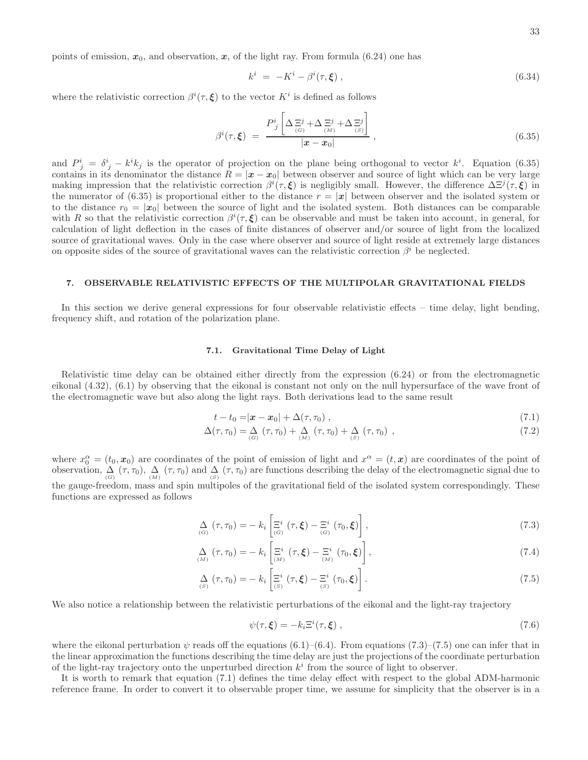points of emission, $\boldsymbol{x}_0$, and observation, $\boldsymbol{x}$, of the light ray. From formula (6.24) one has

$$k^i \; = \; -K^i - \beta^i(\tau, \boldsymbol{\xi}) \; , \tag{6.34}$$

where the relativistic correction $\beta^i(\tau, \boldsymbol{\xi})$ to the vector $K^i$ is defined as follows

$$\beta^i(\tau, \boldsymbol{\xi}) \; = \; \frac{P^i_{\;j}\left[\Delta \underset{(G)}{\Xi^j} + \Delta \underset{(M)}{\Xi^j} + \Delta \underset{(S)}{\Xi^j}\right]}{|\boldsymbol{x} - \boldsymbol{x}_0|} \; , \tag{6.35}$$

and $P^i_{\;j} = \delta^i_{\;j} - k^i k_j$ is the operator of projection on the plane being orthogonal to vector $k^i$. Equation (6.35) contains in its denominator the distance $R = |\boldsymbol{x} - \boldsymbol{x}_0|$ between observer and source of light which can be very large making impression that the relativistic correction $\beta^i(\tau, \boldsymbol{\xi})$ is negligibly small. However, the difference $\Delta \Xi^j(\tau, \boldsymbol{\xi})$ in the numerator of (6.35) is proportional either to the distance $r = |\boldsymbol{x}|$ between observer and the isolated system or to the distance $r_0 = |\boldsymbol{x}_0|$ between the source of light and the isolated system. Both distances can be comparable with $R$ so that the relativistic correction $\beta^i(\tau, \boldsymbol{\xi})$ can be observable and must be taken into account, in general, for calculation of light deflection in the cases of finite distances of observer and/or source of light from the localized source of gravitational waves. Only in the case where observer and source of light reside at extremely large distances on opposite sides of the source of gravitational waves can the relativistic correction $\beta^i$ be neglected.

## 7. OBSERVABLE RELATIVISTIC EFFECTS OF THE MULTIPOLAR GRAVITATIONAL FIELDS

In this section we derive general expressions for four observable relativistic effects – time delay, light bending, frequency shift, and rotation of the polarization plane.

### 7.1. Gravitational Time Delay of Light

Relativistic time delay can be obtained either directly from the expression (6.24) or from the electromagnetic eikonal (4.32), (6.1) by observing that the eikonal is constant not only on the null hypersurface of the wave front of the electromagnetic wave but also along the light rays. Both derivations lead to the same result

$$t - t_0 = |\boldsymbol{x} - \boldsymbol{x}_0| + \Delta(\tau, \tau_0) \; , \tag{7.1}$$

$$\Delta(\tau, \tau_0) = \underset{(G)}{\Delta}(\tau, \tau_0) + \underset{(M)}{\Delta}(\tau, \tau_0) + \underset{(S)}{\Delta}(\tau, \tau_0) \; , \tag{7.2}$$

where $x_0^\alpha = (t_0, \boldsymbol{x}_0)$ are coordinates of the point of emission of light and $x^\alpha = (t, \boldsymbol{x})$ are coordinates of the point of observation, $\underset{(G)}{\Delta}(\tau, \tau_0)$, $\underset{(M)}{\Delta}(\tau, \tau_0)$ and $\underset{(S)}{\Delta}(\tau, \tau_0)$ are functions describing the delay of the electromagnetic signal due to the gauge-freedom, mass and spin multipoles of the gravitational field of the isolated system correspondingly. These functions are expressed as follows

$$\underset{(G)}{\Delta}(\tau, \tau_0) = -\, k_i \left[\underset{(G)}{\Xi^i}(\tau, \boldsymbol{\xi}) - \underset{(G)}{\Xi^i}(\tau_0, \boldsymbol{\xi})\right] , \tag{7.3}$$

$$\underset{(M)}{\Delta}(\tau, \tau_0) = -\, k_i \left[\underset{(M)}{\Xi^i}(\tau, \boldsymbol{\xi}) - \underset{(M)}{\Xi^i}(\tau_0, \boldsymbol{\xi})\right] , \tag{7.4}$$

$$\underset{(S)}{\Delta}(\tau, \tau_0) = -\, k_i \left[\underset{(S)}{\Xi^i}(\tau, \boldsymbol{\xi}) - \underset{(S)}{\Xi^i}(\tau_0, \boldsymbol{\xi})\right] . \tag{7.5}$$

We also notice a relationship between the relativistic perturbations of the eikonal and the light-ray trajectory

$$\psi(\tau, \boldsymbol{\xi}) = -k_i \Xi^i(\tau, \boldsymbol{\xi}) \; , \tag{7.6}$$

where the eikonal perturbation $\psi$ reads off the equations (6.1)–(6.4). From equations (7.3)–(7.5) one can infer that in the linear approximation the functions describing the time delay are just the projections of the coordinate perturbation of the light-ray trajectory onto the unperturbed direction $k^i$ from the source of light to observer.

It is worth to remark that equation (7.1) defines the time delay effect with respect to the global ADM-harmonic reference frame. In order to convert it to observable proper time, we assume for simplicity that the observer is in a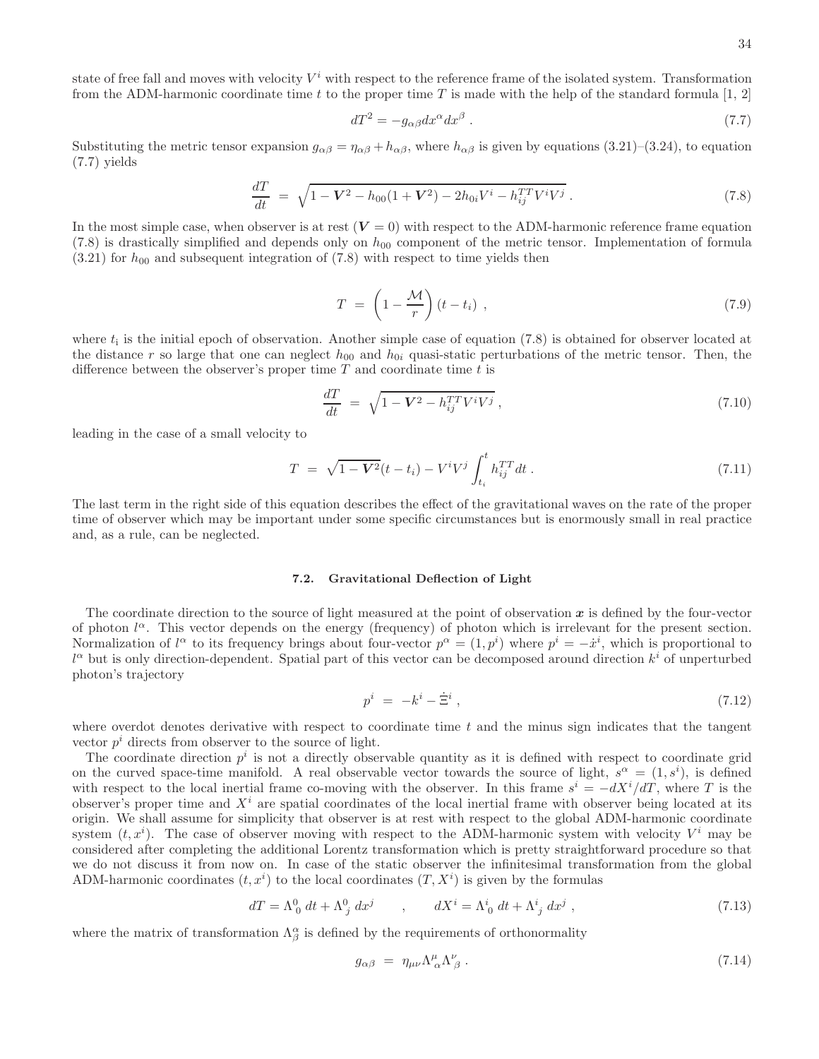state of free fall and moves with velocity $V^i$ with respect to the reference frame of the isolated system. Transformation from the ADM-harmonic coordinate time $t$ to the proper time $T$ is made with the help of the standard formula [1, 2]

$$dT^2 = -g_{\alpha\beta}dx^\alpha dx^\beta \, . \tag{7.7}$$

Substituting the metric tensor expansion $g_{\alpha\beta} = \eta_{\alpha\beta} + h_{\alpha\beta}$, where $h_{\alpha\beta}$ is given by equations (3.21)–(3.24), to equation (7.7) yields

$$\frac{dT}{dt} \; = \; \sqrt{1 - \boldsymbol{V}^2 - h_{00}(1 + \boldsymbol{V}^2) - 2h_{0i}V^i - h_{ij}^{TT}V^iV^j} \, . \tag{7.8}$$

In the most simple case, when observer is at rest ($\boldsymbol{V} = 0$) with respect to the ADM-harmonic reference frame equation (7.8) is drastically simplified and depends only on $h_{00}$ component of the metric tensor. Implementation of formula (3.21) for $h_{00}$ and subsequent integration of (7.8) with respect to time yields then

$$T \; = \; \left(1 - \frac{\mathcal{M}}{r}\right)(t - t_i) \; , \tag{7.9}$$

where $t_i$ is the initial epoch of observation. Another simple case of equation (7.8) is obtained for observer located at the distance $r$ so large that one can neglect $h_{00}$ and $h_{0i}$ quasi-static perturbations of the metric tensor. Then, the difference between the observer's proper time $T$ and coordinate time $t$ is

$$\frac{dT}{dt} \; = \; \sqrt{1 - \boldsymbol{V}^2 - h_{ij}^{TT}V^iV^j} \, , \tag{7.10}$$

leading in the case of a small velocity to

$$T \; = \; \sqrt{1 - \boldsymbol{V}^2}(t - t_i) - V^iV^j \int_{t_i}^{t} h_{ij}^{TT} dt \, . \tag{7.11}$$

The last term in the right side of this equation describes the effect of the gravitational waves on the rate of the proper time of observer which may be important under some specific circumstances but is enormously small in real practice and, as a rule, can be neglected.

### 7.2. Gravitational Deflection of Light

The coordinate direction to the source of light measured at the point of observation $\boldsymbol{x}$ is defined by the four-vector of photon $l^\alpha$. This vector depends on the energy (frequency) of photon which is irrelevant for the present section. Normalization of $l^\alpha$ to its frequency brings about four-vector $p^\alpha = (1, p^i)$ where $p^i = -\dot{x}^i$, which is proportional to $l^\alpha$ but is only direction-dependent. Spatial part of this vector can be decomposed around direction $k^i$ of unperturbed photon's trajectory

$$p^i \; = \; -k^i - \dot{\Xi}^i \, , \tag{7.12}$$

where overdot denotes derivative with respect to coordinate time $t$ and the minus sign indicates that the tangent vector $p^i$ directs from observer to the source of light.

The coordinate direction $p^i$ is not a directly observable quantity as it is defined with respect to coordinate grid on the curved space-time manifold. A real observable vector towards the source of light, $s^\alpha = (1, s^i)$, is defined with respect to the local inertial frame co-moving with the observer. In this frame $s^i = -dX^i/dT$, where $T$ is the observer's proper time and $X^i$ are spatial coordinates of the local inertial frame with observer being located at its origin. We shall assume for simplicity that observer is at rest with respect to the global ADM-harmonic coordinate system $(t, x^i)$. The case of observer moving with respect to the ADM-harmonic system with velocity $V^i$ may be considered after completing the additional Lorentz transformation which is pretty straightforward procedure so that we do not discuss it from now on. In case of the static observer the infinitesimal transformation from the global ADM-harmonic coordinates $(t, x^i)$ to the local coordinates $(T, X^i)$ is given by the formulas

$$dT = \Lambda^0_{\;0}\, dt + \Lambda^0_{\;j}\, dx^j \qquad , \qquad dX^i = \Lambda^i_{\;0}\, dt + \Lambda^i_{\;j}\, dx^j \, , \tag{7.13}$$

where the matrix of transformation $\Lambda^\alpha_\beta$ is defined by the requirements of orthonormality

$$g_{\alpha\beta} \; = \; \eta_{\mu\nu}\Lambda^\mu_{\;\alpha}\Lambda^\nu_{\;\beta} \, . \tag{7.14}$$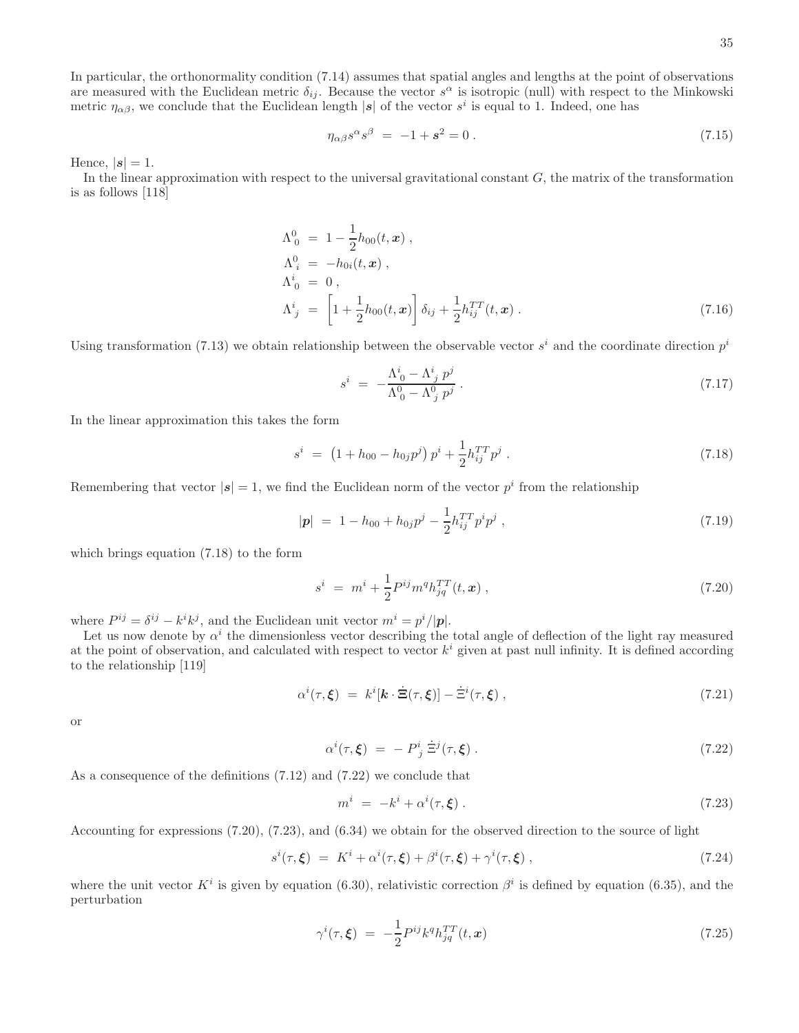In particular, the orthonormality condition (7.14) assumes that spatial angles and lengths at the point of observations are measured with the Euclidean metric $\delta_{ij}$. Because the vector $s^\alpha$ is isotropic (null) with respect to the Minkowski metric $\eta_{\alpha\beta}$, we conclude that the Euclidean length $|\boldsymbol{s}|$ of the vector $s^i$ is equal to 1. Indeed, one has

$$\eta_{\alpha\beta}s^\alpha s^\beta \;=\; -1+\boldsymbol{s}^2=0\,. \tag{7.15}$$

Hence, $|\boldsymbol{s}|=1$.

In the linear approximation with respect to the universal gravitational constant $G$, the matrix of the transformation is as follows [118]

$$\begin{aligned}
\Lambda^0_{\;0} \;&=\; 1-\frac{1}{2}h_{00}(t,\boldsymbol{x})\,,\\
\Lambda^0_{\;i} \;&=\; -h_{0i}(t,\boldsymbol{x})\,,\\
\Lambda^i_{\;0} \;&=\; 0\,,\\
\Lambda^i_{\;j} \;&=\; \left[1+\frac{1}{2}h_{00}(t,\boldsymbol{x})\right]\delta_{ij}+\frac{1}{2}h^{TT}_{ij}(t,\boldsymbol{x})\,.
\end{aligned} \tag{7.16}$$

Using transformation (7.13) we obtain relationship between the observable vector $s^i$ and the coordinate direction $p^i$

$$s^i \;=\; -\frac{\Lambda^i_{\;0}-\Lambda^i_{\;j}\,p^j}{\Lambda^0_{\;0}-\Lambda^0_{\;j}\,p^j}\,. \tag{7.17}$$

In the linear approximation this takes the form

$$s^i \;=\; \left(1+h_{00}-h_{0j}p^j\right)p^i+\frac{1}{2}h^{TT}_{ij}p^j\,. \tag{7.18}$$

Remembering that vector $|\boldsymbol{s}|=1$, we find the Euclidean norm of the vector $p^i$ from the relationship

$$|\boldsymbol{p}| \;=\; 1-h_{00}+h_{0j}p^j-\frac{1}{2}h^{TT}_{ij}p^ip^j\,, \tag{7.19}$$

which brings equation (7.18) to the form

$$s^i \;=\; m^i+\frac{1}{2}P^{ij}m^qh^{TT}_{jq}(t,\boldsymbol{x})\,, \tag{7.20}$$

where $P^{ij}=\delta^{ij}-k^ik^j$, and the Euclidean unit vector $m^i=p^i/|\boldsymbol{p}|$.

Let us now denote by $\alpha^i$ the dimensionless vector describing the total angle of deflection of the light ray measured at the point of observation, and calculated with respect to vector $k^i$ given at past null infinity. It is defined according to the relationship [119]

$$\alpha^i(\tau,\boldsymbol{\xi}) \;=\; k^i[\boldsymbol{k}\cdot\dot{\boldsymbol{\Xi}}(\tau,\boldsymbol{\xi})]-\dot{\Xi}^i(\tau,\boldsymbol{\xi})\,, \tag{7.21}$$

or

$$\alpha^i(\tau,\boldsymbol{\xi}) \;=\; -\,P^i_{\;j}\,\dot{\Xi}^j(\tau,\boldsymbol{\xi})\,. \tag{7.22}$$

As a consequence of the definitions (7.12) and (7.22) we conclude that

$$m^i \;=\; -k^i+\alpha^i(\tau,\boldsymbol{\xi})\,. \tag{7.23}$$

Accounting for expressions (7.20), (7.23), and (6.34) we obtain for the observed direction to the source of light

$$s^i(\tau,\boldsymbol{\xi}) \;=\; K^i+\alpha^i(\tau,\boldsymbol{\xi})+\beta^i(\tau,\boldsymbol{\xi})+\gamma^i(\tau,\boldsymbol{\xi})\,, \tag{7.24}$$

where the unit vector $K^i$ is given by equation (6.30), relativistic correction $\beta^i$ is defined by equation (6.35), and the perturbation

$$\gamma^i(\tau,\boldsymbol{\xi}) \;=\; -\frac{1}{2}P^{ij}k^qh^{TT}_{jq}(t,\boldsymbol{x}) \tag{7.25}$$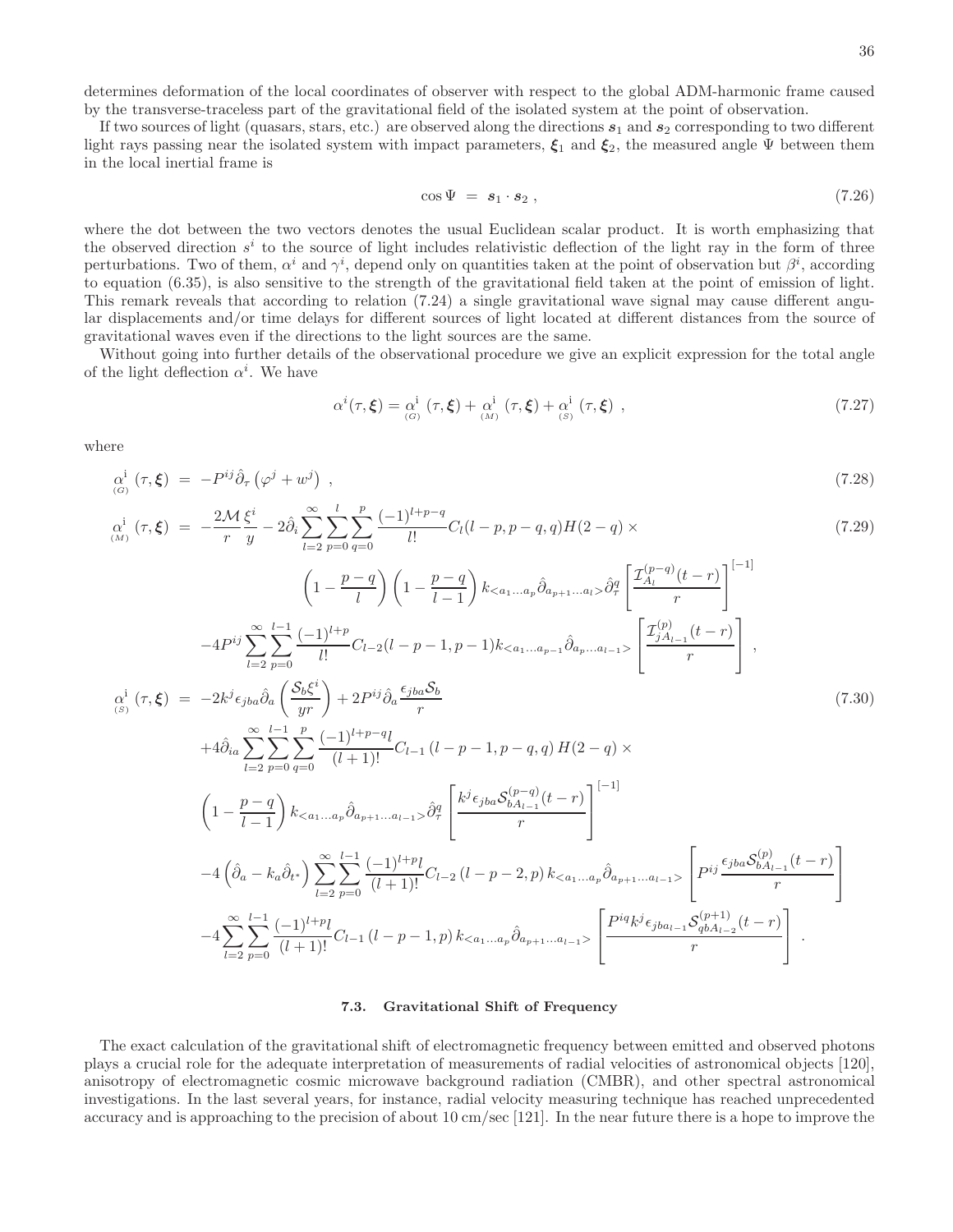determines deformation of the local coordinates of observer with respect to the global ADM-harmonic frame caused by the transverse-traceless part of the gravitational field of the isolated system at the point of observation.

If two sources of light (quasars, stars, etc.) are observed along the directions $\boldsymbol{s}_1$ and $\boldsymbol{s}_2$ corresponding to two different light rays passing near the isolated system with impact parameters, $\boldsymbol{\xi}_1$ and $\boldsymbol{\xi}_2$, the measured angle $\Psi$ between them in the local inertial frame is

$$\cos\Psi \;=\; \boldsymbol{s}_1\cdot\boldsymbol{s}_2\;, \tag{7.26}$$

where the dot between the two vectors denotes the usual Euclidean scalar product. It is worth emphasizing that the observed direction $s^i$ to the source of light includes relativistic deflection of the light ray in the form of three perturbations. Two of them, $\alpha^i$ and $\gamma^i$, depend only on quantities taken at the point of observation but $\beta^i$, according to equation (6.35), is also sensitive to the strength of the gravitational field taken at the point of emission of light. This remark reveals that according to relation (7.24) a single gravitational wave signal may cause different angular displacements and/or time delays for different sources of light located at different distances from the source of gravitational waves even if the directions to the light sources are the same.

Without going into further details of the observational procedure we give an explicit expression for the total angle of the light deflection $\alpha^i$. We have

$$\alpha^i(\tau,\boldsymbol{\xi})=\underset{(G)}{\alpha^{\rm i}}\;(\tau,\boldsymbol{\xi})+\underset{(M)}{\alpha^{\rm i}}\;(\tau,\boldsymbol{\xi})+\underset{(S)}{\alpha^{\rm i}}\;(\tau,\boldsymbol{\xi})\;, \tag{7.27}$$

where

$$\underset{(G)}{\alpha^{\rm i}}\;(\tau,\boldsymbol{\xi})\;=\;-P^{ij}\hat{\partial}_\tau\left(\varphi^j+w^j\right)\;, \tag{7.28}$$

$$\begin{aligned}
\underset{(M)}{\alpha^{\rm i}}\;(\tau,\boldsymbol{\xi})\;=\;&-\frac{2\mathcal{M}}{r}\frac{\xi^i}{y}-2\hat{\partial}_i\sum_{l=2}^{\infty}\sum_{p=0}^{l}\sum_{q=0}^{p}\frac{(-1)^{l+p-q}}{l!}C_l(l-p,p-q,q)H(2-q)\times\\
&\left(1-\frac{p-q}{l}\right)\left(1-\frac{p-q}{l-1}\right)k_{<a_1\ldots a_p}\hat{\partial}_{a_{p+1}\ldots a_l>}\hat{\partial}^q_\tau\left[\frac{\mathcal{I}^{(p-q)}_{A_l}(t-r)}{r}\right]^{[-1]}\\
&-4P^{ij}\sum_{l=2}^{\infty}\sum_{p=0}^{l-1}\frac{(-1)^{l+p}}{l!}C_{l-2}(l-p-1,p-1)k_{<a_1\ldots a_{p-1}}\hat{\partial}_{a_p\ldots a_{l-1}>}\left[\frac{\mathcal{I}^{(p)}_{jA_{l-1}}(t-r)}{r}\right]\;,
\end{aligned} \tag{7.29}$$

$$\begin{aligned}
\underset{(S)}{\alpha^{\rm i}}\;(\tau,\boldsymbol{\xi})\;=\;&-2k^j\epsilon_{jba}\hat{\partial}_a\left(\frac{\mathcal{S}_b\xi^i}{yr}\right)+2P^{ij}\hat{\partial}_a\frac{\epsilon_{jba}\mathcal{S}_b}{r}\\
&+4\hat{\partial}_{ia}\sum_{l=2}^{\infty}\sum_{p=0}^{l-1}\sum_{q=0}^{p}\frac{(-1)^{l+p-q}l}{(l+1)!}C_{l-1}\left(l-p-1,p-q,q\right)H(2-q)\times\\
&\left(1-\frac{p-q}{l-1}\right)k_{<a_1\ldots a_p}\hat{\partial}_{a_{p+1}\ldots a_{l-1}>}\hat{\partial}^q_\tau\left[\frac{k^j\epsilon_{jba}\mathcal{S}^{(p-q)}_{bA_{l-1}}(t-r)}{r}\right]^{[-1]}\\
&-4\left(\hat{\partial}_a-k_a\hat{\partial}_{t^*}\right)\sum_{l=2}^{\infty}\sum_{p=0}^{l-1}\frac{(-1)^{l+p}l}{(l+1)!}C_{l-2}\left(l-p-2,p\right)k_{<a_1\ldots a_p}\hat{\partial}_{a_{p+1}\ldots a_{l-1}>}\left[P^{ij}\frac{\epsilon_{jba}\mathcal{S}^{(p)}_{bA_{l-1}}(t-r)}{r}\right]\\
&-4\sum_{l=2}^{\infty}\sum_{p=0}^{l-1}\frac{(-1)^{l+p}l}{(l+1)!}C_{l-1}\left(l-p-1,p\right)k_{<a_1\ldots a_p}\hat{\partial}_{a_{p+1}\ldots a_{l-1}>}\left[\frac{P^{iq}k^j\epsilon_{jba_{l-1}}\mathcal{S}^{(p+1)}_{qbA_{l-2}}(t-r)}{r}\right]\;.
\end{aligned} \tag{7.30}$$

### 7.3. Gravitational Shift of Frequency

The exact calculation of the gravitational shift of electromagnetic frequency between emitted and observed photons plays a crucial role for the adequate interpretation of measurements of radial velocities of astronomical objects [120], anisotropy of electromagnetic cosmic microwave background radiation (CMBR), and other spectral astronomical investigations. In the last several years, for instance, radial velocity measuring technique has reached unprecedented accuracy and is approaching to the precision of about 10 cm/sec [121]. In the near future there is a hope to improve the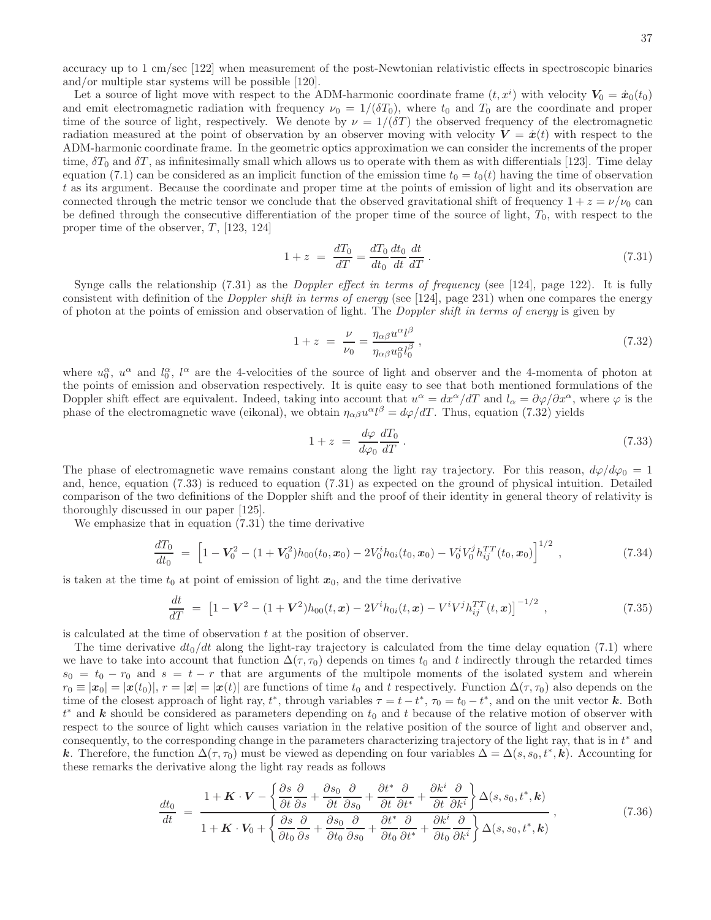accuracy up to 1 cm/sec [122] when measurement of the post-Newtonian relativistic effects in spectroscopic binaries and/or multiple star systems will be possible [120].

Let a source of light move with respect to the ADM-harmonic coordinate frame $(t, x^i)$ with velocity $\boldsymbol{V}_0 = \dot{\boldsymbol{x}}_0(t_0)$ and emit electromagnetic radiation with frequency $\nu_0 = 1/(\delta T_0)$, where $t_0$ and $T_0$ are the coordinate and proper time of the source of light, respectively. We denote by $\nu = 1/(\delta T)$ the observed frequency of the electromagnetic radiation measured at the point of observation by an observer moving with velocity $\boldsymbol{V} = \dot{\boldsymbol{x}}(t)$ with respect to the ADM-harmonic coordinate frame. In the geometric optics approximation we can consider the increments of the proper time, $\delta T_0$ and $\delta T$, as infinitesimally small which allows us to operate with them as with differentials [123]. Time delay equation (7.1) can be considered as an implicit function of the emission time $t_0 = t_0(t)$ having the time of observation $t$ as its argument. Because the coordinate and proper time at the points of emission of light and its observation are connected through the metric tensor we conclude that the observed gravitational shift of frequency $1 + z = \nu/\nu_0$ can be defined through the consecutive differentiation of the proper time of the source of light, $T_0$, with respect to the proper time of the observer, $T$, [123, 124]

$$1 + z \;=\; \frac{dT_0}{dT} = \frac{dT_0}{dt_0}\frac{dt_0}{dt}\frac{dt}{dT}\;. \tag{7.31}$$

Synge calls the relationship (7.31) as the *Doppler effect in terms of frequency* (see [124], page 122). It is fully consistent with definition of the *Doppler shift in terms of energy* (see [124], page 231) when one compares the energy of photon at the points of emission and observation of light. The *Doppler shift in terms of energy* is given by

$$1 + z \;=\; \frac{\nu}{\nu_0} = \frac{\eta_{\alpha\beta}u^\alpha l^\beta}{\eta_{\alpha\beta}u_0^\alpha l_0^\beta}\;, \tag{7.32}$$

where $u_0^\alpha$, $u^\alpha$ and $l_0^\alpha$, $l^\alpha$ are the 4-velocities of the source of light and observer and the 4-momenta of photon at the points of emission and observation respectively. It is quite easy to see that both mentioned formulations of the Doppler shift effect are equivalent. Indeed, taking into account that $u^\alpha = dx^\alpha/dT$ and $l_\alpha = \partial\varphi/\partial x^\alpha$, where $\varphi$ is the phase of the electromagnetic wave (eikonal), we obtain $\eta_{\alpha\beta}u^\alpha l^\beta = d\varphi/dT$. Thus, equation (7.32) yields

$$1 + z \;=\; \frac{d\varphi}{d\varphi_0}\frac{dT_0}{dT}\;. \tag{7.33}$$

The phase of electromagnetic wave remains constant along the light ray trajectory. For this reason, $d\varphi/d\varphi_0 = 1$ and, hence, equation (7.33) is reduced to equation (7.31) as expected on the ground of physical intuition. Detailed comparison of the two definitions of the Doppler shift and the proof of their identity in general theory of relativity is thoroughly discussed in our paper [125].

We emphasize that in equation (7.31) the time derivative

$$\frac{dT_0}{dt_0} \;=\; \left[1 - \boldsymbol{V}_0^2 - (1+\boldsymbol{V}_0^2)h_{00}(t_0,\boldsymbol{x}_0) - 2V_0^i h_{0i}(t_0,\boldsymbol{x}_0) - V_0^iV_0^j h_{ij}^{TT}(t_0,\boldsymbol{x}_0)\right]^{1/2}\;, \tag{7.34}$$

is taken at the time $t_0$ at point of emission of light $\boldsymbol{x}_0$, and the time derivative

$$\frac{dt}{dT} \;=\; \left[1 - \boldsymbol{V}^2 - (1+\boldsymbol{V}^2)h_{00}(t,\boldsymbol{x}) - 2V^i h_{0i}(t,\boldsymbol{x}) - V^iV^j h_{ij}^{TT}(t,\boldsymbol{x})\right]^{-1/2}\;, \tag{7.35}$$

is calculated at the time of observation $t$ at the position of observer.

The time derivative $dt_0/dt$ along the light-ray trajectory is calculated from the time delay equation (7.1) where we have to take into account that function $\Delta(\tau,\tau_0)$ depends on times $t_0$ and $t$ indirectly through the retarded times $s_0 = t_0 - r_0$ and $s = t - r$ that are arguments of the multipole moments of the isolated system and wherein $r_0 \equiv |\boldsymbol{x}_0| = |\boldsymbol{x}(t_0)|$, $r = |\boldsymbol{x}| = |\boldsymbol{x}(t)|$ are functions of time $t_0$ and $t$ respectively. Function $\Delta(\tau,\tau_0)$ also depends on the time of the closest approach of light ray, $t^*$, through variables $\tau = t - t^*$, $\tau_0 = t_0 - t^*$, and on the unit vector $\boldsymbol{k}$. Both $t^*$ and $\boldsymbol{k}$ should be considered as parameters depending on $t_0$ and $t$ because of the relative motion of observer with respect to the source of light which causes variation in the relative position of the source of light and observer and, consequently, to the corresponding change in the parameters characterizing trajectory of the light ray, that is in $t^*$ and $\boldsymbol{k}$. Therefore, the function $\Delta(\tau,\tau_0)$ must be viewed as depending on four variables $\Delta = \Delta(s, s_0, t^*, \boldsymbol{k})$. Accounting for these remarks the derivative along the light ray reads as follows

$$\frac{dt_0}{dt} \;=\; \frac{1 + \boldsymbol{K}\cdot\boldsymbol{V} - \left\{\dfrac{\partial s}{\partial t}\dfrac{\partial}{\partial s} + \dfrac{\partial s_0}{\partial t}\dfrac{\partial}{\partial s_0} + \dfrac{\partial t^*}{\partial t}\dfrac{\partial}{\partial t^*} + \dfrac{\partial k^i}{\partial t}\dfrac{\partial}{\partial k^i}\right\}\Delta(s,s_0,t^*,\boldsymbol{k})}{1 + \boldsymbol{K}\cdot\boldsymbol{V}_0 + \left\{\dfrac{\partial s}{\partial t_0}\dfrac{\partial}{\partial s} + \dfrac{\partial s_0}{\partial t_0}\dfrac{\partial}{\partial s_0} + \dfrac{\partial t^*}{\partial t_0}\dfrac{\partial}{\partial t^*} + \dfrac{\partial k^i}{\partial t_0}\dfrac{\partial}{\partial k^i}\right\}\Delta(s,s_0,t^*,\boldsymbol{k})}\;, \tag{7.36}$$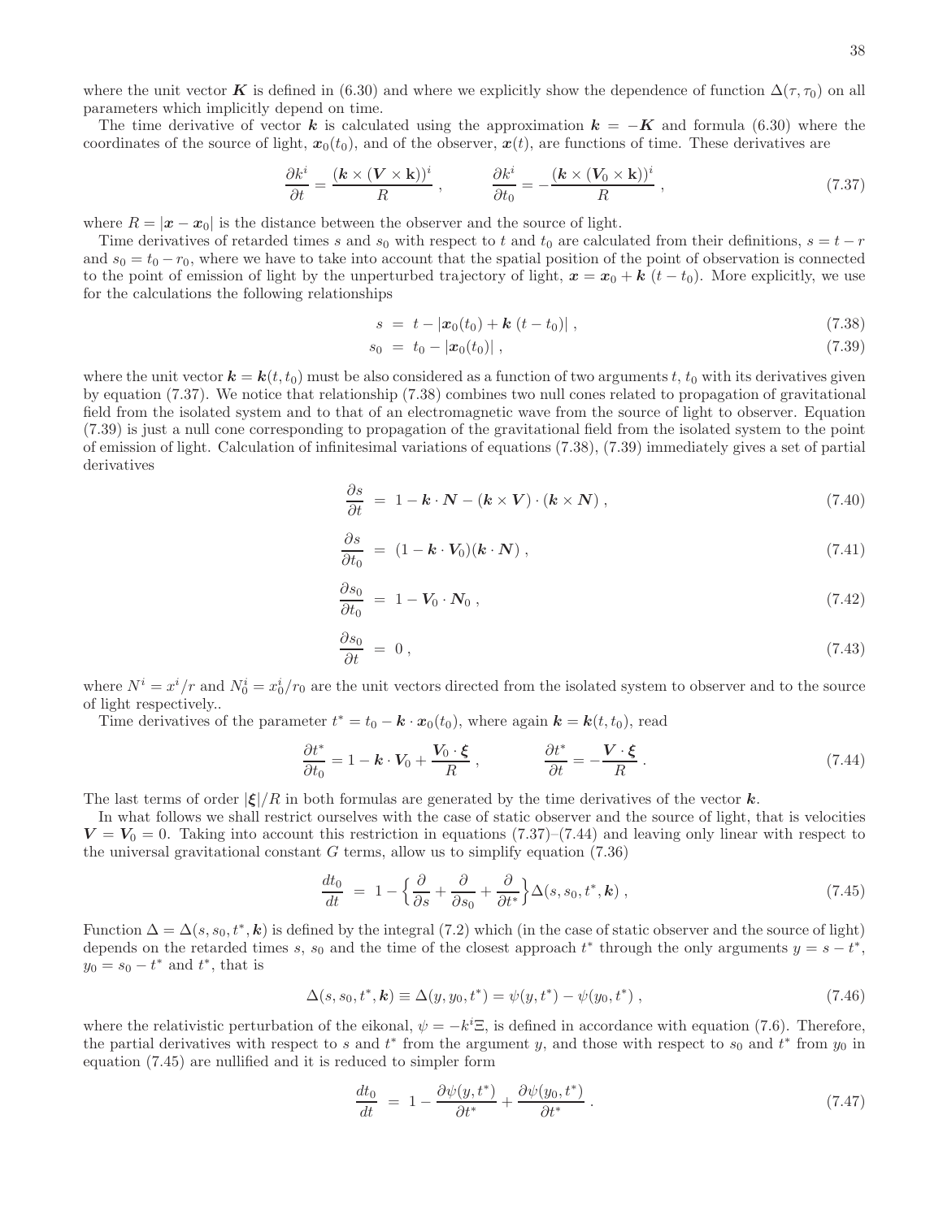where the unit vector $\boldsymbol{K}$ is defined in (6.30) and where we explicitly show the dependence of function $\Delta(\tau, \tau_0)$ on all parameters which implicitly depend on time.

The time derivative of vector $\boldsymbol{k}$ is calculated using the approximation $\boldsymbol{k} = -\boldsymbol{K}$ and formula (6.30) where the coordinates of the source of light, $\boldsymbol{x}_0(t_0)$, and of the observer, $\boldsymbol{x}(t)$, are functions of time. These derivatives are

$$
\frac{\partial k^i}{\partial t} = \frac{(\boldsymbol{k} \times (\boldsymbol{V} \times \mathbf{k}))^i}{R} \,, \qquad \frac{\partial k^i}{\partial t_0} = -\frac{(\boldsymbol{k} \times (\boldsymbol{V}_0 \times \mathbf{k}))^i}{R} \,, \tag{7.37}
$$

where $R = |\boldsymbol{x} - \boldsymbol{x}_0|$ is the distance between the observer and the source of light.

Time derivatives of retarded times $s$ and $s_0$ with respect to $t$ and $t_0$ are calculated from their definitions, $s = t - r$ and $s_0 = t_0 - r_0$, where we have to take into account that the spatial position of the point of observation is connected to the point of emission of light by the unperturbed trajectory of light, $\boldsymbol{x} = \boldsymbol{x}_0 + \boldsymbol{k}\,(t - t_0)$. More explicitly, we use for the calculations the following relationships

$$
s \; = \; t - |\boldsymbol{x}_0(t_0) + \boldsymbol{k}\,(t - t_0)| \,, \tag{7.38}
$$

$$
s_0 \; = \; t_0 - |\boldsymbol{x}_0(t_0)| \,, \tag{7.39}
$$

where the unit vector $\boldsymbol{k} = \boldsymbol{k}(t, t_0)$ must be also considered as a function of two arguments $t$, $t_0$ with its derivatives given by equation (7.37). We notice that relationship (7.38) combines two null cones related to propagation of gravitational field from the isolated system and to that of an electromagnetic wave from the source of light to observer. Equation (7.39) is just a null cone corresponding to propagation of the gravitational field from the isolated system to the point of emission of light. Calculation of infinitesimal variations of equations (7.38), (7.39) immediately gives a set of partial derivatives

$$
\frac{\partial s}{\partial t} \; = \; 1 - \boldsymbol{k}\cdot\boldsymbol{N} - (\boldsymbol{k}\times\boldsymbol{V})\cdot(\boldsymbol{k}\times\boldsymbol{N}) \,, \tag{7.40}
$$

$$
\frac{\partial s}{\partial t_0} \; = \; (1 - \boldsymbol{k}\cdot\boldsymbol{V}_0)(\boldsymbol{k}\cdot\boldsymbol{N}) \,, \tag{7.41}
$$

$$
\frac{\partial s_0}{\partial t_0} \; = \; 1 - \boldsymbol{V}_0\cdot\boldsymbol{N}_0 \,, \tag{7.42}
$$

$$
\frac{\partial s_0}{\partial t} \; = \; 0 \,, \tag{7.43}
$$

where $N^i = x^i/r$ and $N_0^i = x_0^i/r_0$ are the unit vectors directed from the isolated system to observer and to the source of light respectively..

Time derivatives of the parameter $t^* = t_0 - \boldsymbol{k}\cdot\boldsymbol{x}_0(t_0)$, where again $\boldsymbol{k} = \boldsymbol{k}(t, t_0)$, read

$$
\frac{\partial t^*}{\partial t_0} = 1 - \boldsymbol{k}\cdot\boldsymbol{V}_0 + \frac{\boldsymbol{V}_0\cdot\boldsymbol{\xi}}{R} \,, \qquad \frac{\partial t^*}{\partial t} = -\frac{\boldsymbol{V}\cdot\boldsymbol{\xi}}{R} \,. \tag{7.44}
$$

The last terms of order $|\boldsymbol{\xi}|/R$ in both formulas are generated by the time derivatives of the vector $\boldsymbol{k}$.

In what follows we shall restrict ourselves with the case of static observer and the source of light, that is velocities $\boldsymbol{V} = \boldsymbol{V}_0 = 0$. Taking into account this restriction in equations (7.37)–(7.44) and leaving only linear with respect to the universal gravitational constant $G$ terms, allow us to simplify equation (7.36)

$$
\frac{dt_0}{dt} \; = \; 1 - \left\{\frac{\partial}{\partial s} + \frac{\partial}{\partial s_0} + \frac{\partial}{\partial t^*}\right\}\Delta(s, s_0, t^*, \boldsymbol{k}) \,, \tag{7.45}
$$

Function $\Delta = \Delta(s, s_0, t^*, \boldsymbol{k})$ is defined by the integral (7.2) which (in the case of static observer and the source of light) depends on the retarded times $s$, $s_0$ and the time of the closest approach $t^*$ through the only arguments $y = s - t^*$, $y_0 = s_0 - t^*$ and $t^*$, that is

$$
\Delta(s, s_0, t^*, \boldsymbol{k}) \equiv \Delta(y, y_0, t^*) = \psi(y, t^*) - \psi(y_0, t^*) \,, \tag{7.46}
$$

where the relativistic perturbation of the eikonal, $\psi = -k^i\Xi$, is defined in accordance with equation (7.6). Therefore, the partial derivatives with respect to $s$ and $t^*$ from the argument $y$, and those with respect to $s_0$ and $t^*$ from $y_0$ in equation (7.45) are nullified and it is reduced to simpler form

$$
\frac{dt_0}{dt} \; = \; 1 - \frac{\partial\psi(y, t^*)}{\partial t^*} + \frac{\partial\psi(y_0, t^*)}{\partial t^*} \,. \tag{7.47}
$$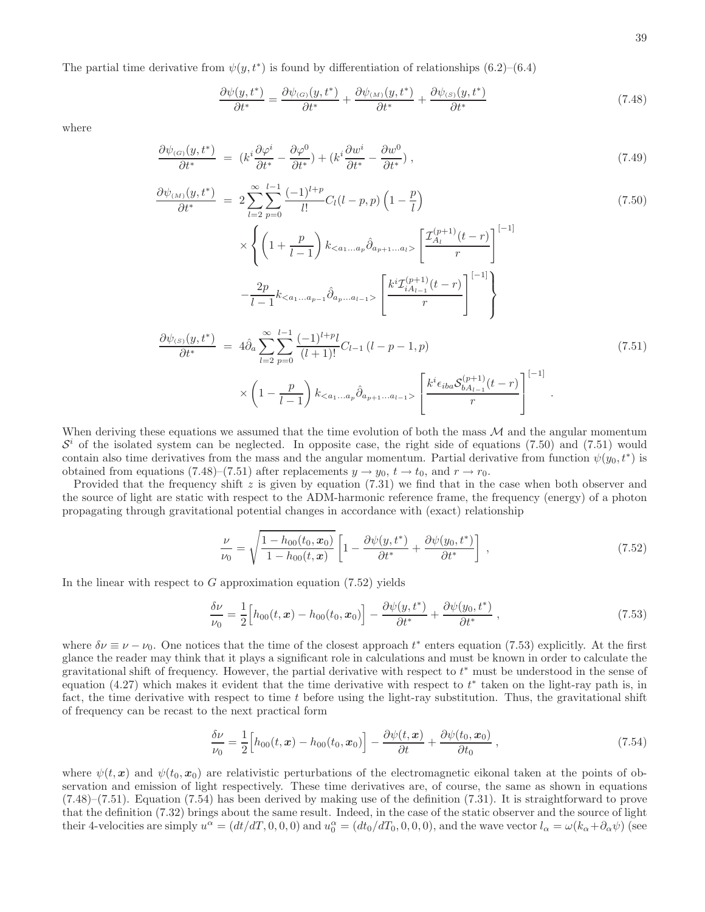The partial time derivative from $\psi(y,t^*)$ is found by differentiation of relationships (6.2)–(6.4)

$$\frac{\partial \psi(y,t^*)}{\partial t^*} = \frac{\partial \psi_{(G)}(y,t^*)}{\partial t^*} + \frac{\partial \psi_{(M)}(y,t^*)}{\partial t^*} + \frac{\partial \psi_{(S)}(y,t^*)}{\partial t^*} \tag{7.48}$$

where

$$\frac{\partial \psi_{(G)}(y,t^*)}{\partial t^*} = \left(k^i \frac{\partial \varphi^i}{\partial t^*} - \frac{\partial \varphi^0}{\partial t^*}\right) + \left(k^i \frac{\partial w^i}{\partial t^*} - \frac{\partial w^0}{\partial t^*}\right), \tag{7.49}$$

$$\begin{aligned}
\frac{\partial \psi_{(M)}(y,t^*)}{\partial t^*} = \; & 2\sum_{l=2}^{\infty}\sum_{p=0}^{l-1} \frac{(-1)^{l+p}}{l!} C_l(l-p,p)\left(1-\frac{p}{l}\right) \\
& \times \left\{ \left(1+\frac{p}{l-1}\right) k_{<a_1\ldots a_p}\hat{\partial}_{a_{p+1}\ldots a_l>} \left[\frac{\mathcal{I}^{(p+1)}_{A_l}(t-r)}{r}\right]^{[-1]} \right. \\
& \left. -\frac{2p}{l-1} k_{<a_1\ldots a_{p-1}}\hat{\partial}_{a_p\ldots a_{l-1}>} \left[\frac{k^i \mathcal{I}^{(p+1)}_{iA_{l-1}}(t-r)}{r}\right]^{[-1]} \right\}
\end{aligned} \tag{7.50}$$

$$\begin{aligned}
\frac{\partial \psi_{(S)}(y,t^*)}{\partial t^*} = \; & 4\hat{\partial}_a \sum_{l=2}^{\infty}\sum_{p=0}^{l-1} \frac{(-1)^{l+p} l}{(l+1)!} C_{l-1}(l-p-1,p) \\
& \times \left(1-\frac{p}{l-1}\right) k_{<a_1\ldots a_p}\hat{\partial}_{a_{p+1}\ldots a_{l-1}>} \left[\frac{k^i \epsilon_{iba} \mathcal{S}^{(p+1)}_{bA_{l-1}}(t-r)}{r}\right]^{[-1]} .
\end{aligned} \tag{7.51}$$

When deriving these equations we assumed that the time evolution of both the mass $\mathcal{M}$ and the angular momentum $\mathcal{S}^i$ of the isolated system can be neglected. In opposite case, the right side of equations (7.50) and (7.51) would contain also time derivatives from the mass and the angular momentum. Partial derivative from function $\psi(y_0,t^*)$ is obtained from equations (7.48)–(7.51) after replacements $y \to y_0$, $t \to t_0$, and $r \to r_0$.

Provided that the frequency shift $z$ is given by equation (7.31) we find that in the case when both observer and the source of light are static with respect to the ADM-harmonic reference frame, the frequency (energy) of a photon propagating through gravitational potential changes in accordance with (exact) relationship

$$\frac{\nu}{\nu_0} = \sqrt{\frac{1-h_{00}(t_0,\boldsymbol{x}_0)}{1-h_{00}(t,\boldsymbol{x})}}\left[1-\frac{\partial \psi(y,t^*)}{\partial t^*}+\frac{\partial \psi(y_0,t^*)}{\partial t^*}\right], \tag{7.52}$$

In the linear with respect to $G$ approximation equation (7.52) yields

$$\frac{\delta\nu}{\nu_0} = \frac{1}{2}\Big[h_{00}(t,\boldsymbol{x})-h_{00}(t_0,\boldsymbol{x}_0)\Big]-\frac{\partial \psi(y,t^*)}{\partial t^*}+\frac{\partial \psi(y_0,t^*)}{\partial t^*}, \tag{7.53}$$

where $\delta\nu \equiv \nu-\nu_0$. One notices that the time of the closest approach $t^*$ enters equation (7.53) explicitly. At the first glance the reader may think that it plays a significant role in calculations and must be known in order to calculate the gravitational shift of frequency. However, the partial derivative with respect to $t^*$ must be understood in the sense of equation (4.27) which makes it evident that the time derivative with respect to $t^*$ taken on the light-ray path is, in fact, the time derivative with respect to time $t$ before using the light-ray substitution. Thus, the gravitational shift of frequency can be recast to the next practical form

$$\frac{\delta\nu}{\nu_0} = \frac{1}{2}\Big[h_{00}(t,\boldsymbol{x})-h_{00}(t_0,\boldsymbol{x}_0)\Big]-\frac{\partial \psi(t,\boldsymbol{x})}{\partial t}+\frac{\partial \psi(t_0,\boldsymbol{x}_0)}{\partial t_0}, \tag{7.54}$$

where $\psi(t,\boldsymbol{x})$ and $\psi(t_0,\boldsymbol{x}_0)$ are relativistic perturbations of the electromagnetic eikonal taken at the points of observation and emission of light respectively. These time derivatives are, of course, the same as shown in equations (7.48)–(7.51). Equation (7.54) has been derived by making use of the definition (7.31). It is straightforward to prove that the definition (7.32) brings about the same result. Indeed, in the case of the static observer and the source of light their 4-velocities are simply $u^\alpha = (dt/dT,0,0,0)$ and $u_0^\alpha = (dt_0/dT_0,0,0,0)$, and the wave vector $l_\alpha = \omega(k_\alpha + \partial_\alpha\psi)$ (see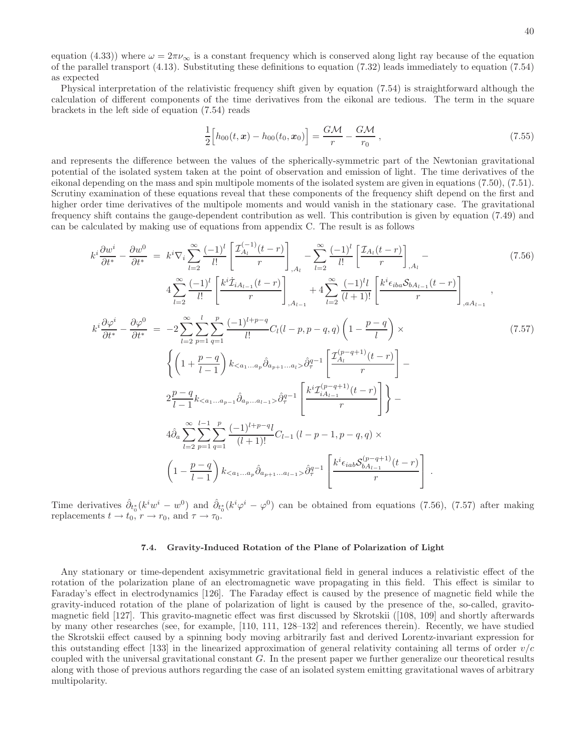equation (4.33)) where $\omega = 2\pi\nu_\infty$ is a constant frequency which is conserved along light ray because of the equation of the parallel transport (4.13). Substituting these definitions to equation (7.32) leads immediately to equation (7.54) as expected

Physical interpretation of the relativistic frequency shift given by equation (7.54) is straightforward although the calculation of different components of the time derivatives from the eikonal are tedious. The term in the square brackets in the left side of equation (7.54) reads

$$\frac{1}{2}\Big[h_{00}(t,\boldsymbol{x}) - h_{00}(t_0,\boldsymbol{x}_0)\Big] = \frac{G\mathcal{M}}{r} - \frac{G\mathcal{M}}{r_0}\,, \tag{7.55}$$

and represents the difference between the values of the spherically-symmetric part of the Newtonian gravitational potential of the isolated system taken at the point of observation and emission of light. The time derivatives of the eikonal depending on the mass and spin multipole moments of the isolated system are given in equations (7.50), (7.51). Scrutiny examination of these equations reveal that these components of the frequency shift depend on the first and higher order time derivatives of the multipole moments and would vanish in the stationary case. The gravitational frequency shift contains the gauge-dependent contribution as well. This contribution is given by equation (7.49) and can be calculated by making use of equations from appendix C. The result is as follows

$$\begin{aligned}
k^i\frac{\partial w^i}{\partial t^*} - \frac{\partial w^0}{\partial t^*} \;=\;& k^i\nabla_i\sum_{l=2}^{\infty}\frac{(-1)^l}{l!}\left[\frac{\mathcal{I}^{(-1)}_{A_l}(t-r)}{r}\right]_{,A_l} - \sum_{l=2}^{\infty}\frac{(-1)^l}{l!}\left[\frac{\mathcal{I}_{A_l}(t-r)}{r}\right]_{,A_l} - \\
& 4\sum_{l=2}^{\infty}\frac{(-1)^l}{l!}\left[\frac{k^i\dot{\mathcal{I}}_{iA_{l-1}}(t-r)}{r}\right]_{,A_{l-1}} + 4\sum_{l=2}^{\infty}\frac{(-1)^l l}{(l+1)!}\left[\frac{k^i\epsilon_{iba}\mathcal{S}_{bA_{l-1}}(t-r)}{r}\right]_{,aA_{l-1}}\,,
\end{aligned}\tag{7.56}$$

$$\begin{aligned}
k^i\frac{\partial \varphi^i}{\partial t^*} - \frac{\partial \varphi^0}{\partial t^*} \;=\;& -2\sum_{l=2}^{\infty}\sum_{p=1}^{l}\sum_{q=1}^{p}\frac{(-1)^{l+p-q}}{l!}C_l(l-p,p-q,q)\left(1-\frac{p-q}{l}\right)\times \\
& \left\{\left(1+\frac{p-q}{l-1}\right)k_{<a_1\ldots a_p}\hat{\partial}_{a_{p+1}\ldots a_l>}\hat{\partial}^{q-1}_{\tau}\left[\frac{\mathcal{I}^{(p-q+1)}_{A_l}(t-r)}{r}\right] - \right.\\
& \left. 2\frac{p-q}{l-1}k_{<a_1\ldots a_{p-1}}\hat{\partial}_{a_p\ldots a_{l-1}>}\hat{\partial}^{q-1}_{\tau}\left[\frac{k^i\mathcal{I}^{(p-q+1)}_{iA_{l-1}}(t-r)}{r}\right]\right\} - \\
& 4\hat{\partial}_a\sum_{l=2}^{\infty}\sum_{p=1}^{l-1}\sum_{q=1}^{p}\frac{(-1)^{l+p-q}l}{(l+1)!}C_{l-1}\left(l-p-1,p-q,q\right)\times \\
& \left(1-\frac{p-q}{l-1}\right)k_{<a_1\ldots a_p}\hat{\partial}_{a_{p+1}\ldots a_{l-1}>}\hat{\partial}^{q-1}_{\tau}\left[\frac{k^i\epsilon_{iab}\mathcal{S}^{(p-q+1)}_{bA_{l-1}}(t-r)}{r}\right]\,.
\end{aligned}\tag{7.57}$$

Time derivatives $\hat{\partial}_{t_0^*}(k^iw^i - w^0)$ and $\hat{\partial}_{t_0^*}(k^i\varphi^i - \varphi^0)$ can be obtained from equations (7.56), (7.57) after making replacements $t\to t_0$, $r\to r_0$, and $\tau\to\tau_0$.

#### 7.4. Gravity-Induced Rotation of the Plane of Polarization of Light

Any stationary or time-dependent axisymmetric gravitational field in general induces a relativistic effect of the rotation of the polarization plane of an electromagnetic wave propagating in this field. This effect is similar to Faraday's effect in electrodynamics [126]. The Faraday effect is caused by the presence of magnetic field while the gravity-induced rotation of the plane of polarization of light is caused by the presence of the, so-called, gravito-magnetic field [127]. This gravito-magnetic effect was first discussed by Skrotskii ([108, 109] and shortly afterwards by many other researches (see, for example, [110, 111, 128–132] and references therein). Recently, we have studied the Skrotskii effect caused by a spinning body moving arbitrarily fast and derived Lorentz-invariant expression for this outstanding effect [133] in the linearized approximation of general relativity containing all terms of order $v/c$ coupled with the universal gravitational constant $G$. In the present paper we further generalize our theoretical results along with those of previous authors regarding the case of an isolated system emitting gravitational waves of arbitrary multipolarity.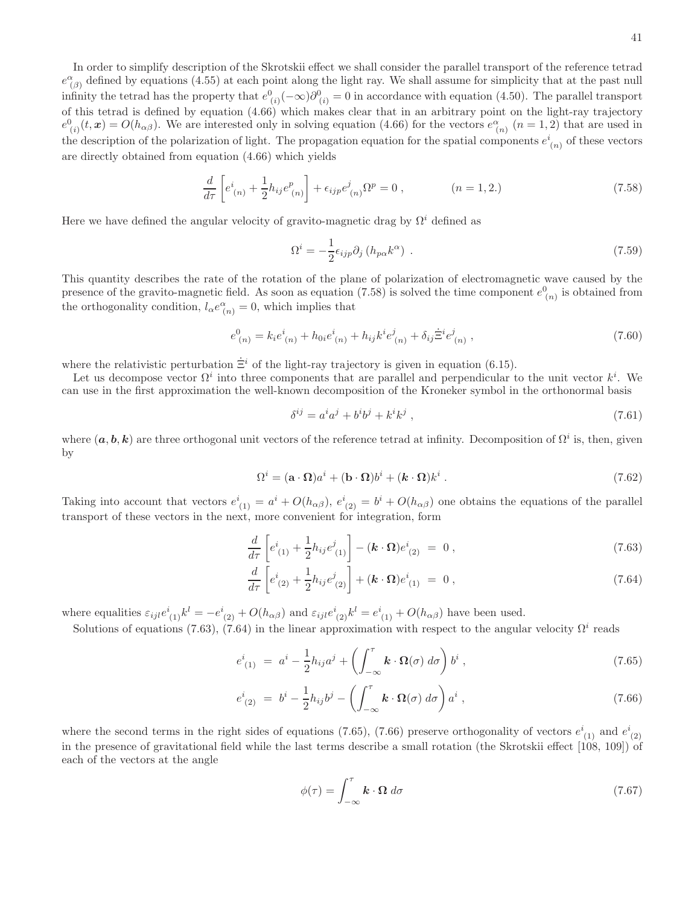In order to simplify description of the Skrotskii effect we shall consider the parallel transport of the reference tetrad $e^{\alpha}_{\ (\beta)}$ defined by equations (4.55) at each point along the light ray. We shall assume for simplicity that at the past null infinity the tetrad has the property that $e^{0}_{\ (i)}(-\infty)\partial^{0}_{\ (i)} = 0$ in accordance with equation (4.50). The parallel transport of this tetrad is defined by equation (4.66) which makes clear that in an arbitrary point on the light-ray trajectory $e^{0}_{\ (i)}(t, \boldsymbol{x}) = O(h_{\alpha\beta})$. We are interested only in solving equation (4.66) for the vectors $e^{\alpha}_{\ (n)}$ $(n = 1, 2)$ that are used in the description of the polarization of light. The propagation equation for the spatial components $e^{i}_{\ (n)}$ of these vectors are directly obtained from equation (4.66) which yields

$$
\frac{d}{d\tau}\left[e^{i}_{\ (n)} + \frac{1}{2}h_{ij}e^{p}_{\ (n)}\right] + \epsilon_{ijp}e^{j}_{\ (n)}\Omega^{p} = 0 \;, \qquad\qquad (n = 1, 2.) \tag{7.58}
$$

Here we have defined the angular velocity of gravito-magnetic drag by $\Omega^i$ defined as

$$
\Omega^{i} = -\frac{1}{2}\epsilon_{ijp}\partial_j\left(h_{p\alpha}k^{\alpha}\right) \;. \tag{7.59}
$$

This quantity describes the rate of the rotation of the plane of polarization of electromagnetic wave caused by the presence of the gravito-magnetic field. As soon as equation (7.58) is solved the time component $e^{0}_{\ (n)}$ is obtained from the orthogonality condition, $l_{\alpha}e^{\alpha}_{\ (n)} = 0$, which implies that

$$
e^{0}_{\ (n)} = k_i e^{i}_{\ (n)} + h_{0i}e^{i}_{\ (n)} + h_{ij}k^{i}e^{j}_{\ (n)} + \delta_{ij}\dot{\Xi}^{i}e^{j}_{\ (n)} \;, \tag{7.60}
$$

where the relativistic perturbation $\dot{\Xi}^{i}$ of the light-ray trajectory is given in equation (6.15).

Let us decompose vector $\Omega^i$ into three components that are parallel and perpendicular to the unit vector $k^i$. We can use in the first approximation the well-known decomposition of the Kroneker symbol in the orthonormal basis

$$
\delta^{ij} = a^i a^j + b^i b^j + k^i k^j \;, \tag{7.61}
$$

where $(\boldsymbol{a}, \boldsymbol{b}, \boldsymbol{k})$ are three orthogonal unit vectors of the reference tetrad at infinity. Decomposition of $\Omega^i$ is, then, given by

$$
\Omega^{i} = (\mathbf{a}\cdot\boldsymbol{\Omega})a^i + (\mathbf{b}\cdot\boldsymbol{\Omega})b^i + (\boldsymbol{k}\cdot\boldsymbol{\Omega})k^i \;. \tag{7.62}
$$

Taking into account that vectors $e^{i}_{\ (1)} = a^i + O(h_{\alpha\beta})$, $e^{i}_{\ (2)} = b^i + O(h_{\alpha\beta})$ one obtains the equations of the parallel transport of these vectors in the next, more convenient for integration, form

$$
\frac{d}{d\tau}\left[e^{i}_{\ (1)} + \frac{1}{2}h_{ij}e^{j}_{\ (1)}\right] - (\boldsymbol{k}\cdot\boldsymbol{\Omega})e^{i}_{\ (2)} \;=\; 0 \;, \tag{7.63}
$$

$$
\frac{d}{d\tau}\left[e^{i}_{\ (2)} + \frac{1}{2}h_{ij}e^{j}_{\ (2)}\right] + (\boldsymbol{k}\cdot\boldsymbol{\Omega})e^{i}_{\ (1)} \;=\; 0 \;, \tag{7.64}
$$

where equalities $\varepsilon_{ijl}e^{i}_{\ (1)}k^{l} = -e^{i}_{\ (2)} + O(h_{\alpha\beta})$ and $\varepsilon_{ijl}e^{i}_{\ (2)}k^{l} = e^{i}_{\ (1)} + O(h_{\alpha\beta})$ have been used.

Solutions of equations (7.63), (7.64) in the linear approximation with respect to the angular velocity $\Omega^i$ reads

$$
e^{i}_{\ (1)} \;=\; a^i - \frac{1}{2}h_{ij}a^j + \left(\int_{-\infty}^{\tau}\boldsymbol{k}\cdot\boldsymbol{\Omega}(\sigma)\;d\sigma\right)b^i \;, \tag{7.65}
$$

$$
e^{i}_{\ (2)} \;=\; b^i - \frac{1}{2}h_{ij}b^j - \left(\int_{-\infty}^{\tau}\boldsymbol{k}\cdot\boldsymbol{\Omega}(\sigma)\;d\sigma\right)a^i \;, \tag{7.66}
$$

where the second terms in the right sides of equations (7.65), (7.66) preserve orthogonality of vectors $e^{i}_{\ (1)}$ and $e^{i}_{\ (2)}$ in the presence of gravitational field while the last terms describe a small rotation (the Skrotskii effect [108, 109]) of each of the vectors at the angle

$$
\phi(\tau) = \int_{-\infty}^{\tau}\boldsymbol{k}\cdot\boldsymbol{\Omega}\;d\sigma \tag{7.67}
$$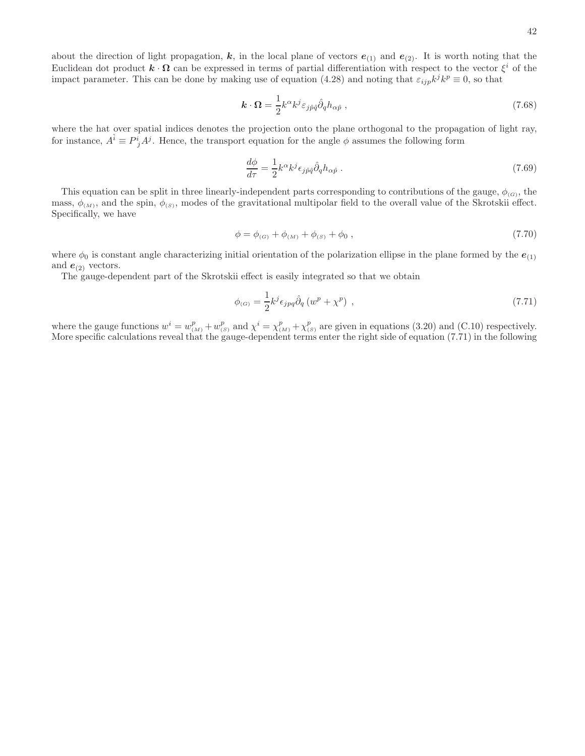about the direction of light propagation, $\boldsymbol{k}$, in the local plane of vectors $\boldsymbol{e}_{(1)}$ and $\boldsymbol{e}_{(2)}$. It is worth noting that the Euclidean dot product $\boldsymbol{k}\cdot\boldsymbol{\Omega}$ can be expressed in terms of partial differentiation with respect to the vector $\xi^i$ of the impact parameter. This can be done by making use of equation (4.28) and noting that $\varepsilon_{ijp}k^j k^p \equiv 0$, so that

$$
\boldsymbol{k}\cdot\boldsymbol{\Omega} = \frac{1}{2}k^\alpha k^j \varepsilon_{j\hat{p}\hat{q}}\hat{\partial}_q h_{\alpha\hat{p}}\ , \tag{7.68}
$$

where the hat over spatial indices denotes the projection onto the plane orthogonal to the propagation of light ray, for instance, $A^{\hat{i}} \equiv P^i_{\ j}A^j$. Hence, the transport equation for the angle $\phi$ assumes the following form

$$
\frac{d\phi}{d\tau} = \frac{1}{2}k^\alpha k^j \epsilon_{j\hat{p}\hat{q}}\hat{\partial}_q h_{\alpha\hat{p}}\ . \tag{7.69}
$$

This equation can be split in three linearly-independent parts corresponding to contributions of the gauge, $\phi_{(G)}$, the mass, $\phi_{(M)}$, and the spin, $\phi_{(S)}$, modes of the gravitational multipolar field to the overall value of the Skrotskii effect. Specifically, we have

$$
\phi = \phi_{(G)} + \phi_{(M)} + \phi_{(S)} + \phi_0\ , \tag{7.70}
$$

where $\phi_0$ is constant angle characterizing initial orientation of the polarization ellipse in the plane formed by the $\boldsymbol{e}_{(1)}$ and $\boldsymbol{e}_{(2)}$ vectors.

The gauge-dependent part of the Skrotskii effect is easily integrated so that we obtain

$$
\phi_{(G)} = \frac{1}{2}k^j \epsilon_{jpq}\hat{\partial}_q \left(w^p + \chi^p\right)\ , \tag{7.71}
$$

where the gauge functions $w^i = w^p_{(M)} + w^p_{(S)}$ and $\chi^i = \chi^p_{(M)} + \chi^p_{(S)}$ are given in equations (3.20) and (C.10) respectively. More specific calculations reveal that the gauge-dependent terms enter the right side of equation (7.71) in the following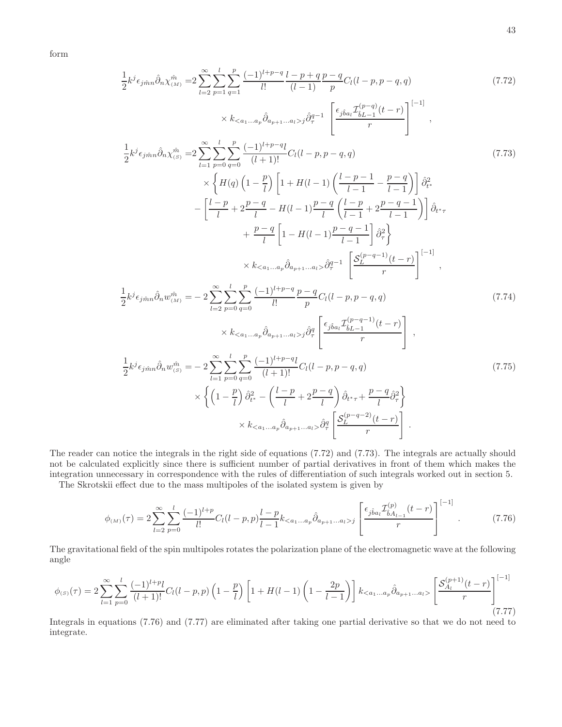form

$$
\begin{aligned}
\frac{1}{2}k^j\epsilon_{j\hat{m}n}\hat{\partial}_n\chi^{\hat{m}}_{(M)} =&2\sum_{l=2}^{\infty}\sum_{p=1}^{l}\sum_{q=1}^{p}\frac{(-1)^{l+p-q}}{l!}\frac{l-p+q}{(l-1)}\frac{p-q}{p}C_l(l-p,p-q,q) \\
&\times k_{<a_1\ldots a_p}\hat{\partial}_{a_{p+1}\ldots a_l>j}\hat{\partial}^{q-1}_{\tau}\left[\frac{\epsilon_{j\hat{b}a_l}\mathcal{I}^{(p-q)}_{\hat{b}L-1}(t-r)}{r}\right]^{[-1]} ,
\end{aligned} \tag{7.72}
$$

$$
\begin{aligned}
\frac{1}{2}k^j\epsilon_{j\hat{m}n}\hat{\partial}_n\chi^{\hat{m}}_{(S)} =&2\sum_{l=1}^{\infty}\sum_{p=0}^{l}\sum_{q=0}^{p}\frac{(-1)^{l+p-q}l}{(l+1)!}C_l(l-p,p-q,q) \\
&\times\left\{H(q)\left(1-\frac{p}{l}\right)\left[1+H(l-1)\left(\frac{l-p-1}{l-1}-\frac{p-q}{l-1}\right)\right]\hat{\partial}^2_{t^*}\right. \\
&-\left[\frac{l-p}{l}+2\frac{p-q}{l}-H(l-1)\frac{p-q}{l}\left(\frac{l-p}{l-1}+2\frac{p-q-1}{l-1}\right)\right]\hat{\partial}_{t^*\tau} \\
&\left.+\frac{p-q}{l}\left[1-H(l-1)\frac{p-q-1}{l-1}\right]\hat{\partial}^2_{\tau}\right\} \\
&\times k_{<a_1\ldots a_p}\hat{\partial}_{a_{p+1}\ldots a_l>}\hat{\partial}^{q-1}_{\tau}\left[\frac{\mathcal{S}^{(p-q-1)}_{L}(t-r)}{r}\right]^{[-1]} ,
\end{aligned} \tag{7.73}
$$

$$
\begin{aligned}
\frac{1}{2}k^j\epsilon_{j\hat{m}n}\hat{\partial}_n w^{\hat{m}}_{(M)} =&-2\sum_{l=2}^{\infty}\sum_{p=0}^{l}\sum_{q=0}^{p}\frac{(-1)^{l+p-q}}{l!}\frac{p-q}{p}C_l(l-p,p-q,q) \\
&\times k_{<a_1\ldots a_p}\hat{\partial}_{a_{p+1}\ldots a_l>j}\hat{\partial}^{q}_{\tau}\left[\frac{\epsilon_{j\hat{b}a_l}\mathcal{I}^{(p-q-1)}_{\hat{b}L-1}(t-r)}{r}\right] ,
\end{aligned} \tag{7.74}
$$

$$
\begin{aligned}
\frac{1}{2}k^j\epsilon_{j\hat{m}n}\hat{\partial}_n w^{\hat{m}}_{(S)} =&-2\sum_{l=1}^{\infty}\sum_{p=0}^{l}\sum_{q=0}^{p}\frac{(-1)^{l+p-q}l}{(l+1)!}C_l(l-p,p-q,q) \\
&\times\left\{\left(1-\frac{p}{l}\right)\hat{\partial}^2_{t^*}-\left(\frac{l-p}{l}+2\frac{p-q}{l}\right)\hat{\partial}_{t^*\tau}+\frac{p-q}{l}\hat{\partial}^2_{\tau}\right\} \\
&\times k_{<a_1\ldots a_p}\hat{\partial}_{a_{p+1}\ldots a_l>}\hat{\partial}^{q}_{\tau}\left[\frac{\mathcal{S}^{(p-q-2)}_{L}(t-r)}{r}\right] .
\end{aligned} \tag{7.75}
$$

The reader can notice the integrals in the right side of equations (7.72) and (7.73). The integrals are actually should not be calculated explicitly since there is sufficient number of partial derivatives in front of them which makes the integration unnecessary in correspondence with the rules of differentiation of such integrals worked out in section 5.

The Skrotskii effect due to the mass multipoles of the isolated system is given by

$$
\phi_{(M)}(\tau)=2\sum_{l=2}^{\infty}\sum_{p=0}^{l}\frac{(-1)^{l+p}}{l!}C_l(l-p,p)\frac{l-p}{l-1}k_{<a_1\ldots a_p}\hat{\partial}_{a_{p+1}\ldots a_l>j}\left[\frac{\epsilon_{j\hat{b}a_l}\mathcal{I}^{(p)}_{\hat{b}A_{l-1}}(t-r)}{r}\right]^{[-1]} . \tag{7.76}
$$

The gravitational field of the spin multipoles rotates the polarization plane of the electromagnetic wave at the following angle

$$
\phi_{(S)}(\tau)=2\sum_{l=1}^{\infty}\sum_{p=0}^{l}\frac{(-1)^{l+p}l}{(l+1)!}C_l(l-p,p)\left(1-\frac{p}{l}\right)\left[1+H(l-1)\left(1-\frac{2p}{l-1}\right)\right]k_{<a_1\ldots a_p}\hat{\partial}_{a_{p+1}\ldots a_l>}\left[\frac{\mathcal{S}^{(p+1)}_{A_l}(t-r)}{r}\right]^{[-1]} \tag{7.77}
$$

Integrals in equations (7.76) and (7.77) are eliminated after taking one partial derivative so that we do not need to integrate.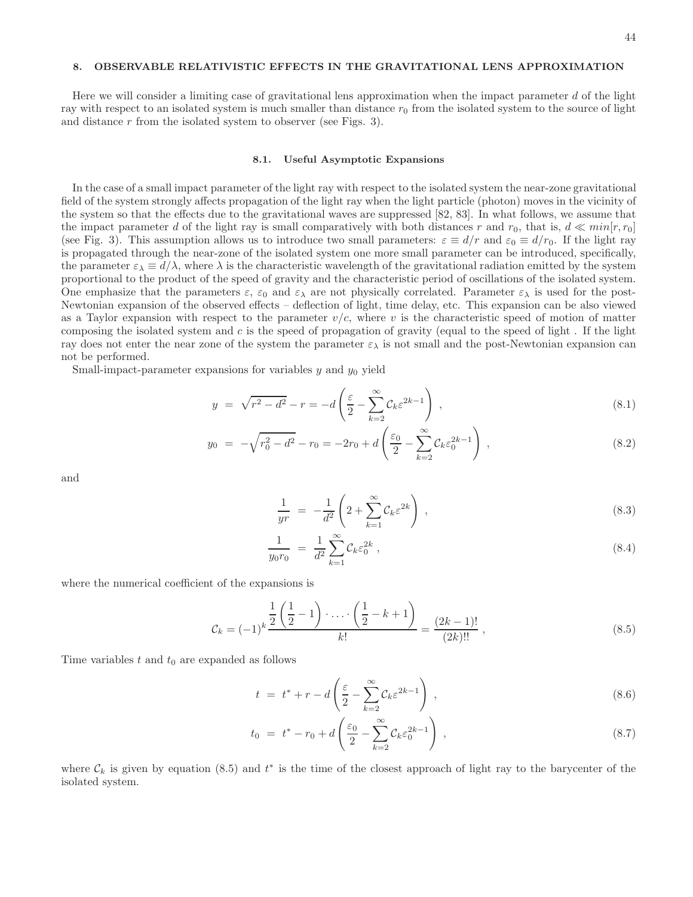## 8. OBSERVABLE RELATIVISTIC EFFECTS IN THE GRAVITATIONAL LENS APPROXIMATION

Here we will consider a limiting case of gravitational lens approximation when the impact parameter $d$ of the light ray with respect to an isolated system is much smaller than distance $r_0$ from the isolated system to the source of light and distance $r$ from the isolated system to observer (see Figs. 3).

### 8.1. Useful Asymptotic Expansions

In the case of a small impact parameter of the light ray with respect to the isolated system the near-zone gravitational field of the system strongly affects propagation of the light ray when the light particle (photon) moves in the vicinity of the system so that the effects due to the gravitational waves are suppressed [82, 83]. In what follows, we assume that the impact parameter $d$ of the light ray is small comparatively with both distances $r$ and $r_0$, that is, $d \ll min[r, r_0]$ (see Fig. 3). This assumption allows us to introduce two small parameters: $\varepsilon \equiv d/r$ and $\varepsilon_0 \equiv d/r_0$. If the light ray is propagated through the near-zone of the isolated system one more small parameter can be introduced, specifically, the parameter $\varepsilon_\lambda \equiv d/\lambda$, where $\lambda$ is the characteristic wavelength of the gravitational radiation emitted by the system proportional to the product of the speed of gravity and the characteristic period of oscillations of the isolated system. One emphasize that the parameters $\varepsilon$, $\varepsilon_0$ and $\varepsilon_\lambda$ are not physically correlated. Parameter $\varepsilon_\lambda$ is used for the post-Newtonian expansion of the observed effects – deflection of light, time delay, etc. This expansion can be also viewed as a Taylor expansion with respect to the parameter $v/c$, where $v$ is the characteristic speed of motion of matter composing the isolated system and $c$ is the speed of propagation of gravity (equal to the speed of light . If the light ray does not enter the near zone of the system the parameter $\varepsilon_\lambda$ is not small and the post-Newtonian expansion can not be performed.

Small-impact-parameter expansions for variables $y$ and $y_0$ yield

$$y = \sqrt{r^2 - d^2} - r = -d\left(\frac{\varepsilon}{2} - \sum_{k=2}^{\infty} \mathcal{C}_k \varepsilon^{2k-1}\right) , \tag{8.1}$$

$$y_0 = -\sqrt{r_0^2 - d^2} - r_0 = -2r_0 + d\left(\frac{\varepsilon_0}{2} - \sum_{k=2}^{\infty} \mathcal{C}_k \varepsilon_0^{2k-1}\right) , \tag{8.2}$$

and

$$\frac{1}{yr} = -\frac{1}{d^2}\left(2 + \sum_{k=1}^{\infty} \mathcal{C}_k \varepsilon^{2k}\right) , \tag{8.3}$$

$$\frac{1}{y_0 r_0} = \frac{1}{d^2}\sum_{k=1}^{\infty} \mathcal{C}_k \varepsilon_0^{2k} , \tag{8.4}$$

where the numerical coefficient of the expansions is

$$\mathcal{C}_k = (-1)^k \frac{\frac{1}{2}\left(\frac{1}{2} - 1\right) \cdot \ldots \cdot \left(\frac{1}{2} - k + 1\right)}{k!} = \frac{(2k-1)!}{(2k)!!} , \tag{8.5}$$

Time variables $t$ and $t_0$ are expanded as follows

$$t = t^* + r - d\left(\frac{\varepsilon}{2} - \sum_{k=2}^{\infty} \mathcal{C}_k \varepsilon^{2k-1}\right) , \tag{8.6}$$

$$t_0 = t^* - r_0 + d\left(\frac{\varepsilon_0}{2} - \sum_{k=2}^{\infty} \mathcal{C}_k \varepsilon_0^{2k-1}\right) , \tag{8.7}$$

where $\mathcal{C}_k$ is given by equation (8.5) and $t^*$ is the time of the closest approach of light ray to the barycenter of the isolated system.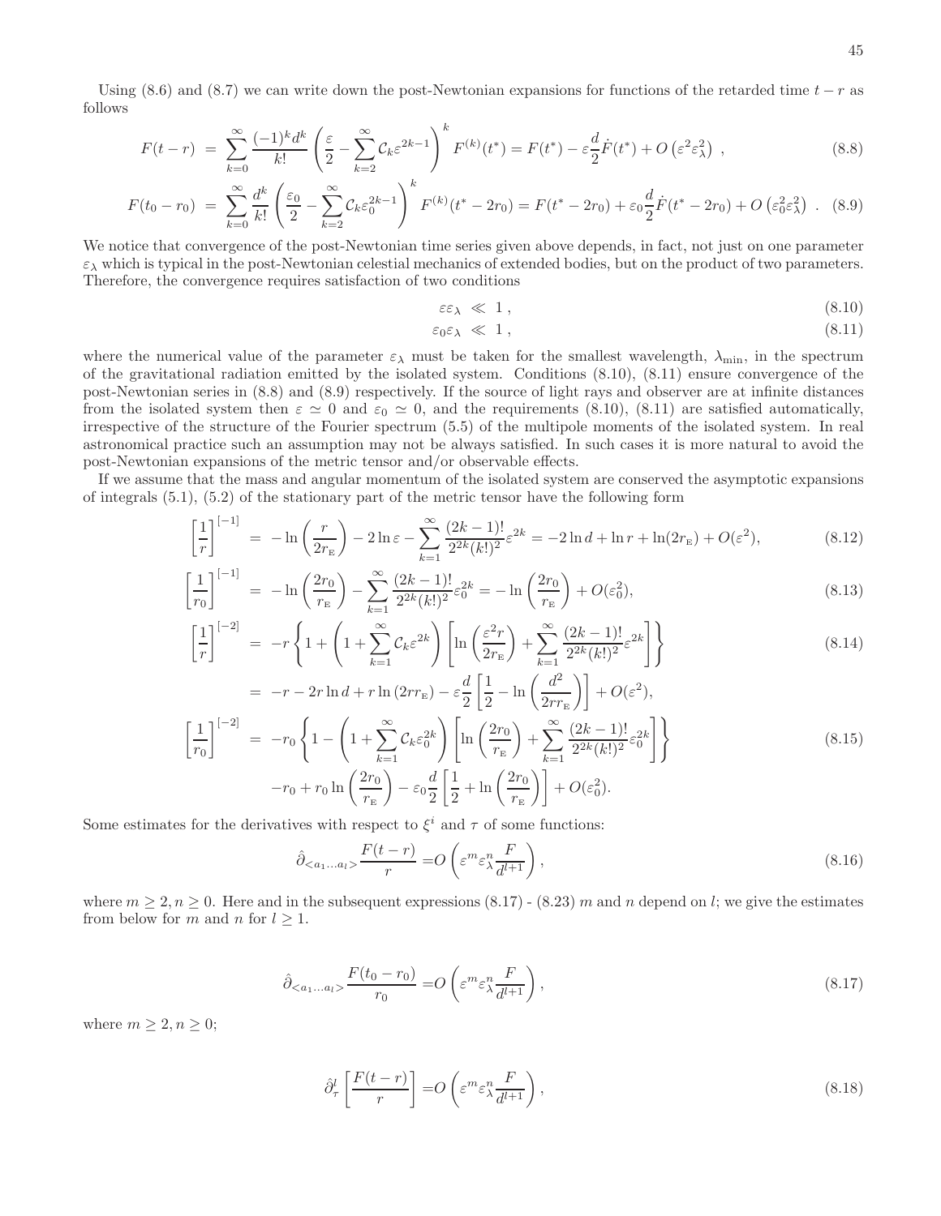Using (8.6) and (8.7) we can write down the post-Newtonian expansions for functions of the retarded time $t-r$ as follows

$$F(t-r) = \sum_{k=0}^{\infty}\frac{(-1)^k d^k}{k!}\left(\frac{\varepsilon}{2}-\sum_{k=2}^{\infty}\mathcal{C}_k\varepsilon^{2k-1}\right)^k F^{(k)}(t^*) = F(t^*) - \varepsilon\frac{d}{2}\dot{F}(t^*) + O\left(\varepsilon^2\varepsilon_\lambda^2\right)\ , \tag{8.8}$$

$$F(t_0-r_0) = \sum_{k=0}^{\infty}\frac{d^k}{k!}\left(\frac{\varepsilon_0}{2}-\sum_{k=2}^{\infty}\mathcal{C}_k\varepsilon_0^{2k-1}\right)^k F^{(k)}(t^*-2r_0) = F(t^*-2r_0) + \varepsilon_0\frac{d}{2}\dot{F}(t^*-2r_0) + O\left(\varepsilon_0^2\varepsilon_\lambda^2\right)\ . \tag{8.9}$$

We notice that convergence of the post-Newtonian time series given above depends, in fact, not just on one parameter $\varepsilon_\lambda$ which is typical in the post-Newtonian celestial mechanics of extended bodies, but on the product of two parameters. Therefore, the convergence requires satisfaction of two conditions

$$\varepsilon\varepsilon_\lambda \ll 1\ , \tag{8.10}$$

$$\varepsilon_0\varepsilon_\lambda \ll 1\ , \tag{8.11}$$

where the numerical value of the parameter $\varepsilon_\lambda$ must be taken for the smallest wavelength, $\lambda_{\min}$, in the spectrum of the gravitational radiation emitted by the isolated system. Conditions (8.10), (8.11) ensure convergence of the post-Newtonian series in (8.8) and (8.9) respectively. If the source of light rays and observer are at infinite distances from the isolated system then $\varepsilon \simeq 0$ and $\varepsilon_0 \simeq 0$, and the requirements (8.10), (8.11) are satisfied automatically, irrespective of the structure of the Fourier spectrum (5.5) of the multipole moments of the isolated system. In real astronomical practice such an assumption may not be always satisfied. In such cases it is more natural to avoid the post-Newtonian expansions of the metric tensor and/or observable effects.

If we assume that the mass and angular momentum of the isolated system are conserved the asymptotic expansions of integrals (5.1), (5.2) of the stationary part of the metric tensor have the following form

$$\left[\frac{1}{r}\right]^{[-1]} = -\ln\left(\frac{r}{2r_{\rm E}}\right) - 2\ln\varepsilon - \sum_{k=1}^{\infty}\frac{(2k-1)!}{2^{2k}(k!)^2}\varepsilon^{2k} = -2\ln d + \ln r + \ln(2r_{\rm E}) + O(\varepsilon^2), \tag{8.12}$$

$$\left[\frac{1}{r_0}\right]^{[-1]} = -\ln\left(\frac{2r_0}{r_{\rm E}}\right) - \sum_{k=1}^{\infty}\frac{(2k-1)!}{2^{2k}(k!)^2}\varepsilon_0^{2k} = -\ln\left(\frac{2r_0}{r_{\rm E}}\right) + O(\varepsilon_0^2), \tag{8.13}$$

$$\begin{aligned}\left[\frac{1}{r}\right]^{[-2]} &= -r\left\{1+\left(1+\sum_{k=1}^{\infty}\mathcal{C}_k\varepsilon^{2k}\right)\left[\ln\left(\frac{\varepsilon^2 r}{2r_{\rm E}}\right)+\sum_{k=1}^{\infty}\frac{(2k-1)!}{2^{2k}(k!)^2}\varepsilon^{2k}\right]\right\} \\ &= -r - 2r\ln d + r\ln\left(2rr_{\rm E}\right) - \varepsilon\frac{d}{2}\left[\frac{1}{2}-\ln\left(\frac{d^2}{2rr_{\rm E}}\right)\right] + O(\varepsilon^2),\end{aligned} \tag{8.14}$$

$$\begin{aligned}\left[\frac{1}{r_0}\right]^{[-2]} &= -r_0\left\{1-\left(1+\sum_{k=1}^{\infty}\mathcal{C}_k\varepsilon_0^{2k}\right)\left[\ln\left(\frac{2r_0}{r_{\rm E}}\right)+\sum_{k=1}^{\infty}\frac{(2k-1)!}{2^{2k}(k!)^2}\varepsilon_0^{2k}\right]\right\} \\ & -r_0 + r_0\ln\left(\frac{2r_0}{r_{\rm E}}\right) - \varepsilon_0\frac{d}{2}\left[\frac{1}{2}+\ln\left(\frac{2r_0}{r_{\rm E}}\right)\right] + O(\varepsilon_0^2).\end{aligned} \tag{8.15}$$

Some estimates for the derivatives with respect to $\xi^i$ and $\tau$ of some functions:

$$\hat{\partial}_{<a_1\ldots a_l>}\frac{F(t-r)}{r} = O\left(\varepsilon^m\varepsilon_\lambda^n\frac{F}{d^{l+1}}\right), \tag{8.16}$$

where $m\geq 2, n\geq 0$. Here and in the subsequent expressions (8.17) - (8.23) $m$ and $n$ depend on $l$; we give the estimates from below for $m$ and $n$ for $l\geq 1$.

$$\hat{\partial}_{<a_1\ldots a_l>}\frac{F(t_0-r_0)}{r_0} = O\left(\varepsilon^m\varepsilon_\lambda^n\frac{F}{d^{l+1}}\right), \tag{8.17}$$

where $m\geq 2, n\geq 0$;

$$\hat{\partial}_\tau^l\left[\frac{F(t-r)}{r}\right] = O\left(\varepsilon^m\varepsilon_\lambda^n\frac{F}{d^{l+1}}\right), \tag{8.18}$$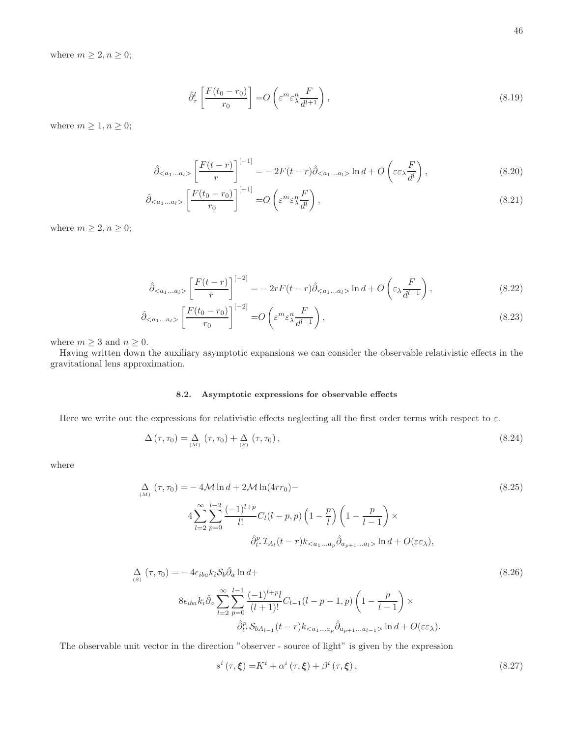where $m \geq 2, n \geq 0$;

$$\hat{\partial}_{\tau}^{l}\left[\frac{F(t_0-r_0)}{r_0}\right] = O\left(\varepsilon^m \varepsilon_{\lambda}^n \frac{F}{d^{l+1}}\right), \tag{8.19}$$

where $m \geq 1, n \geq 0$;

$$\hat{\partial}_{<a_1\ldots a_l>}\left[\frac{F(t-r)}{r}\right]^{[-1]} = -2F(t-r)\hat{\partial}_{<a_1\ldots a_l>}\ln d + O\left(\varepsilon\varepsilon_{\lambda}\frac{F}{d^l}\right), \tag{8.20}$$

$$\hat{\partial}_{<a_1\ldots a_l>}\left[\frac{F(t_0-r_0)}{r_0}\right]^{[-1]} = O\left(\varepsilon^m\varepsilon_{\lambda}^n\frac{F}{d^l}\right), \tag{8.21}$$

where $m \geq 2, n \geq 0$;

$$\hat{\partial}_{<a_1\ldots a_l>}\left[\frac{F(t-r)}{r}\right]^{[-2]} = -2rF(t-r)\hat{\partial}_{<a_1\ldots a_l>}\ln d + O\left(\varepsilon_{\lambda}\frac{F}{d^{l-1}}\right), \tag{8.22}$$

$$\hat{\partial}_{<a_1\ldots a_l>}\left[\frac{F(t_0-r_0)}{r_0}\right]^{[-2]} = O\left(\varepsilon^m\varepsilon_{\lambda}^n\frac{F}{d^{l-1}}\right), \tag{8.23}$$

where $m \geq 3$ and $n \geq 0$.

Having written down the auxiliary asymptotic expansions we can consider the observable relativistic effects in the gravitational lens approximation.

### 8.2. Asymptotic expressions for observable effects

Here we write out the expressions for relativistic effects neglecting all the first order terms with respect to $\varepsilon$.

$$\Delta(\tau,\tau_0) = \underset{(M)}{\Delta}(\tau,\tau_0) + \underset{(S)}{\Delta}(\tau,\tau_0), \tag{8.24}$$

where

$$\begin{aligned}\underset{(M)}{\Delta}(\tau,\tau_0) = & -4\mathcal{M}\ln d + 2\mathcal{M}\ln(4rr_0) - \\ & 4\sum_{l=2}^{\infty}\sum_{p=0}^{l-2}\frac{(-1)^{l+p}}{l!}C_l(l-p,p)\left(1-\frac{p}{l}\right)\left(1-\frac{p}{l-1}\right)\times \\ & \hat{\partial}_{t^*}^{p}\mathcal{I}_{A_l}(t-r)k_{<a_1\ldots a_p}\hat{\partial}_{a_{p+1}\ldots a_l>}\ln d + O(\varepsilon\varepsilon_{\lambda}),\end{aligned} \tag{8.25}$$

$$\begin{aligned}\underset{(S)}{\Delta}(\tau,\tau_0) = & -4\epsilon_{iba}k_i\mathcal{S}_b\hat{\partial}_a\ln d + \\ & 8\epsilon_{iba}k_i\hat{\partial}_a\sum_{l=2}^{\infty}\sum_{p=0}^{l-1}\frac{(-1)^{l+p}l}{(l+1)!}C_{l-1}(l-p-1,p)\left(1-\frac{p}{l-1}\right)\times \\ & \hat{\partial}_{t^*}^{p}\mathcal{S}_{bA_{l-1}}(t-r)k_{<a_1\ldots a_p}\hat{\partial}_{a_{p+1}\ldots a_{l-1}>}\ln d + O(\varepsilon\varepsilon_{\lambda}).\end{aligned} \tag{8.26}$$

The observable unit vector in the direction "observer - source of light" is given by the expression

$$s^i(\tau,\boldsymbol{\xi}) = K^i + \alpha^i(\tau,\boldsymbol{\xi}) + \beta^i(\tau,\boldsymbol{\xi}), \tag{8.27}$$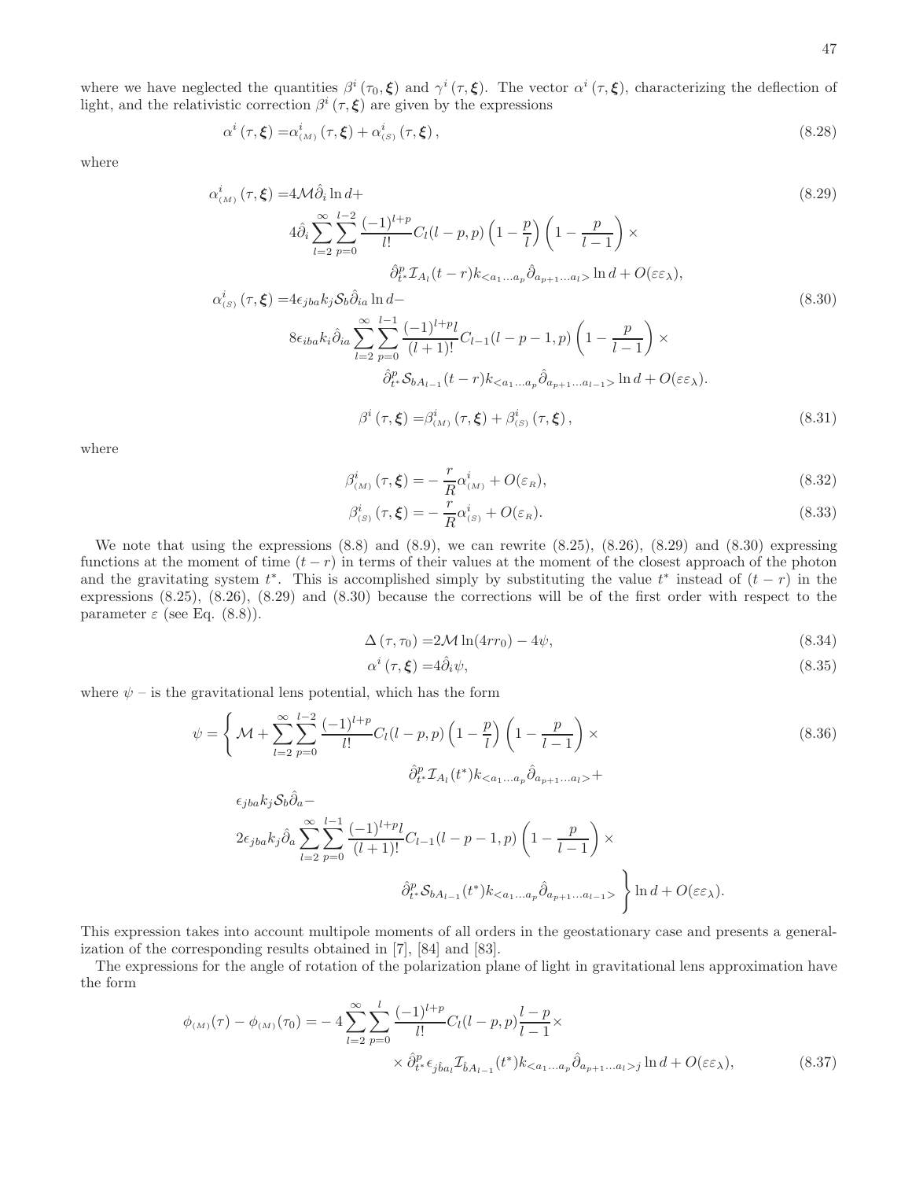where we have neglected the quantities $\beta^i(\tau_0, \boldsymbol{\xi})$ and $\gamma^i(\tau, \boldsymbol{\xi})$. The vector $\alpha^i(\tau, \boldsymbol{\xi})$, characterizing the deflection of light, and the relativistic correction $\beta^i(\tau, \boldsymbol{\xi})$ are given by the expressions

$$\alpha^i(\tau, \boldsymbol{\xi}) = \alpha^i_{(M)}(\tau, \boldsymbol{\xi}) + \alpha^i_{(S)}(\tau, \boldsymbol{\xi}), \tag{8.28}$$

where

$$\begin{aligned}
\alpha^i_{(M)}(\tau, \boldsymbol{\xi}) =& 4\mathcal{M}\hat{\partial}_i \ln d + \\
& 4\hat{\partial}_i \sum_{l=2}^{\infty} \sum_{p=0}^{l-2} \frac{(-1)^{l+p}}{l!} C_l(l-p, p) \left(1 - \frac{p}{l}\right)\left(1 - \frac{p}{l-1}\right) \times \\
& \hat{\partial}^p_{t^*} \mathcal{I}_{A_l}(t-r) k_{<a_1 \dots a_p} \hat{\partial}_{a_{p+1} \dots a_l>} \ln d + O(\varepsilon \varepsilon_\lambda),
\end{aligned} \tag{8.29}$$

$$\begin{aligned}
\alpha^i_{(S)}(\tau, \boldsymbol{\xi}) =& 4\epsilon_{jba} k_j \mathcal{S}_b \hat{\partial}_{ia} \ln d - \\
& 8\epsilon_{iba} k_i \hat{\partial}_{ia} \sum_{l=2}^{\infty} \sum_{p=0}^{l-1} \frac{(-1)^{l+p} l}{(l+1)!} C_{l-1}(l-p-1, p) \left(1 - \frac{p}{l-1}\right) \times \\
& \hat{\partial}^p_{t^*} \mathcal{S}_{bA_{l-1}}(t-r) k_{<a_1 \dots a_p} \hat{\partial}_{a_{p+1} \dots a_{l-1}>} \ln d + O(\varepsilon \varepsilon_\lambda).
\end{aligned} \tag{8.30}$$

$$\beta^i(\tau, \boldsymbol{\xi}) = \beta^i_{(M)}(\tau, \boldsymbol{\xi}) + \beta^i_{(S)}(\tau, \boldsymbol{\xi}), \tag{8.31}$$

where

$$\beta^i_{(M)}(\tau, \boldsymbol{\xi}) = -\frac{r}{R} \alpha^i_{(M)} + O(\varepsilon_R), \tag{8.32}$$

$$\beta^i_{(S)}(\tau, \boldsymbol{\xi}) = -\frac{r}{R} \alpha^i_{(S)} + O(\varepsilon_R). \tag{8.33}$$

We note that using the expressions (8.8) and (8.9), we can rewrite (8.25), (8.26), (8.29) and (8.30) expressing functions at the moment of time $(t - r)$ in terms of their values at the moment of the closest approach of the photon and the gravitating system $t^*$. This is accomplished simply by substituting the value $t^*$ instead of $(t - r)$ in the expressions (8.25), (8.26), (8.29) and (8.30) because the corrections will be of the first order with respect to the parameter $\varepsilon$ (see Eq. (8.8)).

$$\Delta(\tau, \tau_0) = 2\mathcal{M} \ln(4rr_0) - 4\psi, \tag{8.34}$$

$$\alpha^i(\tau, \boldsymbol{\xi}) = 4\hat{\partial}_i \psi, \tag{8.35}$$

where $\psi$ – is the gravitational lens potential, which has the form

$$\begin{aligned}
\psi = \Bigg\{ & \mathcal{M} + \sum_{l=2}^{\infty} \sum_{p=0}^{l-2} \frac{(-1)^{l+p}}{l!} C_l(l-p, p) \left(1 - \frac{p}{l}\right)\left(1 - \frac{p}{l-1}\right) \times \\
& \hat{\partial}^p_{t^*} \mathcal{I}_{A_l}(t^*) k_{<a_1 \dots a_p} \hat{\partial}_{a_{p+1} \dots a_l>} + \\
& \epsilon_{jba} k_j \mathcal{S}_b \hat{\partial}_a - \\
& 2\epsilon_{jba} k_j \hat{\partial}_a \sum_{l=2}^{\infty} \sum_{p=0}^{l-1} \frac{(-1)^{l+p} l}{(l+1)!} C_{l-1}(l-p-1, p) \left(1 - \frac{p}{l-1}\right) \times \\
& \hat{\partial}^p_{t^*} \mathcal{S}_{bA_{l-1}}(t^*) k_{<a_1 \dots a_p} \hat{\partial}_{a_{p+1} \dots a_{l-1}>} \Bigg\} \ln d + O(\varepsilon \varepsilon_\lambda).
\end{aligned} \tag{8.36}$$

This expression takes into account multipole moments of all orders in the geostationary case and presents a generalization of the corresponding results obtained in [7], [84] and [83].

The expressions for the angle of rotation of the polarization plane of light in gravitational lens approximation have the form

$$\begin{aligned}
\phi_{(M)}(\tau) - \phi_{(M)}(\tau_0) =& -4 \sum_{l=2}^{\infty} \sum_{p=0}^{l} \frac{(-1)^{l+p}}{l!} C_l(l-p, p) \frac{l-p}{l-1} \times \\
& \times \hat{\partial}^p_{t^*} \epsilon_{j\hat{b}a_l} \mathcal{I}_{\hat{b}A_{l-1}}(t^*) k_{<a_1 \dots a_p} \hat{\partial}_{a_{p+1} \dots a_l>j} \ln d + O(\varepsilon \varepsilon_\lambda),
\end{aligned} \tag{8.37}$$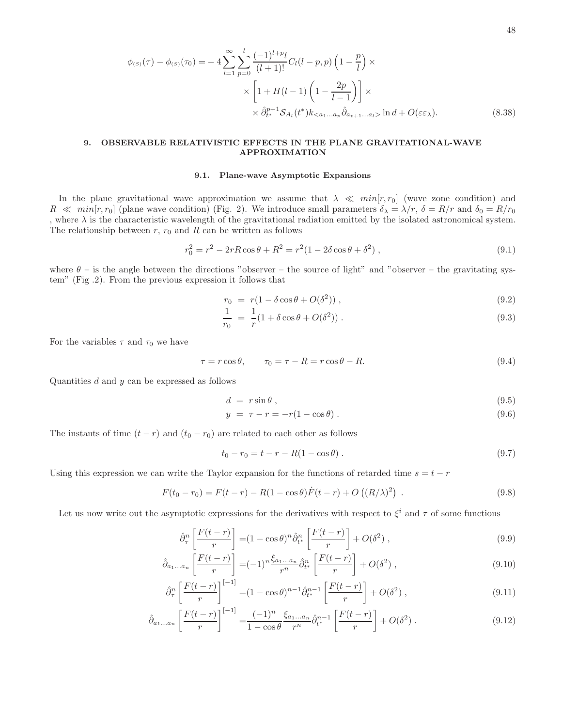$$\phi_{(S)}(\tau) - \phi_{(S)}(\tau_0) = -4\sum_{l=1}^{\infty}\sum_{p=0}^{l}\frac{(-1)^{l+p}l}{(l+1)!}C_l(l-p,p)\left(1-\frac{p}{l}\right)\times$$
$$\times\left[1+H(l-1)\left(1-\frac{2p}{l-1}\right)\right]\times$$
$$\times\,\hat{\partial}^{p+1}_{t^*}\mathcal{S}_{A_l}(t^*)k_{<a_1\ldots a_p}\hat{\partial}_{a_{p+1}\ldots a_l>}\ln d + O(\varepsilon\varepsilon_\lambda). \tag{8.38}$$

## 9. OBSERVABLE RELATIVISTIC EFFECTS IN THE PLANE GRAVITATIONAL-WAVE APPROXIMATION

### 9.1. Plane-wave Asymptotic Expansions

In the plane gravitational wave approximation we assume that $\lambda \ll min[r, r_0]$ (wave zone condition) and $R \ll min[r, r_0]$ (plane wave condition) (Fig. 2). We introduce small parameters $\delta_\lambda = \lambda/r$, $\delta = R/r$ and $\delta_0 = R/r_0$ , where $\lambda$ is the characteristic wavelength of the gravitational radiation emitted by the isolated astronomical system. The relationship between $r$, $r_0$ and $R$ can be written as follows

$$r_0^2 = r^2 - 2rR\cos\theta + R^2 = r^2(1 - 2\delta\cos\theta + \delta^2)\ , \tag{9.1}$$

where $\theta$ – is the angle between the directions "observer – the source of light" and "observer – the gravitating system" (Fig .2). From the previous expression it follows that

$$r_0 \ = \ r(1 - \delta\cos\theta + O(\delta^2))\ , \tag{9.2}$$

$$\frac{1}{r_0} \ = \ \frac{1}{r}(1 + \delta\cos\theta + O(\delta^2))\ . \tag{9.3}$$

For the variables $\tau$ and $\tau_0$ we have

$$\tau = r\cos\theta, \qquad \tau_0 = \tau - R = r\cos\theta - R. \tag{9.4}$$

Quantities $d$ and $y$ can be expressed as follows

$$d \ = \ r\sin\theta\ , \tag{9.5}$$

$$y \ = \ \tau - r = -r(1-\cos\theta)\ . \tag{9.6}$$

The instants of time $(t - r)$ and $(t_0 - r_0)$ are related to each other as follows

$$t_0 - r_0 = t - r - R(1-\cos\theta)\ . \tag{9.7}$$

Using this expression we can write the Taylor expansion for the functions of retarded time $s = t - r$

$$F(t_0 - r_0) = F(t-r) - R(1-\cos\theta)\dot{F}(t-r) + O\left((R/\lambda)^2\right)\ . \tag{9.8}$$

Let us now write out the asymptotic expressions for the derivatives with respect to $\xi^i$ and $\tau$ of some functions

$$\hat{\partial}^n_\tau\left[\frac{F(t-r)}{r}\right] = (1-\cos\theta)^n\hat{\partial}^n_{t^*}\left[\frac{F(t-r)}{r}\right] + O(\delta^2)\ , \tag{9.9}$$

$$\hat{\partial}_{a_1\ldots a_n}\left[\frac{F(t-r)}{r}\right] = (-1)^n\frac{\xi_{a_1\ldots a_n}}{r^n}\hat{\partial}^n_{t^*}\left[\frac{F(t-r)}{r}\right] + O(\delta^2)\ , \tag{9.10}$$

$$\hat{\partial}^n_\tau\left[\frac{F(t-r)}{r}\right]^{[-1]} = (1-\cos\theta)^{n-1}\hat{\partial}^{n-1}_{t^*}\left[\frac{F(t-r)}{r}\right] + O(\delta^2)\ , \tag{9.11}$$

$$\hat{\partial}_{a_1\ldots a_n}\left[\frac{F(t-r)}{r}\right]^{[-1]} = \frac{(-1)^n}{1-\cos\theta}\frac{\xi_{a_1\ldots a_n}}{r^n}\hat{\partial}^{n-1}_{t^*}\left[\frac{F(t-r)}{r}\right] + O(\delta^2)\ . \tag{9.12}$$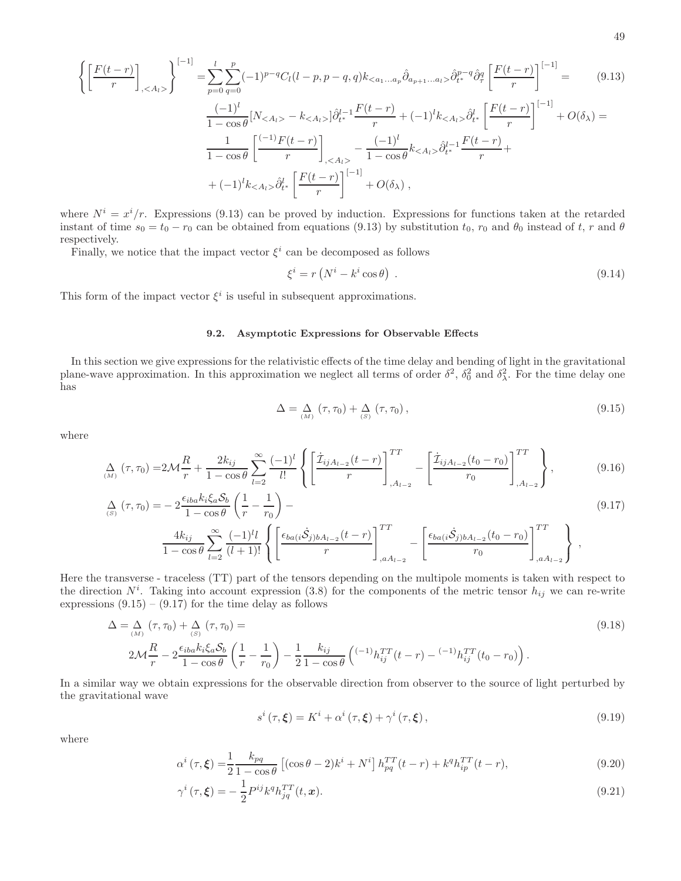$$
\left\{ \left[ \frac{F(t-r)}{r} \right]_{,<A_l>} \right\}^{[-1]} = \sum_{p=0}^{l} \sum_{q=0}^{p} (-1)^{p-q} C_l(l-p, p-q, q) k_{<a_1 \ldots a_p} \hat{\partial}_{a_{p+1} \ldots a_l>} \hat{\partial}_{t^*}^{p-q} \hat{\partial}_{\tau}^{q} \left[ \frac{F(t-r)}{r} \right]^{[-1]} = \tag{9.13}
$$

$$
\frac{(-1)^l}{1-\cos\theta} [N_{<A_l>} - k_{<A_l>}] \hat{\partial}_{t^*}^{l-1} \frac{F(t-r)}{r} + (-1)^l k_{<A_l>} \hat{\partial}_{t^*}^{l} \left[ \frac{F(t-r)}{r} \right]^{[-1]} + O(\delta_\lambda) =
$$

$$
\frac{1}{1-\cos\theta} \left[ \frac{{}^{(-1)}F(t-r)}{r} \right]_{,<A_l>} - \frac{(-1)^l}{1-\cos\theta} k_{<A_l>} \hat{\partial}_{t^*}^{l-1} \frac{F(t-r)}{r} +
$$

$$
+ (-1)^l k_{<A_l>} \hat{\partial}_{t^*}^{l} \left[ \frac{F(t-r)}{r} \right]^{[-1]} + O(\delta_\lambda) \, ,
$$

where $N^i = x^i/r$. Expressions (9.13) can be proved by induction. Expressions for functions taken at the retarded instant of time $s_0 = t_0 - r_0$ can be obtained from equations (9.13) by substitution $t_0$, $r_0$ and $\theta_0$ instead of $t$, $r$ and $\theta$ respectively.

Finally, we notice that the impact vector $\xi^i$ can be decomposed as follows

$$
\xi^i = r \left( N^i - k^i \cos\theta \right) \, . \tag{9.14}
$$

This form of the impact vector $\xi^i$ is useful in subsequent approximations.

### 9.2. Asymptotic Expressions for Observable Effects

In this section we give expressions for the relativistic effects of the time delay and bending of light in the gravitational plane-wave approximation. In this approximation we neglect all terms of order $\delta^2$, $\delta_0^2$ and $\delta_\lambda^2$. For the time delay one has

$$
\Delta = \underset{(M)}{\Delta} (\tau, \tau_0) + \underset{(S)}{\Delta} (\tau, \tau_0) \, , \tag{9.15}
$$

where

$$
\underset{(M)}{\Delta} (\tau, \tau_0) = 2\mathcal{M} \frac{R}{r} + \frac{2k_{ij}}{1-\cos\theta} \sum_{l=2}^{\infty} \frac{(-1)^l}{l!} \left\{ \left[ \frac{\dot{\mathcal{I}}_{ijA_{l-2}}(t-r)}{r} \right]^{TT}_{,A_{l-2}} - \left[ \frac{\dot{\mathcal{I}}_{ijA_{l-2}}(t_0-r_0)}{r_0} \right]^{TT}_{,A_{l-2}} \right\} , \tag{9.16}
$$

$$
\underset{(S)}{\Delta} (\tau, \tau_0) = -2 \frac{\epsilon_{iba} k_i \xi_a \mathcal{S}_b}{1-\cos\theta} \left( \frac{1}{r} - \frac{1}{r_0} \right) - \tag{9.17}
$$

$$
\frac{4k_{ij}}{1-\cos\theta} \sum_{l=2}^{\infty} \frac{(-1)^l l}{(l+1)!} \left\{ \left[ \frac{\epsilon_{ba(i} \dot{\mathcal{S}}_{j)bA_{l-2}}(t-r)}{r} \right]^{TT}_{,aA_{l-2}} - \left[ \frac{\epsilon_{ba(i} \dot{\mathcal{S}}_{j)bA_{l-2}}(t_0-r_0)}{r_0} \right]^{TT}_{,aA_{l-2}} \right\} \, ,
$$

Here the transverse - traceless (TT) part of the tensors depending on the multipole moments is taken with respect to the direction $N^i$. Taking into account expression (3.8) for the components of the metric tensor $h_{ij}$ we can re-write expressions (9.15) – (9.17) for the time delay as follows

$$
\Delta = \underset{(M)}{\Delta} (\tau, \tau_0) + \underset{(S)}{\Delta} (\tau, \tau_0) = \tag{9.18}
$$

$$
2\mathcal{M} \frac{R}{r} - 2 \frac{\epsilon_{iba} k_i \xi_a \mathcal{S}_b}{1-\cos\theta} \left( \frac{1}{r} - \frac{1}{r_0} \right) - \frac{1}{2} \frac{k_{ij}}{1-\cos\theta} \left( {}^{(-1)}h_{ij}^{TT}(t-r) - {}^{(-1)}h_{ij}^{TT}(t_0-r_0) \right) .
$$

In a similar way we obtain expressions for the observable direction from observer to the source of light perturbed by the gravitational wave

$$
s^i (\tau, \boldsymbol{\xi}) = K^i + \alpha^i (\tau, \boldsymbol{\xi}) + \gamma^i (\tau, \boldsymbol{\xi}) \, , \tag{9.19}
$$

where

$$
\alpha^i (\tau, \boldsymbol{\xi}) = \frac{1}{2} \frac{k_{pq}}{1-\cos\theta} \left[ (\cos\theta - 2) k^i + N^i \right] h_{pq}^{TT}(t-r) + k^q h_{ip}^{TT}(t-r), \tag{9.20}
$$

$$
\gamma^i (\tau, \boldsymbol{\xi}) = -\frac{1}{2} P^{ij} k^q h_{jq}^{TT}(t, \boldsymbol{x}). \tag{9.21}
$$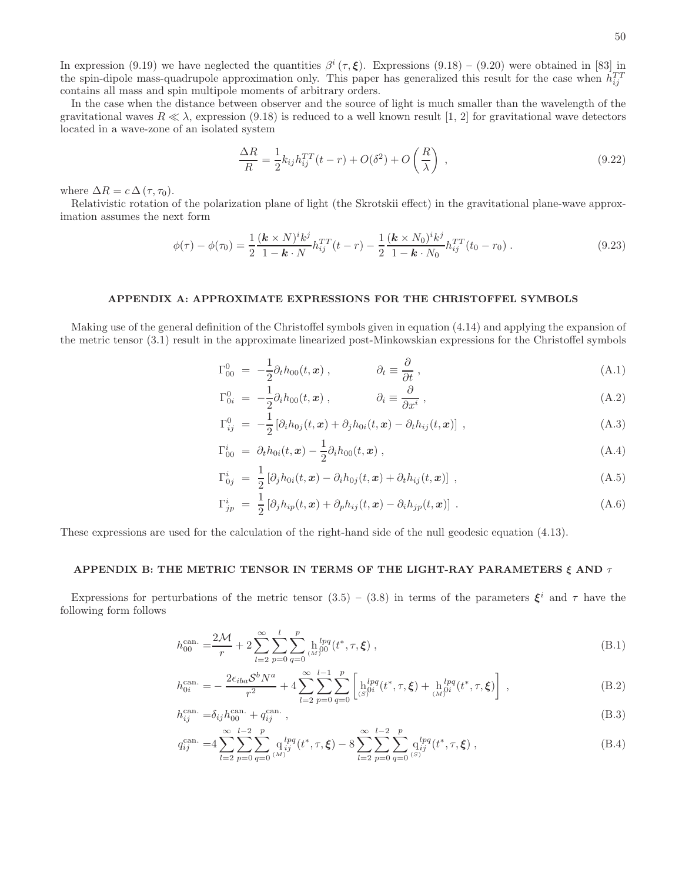In expression (9.19) we have neglected the quantities $\beta^i(\tau, \boldsymbol{\xi})$. Expressions (9.18) – (9.20) were obtained in [83] in the spin-dipole mass-quadrupole approximation only. This paper has generalized this result for the case when $h_{ij}^{TT}$ contains all mass and spin multipole moments of arbitrary orders.

In the case when the distance between observer and the source of light is much smaller than the wavelength of the gravitational waves $R \ll \lambda$, expression (9.18) is reduced to a well known result [1, 2] for gravitational wave detectors located in a wave-zone of an isolated system

$$
\frac{\Delta R}{R} = \frac{1}{2} k_{ij} h_{ij}^{TT}(t - r) + O(\delta^2) + O\left(\frac{R}{\lambda}\right) , \tag{9.22}
$$

where $\Delta R = c\,\Delta(\tau, \tau_0)$.

Relativistic rotation of the polarization plane of light (the Skrotskii effect) in the gravitational plane-wave approximation assumes the next form

$$
\phi(\tau) - \phi(\tau_0) = \frac{1}{2} \frac{(\boldsymbol{k} \times N)^i k^j}{1 - \boldsymbol{k} \cdot N} h_{ij}^{TT}(t - r) - \frac{1}{2} \frac{(\boldsymbol{k} \times N_0)^i k^j}{1 - \boldsymbol{k} \cdot N_0} h_{ij}^{TT}(t_0 - r_0) . \tag{9.23}
$$

## APPENDIX A: APPROXIMATE EXPRESSIONS FOR THE CHRISTOFFEL SYMBOLS

Making use of the general definition of the Christoffel symbols given in equation (4.14) and applying the expansion of the metric tensor (3.1) result in the approximate linearized post-Minkowskian expressions for the Christoffel symbols

$$
\Gamma^0_{00} = -\frac{1}{2}\partial_t h_{00}(t, \boldsymbol{x}) , \qquad \partial_t \equiv \frac{\partial}{\partial t} , \tag{A.1}
$$

$$
\Gamma^0_{0i} = -\frac{1}{2}\partial_i h_{00}(t, \boldsymbol{x}) , \qquad \partial_i \equiv \frac{\partial}{\partial x^i} , \tag{A.2}
$$

$$
\Gamma^0_{ij} = -\frac{1}{2}\left[\partial_i h_{0j}(t, \boldsymbol{x}) + \partial_j h_{0i}(t, \boldsymbol{x}) - \partial_t h_{ij}(t, \boldsymbol{x})\right] , \tag{A.3}
$$

$$
\Gamma^i_{00} = \partial_t h_{0i}(t, \boldsymbol{x}) - \frac{1}{2}\partial_i h_{00}(t, \boldsymbol{x}) , \tag{A.4}
$$

$$
\Gamma^i_{0j} = \frac{1}{2}\left[\partial_j h_{0i}(t, \boldsymbol{x}) - \partial_i h_{0j}(t, \boldsymbol{x}) + \partial_t h_{ij}(t, \boldsymbol{x})\right] , \tag{A.5}
$$

$$
\Gamma^i_{jp} = \frac{1}{2}\left[\partial_j h_{ip}(t, \boldsymbol{x}) + \partial_p h_{ij}(t, \boldsymbol{x}) - \partial_i h_{jp}(t, \boldsymbol{x})\right] . \tag{A.6}
$$

These expressions are used for the calculation of the right-hand side of the null geodesic equation (4.13).

## APPENDIX B: THE METRIC TENSOR IN TERMS OF THE LIGHT-RAY PARAMETERS $\boldsymbol{\xi}$ AND $\tau$

Expressions for perturbations of the metric tensor (3.5) – (3.8) in terms of the parameters $\boldsymbol{\xi}^i$ and $\tau$ have the following form follows

$$
h_{00}^{\text{can.}} = \frac{2\mathcal{M}}{r} + 2\sum_{l=2}^{\infty}\sum_{p=0}^{l}\sum_{q=0}^{p} \underset{(M)}{\mathrm{h}}{}_{00}^{lpq}(t^*, \tau, \boldsymbol{\xi}) , \tag{B.1}
$$

$$
h_{0i}^{\text{can.}} = -\frac{2\epsilon_{iba}\mathcal{S}^b N^a}{r^2} + 4\sum_{l=2}^{\infty}\sum_{p=0}^{l-1}\sum_{q=0}^{p}\left[\underset{(S)}{\mathrm{h}}{}_{0i}^{lpq}(t^*, \tau, \boldsymbol{\xi}) + \underset{(M)}{\mathrm{h}}{}_{0i}^{lpq}(t^*, \tau, \boldsymbol{\xi})\right] , \tag{B.2}
$$

$$
h_{ij}^{\text{can.}} = \delta_{ij} h_{00}^{\text{can.}} + q_{ij}^{\text{can.}} , \tag{B.3}
$$

$$
q_{ij}^{\text{can.}} = 4\sum_{l=2}^{\infty}\sum_{p=0}^{l-2}\sum_{q=0}^{p} \underset{(M)}{\mathrm{q}}{}_{ij}^{lpq}(t^*, \tau, \boldsymbol{\xi}) - 8\sum_{l=2}^{\infty}\sum_{p=0}^{l-2}\sum_{q=0}^{p} \underset{(S)}{\mathrm{q}}{}_{ij}^{lpq}(t^*, \tau, \boldsymbol{\xi}) , \tag{B.4}
$$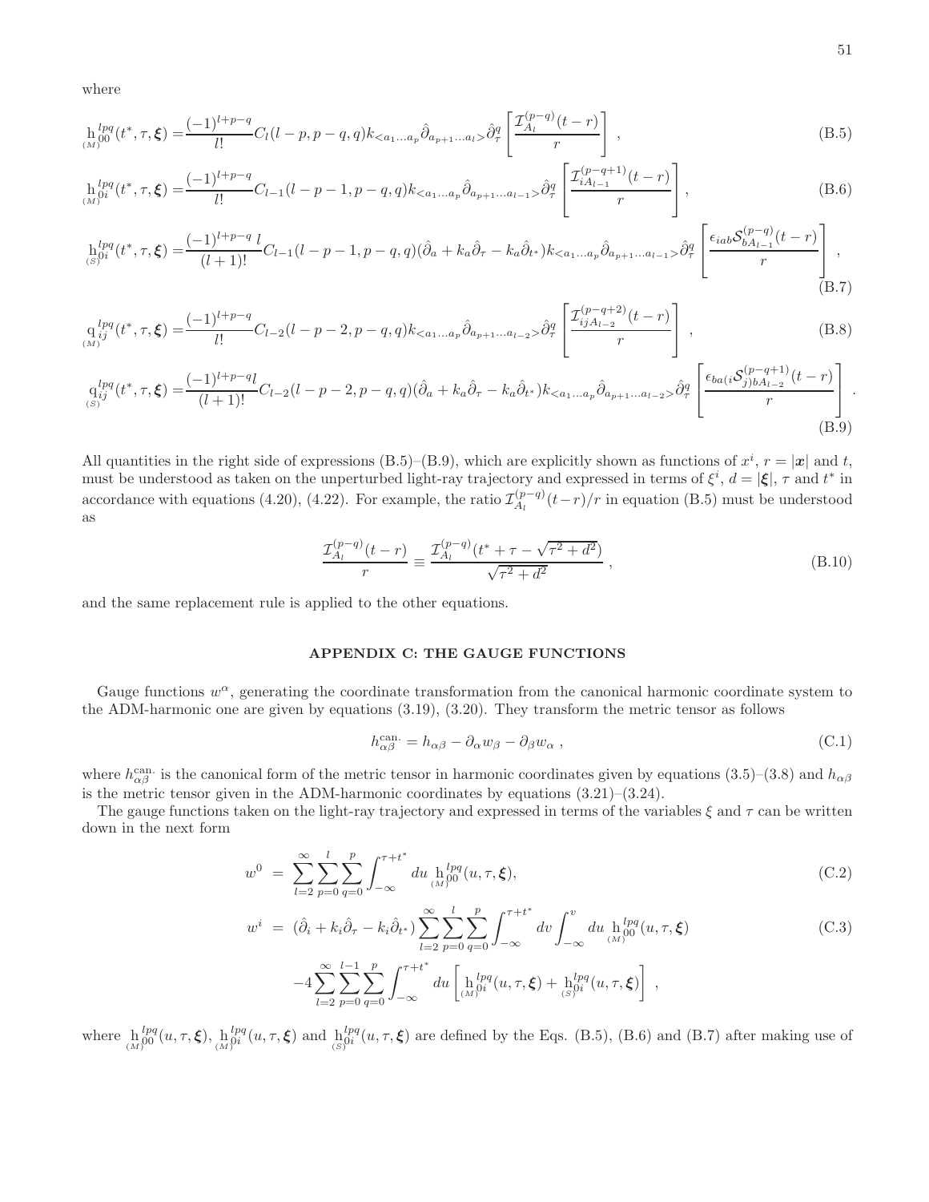where

$$
\underset{(M)}{\mathrm{h}}{}^{lpq}_{00}(t^*,\tau,\boldsymbol{\xi}) = \frac{(-1)^{l+p-q}}{l!} C_l(l-p,p-q,q) k_{<a_1\ldots a_p}\hat{\partial}_{a_{p+1}\ldots a_l>}\hat{\partial}^q_\tau \left[\frac{\mathcal{I}^{(p-q)}_{A_l}(t-r)}{r}\right] , \tag{B.5}
$$

$$
\underset{(M)}{\mathrm{h}}{}^{lpq}_{0i}(t^*,\tau,\boldsymbol{\xi}) = \frac{(-1)^{l+p-q}}{l!} C_{l-1}(l-p-1,p-q,q) k_{<a_1\ldots a_p}\hat{\partial}_{a_{p+1}\ldots a_{l-1}>}\hat{\partial}^q_\tau \left[\frac{\mathcal{I}^{(p-q+1)}_{iA_{l-1}}(t-r)}{r}\right] , \tag{B.6}
$$

$$
\underset{(S)}{\mathrm{h}}{}^{lpq}_{0i}(t^*,\tau,\boldsymbol{\xi}) = \frac{(-1)^{l+p-q}\, l}{(l+1)!} C_{l-1}(l-p-1,p-q,q)(\hat{\partial}_a + k_a\hat{\partial}_\tau - k_a\hat{\partial}_{t^*}) k_{<a_1\ldots a_p}\hat{\partial}_{a_{p+1}\ldots a_{l-1}>}\hat{\partial}^q_\tau \left[\frac{\epsilon_{iab}\mathcal{S}^{(p-q)}_{bA_{l-1}}(t-r)}{r}\right] , \tag{B.7}
$$

$$
\underset{(M)}{\mathrm{q}}{}^{lpq}_{ij}(t^*,\tau,\boldsymbol{\xi}) = \frac{(-1)^{l+p-q}}{l!} C_{l-2}(l-p-2,p-q,q) k_{<a_1\ldots a_p}\hat{\partial}_{a_{p+1}\ldots a_{l-2}>}\hat{\partial}^q_\tau \left[\frac{\mathcal{I}^{(p-q+2)}_{ijA_{l-2}}(t-r)}{r}\right] , \tag{B.8}
$$

$$
\underset{(S)}{\mathrm{q}}{}^{lpq}_{ij}(t^*,\tau,\boldsymbol{\xi}) = \frac{(-1)^{l+p-q} l}{(l+1)!} C_{l-2}(l-p-2,p-q,q)(\hat{\partial}_a + k_a\hat{\partial}_\tau - k_a\hat{\partial}_{t^*}) k_{<a_1\ldots a_p}\hat{\partial}_{a_{p+1}\ldots a_{l-2}>}\hat{\partial}^q_\tau \left[\frac{\epsilon_{ba(i}\mathcal{S}^{(p-q+1)}_{j)bA_{l-2}}(t-r)}{r}\right] . \tag{B.9}
$$

All quantities in the right side of expressions (B.5)–(B.9), which are explicitly shown as functions of $x^i$, $r = |\boldsymbol{x}|$ and $t$, must be understood as taken on the unperturbed light-ray trajectory and expressed in terms of $\xi^i$, $d = |\boldsymbol{\xi}|$, $\tau$ and $t^*$ in accordance with equations (4.20), (4.22). For example, the ratio $\mathcal{I}^{(p-q)}_{A_l}(t-r)/r$ in equation (B.5) must be understood as

$$
\frac{\mathcal{I}^{(p-q)}_{A_l}(t-r)}{r} \equiv \frac{\mathcal{I}^{(p-q)}_{A_l}(t^* + \tau - \sqrt{\tau^2+d^2})}{\sqrt{\tau^2+d^2}} , \tag{B.10}
$$

and the same replacement rule is applied to the other equations.

## APPENDIX C: THE GAUGE FUNCTIONS

Gauge functions $w^\alpha$, generating the coordinate transformation from the canonical harmonic coordinate system to the ADM-harmonic one are given by equations (3.19), (3.20). They transform the metric tensor as follows

$$
h^{\mathrm{can.}}_{\alpha\beta} = h_{\alpha\beta} - \partial_\alpha w_\beta - \partial_\beta w_\alpha , \tag{C.1}
$$

where $h^{\mathrm{can.}}_{\alpha\beta}$ is the canonical form of the metric tensor in harmonic coordinates given by equations (3.5)–(3.8) and $h_{\alpha\beta}$ is the metric tensor given in the ADM-harmonic coordinates by equations (3.21)–(3.24).

The gauge functions taken on the light-ray trajectory and expressed in terms of the variables $\xi$ and $\tau$ can be written down in the next form

$$
w^0 = \sum_{l=2}^{\infty}\sum_{p=0}^{l}\sum_{q=0}^{p}\int_{-\infty}^{\tau+t^*} du\ \underset{(M)}{\mathrm{h}}{}^{lpq}_{00}(u,\tau,\boldsymbol{\xi}), \tag{C.2}
$$

$$
\begin{aligned}
w^i = {} & (\hat{\partial}_i + k_i\hat{\partial}_\tau - k_i\hat{\partial}_{t^*})\sum_{l=2}^{\infty}\sum_{p=0}^{l}\sum_{q=0}^{p}\int_{-\infty}^{\tau+t^*} dv\int_{-\infty}^{v} du\ \underset{(M)}{\mathrm{h}}{}^{lpq}_{00}(u,\tau,\boldsymbol{\xi}) \\
& -4\sum_{l=2}^{\infty}\sum_{p=0}^{l-1}\sum_{q=0}^{p}\int_{-\infty}^{\tau+t^*} du\left[\underset{(M)}{\mathrm{h}}{}^{lpq}_{0i}(u,\tau,\boldsymbol{\xi}) + \underset{(S)}{\mathrm{h}}{}^{lpq}_{0i}(u,\tau,\boldsymbol{\xi})\right] ,
\end{aligned} \tag{C.3}
$$

where $\underset{(M)}{\mathrm{h}}{}^{lpq}_{00}(u,\tau,\boldsymbol{\xi})$, $\underset{(M)}{\mathrm{h}}{}^{lpq}_{0i}(u,\tau,\boldsymbol{\xi})$ and $\underset{(S)}{\mathrm{h}}{}^{lpq}_{0i}(u,\tau,\boldsymbol{\xi})$ are defined by the Eqs. (B.5), (B.6) and (B.7) after making use of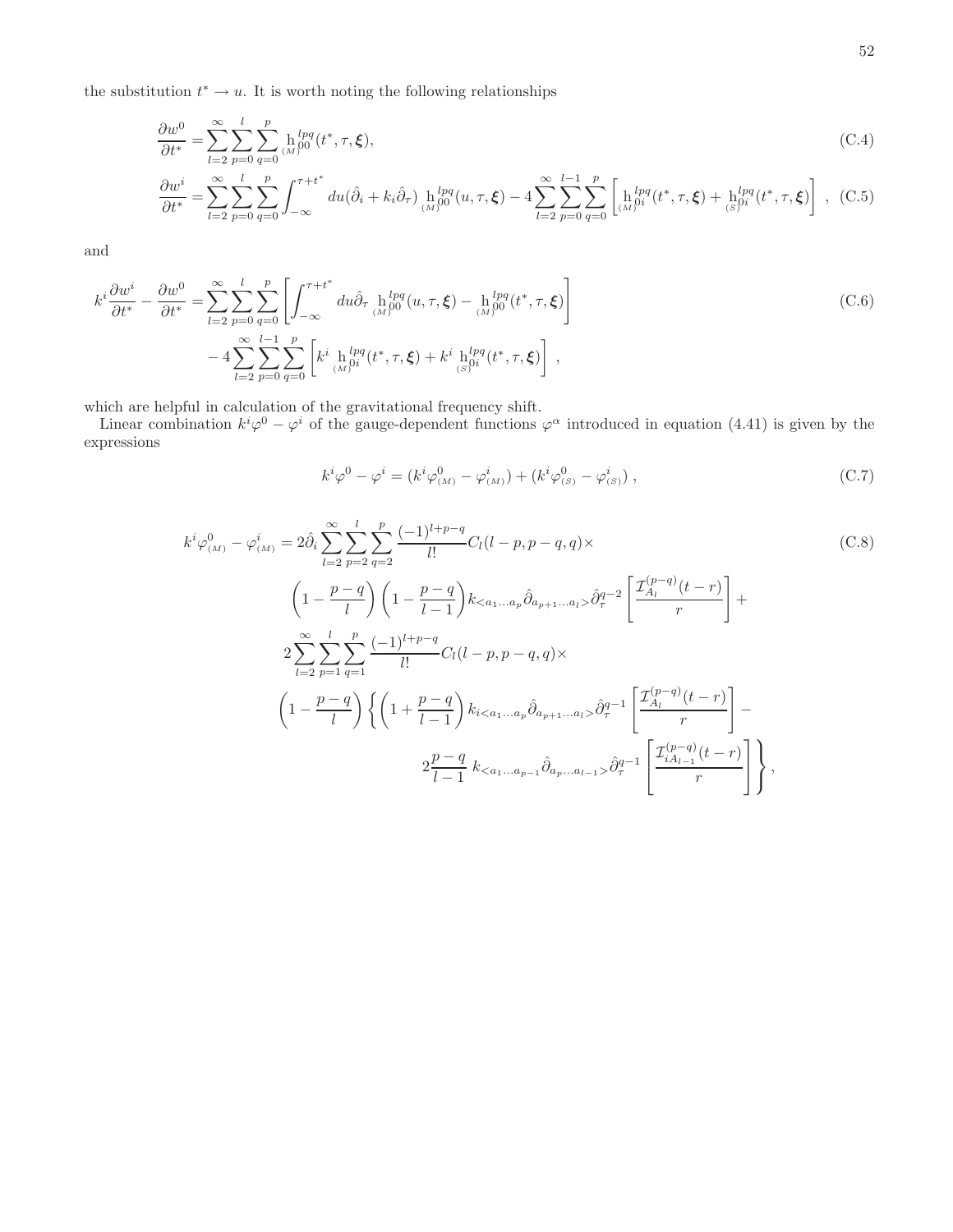the substitution $t^* \to u$. It is worth noting the following relationships

$$
\frac{\partial w^0}{\partial t^*} = \sum_{l=2}^{\infty}\sum_{p=0}^{l}\sum_{q=0}^{p} \underset{(M)}{\mathrm{h}}{}^{lpq}_{00}(t^*, \tau, \boldsymbol{\xi}), \tag{C.4}
$$

$$
\frac{\partial w^i}{\partial t^*} = \sum_{l=2}^{\infty}\sum_{p=0}^{l}\sum_{q=0}^{p} \int_{-\infty}^{\tau+t^*} du(\hat{\partial}_i + k_i\hat{\partial}_\tau)\, \underset{(M)}{\mathrm{h}}{}^{lpq}_{00}(u, \tau, \boldsymbol{\xi}) - 4\sum_{l=2}^{\infty}\sum_{p=0}^{l-1}\sum_{q=0}^{p}\left[\underset{(M)}{\mathrm{h}}{}^{lpq}_{0i}(t^*, \tau, \boldsymbol{\xi}) + \underset{(S)}{\mathrm{h}}{}^{lpq}_{0i}(t^*, \tau, \boldsymbol{\xi})\right] , \tag{C.5}
$$

and

$$
\begin{aligned}
k^i\frac{\partial w^i}{\partial t^*} - \frac{\partial w^0}{\partial t^*} = &\sum_{l=2}^{\infty}\sum_{p=0}^{l}\sum_{q=0}^{p}\left[\int_{-\infty}^{\tau+t^*} du\hat{\partial}_\tau\, \underset{(M)}{\mathrm{h}}{}^{lpq}_{00}(u, \tau, \boldsymbol{\xi}) - \underset{(M)}{\mathrm{h}}{}^{lpq}_{00}(t^*, \tau, \boldsymbol{\xi})\right] \\
&- 4\sum_{l=2}^{\infty}\sum_{p=0}^{l-1}\sum_{q=0}^{p}\left[k^i\, \underset{(M)}{\mathrm{h}}{}^{lpq}_{0i}(t^*, \tau, \boldsymbol{\xi}) + k^i\, \underset{(S)}{\mathrm{h}}{}^{lpq}_{0i}(t^*, \tau, \boldsymbol{\xi})\right] ,
\end{aligned} \tag{C.6}
$$

which are helpful in calculation of the gravitational frequency shift.

Linear combination $k^i\varphi^0 - \varphi^i$ of the gauge-dependent functions $\varphi^\alpha$ introduced in equation (4.41) is given by the expressions

$$
k^i\varphi^0 - \varphi^i = (k^i\varphi^0_{(M)} - \varphi^i_{(M)}) + (k^i\varphi^0_{(S)} - \varphi^i_{(S)}) , \tag{C.7}
$$

$$
\begin{aligned}
k^i\varphi^0_{(M)} - \varphi^i_{(M)} = &\, 2\hat{\partial}_i \sum_{l=2}^{\infty}\sum_{p=2}^{l}\sum_{q=2}^{p} \frac{(-1)^{l+p-q}}{l!} C_l(l-p, p-q, q)\times \\
&\left(1 - \frac{p-q}{l}\right)\left(1 - \frac{p-q}{l-1}\right) k_{<a_1\dots a_p}\hat{\partial}_{a_{p+1}\dots a_l>}\hat{\partial}_\tau^{q-2}\left[\frac{\mathcal{I}^{(p-q)}_{A_l}(t-r)}{r}\right] + \\
&2\sum_{l=2}^{\infty}\sum_{p=1}^{l}\sum_{q=1}^{p} \frac{(-1)^{l+p-q}}{l!} C_l(l-p, p-q, q)\times \\
&\left(1 - \frac{p-q}{l}\right)\left\{\left(1 + \frac{p-q}{l-1}\right) k_{i<a_1\dots a_p}\hat{\partial}_{a_{p+1}\dots a_l>}\hat{\partial}_\tau^{q-1}\left[\frac{\mathcal{I}^{(p-q)}_{A_l}(t-r)}{r}\right] - \right. \\
&\left. 2\frac{p-q}{l-1}\, k_{<a_1\dots a_{p-1}}\hat{\partial}_{a_p\dots a_{l-1}>}\hat{\partial}_\tau^{q-1}\left[\frac{\mathcal{I}^{(p-q)}_{iA_{l-1}}(t-r)}{r}\right]\right\} ,
\end{aligned} \tag{C.8}
$$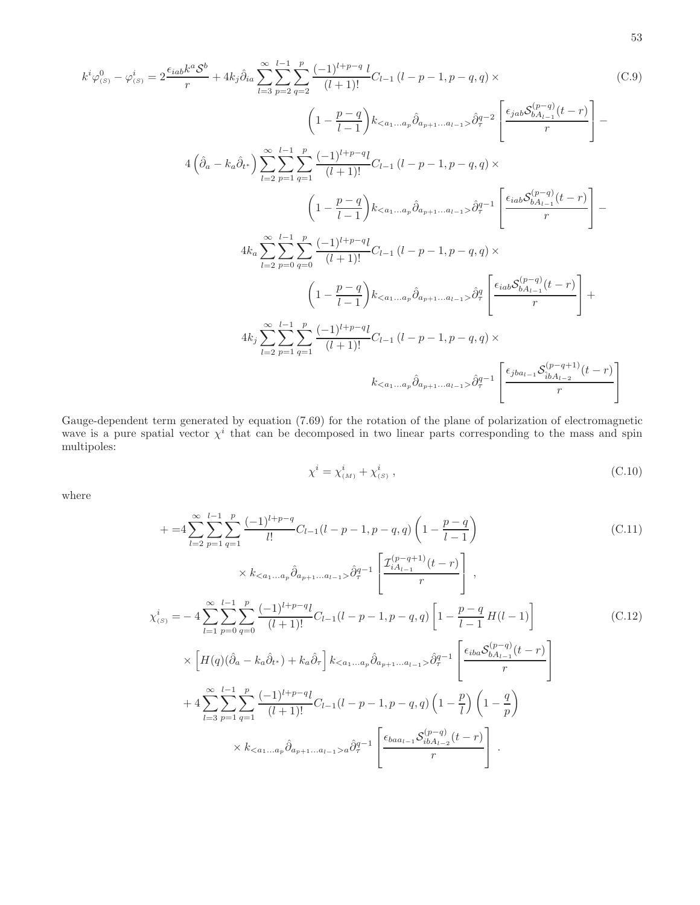$$
\begin{aligned}
k^i\varphi^0_{(S)} - \varphi^i_{(S)} = & 2\frac{\epsilon_{iab}k^a\mathcal{S}^b}{r} + 4k_j\hat{\partial}_{ia}\sum_{l=3}^{\infty}\sum_{p=2}^{l-1}\sum_{q=2}^{p}\frac{(-1)^{l+p-q}\,l}{(l+1)!}C_{l-1}\left(l-p-1,p-q,q\right)\times \\
& \left(1-\frac{p-q}{l-1}\right)k_{<a_1\ldots a_p}\hat{\partial}_{a_{p+1}\ldots a_{l-1}>}\hat{\partial}^{q-2}_{\tau}\left[\frac{\epsilon_{jab}\mathcal{S}^{(p-q)}_{bA_{l-1}}(t-r)}{r}\right] - \\
& 4\left(\hat{\partial}_a - k_a\hat{\partial}_{t^*}\right)\sum_{l=2}^{\infty}\sum_{p=1}^{l-1}\sum_{q=1}^{p}\frac{(-1)^{l+p-q}l}{(l+1)!}C_{l-1}\left(l-p-1,p-q,q\right)\times \\
& \left(1-\frac{p-q}{l-1}\right)k_{<a_1\ldots a_p}\hat{\partial}_{a_{p+1}\ldots a_{l-1}>}\hat{\partial}^{q-1}_{\tau}\left[\frac{\epsilon_{iab}\mathcal{S}^{(p-q)}_{bA_{l-1}}(t-r)}{r}\right] - \\
& 4k_a\sum_{l=2}^{\infty}\sum_{p=0}^{l-1}\sum_{q=0}^{p}\frac{(-1)^{l+p-q}l}{(l+1)!}C_{l-1}\left(l-p-1,p-q,q\right)\times \\
& \left(1-\frac{p-q}{l-1}\right)k_{<a_1\ldots a_p}\hat{\partial}_{a_{p+1}\ldots a_{l-1}>}\hat{\partial}^{q}_{\tau}\left[\frac{\epsilon_{iab}\mathcal{S}^{(p-q)}_{bA_{l-1}}(t-r)}{r}\right] + \\
& 4k_j\sum_{l=2}^{\infty}\sum_{p=1}^{l-1}\sum_{q=1}^{p}\frac{(-1)^{l+p-q}l}{(l+1)!}C_{l-1}\left(l-p-1,p-q,q\right)\times \\
& k_{<a_1\ldots a_p}\hat{\partial}_{a_{p+1}\ldots a_{l-1}>}\hat{\partial}^{q-1}_{\tau}\left[\frac{\epsilon_{jba_{l-1}}\mathcal{S}^{(p-q+1)}_{ibA_{l-2}}(t-r)}{r}\right]
\end{aligned}
\tag{C.9}
$$

Gauge-dependent term generated by equation (7.69) for the rotation of the plane of polarization of electromagnetic wave is a pure spatial vector $\chi^i$ that can be decomposed in two linear parts corresponding to the mass and spin multipoles:

$$
\chi^i = \chi^i_{(M)} + \chi^i_{(S)}\,, \tag{C.10}
$$

where

$$
\begin{aligned}
+ = & 4\sum_{l=2}^{\infty}\sum_{p=1}^{l-1}\sum_{q=1}^{p}\frac{(-1)^{l+p-q}}{l!}C_{l-1}(l-p-1,p-q,q)\left(1-\frac{p-q}{l-1}\right) \\
& \times k_{<a_1\ldots a_p}\hat{\partial}_{a_{p+1}\ldots a_{l-1}>}\hat{\partial}^{q-1}_{\tau}\left[\frac{\mathcal{I}^{(p-q+1)}_{iA_{l-1}}(t-r)}{r}\right]\,,
\end{aligned}
\tag{C.11}
$$

$$
\begin{aligned}
\chi^i_{(S)} = & -4\sum_{l=1}^{\infty}\sum_{p=0}^{l-1}\sum_{q=0}^{p}\frac{(-1)^{l+p-q}l}{(l+1)!}C_{l-1}(l-p-1,p-q,q)\left[1-\frac{p-q}{l-1}\,H(l-1)\right] \\
& \times\left[H(q)(\hat{\partial}_a - k_a\hat{\partial}_{t^*}) + k_a\hat{\partial}_{\tau}\right]k_{<a_1\ldots a_p}\hat{\partial}_{a_{p+1}\ldots a_{l-1}>}\hat{\partial}^{q-1}_{\tau}\left[\frac{\epsilon_{iba}\mathcal{S}^{(p-q)}_{bA_{l-1}}(t-r)}{r}\right] \\
& + 4\sum_{l=3}^{\infty}\sum_{p=1}^{l-1}\sum_{q=1}^{p}\frac{(-1)^{l+p-q}l}{(l+1)!}C_{l-1}(l-p-1,p-q,q)\left(1-\frac{p}{l}\right)\left(1-\frac{q}{p}\right) \\
& \times k_{<a_1\ldots a_p}\hat{\partial}_{a_{p+1}\ldots a_{l-1}>a}\hat{\partial}^{q-1}_{\tau}\left[\frac{\epsilon_{baa_{l-1}}\mathcal{S}^{(p-q)}_{ibA_{l-2}}(t-r)}{r}\right]\,.
\end{aligned}
\tag{C.12}
$$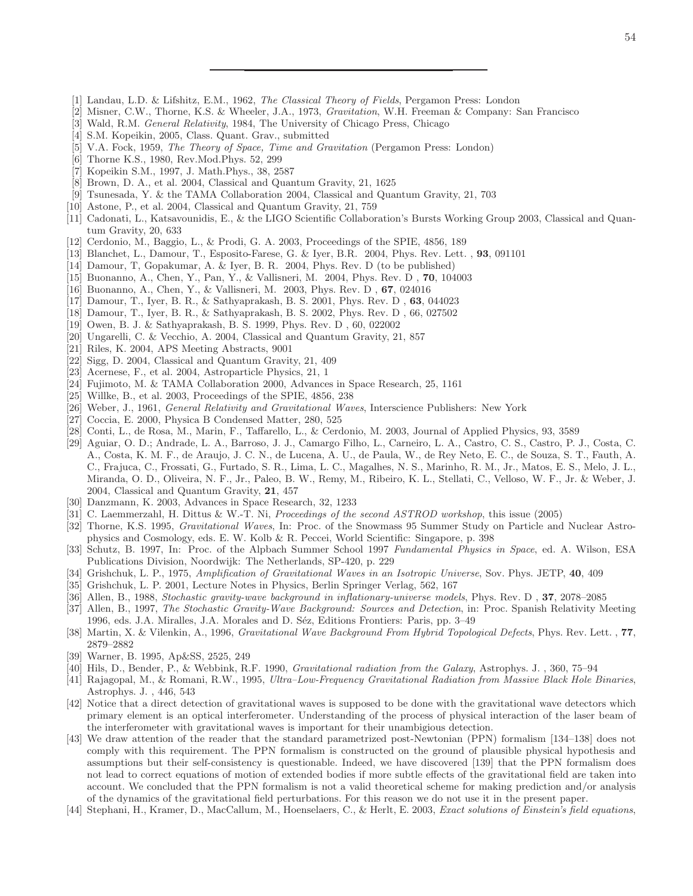---

[1] Landau, L.D. & Lifshitz, E.M., 1962, *The Classical Theory of Fields*, Pergamon Press: London
[2] Misner, C.W., Thorne, K.S. & Wheeler, J.A., 1973, *Gravitation*, W.H. Freeman & Company: San Francisco
[3] Wald, R.M. *General Relativity*, 1984, The University of Chicago Press, Chicago
[4] S.M. Kopeikin, 2005, Class. Quant. Grav., submitted
[5] V.A. Fock, 1959, *The Theory of Space, Time and Gravitation* (Pergamon Press: London)
[6] Thorne K.S., 1980, Rev.Mod.Phys. 52, 299
[7] Kopeikin S.M., 1997, J. Math.Phys., 38, 2587
[8] Brown, D. A., et al. 2004, Classical and Quantum Gravity, 21, 1625
[9] Tsunesada, Y. & the TAMA Collaboration 2004, Classical and Quantum Gravity, 21, 703
[10] Astone, P., et al. 2004, Classical and Quantum Gravity, 21, 759
[11] Cadonati, L., Katsavounidis, E., & the LIGO Scientific Collaboration's Bursts Working Group 2003, Classical and Quantum Gravity, 20, 633
[12] Cerdonio, M., Baggio, L., & Prodi, G. A. 2003, Proceedings of the SPIE, 4856, 189
[13] Blanchet, L., Damour, T., Esposito-Farese, G. & Iyer, B.R. 2004, Phys. Rev. Lett. , **93**, 091101
[14] Damour, T, Gopakumar, A. & Iyer, B. R. 2004, Phys. Rev. D (to be published)
[15] Buonanno, A., Chen, Y., Pan, Y., & Vallisneri, M. 2004, Phys. Rev. D , **70**, 104003
[16] Buonanno, A., Chen, Y., & Vallisneri, M. 2003, Phys. Rev. D , **67**, 024016
[17] Damour, T., Iyer, B. R., & Sathyaprakash, B. S. 2001, Phys. Rev. D , **63**, 044023
[18] Damour, T., Iyer, B. R., & Sathyaprakash, B. S. 2002, Phys. Rev. D , 66, 027502
[19] Owen, B. J. & Sathyaprakash, B. S. 1999, Phys. Rev. D , 60, 022002
[20] Ungarelli, C. & Vecchio, A. 2004, Classical and Quantum Gravity, 21, 857
[21] Riles, K. 2004, APS Meeting Abstracts, 9001
[22] Sigg, D. 2004, Classical and Quantum Gravity, 21, 409
[23] Acernese, F., et al. 2004, Astroparticle Physics, 21, 1
[24] Fujimoto, M. & TAMA Collaboration 2000, Advances in Space Research, 25, 1161
[25] Willke, B., et al. 2003, Proceedings of the SPIE, 4856, 238
[26] Weber, J., 1961, *General Relativity and Gravitational Waves*, Interscience Publishers: New York
[27] Coccia, E. 2000, Physica B Condensed Matter, 280, 525
[28] Conti, L., de Rosa, M., Marin, F., Taffarello, L., & Cerdonio, M. 2003, Journal of Applied Physics, 93, 3589
[29] Aguiar, O. D.; Andrade, L. A., Barroso, J. J., Camargo Filho, L., Carneiro, L. A., Castro, C. S., Castro, P. J., Costa, C. A., Costa, K. M. F., de Araujo, J. C. N., de Lucena, A. U., de Paula, W., de Rey Neto, E. C., de Souza, S. T., Fauth, A. C., Frajuca, C., Frossati, G., Furtado, S. R., Lima, L. C., Magalhes, N. S., Marinho, R. M., Jr., Matos, E. S., Melo, J. L., Miranda, O. D., Oliveira, N. F., Jr., Paleo, B. W., Remy, M., Ribeiro, K. L., Stellati, C., Velloso, W. F., Jr. & Weber, J. 2004, Classical and Quantum Gravity, **21**, 457
[30] Danzmann, K. 2003, Advances in Space Research, 32, 1233
[31] C. Laemmerzahl, H. Dittus & W.-T. Ni, *Proceedings of the second ASTROD workshop*, this issue (2005)
[32] Thorne, K.S. 1995, *Gravitational Waves*, In: Proc. of the Snowmass 95 Summer Study on Particle and Nuclear Astrophysics and Cosmology, eds. E. W. Kolb & R. Peccei, World Scientific: Singapore, p. 398
[33] Schutz, B. 1997, In: Proc. of the Alpbach Summer School 1997 *Fundamental Physics in Space*, ed. A. Wilson, ESA Publications Division, Noordwijk: The Netherlands, SP-420, p. 229
[34] Grishchuk, L. P., 1975, *Amplification of Gravitational Waves in an Isotropic Universe*, Sov. Phys. JETP, **40**, 409
[35] Grishchuk, L. P. 2001, Lecture Notes in Physics, Berlin Springer Verlag, 562, 167
[36] Allen, B., 1988, *Stochastic gravity-wave background in inflationary-universe models*, Phys. Rev. D , **37**, 2078–2085
[37] Allen, B., 1997, *The Stochastic Gravity-Wave Background: Sources and Detection*, in: Proc. Spanish Relativity Meeting 1996, eds. J.A. Miralles, J.A. Morales and D. Séz, Editions Frontiers: Paris, pp. 3–49
[38] Martin, X. & Vilenkin, A., 1996, *Gravitational Wave Background From Hybrid Topological Defects*, Phys. Rev. Lett. , **77**, 2879–2882
[39] Warner, B. 1995, Ap&SS, 2525, 249
[40] Hils, D., Bender, P., & Webbink, R.F. 1990, *Gravitational radiation from the Galaxy*, Astrophys. J. , 360, 75–94
[41] Rajagopal, M., & Romani, R.W., 1995, *Ultra–Low-Frequency Gravitational Radiation from Massive Black Hole Binaries*, Astrophys. J. , 446, 543
[42] Notice that a direct detection of gravitational waves is supposed to be done with the gravitational wave detectors which primary element is an optical interferometer. Understanding of the process of physical interaction of the laser beam of the interferometer with gravitational waves is important for their unambigious detection.
[43] We draw attention of the reader that the standard parametrized post-Newtonian (PPN) formalism [134–138] does not comply with this requirement. The PPN formalism is constructed on the ground of plausible physical hypothesis and assumptions but their self-consistency is questionable. Indeed, we have discovered [139] that the PPN formalism does not lead to correct equations of motion of extended bodies if more subtle effects of the gravitational field are taken into account. We concluded that the PPN formalism is not a valid theoretical scheme for making prediction and/or analysis of the dynamics of the gravitational field perturbations. For this reason we do not use it in the present paper.
[44] Stephani, H., Kramer, D., MacCallum, M., Hoenselaers, C., & Herlt, E. 2003, *Exact solutions of Einstein's field equations*,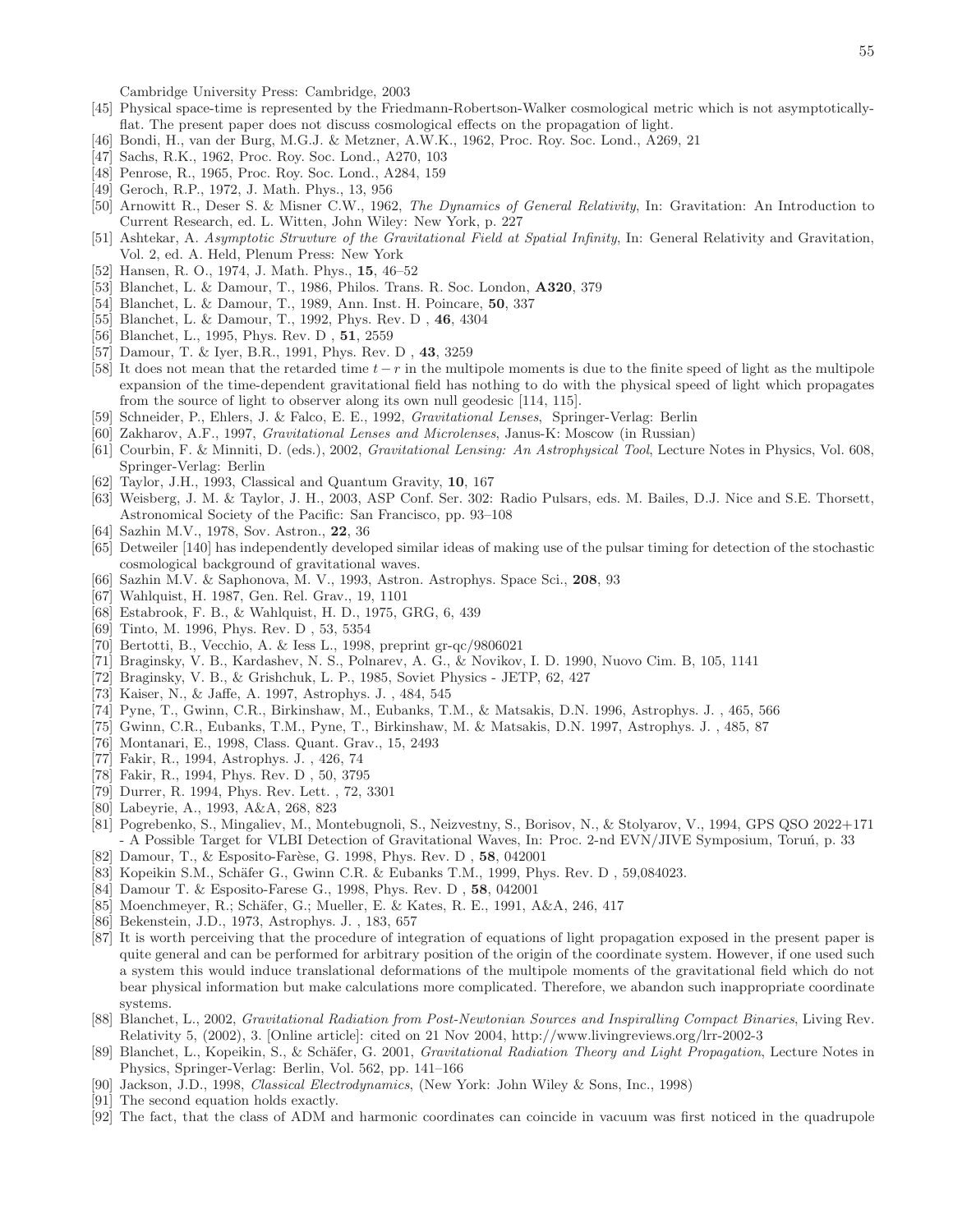Cambridge University Press: Cambridge, 2003

[45] Physical space-time is represented by the Friedmann-Robertson-Walker cosmological metric which is not asymptotically-flat. The present paper does not discuss cosmological effects on the propagation of light.

[46] Bondi, H., van der Burg, M.G.J. & Metzner, A.W.K., 1962, Proc. Roy. Soc. Lond., A269, 21

[47] Sachs, R.K., 1962, Proc. Roy. Soc. Lond., A270, 103

[48] Penrose, R., 1965, Proc. Roy. Soc. Lond., A284, 159

[49] Geroch, R.P., 1972, J. Math. Phys., 13, 956

[50] Arnowitt R., Deser S. & Misner C.W., 1962, *The Dynamics of General Relativity*, In: Gravitation: An Introduction to Current Research, ed. L. Witten, John Wiley: New York, p. 227

[51] Ashtekar, A. *Asymptotic Struvture of the Gravitational Field at Spatial Infinity*, In: General Relativity and Gravitation, Vol. 2, ed. A. Held, Plenum Press: New York

[52] Hansen, R. O., 1974, J. Math. Phys., **15**, 46–52

[53] Blanchet, L. & Damour, T., 1986, Philos. Trans. R. Soc. London, **A320**, 379

[54] Blanchet, L. & Damour, T., 1989, Ann. Inst. H. Poincare, **50**, 337

[55] Blanchet, L. & Damour, T., 1992, Phys. Rev. D , **46**, 4304

[56] Blanchet, L., 1995, Phys. Rev. D , **51**, 2559

[57] Damour, T. & Iyer, B.R., 1991, Phys. Rev. D , **43**, 3259

[58] It does not mean that the retarded time $t - r$ in the multipole moments is due to the finite speed of light as the multipole expansion of the time-dependent gravitational field has nothing to do with the physical speed of light which propagates from the source of light to observer along its own null geodesic [114, 115].

[59] Schneider, P., Ehlers, J. & Falco, E. E., 1992, *Gravitational Lenses*, Springer-Verlag: Berlin

[60] Zakharov, A.F., 1997, *Gravitational Lenses and Microlenses*, Janus-K: Moscow (in Russian)

[61] Courbin, F. & Minniti, D. (eds.), 2002, *Gravitational Lensing: An Astrophysical Tool*, Lecture Notes in Physics, Vol. 608, Springer-Verlag: Berlin

[62] Taylor, J.H., 1993, Classical and Quantum Gravity, **10**, 167

[63] Weisberg, J. M. & Taylor, J. H., 2003, ASP Conf. Ser. 302: Radio Pulsars, eds. M. Bailes, D.J. Nice and S.E. Thorsett, Astronomical Society of the Pacific: San Francisco, pp. 93–108

[64] Sazhin M.V., 1978, Sov. Astron., **22**, 36

[65] Detweiler [140] has independently developed similar ideas of making use of the pulsar timing for detection of the stochastic cosmological background of gravitational waves.

[66] Sazhin M.V. & Saphonova, M. V., 1993, Astron. Astrophys. Space Sci., **208**, 93

[67] Wahlquist, H. 1987, Gen. Rel. Grav., 19, 1101

[68] Estabrook, F. B., & Wahlquist, H. D., 1975, GRG, 6, 439

[69] Tinto, M. 1996, Phys. Rev. D , 53, 5354

[70] Bertotti, B., Vecchio, A. & Iess L., 1998, preprint gr-qc/9806021

[71] Braginsky, V. B., Kardashev, N. S., Polnarev, A. G., & Novikov, I. D. 1990, Nuovo Cim. B, 105, 1141

[72] Braginsky, V. B., & Grishchuk, L. P., 1985, Soviet Physics - JETP, 62, 427

[73] Kaiser, N., & Jaffe, A. 1997, Astrophys. J. , 484, 545

[74] Pyne, T., Gwinn, C.R., Birkinshaw, M., Eubanks, T.M., & Matsakis, D.N. 1996, Astrophys. J. , 465, 566

[75] Gwinn, C.R., Eubanks, T.M., Pyne, T., Birkinshaw, M. & Matsakis, D.N. 1997, Astrophys. J. , 485, 87

[76] Montanari, E., 1998, Class. Quant. Grav., 15, 2493

[77] Fakir, R., 1994, Astrophys. J. , 426, 74

[78] Fakir, R., 1994, Phys. Rev. D , 50, 3795

[79] Durrer, R. 1994, Phys. Rev. Lett. , 72, 3301

[80] Labeyrie, A., 1993, A&A, 268, 823

[81] Pogrebenko, S., Mingaliev, M., Montebugnoli, S., Neizvestny, S., Borisov, N., & Stolyarov, V., 1994, GPS QSO 2022+171 - A Possible Target for VLBI Detection of Gravitational Waves, In: Proc. 2-nd EVN/JIVE Symposium, Toruń, p. 33

[82] Damour, T., & Esposito-Farèse, G. 1998, Phys. Rev. D , **58**, 042001

[83] Kopeikin S.M., Schäfer G., Gwinn C.R. & Eubanks T.M., 1999, Phys. Rev. D , 59,084023.

[84] Damour T. & Esposito-Farese G., 1998, Phys. Rev. D , **58**, 042001

[85] Moenchmeyer, R.; Schäfer, G.; Mueller, E. & Kates, R. E., 1991, A&A, 246, 417

[86] Bekenstein, J.D., 1973, Astrophys. J. , 183, 657

[87] It is worth perceiving that the procedure of integration of equations of light propagation exposed in the present paper is quite general and can be performed for arbitrary position of the origin of the coordinate system. However, if one used such a system this would induce translational deformations of the multipole moments of the gravitational field which do not bear physical information but make calculations more complicated. Therefore, we abandon such inappropriate coordinate systems.

[88] Blanchet, L., 2002, *Gravitational Radiation from Post-Newtonian Sources and Inspiralling Compact Binaries*, Living Rev. Relativity 5, (2002), 3. [Online article]: cited on 21 Nov 2004, http://www.livingreviews.org/lrr-2002-3

[89] Blanchet, L., Kopeikin, S., & Schäfer, G. 2001, *Gravitational Radiation Theory and Light Propagation*, Lecture Notes in Physics, Springer-Verlag: Berlin, Vol. 562, pp. 141–166

[90] Jackson, J.D., 1998, *Classical Electrodynamics*, (New York: John Wiley & Sons, Inc., 1998)

[91] The second equation holds exactly.

[92] The fact, that the class of ADM and harmonic coordinates can coincide in vacuum was first noticed in the quadrupole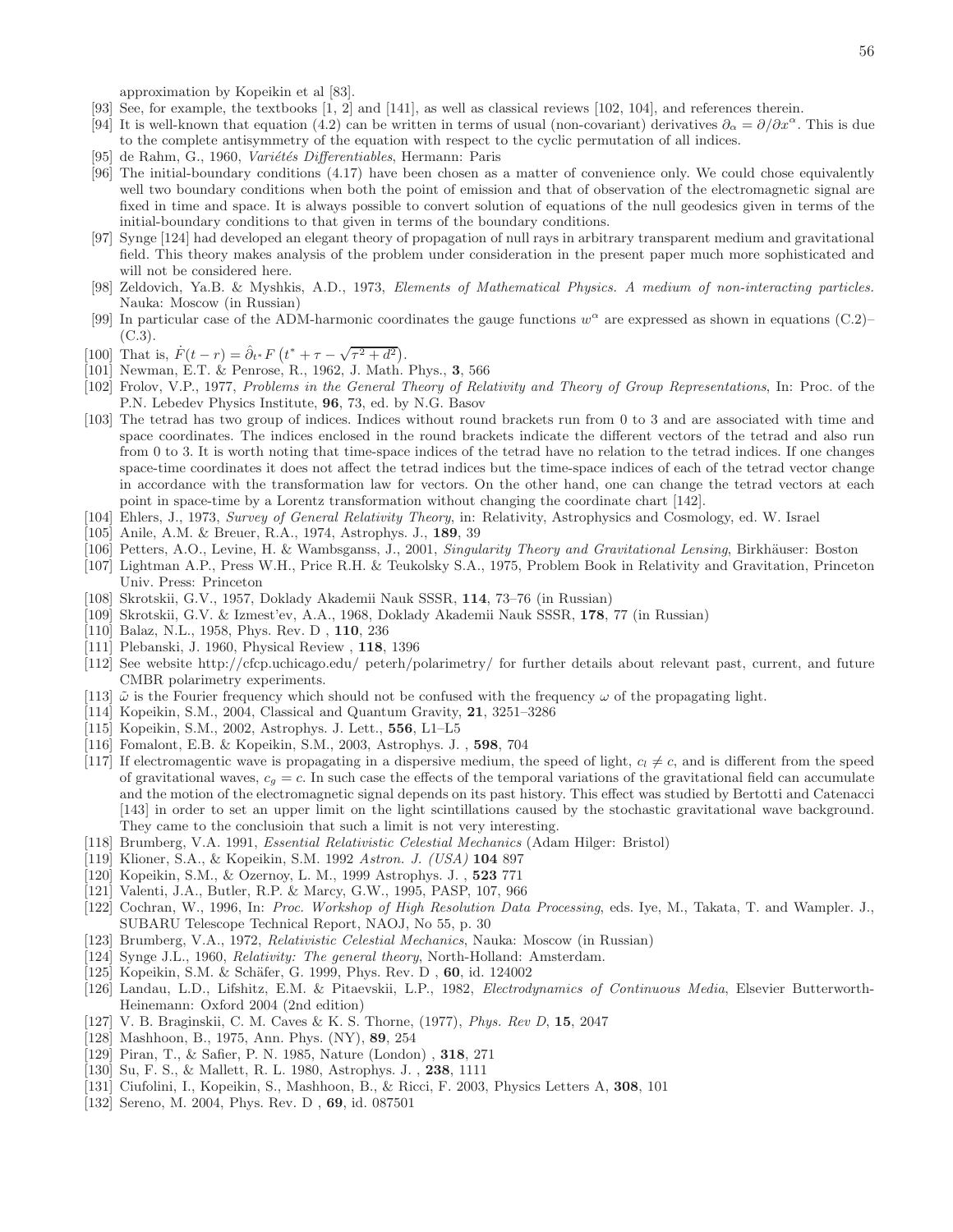approximation by Kopeikin et al [83].

[93] See, for example, the textbooks [1, 2] and [141], as well as classical reviews [102, 104], and references therein.

[94] It is well-known that equation (4.2) can be written in terms of usual (non-covariant) derivatives $\partial_\alpha = \partial/\partial x^\alpha$. This is due to the complete antisymmetry of the equation with respect to the cyclic permutation of all indices.

[95] de Rahm, G., 1960, *Variétés Differentiables*, Hermann: Paris

[96] The initial-boundary conditions (4.17) have been chosen as a matter of convenience only. We could chose equivalently well two boundary conditions when both the point of emission and that of observation of the electromagnetic signal are fixed in time and space. It is always possible to convert solution of equations of the null geodesics given in terms of the initial-boundary conditions to that given in terms of the boundary conditions.

[97] Synge [124] had developed an elegant theory of propagation of null rays in arbitrary transparent medium and gravitational field. This theory makes analysis of the problem under consideration in the present paper much more sophisticated and will not be considered here.

[98] Zeldovich, Ya.B. & Myshkis, A.D., 1973, *Elements of Mathematical Physics. A medium of non-interacting particles.* Nauka: Moscow (in Russian)

[99] In particular case of the ADM-harmonic coordinates the gauge functions $w^\alpha$ are expressed as shown in equations (C.2)–(C.3).

[100] That is, $\dot{F}(t-r) = \hat{\partial}_{t^*} F\left(t^* + \tau - \sqrt{\tau^2 + d^2}\right)$.

[101] Newman, E.T. & Penrose, R., 1962, J. Math. Phys., **3**, 566

[102] Frolov, V.P., 1977, *Problems in the General Theory of Relativity and Theory of Group Representations*, In: Proc. of the P.N. Lebedev Physics Institute, **96**, 73, ed. by N.G. Basov

[103] The tetrad has two group of indices. Indices without round brackets run from 0 to 3 and are associated with time and space coordinates. The indices enclosed in the round brackets indicate the different vectors of the tetrad and also run from 0 to 3. It is worth noting that time-space indices of the tetrad have no relation to the tetrad indices. If one changes space-time coordinates it does not affect the tetrad indices but the time-space indices of each of the tetrad vector change in accordance with the transformation law for vectors. On the other hand, one can change the tetrad vectors at each point in space-time by a Lorentz transformation without changing the coordinate chart [142].

[104] Ehlers, J., 1973, *Survey of General Relativity Theory*, in: Relativity, Astrophysics and Cosmology, ed. W. Israel

[105] Anile, A.M. & Breuer, R.A., 1974, Astrophys. J., **189**, 39

[106] Petters, A.O., Levine, H. & Wambsganss, J., 2001, *Singularity Theory and Gravitational Lensing*, Birkhäuser: Boston

[107] Lightman A.P., Press W.H., Price R.H. & Teukolsky S.A., 1975, Problem Book in Relativity and Gravitation, Princeton Univ. Press: Princeton

[108] Skrotskii, G.V., 1957, Doklady Akademii Nauk SSSR, **114**, 73–76 (in Russian)

[109] Skrotskii, G.V. & Izmest'ev, A.A., 1968, Doklady Akademii Nauk SSSR, **178**, 77 (in Russian)

[110] Balaz, N.L., 1958, Phys. Rev. D , **110**, 236

[111] Plebanski, J. 1960, Physical Review , **118**, 1396

[112] See website http://cfcp.uchicago.edu/ peterh/polarimetry/ for further details about relevant past, current, and future CMBR polarimetry experiments.

[113] $\tilde{\omega}$ is the Fourier frequency which should not be confused with the frequency $\omega$ of the propagating light.

[114] Kopeikin, S.M., 2004, Classical and Quantum Gravity, **21**, 3251–3286

[115] Kopeikin, S.M., 2002, Astrophys. J. Lett., **556**, L1–L5

[116] Fomalont, E.B. & Kopeikin, S.M., 2003, Astrophys. J. , **598**, 704

[117] If electromagentic wave is propagating in a dispersive medium, the speed of light, $c_l \neq c$, and is different from the speed of gravitational waves, $c_g = c$. In such case the effects of the temporal variations of the gravitational field can accumulate and the motion of the electromagnetic signal depends on its past history. This effect was studied by Bertotti and Catenacci [143] in order to set an upper limit on the light scintillations caused by the stochastic gravitational wave background. They came to the conclusioin that such a limit is not very interesting.

[118] Brumberg, V.A. 1991, *Essential Relativistic Celestial Mechanics* (Adam Hilger: Bristol)

[119] Klioner, S.A., & Kopeikin, S.M. 1992 *Astron. J. (USA)* **104** 897

[120] Kopeikin, S.M., & Ozernoy, L. M., 1999 Astrophys. J. , **523** 771

[121] Valenti, J.A., Butler, R.P. & Marcy, G.W., 1995, PASP, 107, 966

[122] Cochran, W., 1996, In: *Proc. Workshop of High Resolution Data Processing*, eds. Iye, M., Takata, T. and Wampler. J., SUBARU Telescope Technical Report, NAOJ, No 55, p. 30

[123] Brumberg, V.A., 1972, *Relativistic Celestial Mechanics*, Nauka: Moscow (in Russian)

[124] Synge J.L., 1960, *Relativity: The general theory*, North-Holland: Amsterdam.

[125] Kopeikin, S.M. & Schäfer, G. 1999, Phys. Rev. D , **60**, id. 124002

[126] Landau, L.D., Lifshitz, E.M. & Pitaevskii, L.P., 1982, *Electrodynamics of Continuous Media*, Elsevier Butterworth-Heinemann: Oxford 2004 (2nd edition)

[127] V. B. Braginskii, C. M. Caves & K. S. Thorne, (1977), *Phys. Rev D*, **15**, 2047

[128] Mashhoon, B., 1975, Ann. Phys. (NY), **89**, 254

[129] Piran, T., & Safier, P. N. 1985, Nature (London) , **318**, 271

[130] Su, F. S., & Mallett, R. L. 1980, Astrophys. J. , **238**, 1111

[131] Ciufolini, I., Kopeikin, S., Mashhoon, B., & Ricci, F. 2003, Physics Letters A, **308**, 101

[132] Sereno, M. 2004, Phys. Rev. D , **69**, id. 087501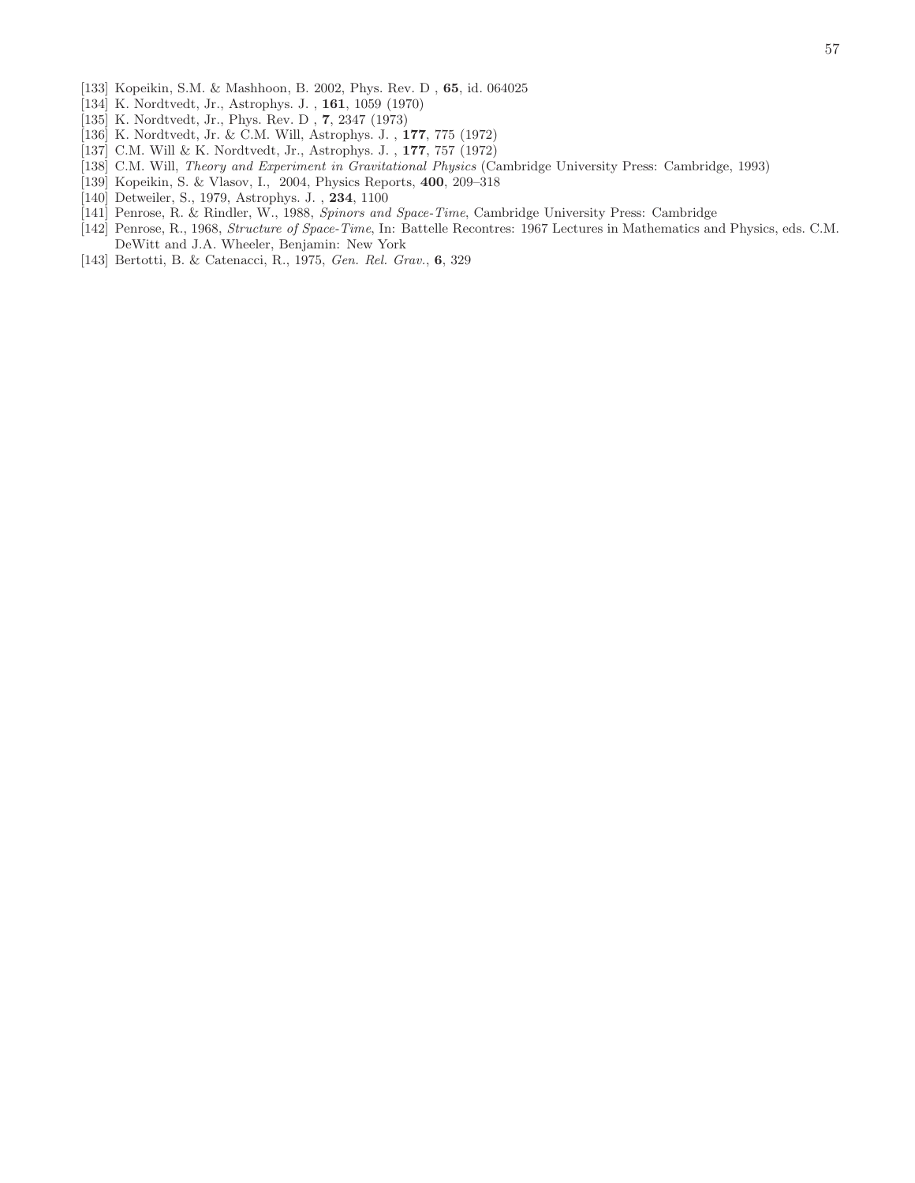[133] Kopeikin, S.M. & Mashhoon, B. 2002, Phys. Rev. D , **65**, id. 064025
[134] K. Nordtvedt, Jr., Astrophys. J. , **161**, 1059 (1970)
[135] K. Nordtvedt, Jr., Phys. Rev. D , **7**, 2347 (1973)
[136] K. Nordtvedt, Jr. & C.M. Will, Astrophys. J. , **177**, 775 (1972)
[137] C.M. Will & K. Nordtvedt, Jr., Astrophys. J. , **177**, 757 (1972)
[138] C.M. Will, *Theory and Experiment in Gravitational Physics* (Cambridge University Press: Cambridge, 1993)
[139] Kopeikin, S. & Vlasov, I., 2004, Physics Reports, **400**, 209–318
[140] Detweiler, S., 1979, Astrophys. J. , **234**, 1100
[141] Penrose, R. & Rindler, W., 1988, *Spinors and Space-Time*, Cambridge University Press: Cambridge
[142] Penrose, R., 1968, *Structure of Space-Time*, In: Battelle Recontres: 1967 Lectures in Mathematics and Physics, eds. C.M. DeWitt and J.A. Wheeler, Benjamin: New York
[143] Bertotti, B. & Catenacci, R., 1975, *Gen. Rel. Grav.*, **6**, 329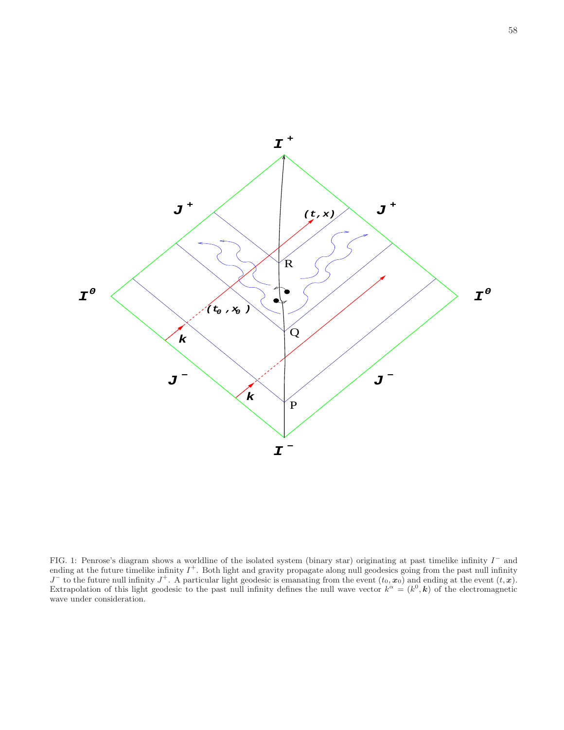FIG. 1: Penrose's diagram shows a worldline of the isolated system (binary star) originating at past timelike infinity $I^-$ and ending at the future timelike infinity $I^+$. Both light and gravity propagate along null geodesics going from the past null infinity $J^-$ to the future null infinity $J^+$. A particular light geodesic is emanating from the event $(t_0, \boldsymbol{x}_0)$ and ending at the event $(t, \boldsymbol{x})$. Extrapolation of this light geodesic to the past null infinity defines the null wave vector $k^\alpha = (k^0, \boldsymbol{k})$ of the electromagnetic wave under consideration.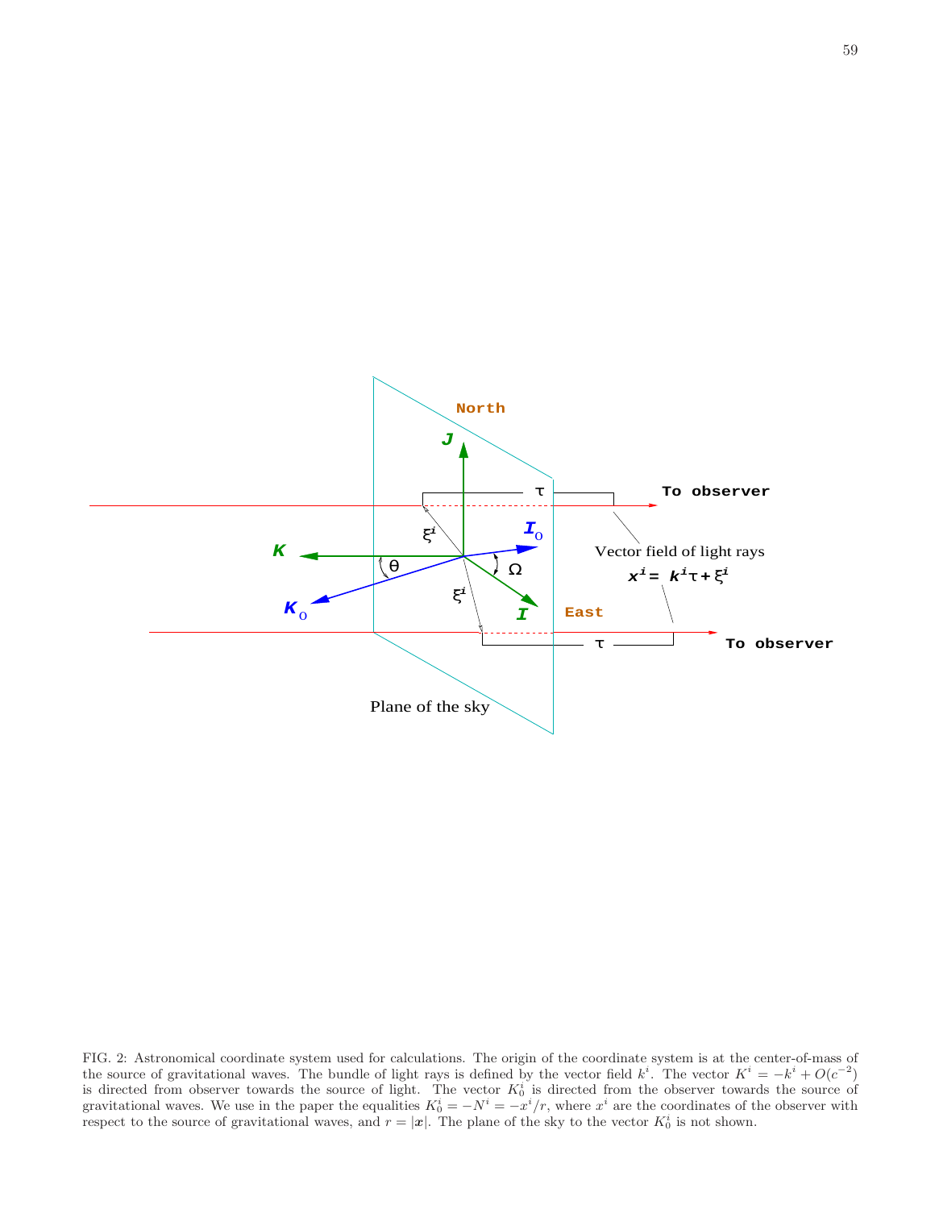FIG. 2: Astronomical coordinate system used for calculations. The origin of the coordinate system is at the center-of-mass of the source of gravitational waves. The bundle of light rays is defined by the vector field $k^i$. The vector $K^i = -k^i + O(c^{-2})$ is directed from observer towards the source of light. The vector $K_0^i$ is directed from the observer towards the source of gravitational waves. We use in the paper the equalities $K_0^i = -N^i = -x^i/r$, where $x^i$ are the coordinates of the observer with respect to the source of gravitational waves, and $r = |\boldsymbol{x}|$. The plane of the sky to the vector $K_0^i$ is not shown.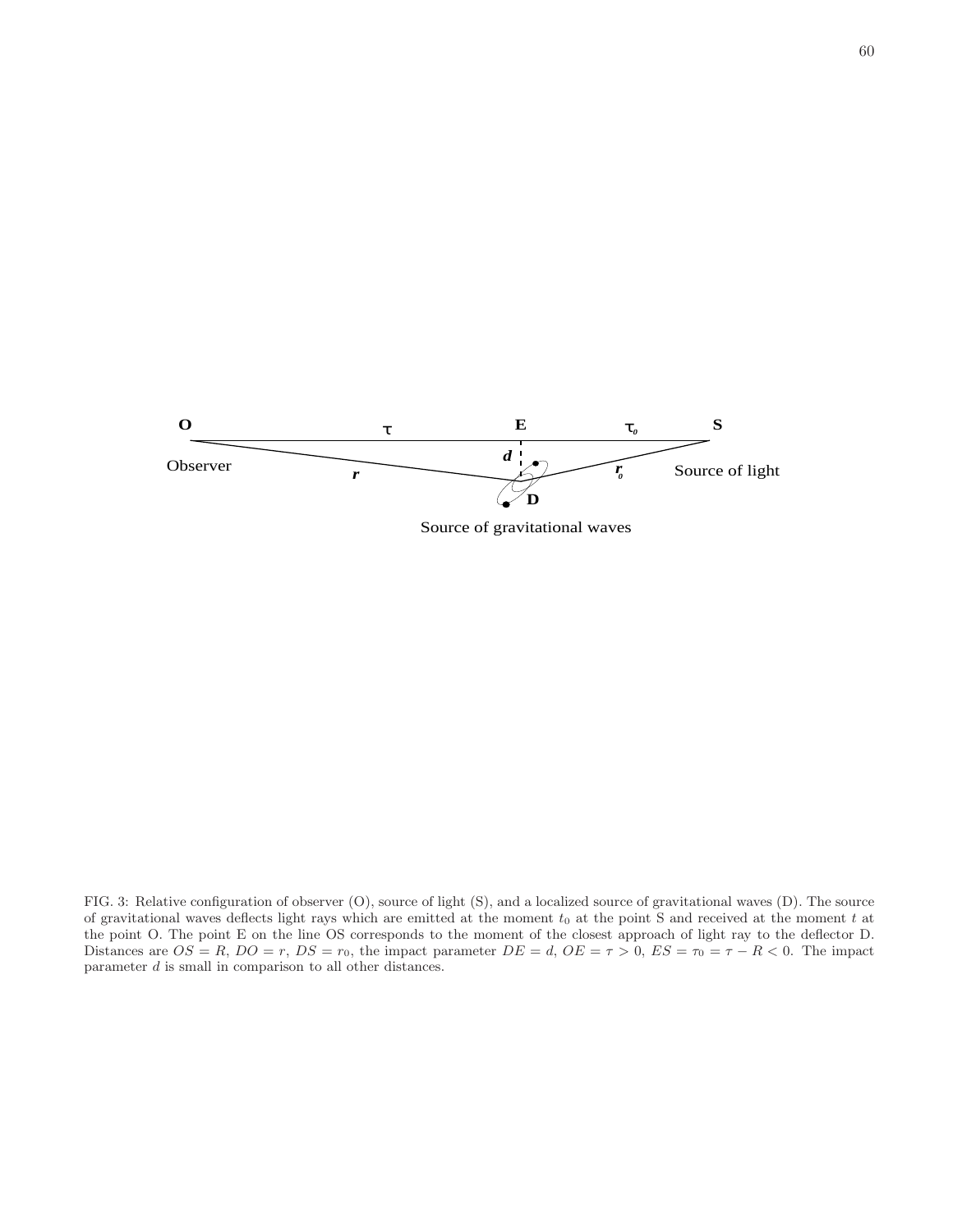FIG. 3: Relative configuration of observer (O), source of light (S), and a localized source of gravitational waves (D). The source of gravitational waves deflects light rays which are emitted at the moment $t_0$ at the point S and received at the moment $t$ at the point O. The point E on the line OS corresponds to the moment of the closest approach of light ray to the deflector D. Distances are $OS = R$, $DO = r$, $DS = r_0$, the impact parameter $DE = d$, $OE = \tau > 0$, $ES = \tau_0 = \tau - R < 0$. The impact parameter $d$ is small in comparison to all other distances.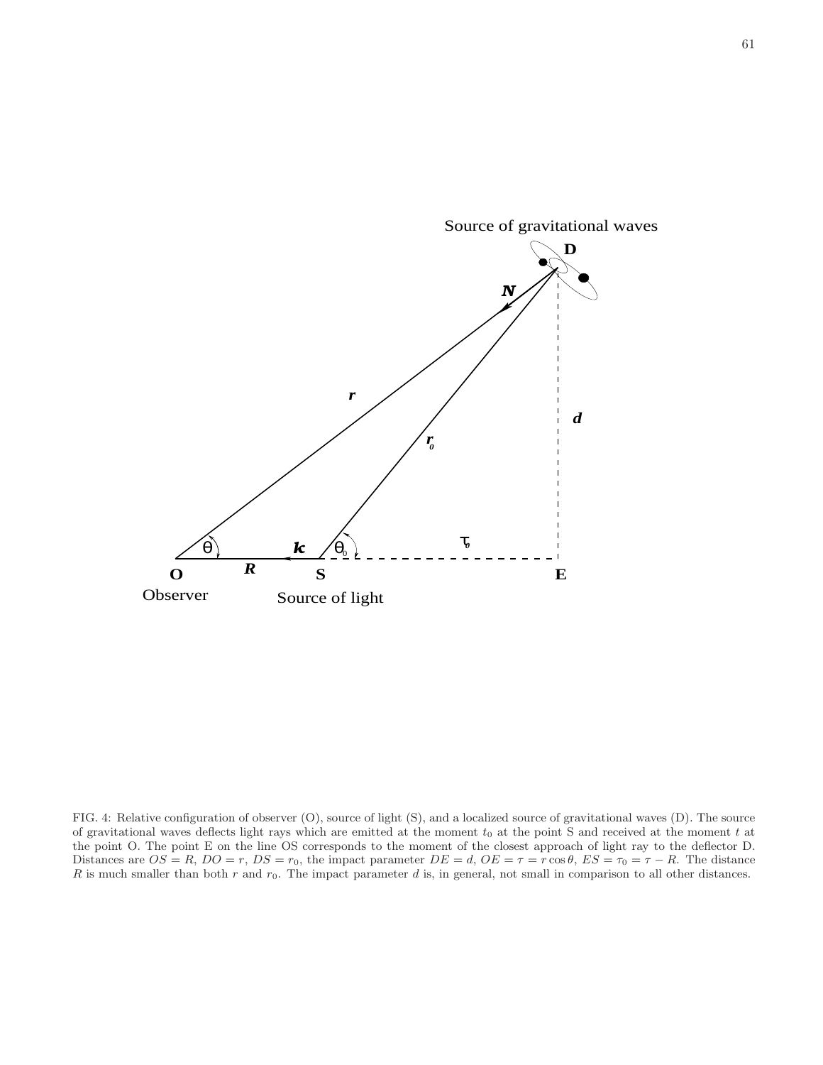Source of gravitational waves

D

N

r

$r_0$

d

θ

k

$θ_0$

$τ_0$

O

R

S

E

Observer

Source of light

FIG. 4: Relative configuration of observer (O), source of light (S), and a localized source of gravitational waves (D). The source of gravitational waves deflects light rays which are emitted at the moment $t_0$ at the point S and received at the moment $t$ at the point O. The point E on the line OS corresponds to the moment of the closest approach of light ray to the deflector D. Distances are $OS = R$, $DO = r$, $DS = r_0$, the impact parameter $DE = d$, $OE = \tau = r\cos\theta$, $ES = \tau_0 = \tau - R$. The distance $R$ is much smaller than both $r$ and $r_0$. The impact parameter $d$ is, in general, not small in comparison to all other distances.